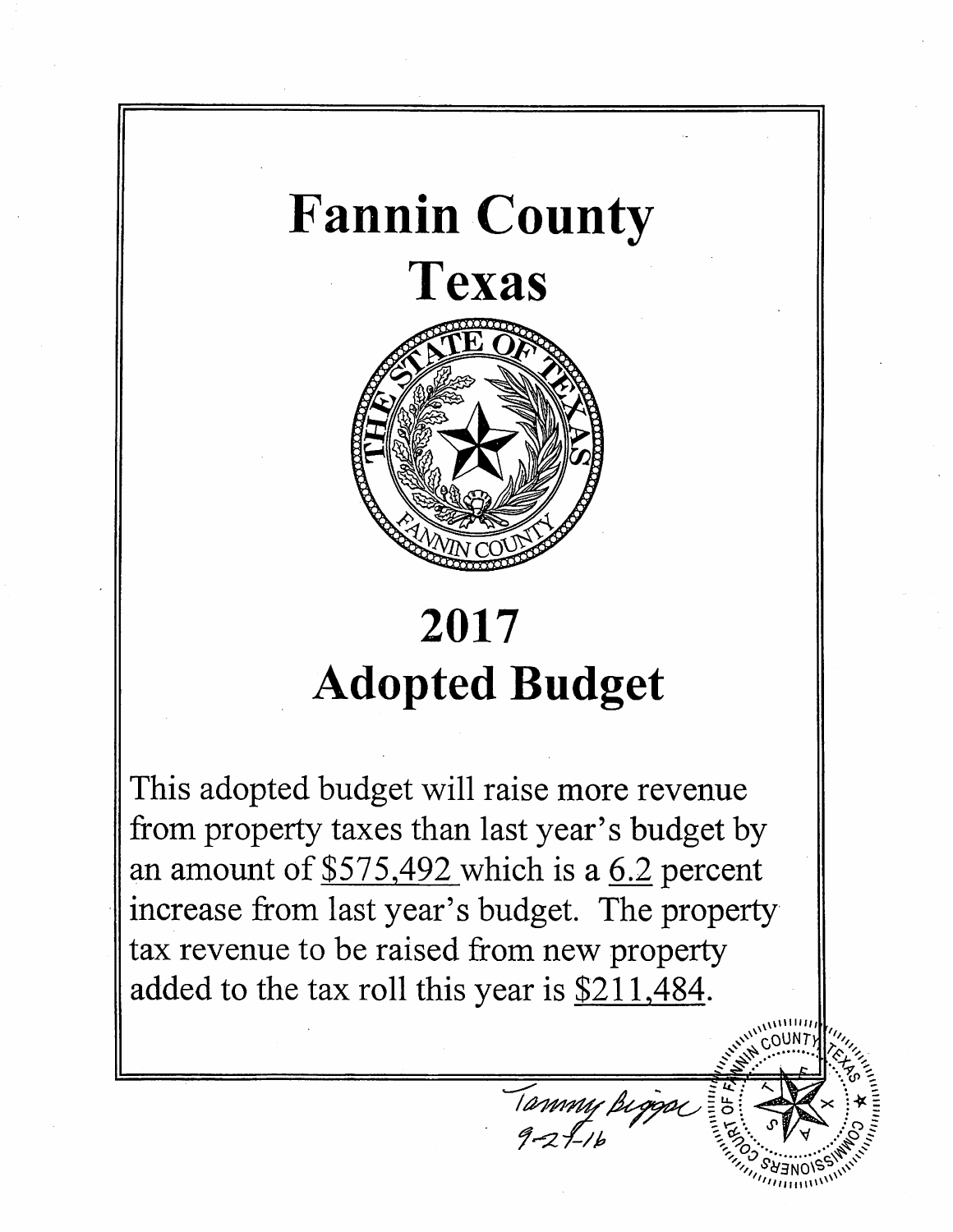# Fannin County
# Texas

# 2017
# Adopted Budget

This adopted budget will raise more revenue from property taxes than last year's budget by an amount of $575,492 which is a 6.2 percent increase from last year's budget. The property tax revenue to be raised from new property added to the tax roll this year is $211,484.

Tammy Biggar
9-27-16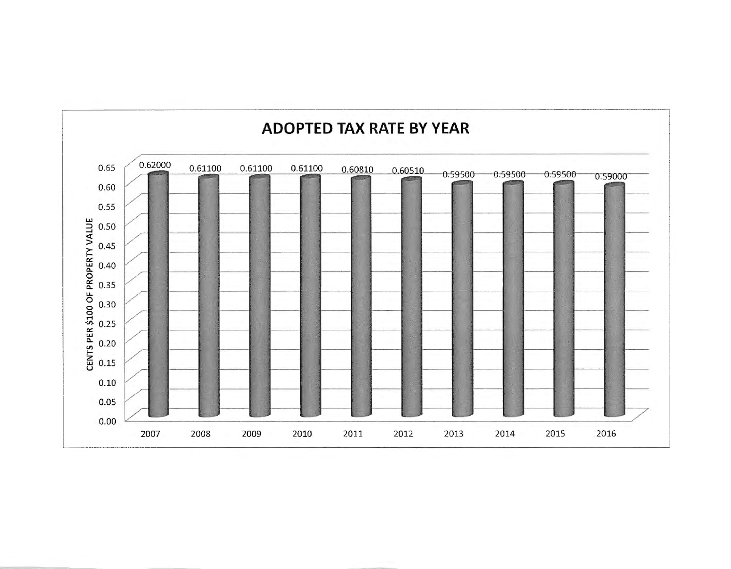# ADOPTED TAX RATE BY YEAR

| Year | Cents per $100 of Property Value |
| --- | --- |
| 2007 | 0.62000 |
| 2008 | 0.61100 |
| 2009 | 0.61100 |
| 2010 | 0.61100 |
| 2011 | 0.60810 |
| 2012 | 0.60510 |
| 2013 | 0.59500 |
| 2014 | 0.59500 |
| 2015 | 0.59500 |
| 2016 | 0.59000 |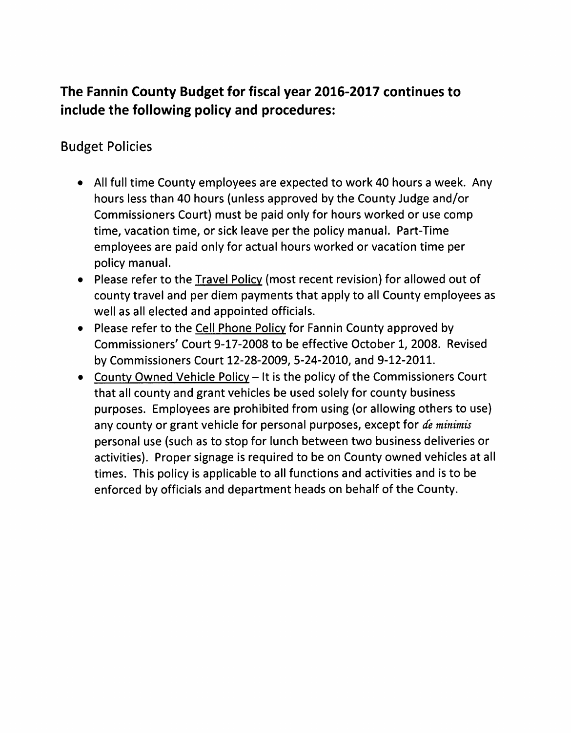## The Fannin County Budget for fiscal year 2016-2017 continues to include the following policy and procedures:

### Budget Policies

- All full time County employees are expected to work 40 hours a week. Any hours less than 40 hours (unless approved by the County Judge and/or Commissioners Court) must be paid only for hours worked or use comp time, vacation time, or sick leave per the policy manual. Part-Time employees are paid only for actual hours worked or vacation time per policy manual.
- Please refer to the Travel Policy (most recent revision) for allowed out of county travel and per diem payments that apply to all County employees as well as all elected and appointed officials.
- Please refer to the Cell Phone Policy for Fannin County approved by Commissioners' Court 9-17-2008 to be effective October 1, 2008. Revised by Commissioners Court 12-28-2009, 5-24-2010, and 9-12-2011.
- County Owned Vehicle Policy – It is the policy of the Commissioners Court that all county and grant vehicles be used solely for county business purposes. Employees are prohibited from using (or allowing others to use) any county or grant vehicle for personal purposes, except for *de minimis* personal use (such as to stop for lunch between two business deliveries or activities). Proper signage is required to be on County owned vehicles at all times. This policy is applicable to all functions and activities and is to be enforced by officials and department heads on behalf of the County.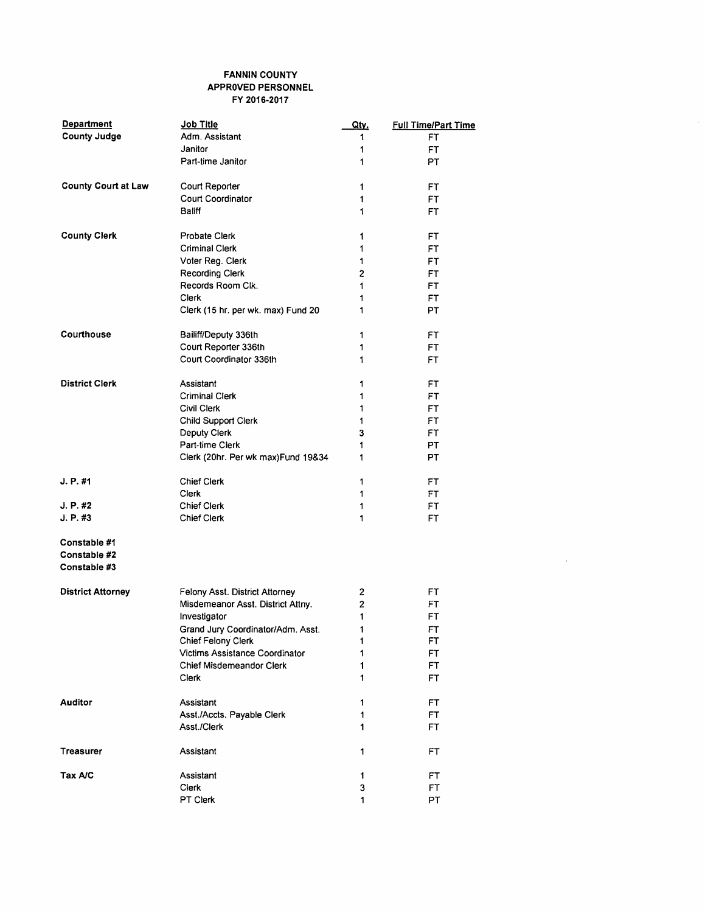**FANNIN COUNTY**
**APPROVED PERSONNEL**
**FY 2016-2017**

| Department | Job Title | Qty. | Full Time/Part Time |
|---|---|---|---|
| **County Judge** | Adm. Assistant | 1 | FT |
| | Janitor | 1 | FT |
| | Part-time Janitor | 1 | PT |
| | | | |
| **County Court at Law** | Court Reporter | 1 | FT |
| | Court Coordinator | 1 | FT |
| | Baliff | 1 | FT |
| | | | |
| **County Clerk** | Probate Clerk | 1 | FT |
| | Criminal Clerk | 1 | FT |
| | Voter Reg. Clerk | 1 | FT |
| | Recording Clerk | 2 | FT |
| | Records Room Clk. | 1 | FT |
| | Clerk | 1 | FT |
| | Clerk (15 hr. per wk. max) Fund 20 | 1 | PT |
| | | | |
| **Courthouse** | Bailiff/Deputy 336th | 1 | FT |
| | Court Reporter 336th | 1 | FT |
| | Court Coordinator 336th | 1 | FT |
| | | | |
| **District Clerk** | Assistant | 1 | FT |
| | Criminal Clerk | 1 | FT |
| | Civil Clerk | 1 | FT |
| | Child Support Clerk | 1 | FT |
| | Deputy Clerk | 3 | FT |
| | Part-time Clerk | 1 | PT |
| | Clerk (20hr. Per wk max)Fund 19&34 | 1 | PT |
| | | | |
| **J. P. #1** | Chief Clerk | 1 | FT |
| | Clerk | 1 | FT |
| **J. P. #2** | Chief Clerk | 1 | FT |
| **J. P. #3** | Chief Clerk | 1 | FT |
| | | | |
| **Constable #1** | | | |
| **Constable #2** | | | |
| **Constable #3** | | | |
| | | | |
| **District Attorney** | Felony Asst. District Attorney | 2 | FT |
| | Misdemeanor Asst. District Attny. | 2 | FT |
| | Investigator | 1 | FT |
| | Grand Jury Coordinator/Adm. Asst. | 1 | FT |
| | Chief Felony Clerk | 1 | FT |
| | Victims Assistance Coordinator | 1 | FT |
| | Chief Misdemeandor Clerk | 1 | FT |
| | Clerk | 1 | FT |
| | | | |
| **Auditor** | Assistant | 1 | FT |
| | Asst./Accts. Payable Clerk | 1 | FT |
| | Asst./Clerk | 1 | FT |
| | | | |
| **Treasurer** | Assistant | 1 | FT |
| | | | |
| **Tax A/C** | Assistant | 1 | FT |
| | Clerk | 3 | FT |
| | PT Clerk | 1 | PT |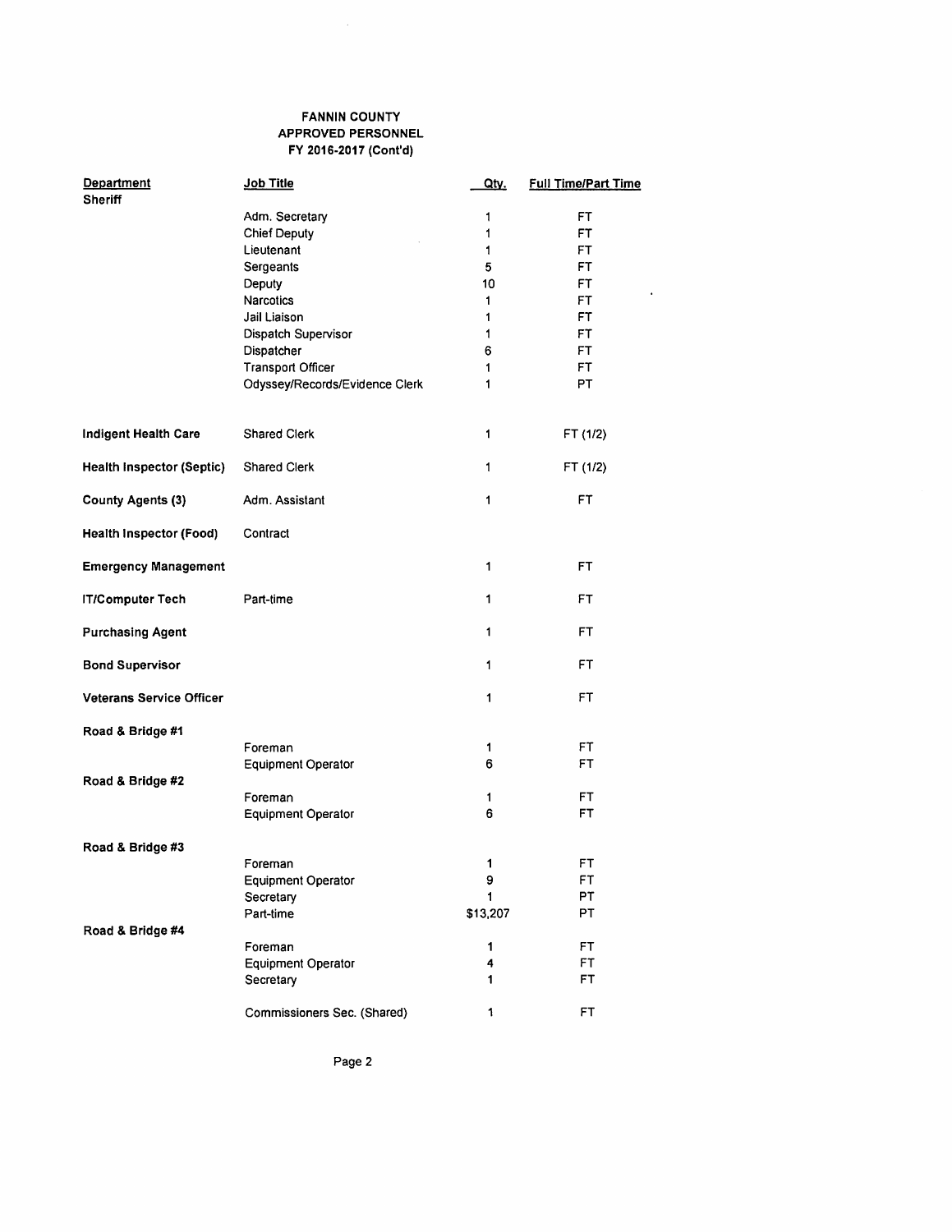**FANNIN COUNTY**
**APPROVED PERSONNEL**
**FY 2016-2017 (Cont'd)**

| Department | Job Title | Qty. | Full Time/Part Time |
|---|---|---|---|
| **Sheriff** | | | |
| | Adm. Secretary | 1 | FT |
| | Chief Deputy | 1 | FT |
| | Lieutenant | 1 | FT |
| | Sergeants | 5 | FT |
| | Deputy | 10 | FT |
| | Narcotics | 1 | FT |
| | Jail Liaison | 1 | FT |
| | Dispatch Supervisor | 1 | FT |
| | Dispatcher | 6 | FT |
| | Transport Officer | 1 | FT |
| | Odyssey/Records/Evidence Clerk | 1 | PT |
| **Indigent Health Care** | Shared Clerk | 1 | FT (1/2) |
| **Health Inspector (Septic)** | Shared Clerk | 1 | FT (1/2) |
| **County Agents (3)** | Adm. Assistant | 1 | FT |
| **Health Inspector (Food)** | Contract | | |
| **Emergency Management** | | 1 | FT |
| **IT/Computer Tech** | Part-time | 1 | FT |
| **Purchasing Agent** | | 1 | FT |
| **Bond Supervisor** | | 1 | FT |
| **Veterans Service Officer** | | 1 | FT |
| **Road & Bridge #1** | | | |
| | Foreman | 1 | FT |
| | Equipment Operator | 6 | FT |
| **Road & Bridge #2** | | | |
| | Foreman | 1 | FT |
| | Equipment Operator | 6 | FT |
| **Road & Bridge #3** | | | |
| | Foreman | 1 | FT |
| | Equipment Operator | 9 | FT |
| | Secretary | 1 | PT |
| | Part-time | $13,207 | PT |
| **Road & Bridge #4** | | | |
| | Foreman | 1 | FT |
| | Equipment Operator | 4 | FT |
| | Secretary | 1 | FT |
| | Commissioners Sec. (Shared) | 1 | FT |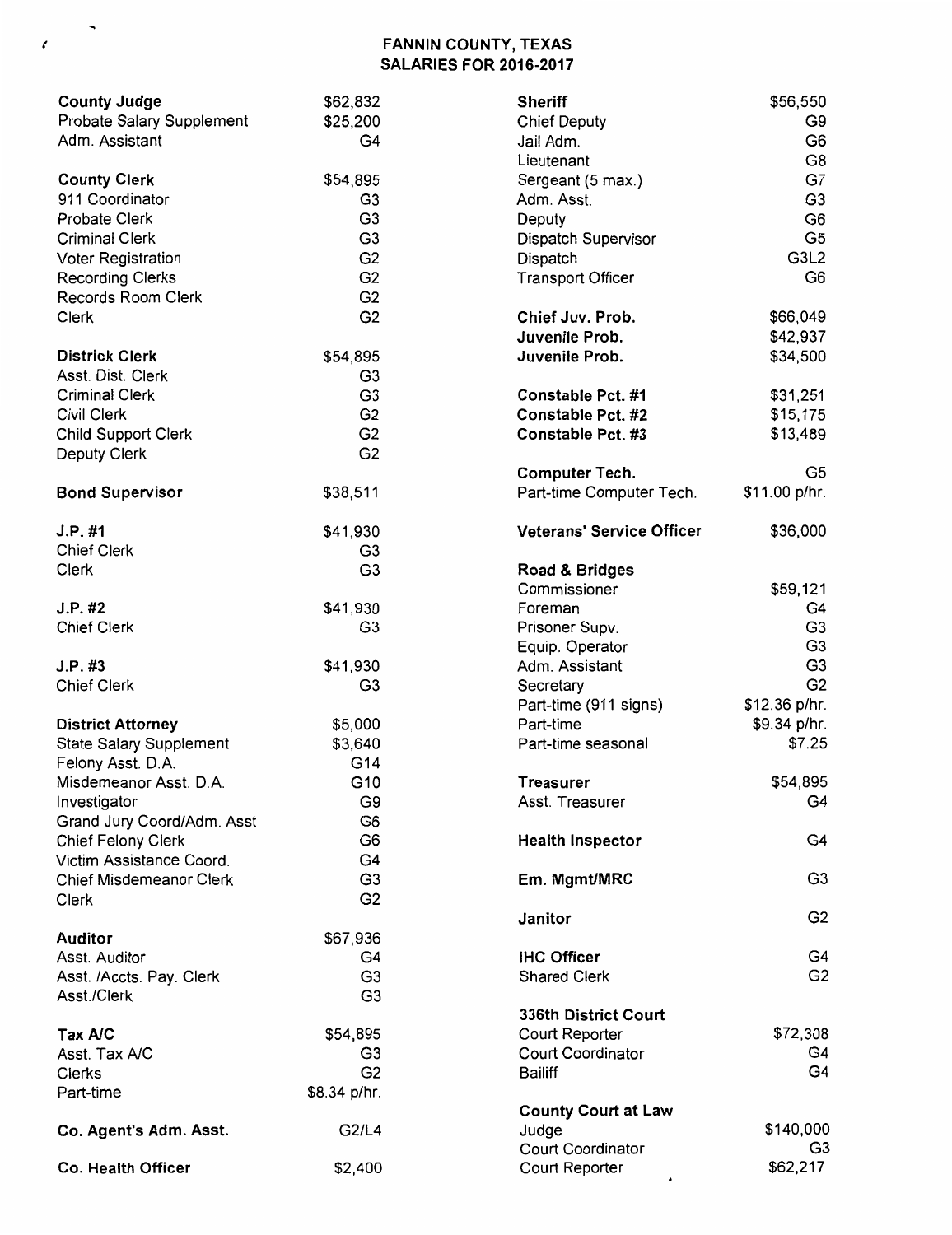# FANNIN COUNTY, TEXAS
## SALARIES FOR 2016-2017

| Position | Salary |
|---|---|
| **County Judge** | $62,832 |
| Probate Salary Supplement | $25,200 |
| Adm. Assistant | G4 |
| | |
| **County Clerk** | $54,895 |
| 911 Coordinator | G3 |
| Probate Clerk | G3 |
| Criminal Clerk | G3 |
| Voter Registration | G2 |
| Recording Clerks | G2 |
| Records Room Clerk | G2 |
| Clerk | G2 |
| | |
| **Districk Clerk** | $54,895 |
| Asst. Dist. Clerk | G3 |
| Criminal Clerk | G3 |
| Civil Clerk | G2 |
| Child Support Clerk | G2 |
| Deputy Clerk | G2 |
| | |
| **Bond Supervisor** | $38,511 |
| | |
| **J.P. #1** | $41,930 |
| Chief Clerk | G3 |
| Clerk | G3 |
| | |
| **J.P. #2** | $41,930 |
| Chief Clerk | G3 |
| | |
| **J.P. #3** | $41,930 |
| Chief Clerk | G3 |
| | |
| **District Attorney** | $5,000 |
| State Salary Supplement | $3,640 |
| Felony Asst. D.A. | G14 |
| Misdemeanor Asst. D.A. | G10 |
| Investigator | G9 |
| Grand Jury Coord/Adm. Asst | G6 |
| Chief Felony Clerk | G6 |
| Victim Assistance Coord. | G4 |
| Chief Misdemeanor Clerk | G3 |
| Clerk | G2 |
| | |
| **Auditor** | $67,936 |
| Asst. Auditor | G4 |
| Asst. /Accts. Pay. Clerk | G3 |
| Asst./Clerk | G3 |
| | |
| **Tax A/C** | $54,895 |
| Asst. Tax A/C | G3 |
| Clerks | G2 |
| Part-time | $8.34 p/hr. |
| | |
| **Co. Agent's Adm. Asst.** | G2/L4 |
| | |
| **Co. Health Officer** | $2,400 |

| Position | Salary |
|---|---|
| **Sheriff** | $56,550 |
| Chief Deputy | G9 |
| Jail Adm. | G6 |
| Lieutenant | G8 |
| Sergeant (5 max.) | G7 |
| Adm. Asst. | G3 |
| Deputy | G6 |
| Dispatch Supervisor | G5 |
| Dispatch | G3L2 |
| Transport Officer | G6 |
| | |
| **Chief Juv. Prob.** | $66,049 |
| **Juvenile Prob.** | $42,937 |
| **Juvenile Prob.** | $34,500 |
| | |
| **Constable Pct. #1** | $31,251 |
| **Constable Pct. #2** | $15,175 |
| **Constable Pct. #3** | $13,489 |
| | |
| **Computer Tech.** | G5 |
| Part-time Computer Tech. | $11.00 p/hr. |
| | |
| **Veterans' Service Officer** | $36,000 |
| | |
| **Road & Bridges** | |
| Commissioner | $59,121 |
| Foreman | G4 |
| Prisoner Supv. | G3 |
| Equip. Operator | G3 |
| Adm. Assistant | G3 |
| Secretary | G2 |
| Part-time (911 signs) | $12.36 p/hr. |
| Part-time | $9.34 p/hr. |
| Part-time seasonal | $7.25 |
| | |
| **Treasurer** | $54,895 |
| Asst. Treasurer | G4 |
| | |
| **Health Inspector** | G4 |
| | |
| **Em. Mgmt/MRC** | G3 |
| | |
| **Janitor** | G2 |
| | |
| **IHC Officer** | G4 |
| Shared Clerk | G2 |
| | |
| **336th District Court** | |
| Court Reporter | $72,308 |
| Court Coordinator | G4 |
| Bailiff | G4 |
| | |
| **County Court at Law** | |
| Judge | $140,000 |
| Court Coordinator | G3 |
| Court Reporter | $62,217 |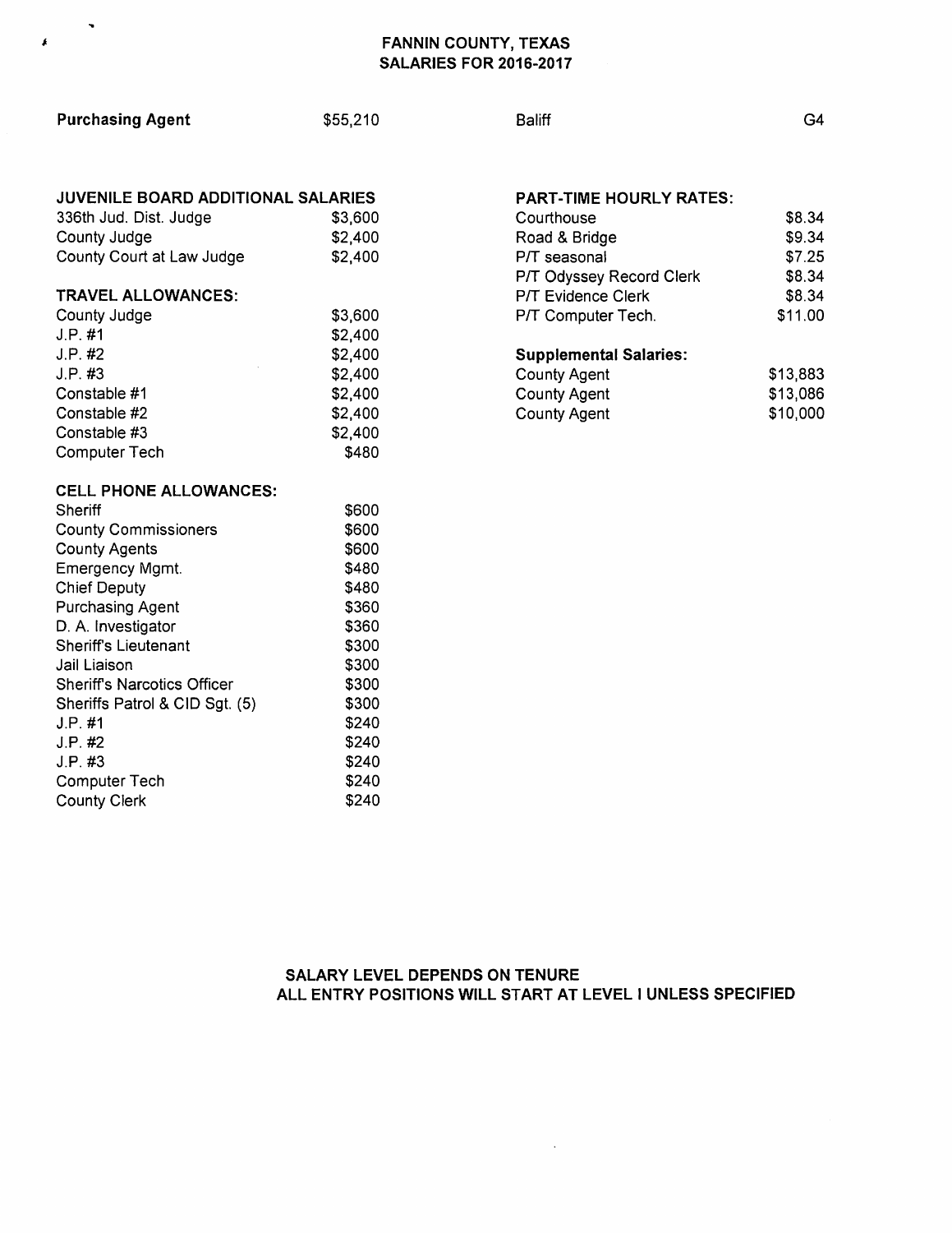# FANNIN COUNTY, TEXAS
## SALARIES FOR 2016-2017

| | |
|---|---|
| **Purchasing Agent** | $55,210 |

| | |
|---|---|
| Baliff | G4 |

**JUVENILE BOARD ADDITIONAL SALARIES**

| | |
|---|---|
| 336th Jud. Dist. Judge | $3,600 |
| County Judge | $2,400 |
| County Court at Law Judge | $2,400 |

**TRAVEL ALLOWANCES:**

| | |
|---|---|
| County Judge | $3,600 |
| J.P. #1 | $2,400 |
| J.P. #2 | $2,400 |
| J.P. #3 | $2,400 |
| Constable #1 | $2,400 |
| Constable #2 | $2,400 |
| Constable #3 | $2,400 |
| Computer Tech | $480 |

**CELL PHONE ALLOWANCES:**

| | |
|---|---|
| Sheriff | $600 |
| County Commissioners | $600 |
| County Agents | $600 |
| Emergency Mgmt. | $480 |
| Chief Deputy | $480 |
| Purchasing Agent | $360 |
| D. A. Investigator | $360 |
| Sheriff's Lieutenant | $300 |
| Jail Liaison | $300 |
| Sheriff's Narcotics Officer | $300 |
| Sheriffs Patrol & CID Sgt. (5) | $300 |
| J.P. #1 | $240 |
| J.P. #2 | $240 |
| J.P. #3 | $240 |
| Computer Tech | $240 |
| County Clerk | $240 |

**PART-TIME HOURLY RATES:**

| | |
|---|---|
| Courthouse | $8.34 |
| Road & Bridge | $9.34 |
| P/T seasonal | $7.25 |
| P/T Odyssey Record Clerk | $8.34 |
| P/T Evidence Clerk | $8.34 |
| P/T Computer Tech. | $11.00 |

**Supplemental Salaries:**

| | |
|---|---|
| County Agent | $13,883 |
| County Agent | $13,086 |
| County Agent | $10,000 |

**SALARY LEVEL DEPENDS ON TENURE**
**ALL ENTRY POSITIONS WILL START AT LEVEL I UNLESS SPECIFIED**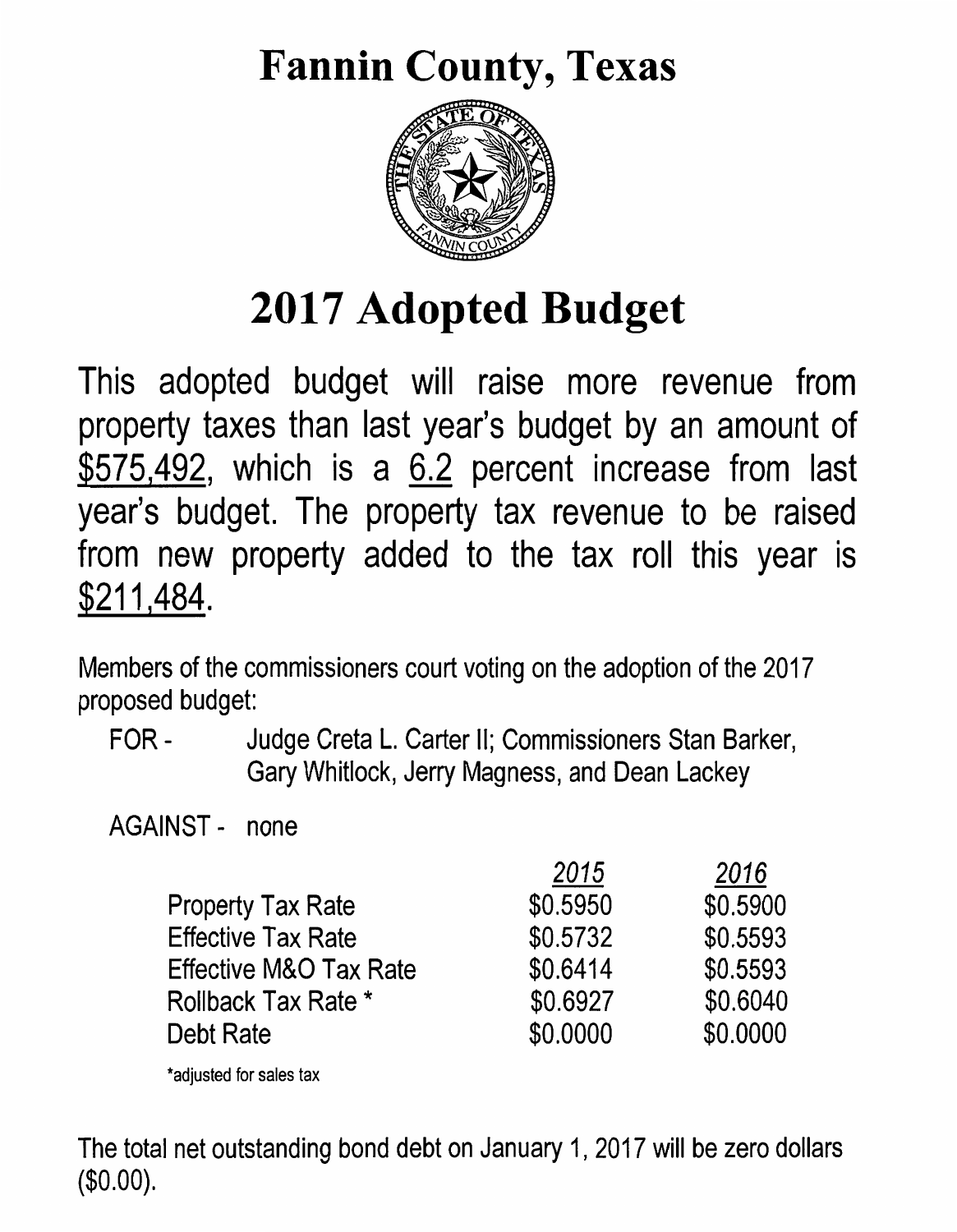# Fannin County, Texas

# 2017 Adopted Budget

This adopted budget will raise more revenue from property taxes than last year's budget by an amount of $575,492, which is a 6.2 percent increase from last year's budget. The property tax revenue to be raised from new property added to the tax roll this year is $211,484.

Members of the commissioners court voting on the adoption of the 2017 proposed budget:

FOR - Judge Creta L. Carter II; Commissioners Stan Barker, Gary Whitlock, Jerry Magness, and Dean Lackey

AGAINST - none

| | *2015* | *2016* |
|---|---|---|
| Property Tax Rate | $0.5950 | $0.5900 |
| Effective Tax Rate | $0.5732 | $0.5593 |
| Effective M&O Tax Rate | $0.6414 | $0.5593 |
| Rollback Tax Rate * | $0.6927 | $0.6040 |
| Debt Rate | $0.0000 | $0.0000 |

*adjusted for sales tax

The total net outstanding bond debt on January 1, 2017 will be zero dollars ($0.00).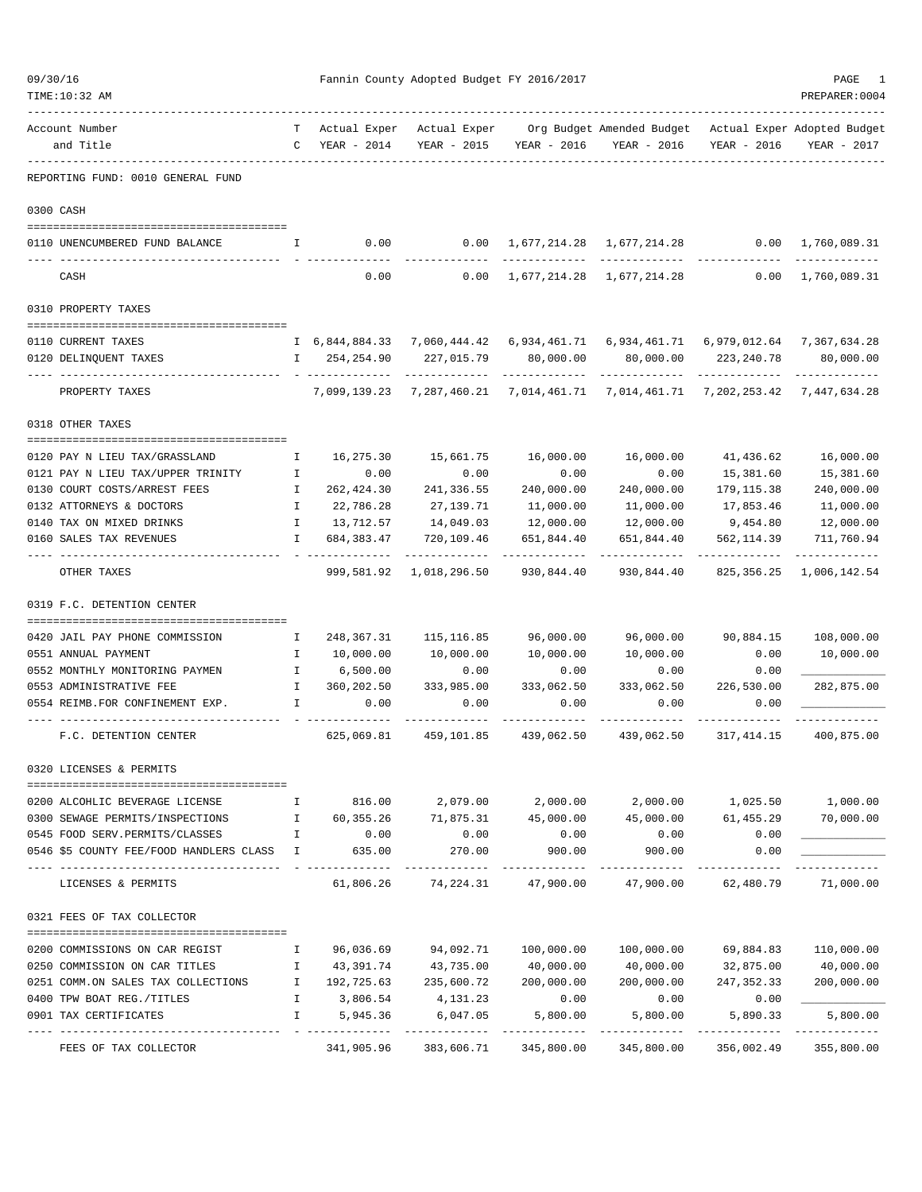09/30/16 Fannin County Adopted Budget FY 2016/2017

TIME:10:32 AM PREPARER:0004

| Account Number and Title | TC | Actual Exper YEAR - 2014 | Actual Exper YEAR - 2015 | Org Budget YEAR - 2016 | Amended Budget YEAR - 2016 | Actual Exper YEAR - 2016 | Adopted Budget YEAR - 2017 |
|---|---|---|---|---|---|---|---|
| **REPORTING FUND: 0010 GENERAL FUND** | | | | | | | |
| **0300 CASH** | | | | | | | |
| 0110 UNENCUMBERED FUND BALANCE | I | 0.00 | 0.00 | 1,677,214.28 | 1,677,214.28 | 0.00 | 1,760,089.31 |
| CASH | | 0.00 | 0.00 | 1,677,214.28 | 1,677,214.28 | 0.00 | 1,760,089.31 |
| **0310 PROPERTY TAXES** | | | | | | | |
| 0110 CURRENT TAXES | I | 6,844,884.33 | 7,060,444.42 | 6,934,461.71 | 6,934,461.71 | 6,979,012.64 | 7,367,634.28 |
| 0120 DELINQUENT TAXES | I | 254,254.90 | 227,015.79 | 80,000.00 | 80,000.00 | 223,240.78 | 80,000.00 |
| PROPERTY TAXES | | 7,099,139.23 | 7,287,460.21 | 7,014,461.71 | 7,014,461.71 | 7,202,253.42 | 7,447,634.28 |
| **0318 OTHER TAXES** | | | | | | | |
| 0120 PAY N LIEU TAX/GRASSLAND | I | 16,275.30 | 15,661.75 | 16,000.00 | 16,000.00 | 41,436.62 | 16,000.00 |
| 0121 PAY N LIEU TAX/UPPER TRINITY | I | 0.00 | 0.00 | 0.00 | 0.00 | 15,381.60 | 15,381.60 |
| 0130 COURT COSTS/ARREST FEES | I | 262,424.30 | 241,336.55 | 240,000.00 | 240,000.00 | 179,115.38 | 240,000.00 |
| 0132 ATTORNEYS & DOCTORS | I | 22,786.28 | 27,139.71 | 11,000.00 | 11,000.00 | 17,853.46 | 11,000.00 |
| 0140 TAX ON MIXED DRINKS | I | 13,712.57 | 14,049.03 | 12,000.00 | 12,000.00 | 9,454.80 | 12,000.00 |
| 0160 SALES TAX REVENUES | I | 684,383.47 | 720,109.46 | 651,844.40 | 651,844.40 | 562,114.39 | 711,760.94 |
| OTHER TAXES | | 999,581.92 | 1,018,296.50 | 930,844.40 | 930,844.40 | 825,356.25 | 1,006,142.54 |
| **0319 F.C. DETENTION CENTER** | | | | | | | |
| 0420 JAIL PAY PHONE COMMISSION | I | 248,367.31 | 115,116.85 | 96,000.00 | 96,000.00 | 90,884.15 | 108,000.00 |
| 0551 ANNUAL PAYMENT | I | 10,000.00 | 10,000.00 | 10,000.00 | 10,000.00 | 0.00 | 10,000.00 |
| 0552 MONTHLY MONITORING PAYMEN | I | 6,500.00 | 0.00 | 0.00 | 0.00 | 0.00 | ____________ |
| 0553 ADMINISTRATIVE FEE | I | 360,202.50 | 333,985.00 | 333,062.50 | 333,062.50 | 226,530.00 | 282,875.00 |
| 0554 REIMB.FOR CONFINEMENT EXP. | I | 0.00 | 0.00 | 0.00 | 0.00 | 0.00 | ____________ |
| F.C. DETENTION CENTER | | 625,069.81 | 459,101.85 | 439,062.50 | 439,062.50 | 317,414.15 | 400,875.00 |
| **0320 LICENSES & PERMITS** | | | | | | | |
| 0200 ALCOHLIC BEVERAGE LICENSE | I | 816.00 | 2,079.00 | 2,000.00 | 2,000.00 | 1,025.50 | 1,000.00 |
| 0300 SEWAGE PERMITS/INSPECTIONS | I | 60,355.26 | 71,875.31 | 45,000.00 | 45,000.00 | 61,455.29 | 70,000.00 |
| 0545 FOOD SERV.PERMITS/CLASSES | I | 0.00 | 0.00 | 0.00 | 0.00 | 0.00 | ____________ |
| 0546 $5 COUNTY FEE/FOOD HANDLERS CLASS | I | 635.00 | 270.00 | 900.00 | 900.00 | 0.00 | ____________ |
| LICENSES & PERMITS | | 61,806.26 | 74,224.31 | 47,900.00 | 47,900.00 | 62,480.79 | 71,000.00 |
| **0321 FEES OF TAX COLLECTOR** | | | | | | | |
| 0200 COMMISSIONS ON CAR REGIST | I | 96,036.69 | 94,092.71 | 100,000.00 | 100,000.00 | 69,884.83 | 110,000.00 |
| 0250 COMMISSION ON CAR TITLES | I | 43,391.74 | 43,735.00 | 40,000.00 | 40,000.00 | 32,875.00 | 40,000.00 |
| 0251 COMM.ON SALES TAX COLLECTIONS | I | 192,725.63 | 235,600.72 | 200,000.00 | 200,000.00 | 247,352.33 | 200,000.00 |
| 0400 TPW BOAT REG./TITLES | I | 3,806.54 | 4,131.23 | 0.00 | 0.00 | 0.00 | ____________ |
| 0901 TAX CERTIFICATES | I | 5,945.36 | 6,047.05 | 5,800.00 | 5,800.00 | 5,890.33 | 5,800.00 |
| FEES OF TAX COLLECTOR | | 341,905.96 | 383,606.71 | 345,800.00 | 345,800.00 | 356,002.49 | 355,800.00 |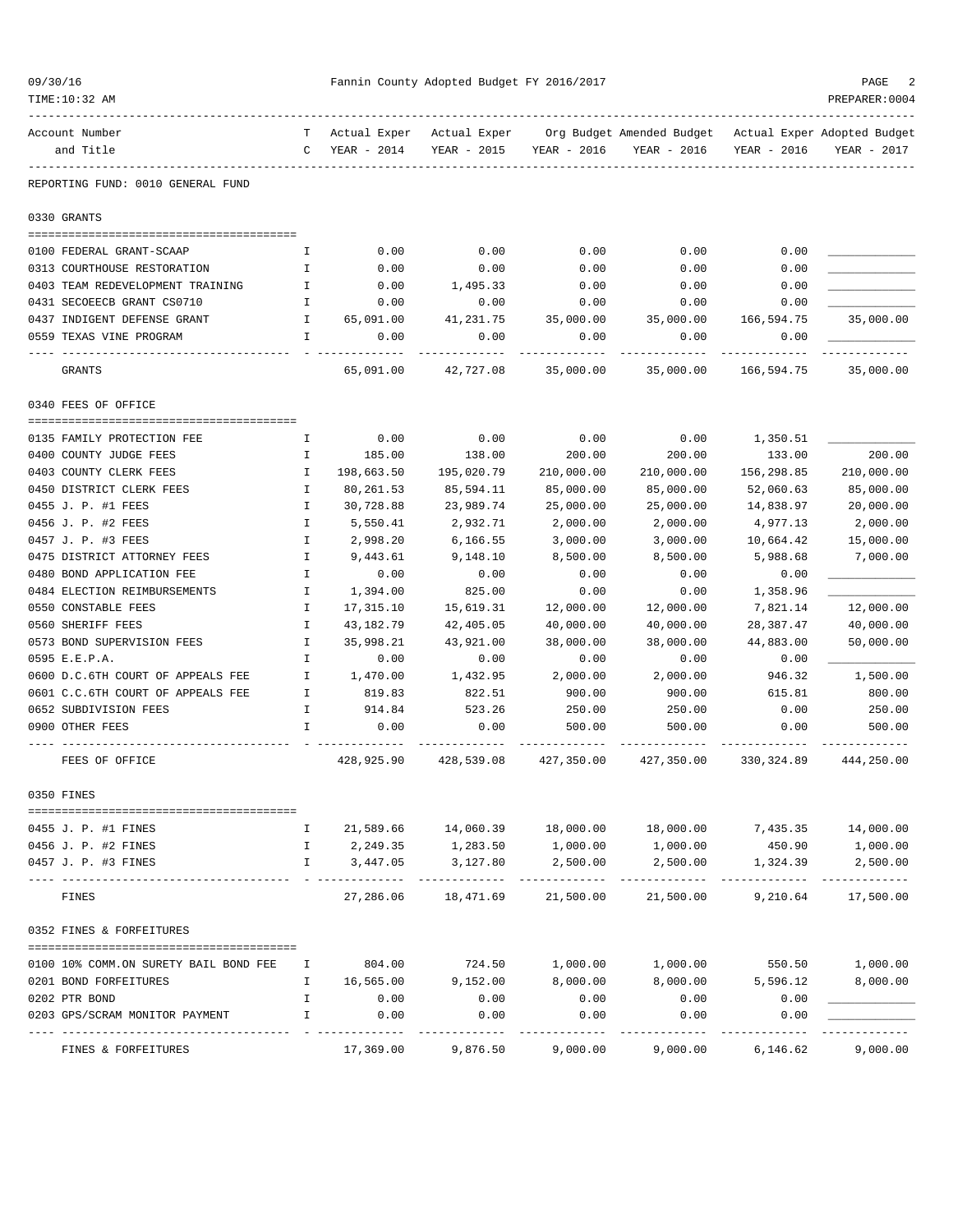Fannin County Adopted Budget FY 2016/2017

| Account Number and Title | TC | Actual Exper YEAR - 2014 | Actual Exper YEAR - 2015 | Org Budget YEAR - 2016 | Amended Budget YEAR - 2016 | Actual Exper YEAR - 2016 | Adopted Budget YEAR - 2017 |
|---|---|---|---|---|---|---|---|
| **REPORTING FUND: 0010 GENERAL FUND** | | | | | | | |
| **0330 GRANTS** | | | | | | | |
| 0100 FEDERAL GRANT-SCAAP | I | 0.00 | 0.00 | 0.00 | 0.00 | 0.00 | ____________ |
| 0313 COURTHOUSE RESTORATION | I | 0.00 | 0.00 | 0.00 | 0.00 | 0.00 | ____________ |
| 0403 TEAM REDEVELOPMENT TRAINING | I | 0.00 | 1,495.33 | 0.00 | 0.00 | 0.00 | ____________ |
| 0431 SECOEECB GRANT CS0710 | I | 0.00 | 0.00 | 0.00 | 0.00 | 0.00 | ____________ |
| 0437 INDIGENT DEFENSE GRANT | I | 65,091.00 | 41,231.75 | 35,000.00 | 35,000.00 | 166,594.75 | 35,000.00 |
| 0559 TEXAS VINE PROGRAM | I | 0.00 | 0.00 | 0.00 | 0.00 | 0.00 | ____________ |
| GRANTS | | 65,091.00 | 42,727.08 | 35,000.00 | 35,000.00 | 166,594.75 | 35,000.00 |
| **0340 FEES OF OFFICE** | | | | | | | |
| 0135 FAMILY PROTECTION FEE | I | 0.00 | 0.00 | 0.00 | 0.00 | 1,350.51 | ____________ |
| 0400 COUNTY JUDGE FEES | I | 185.00 | 138.00 | 200.00 | 200.00 | 133.00 | 200.00 |
| 0403 COUNTY CLERK FEES | I | 198,663.50 | 195,020.79 | 210,000.00 | 210,000.00 | 156,298.85 | 210,000.00 |
| 0450 DISTRICT CLERK FEES | I | 80,261.53 | 85,594.11 | 85,000.00 | 85,000.00 | 52,060.63 | 85,000.00 |
| 0455 J. P. #1 FEES | I | 30,728.88 | 23,989.74 | 25,000.00 | 25,000.00 | 14,838.97 | 20,000.00 |
| 0456 J. P. #2 FEES | I | 5,550.41 | 2,932.71 | 2,000.00 | 2,000.00 | 4,977.13 | 2,000.00 |
| 0457 J. P. #3 FEES | I | 2,998.20 | 6,166.55 | 3,000.00 | 3,000.00 | 10,664.42 | 15,000.00 |
| 0475 DISTRICT ATTORNEY FEES | I | 9,443.61 | 9,148.10 | 8,500.00 | 8,500.00 | 5,988.68 | 7,000.00 |
| 0480 BOND APPLICATION FEE | I | 0.00 | 0.00 | 0.00 | 0.00 | 0.00 | ____________ |
| 0484 ELECTION REIMBURSEMENTS | I | 1,394.00 | 825.00 | 0.00 | 0.00 | 1,358.96 | ____________ |
| 0550 CONSTABLE FEES | I | 17,315.10 | 15,619.31 | 12,000.00 | 12,000.00 | 7,821.14 | 12,000.00 |
| 0560 SHERIFF FEES | I | 43,182.79 | 42,405.05 | 40,000.00 | 40,000.00 | 28,387.47 | 40,000.00 |
| 0573 BOND SUPERVISION FEES | I | 35,998.21 | 43,921.00 | 38,000.00 | 38,000.00 | 44,883.00 | 50,000.00 |
| 0595 E.E.P.A. | I | 0.00 | 0.00 | 0.00 | 0.00 | 0.00 | ____________ |
| 0600 D.C.6TH COURT OF APPEALS FEE | I | 1,470.00 | 1,432.95 | 2,000.00 | 2,000.00 | 946.32 | 1,500.00 |
| 0601 C.C.6TH COURT OF APPEALS FEE | I | 819.83 | 822.51 | 900.00 | 900.00 | 615.81 | 800.00 |
| 0652 SUBDIVISION FEES | I | 914.84 | 523.26 | 250.00 | 250.00 | 0.00 | 250.00 |
| 0900 OTHER FEES | I | 0.00 | 0.00 | 500.00 | 500.00 | 0.00 | 500.00 |
| FEES OF OFFICE | | 428,925.90 | 428,539.08 | 427,350.00 | 427,350.00 | 330,324.89 | 444,250.00 |
| **0350 FINES** | | | | | | | |
| 0455 J. P. #1 FINES | I | 21,589.66 | 14,060.39 | 18,000.00 | 18,000.00 | 7,435.35 | 14,000.00 |
| 0456 J. P. #2 FINES | I | 2,249.35 | 1,283.50 | 1,000.00 | 1,000.00 | 450.90 | 1,000.00 |
| 0457 J. P. #3 FINES | I | 3,447.05 | 3,127.80 | 2,500.00 | 2,500.00 | 1,324.39 | 2,500.00 |
| FINES | | 27,286.06 | 18,471.69 | 21,500.00 | 21,500.00 | 9,210.64 | 17,500.00 |
| **0352 FINES & FORFEITURES** | | | | | | | |
| 0100 10% COMM.ON SURETY BAIL BOND FEE | I | 804.00 | 724.50 | 1,000.00 | 1,000.00 | 550.50 | 1,000.00 |
| 0201 BOND FORFEITURES | I | 16,565.00 | 9,152.00 | 8,000.00 | 8,000.00 | 5,596.12 | 8,000.00 |
| 0202 PTR BOND | I | 0.00 | 0.00 | 0.00 | 0.00 | 0.00 | ____________ |
| 0203 GPS/SCRAM MONITOR PAYMENT | I | 0.00 | 0.00 | 0.00 | 0.00 | 0.00 | ____________ |
| FINES & FORFEITURES | | 17,369.00 | 9,876.50 | 9,000.00 | 9,000.00 | 6,146.62 | 9,000.00 |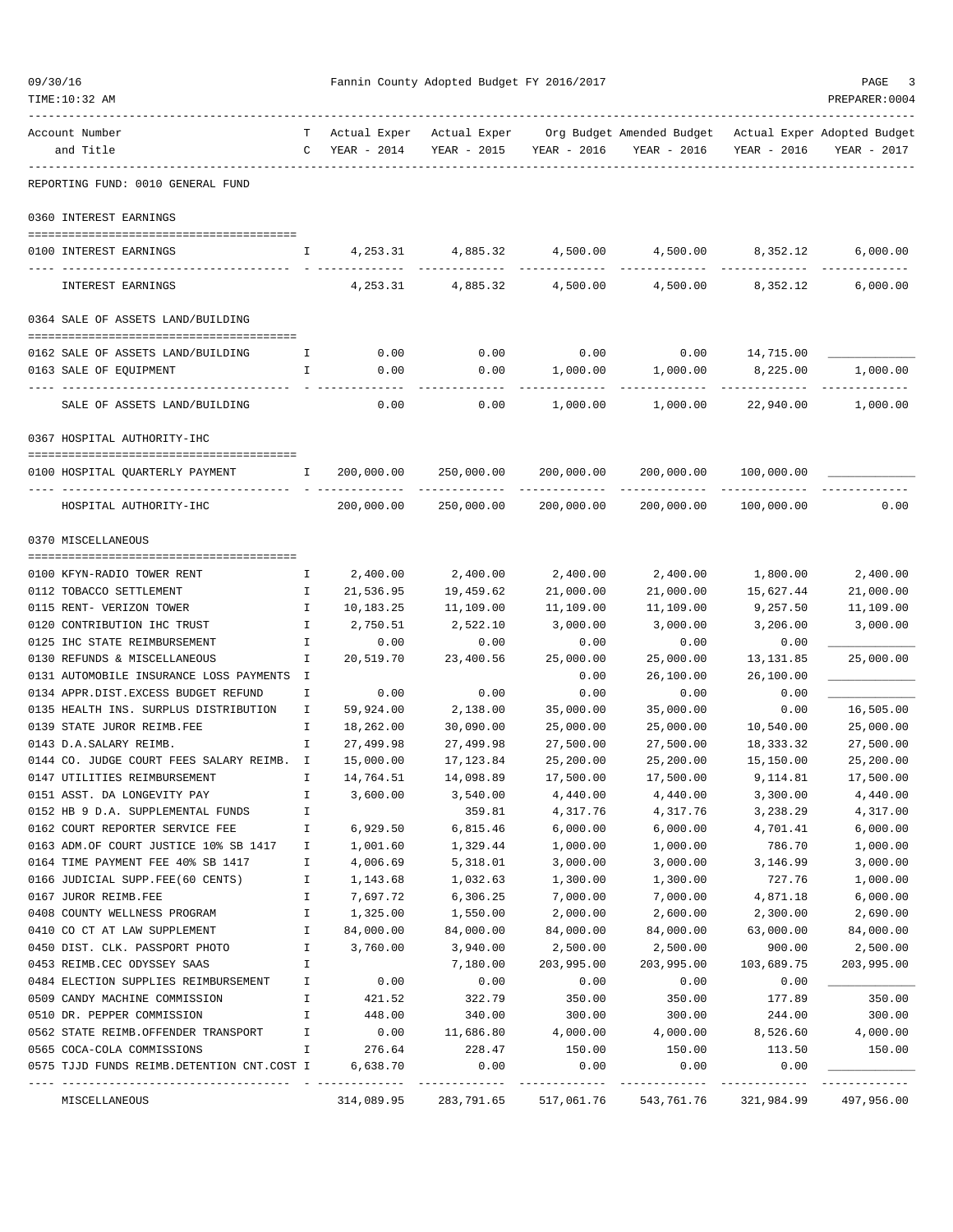Fannin County Adopted Budget FY 2016/2017

REPORTING FUND: 0010 GENERAL FUND

| Account Number and Title | TC | Actual Exper YEAR - 2014 | Actual Exper YEAR - 2015 | Org Budget YEAR - 2016 | Amended Budget YEAR - 2016 | Actual Exper YEAR - 2016 | Adopted Budget YEAR - 2017 |
|---|---|---|---|---|---|---|---|
| **0360 INTEREST EARNINGS** | | | | | | | |
| 0100 INTEREST EARNINGS | I | 4,253.31 | 4,885.32 | 4,500.00 | 4,500.00 | 8,352.12 | 6,000.00 |
| INTEREST EARNINGS | | 4,253.31 | 4,885.32 | 4,500.00 | 4,500.00 | 8,352.12 | 6,000.00 |
| **0364 SALE OF ASSETS LAND/BUILDING** | | | | | | | |
| 0162 SALE OF ASSETS LAND/BUILDING | I | 0.00 | 0.00 | 0.00 | 0.00 | 14,715.00 | |
| 0163 SALE OF EQUIPMENT | I | 0.00 | 0.00 | 1,000.00 | 1,000.00 | 8,225.00 | 1,000.00 |
| SALE OF ASSETS LAND/BUILDING | | 0.00 | 0.00 | 1,000.00 | 1,000.00 | 22,940.00 | 1,000.00 |
| **0367 HOSPITAL AUTHORITY-IHC** | | | | | | | |
| 0100 HOSPITAL QUARTERLY PAYMENT | I | 200,000.00 | 250,000.00 | 200,000.00 | 200,000.00 | 100,000.00 | |
| HOSPITAL AUTHORITY-IHC | | 200,000.00 | 250,000.00 | 200,000.00 | 200,000.00 | 100,000.00 | 0.00 |
| **0370 MISCELLANEOUS** | | | | | | | |
| 0100 KFYN-RADIO TOWER RENT | I | 2,400.00 | 2,400.00 | 2,400.00 | 2,400.00 | 1,800.00 | 2,400.00 |
| 0112 TOBACCO SETTLEMENT | I | 21,536.95 | 19,459.62 | 21,000.00 | 21,000.00 | 15,627.44 | 21,000.00 |
| 0115 RENT- VERIZON TOWER | I | 10,183.25 | 11,109.00 | 11,109.00 | 11,109.00 | 9,257.50 | 11,109.00 |
| 0120 CONTRIBUTION IHC TRUST | I | 2,750.51 | 2,522.10 | 3,000.00 | 3,000.00 | 3,206.00 | 3,000.00 |
| 0125 IHC STATE REIMBURSEMENT | I | 0.00 | 0.00 | 0.00 | 0.00 | 0.00 | |
| 0130 REFUNDS & MISCELLANEOUS | I | 20,519.70 | 23,400.56 | 25,000.00 | 25,000.00 | 13,131.85 | 25,000.00 |
| 0131 AUTOMOBILE INSURANCE LOSS PAYMENTS | I | | | 0.00 | 26,100.00 | 26,100.00 | |
| 0134 APPR.DIST.EXCESS BUDGET REFUND | I | 0.00 | 0.00 | 0.00 | 0.00 | 0.00 | |
| 0135 HEALTH INS. SURPLUS DISTRIBUTION | I | 59,924.00 | 2,138.00 | 35,000.00 | 35,000.00 | 0.00 | 16,505.00 |
| 0139 STATE JUROR REIMB.FEE | I | 18,262.00 | 30,090.00 | 25,000.00 | 25,000.00 | 10,540.00 | 25,000.00 |
| 0143 D.A.SALARY REIMB. | I | 27,499.98 | 27,499.98 | 27,500.00 | 27,500.00 | 18,333.32 | 27,500.00 |
| 0144 CO. JUDGE COURT FEES SALARY REIMB. | I | 15,000.00 | 17,123.84 | 25,200.00 | 25,200.00 | 15,150.00 | 25,200.00 |
| 0147 UTILITIES REIMBURSEMENT | I | 14,764.51 | 14,098.89 | 17,500.00 | 17,500.00 | 9,114.81 | 17,500.00 |
| 0151 ASST. DA LONGEVITY PAY | I | 3,600.00 | 3,540.00 | 4,440.00 | 4,440.00 | 3,300.00 | 4,440.00 |
| 0152 HB 9 D.A. SUPPLEMENTAL FUNDS | I | | 359.81 | 4,317.76 | 4,317.76 | 3,238.29 | 4,317.00 |
| 0162 COURT REPORTER SERVICE FEE | I | 6,929.50 | 6,815.46 | 6,000.00 | 6,000.00 | 4,701.41 | 6,000.00 |
| 0163 ADM.OF COURT JUSTICE 10% SB 1417 | I | 1,001.60 | 1,329.44 | 1,000.00 | 1,000.00 | 786.70 | 1,000.00 |
| 0164 TIME PAYMENT FEE 40% SB 1417 | I | 4,006.69 | 5,318.01 | 3,000.00 | 3,000.00 | 3,146.99 | 3,000.00 |
| 0166 JUDICIAL SUPP.FEE(60 CENTS) | I | 1,143.68 | 1,032.63 | 1,300.00 | 1,300.00 | 727.76 | 1,000.00 |
| 0167 JUROR REIMB.FEE | I | 7,697.72 | 6,306.25 | 7,000.00 | 7,000.00 | 4,871.18 | 6,000.00 |
| 0408 COUNTY WELLNESS PROGRAM | I | 1,325.00 | 1,550.00 | 2,000.00 | 2,600.00 | 2,300.00 | 2,690.00 |
| 0410 CO CT AT LAW SUPPLEMENT | I | 84,000.00 | 84,000.00 | 84,000.00 | 84,000.00 | 63,000.00 | 84,000.00 |
| 0450 DIST. CLK. PASSPORT PHOTO | I | 3,760.00 | 3,940.00 | 2,500.00 | 2,500.00 | 900.00 | 2,500.00 |
| 0453 REIMB.CEC ODYSSEY SAAS | I | | 7,180.00 | 203,995.00 | 203,995.00 | 103,689.75 | 203,995.00 |
| 0484 ELECTION SUPPLIES REIMBURSEMENT | I | 0.00 | 0.00 | 0.00 | 0.00 | 0.00 | |
| 0509 CANDY MACHINE COMMISSION | I | 421.52 | 322.79 | 350.00 | 350.00 | 177.89 | 350.00 |
| 0510 DR. PEPPER COMMISSION | I | 448.00 | 340.00 | 300.00 | 300.00 | 244.00 | 300.00 |
| 0562 STATE REIMB.OFFENDER TRANSPORT | I | 0.00 | 11,686.80 | 4,000.00 | 4,000.00 | 8,526.60 | 4,000.00 |
| 0565 COCA-COLA COMMISSIONS | I | 276.64 | 228.47 | 150.00 | 150.00 | 113.50 | 150.00 |
| 0575 TJJD FUNDS REIMB.DETENTION CNT.COST | I | 6,638.70 | 0.00 | 0.00 | 0.00 | 0.00 | |
| MISCELLANEOUS | | 314,089.95 | 283,791.65 | 517,061.76 | 543,761.76 | 321,984.99 | 497,956.00 |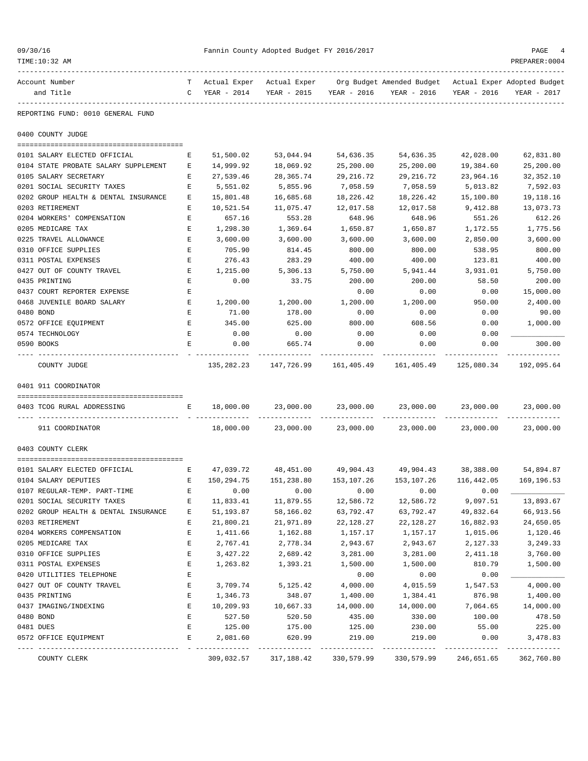Fannin County Adopted Budget FY 2016/2017

| Account Number and Title | TC | Actual Exper YEAR - 2014 | Actual Exper YEAR - 2015 | Org Budget YEAR - 2016 | Amended Budget YEAR - 2016 | Actual Exper YEAR - 2016 | Adopted Budget YEAR - 2017 |
|---|---|---|---|---|---|---|---|
| **REPORTING FUND: 0010 GENERAL FUND** | | | | | | | |
| **0400 COUNTY JUDGE** | | | | | | | |
| 0101 SALARY ELECTED OFFICIAL | E | 51,500.02 | 53,044.94 | 54,636.35 | 54,636.35 | 42,028.00 | 62,831.80 |
| 0104 STATE PROBATE SALARY SUPPLEMENT | E | 14,999.92 | 18,069.92 | 25,200.00 | 25,200.00 | 19,384.60 | 25,200.00 |
| 0105 SALARY SECRETARY | E | 27,539.46 | 28,365.74 | 29,216.72 | 29,216.72 | 23,964.16 | 32,352.10 |
| 0201 SOCIAL SECURITY TAXES | E | 5,551.02 | 5,855.96 | 7,058.59 | 7,058.59 | 5,013.82 | 7,592.03 |
| 0202 GROUP HEALTH & DENTAL INSURANCE | E | 15,801.48 | 16,685.68 | 18,226.42 | 18,226.42 | 15,100.80 | 19,118.16 |
| 0203 RETIREMENT | E | 10,521.54 | 11,075.47 | 12,017.58 | 12,017.58 | 9,412.88 | 13,073.73 |
| 0204 WORKERS' COMPENSATION | E | 657.16 | 553.28 | 648.96 | 648.96 | 551.26 | 612.26 |
| 0205 MEDICARE TAX | E | 1,298.30 | 1,369.64 | 1,650.87 | 1,650.87 | 1,172.55 | 1,775.56 |
| 0225 TRAVEL ALLOWANCE | E | 3,600.00 | 3,600.00 | 3,600.00 | 3,600.00 | 2,850.00 | 3,600.00 |
| 0310 OFFICE SUPPLIES | E | 705.90 | 814.45 | 800.00 | 800.00 | 538.95 | 800.00 |
| 0311 POSTAL EXPENSES | E | 276.43 | 283.29 | 400.00 | 400.00 | 123.81 | 400.00 |
| 0427 OUT OF COUNTY TRAVEL | E | 1,215.00 | 5,306.13 | 5,750.00 | 5,941.44 | 3,931.01 | 5,750.00 |
| 0435 PRINTING | E | 0.00 | 33.75 | 200.00 | 200.00 | 58.50 | 200.00 |
| 0437 COURT REPORTER EXPENSE | E | | | 0.00 | 0.00 | 0.00 | 15,000.00 |
| 0468 JUVENILE BOARD SALARY | E | 1,200.00 | 1,200.00 | 1,200.00 | 1,200.00 | 950.00 | 2,400.00 |
| 0480 BOND | E | 71.00 | 178.00 | 0.00 | 0.00 | 0.00 | 90.00 |
| 0572 OFFICE EQUIPMENT | E | 345.00 | 625.00 | 800.00 | 608.56 | 0.00 | 1,000.00 |
| 0574 TECHNOLOGY | E | 0.00 | 0.00 | 0.00 | 0.00 | 0.00 | ____________ |
| 0590 BOOKS | E | 0.00 | 665.74 | 0.00 | 0.00 | 0.00 | 300.00 |
| COUNTY JUDGE | | 135,282.23 | 147,726.99 | 161,405.49 | 161,405.49 | 125,080.34 | 192,095.64 |
| **0401 911 COORDINATOR** | | | | | | | |
| 0403 TCOG RURAL ADDRESSING | E | 18,000.00 | 23,000.00 | 23,000.00 | 23,000.00 | 23,000.00 | 23,000.00 |
| 911 COORDINATOR | | 18,000.00 | 23,000.00 | 23,000.00 | 23,000.00 | 23,000.00 | 23,000.00 |
| **0403 COUNTY CLERK** | | | | | | | |
| 0101 SALARY ELECTED OFFICIAL | E | 47,039.72 | 48,451.00 | 49,904.43 | 49,904.43 | 38,388.00 | 54,894.87 |
| 0104 SALARY DEPUTIES | E | 150,294.75 | 151,238.80 | 153,107.26 | 153,107.26 | 116,442.05 | 169,196.53 |
| 0107 REGULAR-TEMP. PART-TIME | E | 0.00 | 0.00 | 0.00 | 0.00 | 0.00 | ____________ |
| 0201 SOCIAL SECURITY TAXES | E | 11,833.41 | 11,879.55 | 12,586.72 | 12,586.72 | 9,097.51 | 13,893.67 |
| 0202 GROUP HEALTH & DENTAL INSURANCE | E | 51,193.87 | 58,166.02 | 63,792.47 | 63,792.47 | 49,832.64 | 66,913.56 |
| 0203 RETIREMENT | E | 21,800.21 | 21,971.89 | 22,128.27 | 22,128.27 | 16,882.93 | 24,650.05 |
| 0204 WORKERS COMPENSATION | E | 1,411.66 | 1,162.88 | 1,157.17 | 1,157.17 | 1,015.06 | 1,120.46 |
| 0205 MEDICARE TAX | E | 2,767.41 | 2,778.34 | 2,943.67 | 2,943.67 | 2,127.33 | 3,249.33 |
| 0310 OFFICE SUPPLIES | E | 3,427.22 | 2,689.42 | 3,281.00 | 3,281.00 | 2,411.18 | 3,760.00 |
| 0311 POSTAL EXPENSES | E | 1,263.82 | 1,393.21 | 1,500.00 | 1,500.00 | 810.79 | 1,500.00 |
| 0420 UTILITIES TELEPHONE | E | | | 0.00 | 0.00 | 0.00 | ____________ |
| 0427 OUT OF COUNTY TRAVEL | E | 3,709.74 | 5,125.42 | 4,000.00 | 4,015.59 | 1,547.53 | 4,000.00 |
| 0435 PRINTING | E | 1,346.73 | 348.07 | 1,400.00 | 1,384.41 | 876.98 | 1,400.00 |
| 0437 IMAGING/INDEXING | E | 10,209.93 | 10,667.33 | 14,000.00 | 14,000.00 | 7,064.65 | 14,000.00 |
| 0480 BOND | E | 527.50 | 520.50 | 435.00 | 330.00 | 100.00 | 478.50 |
| 0481 DUES | E | 125.00 | 175.00 | 125.00 | 230.00 | 55.00 | 225.00 |
| 0572 OFFICE EQUIPMENT | E | 2,081.60 | 620.99 | 219.00 | 219.00 | 0.00 | 3,478.83 |
| COUNTY CLERK | | 309,032.57 | 317,188.42 | 330,579.99 | 330,579.99 | 246,651.65 | 362,760.80 |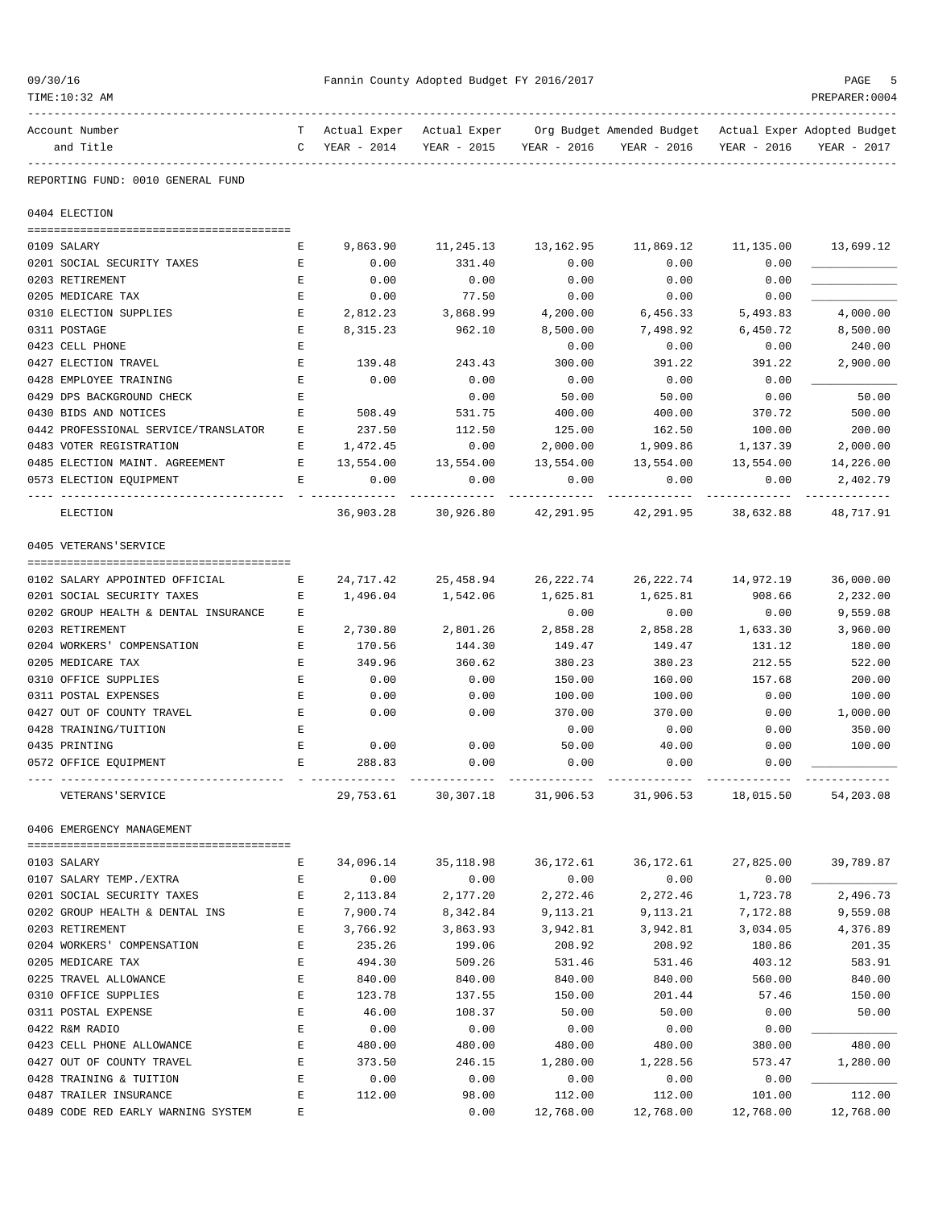Fannin County Adopted Budget FY 2016/2017

| Account Number and Title | TC | Actual Exper YEAR - 2014 | Actual Exper YEAR - 2015 | Org Budget YEAR - 2016 | Amended Budget YEAR - 2016 | Actual Exper YEAR - 2016 | Adopted Budget YEAR - 2017 |
|---|---|---|---|---|---|---|---|
| **REPORTING FUND: 0010 GENERAL FUND** | | | | | | | |
| **0404 ELECTION** | | | | | | | |
| 0109 SALARY | E | 9,863.90 | 11,245.13 | 13,162.95 | 11,869.12 | 11,135.00 | 13,699.12 |
| 0201 SOCIAL SECURITY TAXES | E | 0.00 | 331.40 | 0.00 | 0.00 | 0.00 | ___________ |
| 0203 RETIREMENT | E | 0.00 | 0.00 | 0.00 | 0.00 | 0.00 | ___________ |
| 0205 MEDICARE TAX | E | 0.00 | 77.50 | 0.00 | 0.00 | 0.00 | ___________ |
| 0310 ELECTION SUPPLIES | E | 2,812.23 | 3,868.99 | 4,200.00 | 6,456.33 | 5,493.83 | 4,000.00 |
| 0311 POSTAGE | E | 8,315.23 | 962.10 | 8,500.00 | 7,498.92 | 6,450.72 | 8,500.00 |
| 0423 CELL PHONE | E | | | 0.00 | 0.00 | 0.00 | 240.00 |
| 0427 ELECTION TRAVEL | E | 139.48 | 243.43 | 300.00 | 391.22 | 391.22 | 2,900.00 |
| 0428 EMPLOYEE TRAINING | E | 0.00 | 0.00 | 0.00 | 0.00 | 0.00 | ___________ |
| 0429 DPS BACKGROUND CHECK | E | | 0.00 | 50.00 | 50.00 | 0.00 | 50.00 |
| 0430 BIDS AND NOTICES | E | 508.49 | 531.75 | 400.00 | 400.00 | 370.72 | 500.00 |
| 0442 PROFESSIONAL SERVICE/TRANSLATOR | E | 237.50 | 112.50 | 125.00 | 162.50 | 100.00 | 200.00 |
| 0483 VOTER REGISTRATION | E | 1,472.45 | 0.00 | 2,000.00 | 1,909.86 | 1,137.39 | 2,000.00 |
| 0485 ELECTION MAINT. AGREEMENT | E | 13,554.00 | 13,554.00 | 13,554.00 | 13,554.00 | 13,554.00 | 14,226.00 |
| 0573 ELECTION EQUIPMENT | E | 0.00 | 0.00 | 0.00 | 0.00 | 0.00 | 2,402.79 |
| ELECTION | | 36,903.28 | 30,926.80 | 42,291.95 | 42,291.95 | 38,632.88 | 48,717.91 |
| **0405 VETERANS'SERVICE** | | | | | | | |
| 0102 SALARY APPOINTED OFFICIAL | E | 24,717.42 | 25,458.94 | 26,222.74 | 26,222.74 | 14,972.19 | 36,000.00 |
| 0201 SOCIAL SECURITY TAXES | E | 1,496.04 | 1,542.06 | 1,625.81 | 1,625.81 | 908.66 | 2,232.00 |
| 0202 GROUP HEALTH & DENTAL INSURANCE | E | | | 0.00 | 0.00 | 0.00 | 9,559.08 |
| 0203 RETIREMENT | E | 2,730.80 | 2,801.26 | 2,858.28 | 2,858.28 | 1,633.30 | 3,960.00 |
| 0204 WORKERS' COMPENSATION | E | 170.56 | 144.30 | 149.47 | 149.47 | 131.12 | 180.00 |
| 0205 MEDICARE TAX | E | 349.96 | 360.62 | 380.23 | 380.23 | 212.55 | 522.00 |
| 0310 OFFICE SUPPLIES | E | 0.00 | 0.00 | 150.00 | 160.00 | 157.68 | 200.00 |
| 0311 POSTAL EXPENSES | E | 0.00 | 0.00 | 100.00 | 100.00 | 0.00 | 100.00 |
| 0427 OUT OF COUNTY TRAVEL | E | 0.00 | 0.00 | 370.00 | 370.00 | 0.00 | 1,000.00 |
| 0428 TRAINING/TUITION | E | | | 0.00 | 0.00 | 0.00 | 350.00 |
| 0435 PRINTING | E | 0.00 | 0.00 | 50.00 | 40.00 | 0.00 | 100.00 |
| 0572 OFFICE EQUIPMENT | E | 288.83 | 0.00 | 0.00 | 0.00 | 0.00 | ___________ |
| VETERANS'SERVICE | | 29,753.61 | 30,307.18 | 31,906.53 | 31,906.53 | 18,015.50 | 54,203.08 |
| **0406 EMERGENCY MANAGEMENT** | | | | | | | |
| 0103 SALARY | E | 34,096.14 | 35,118.98 | 36,172.61 | 36,172.61 | 27,825.00 | 39,789.87 |
| 0107 SALARY TEMP./EXTRA | E | 0.00 | 0.00 | 0.00 | 0.00 | 0.00 | ___________ |
| 0201 SOCIAL SECURITY TAXES | E | 2,113.84 | 2,177.20 | 2,272.46 | 2,272.46 | 1,723.78 | 2,496.73 |
| 0202 GROUP HEALTH & DENTAL INS | E | 7,900.74 | 8,342.84 | 9,113.21 | 9,113.21 | 7,172.88 | 9,559.08 |
| 0203 RETIREMENT | E | 3,766.92 | 3,863.93 | 3,942.81 | 3,942.81 | 3,034.05 | 4,376.89 |
| 0204 WORKERS' COMPENSATION | E | 235.26 | 199.06 | 208.92 | 208.92 | 180.86 | 201.35 |
| 0205 MEDICARE TAX | E | 494.30 | 509.26 | 531.46 | 531.46 | 403.12 | 583.91 |
| 0225 TRAVEL ALLOWANCE | E | 840.00 | 840.00 | 840.00 | 840.00 | 560.00 | 840.00 |
| 0310 OFFICE SUPPLIES | E | 123.78 | 137.55 | 150.00 | 201.44 | 57.46 | 150.00 |
| 0311 POSTAL EXPENSE | E | 46.00 | 108.37 | 50.00 | 50.00 | 0.00 | 50.00 |
| 0422 R&M RADIO | E | 0.00 | 0.00 | 0.00 | 0.00 | 0.00 | ___________ |
| 0423 CELL PHONE ALLOWANCE | E | 480.00 | 480.00 | 480.00 | 480.00 | 380.00 | 480.00 |
| 0427 OUT OF COUNTY TRAVEL | E | 373.50 | 246.15 | 1,280.00 | 1,228.56 | 573.47 | 1,280.00 |
| 0428 TRAINING & TUITION | E | 0.00 | 0.00 | 0.00 | 0.00 | 0.00 | ___________ |
| 0487 TRAILER INSURANCE | E | 112.00 | 98.00 | 112.00 | 112.00 | 101.00 | 112.00 |
| 0489 CODE RED EARLY WARNING SYSTEM | E | | 0.00 | 12,768.00 | 12,768.00 | 12,768.00 | 12,768.00 |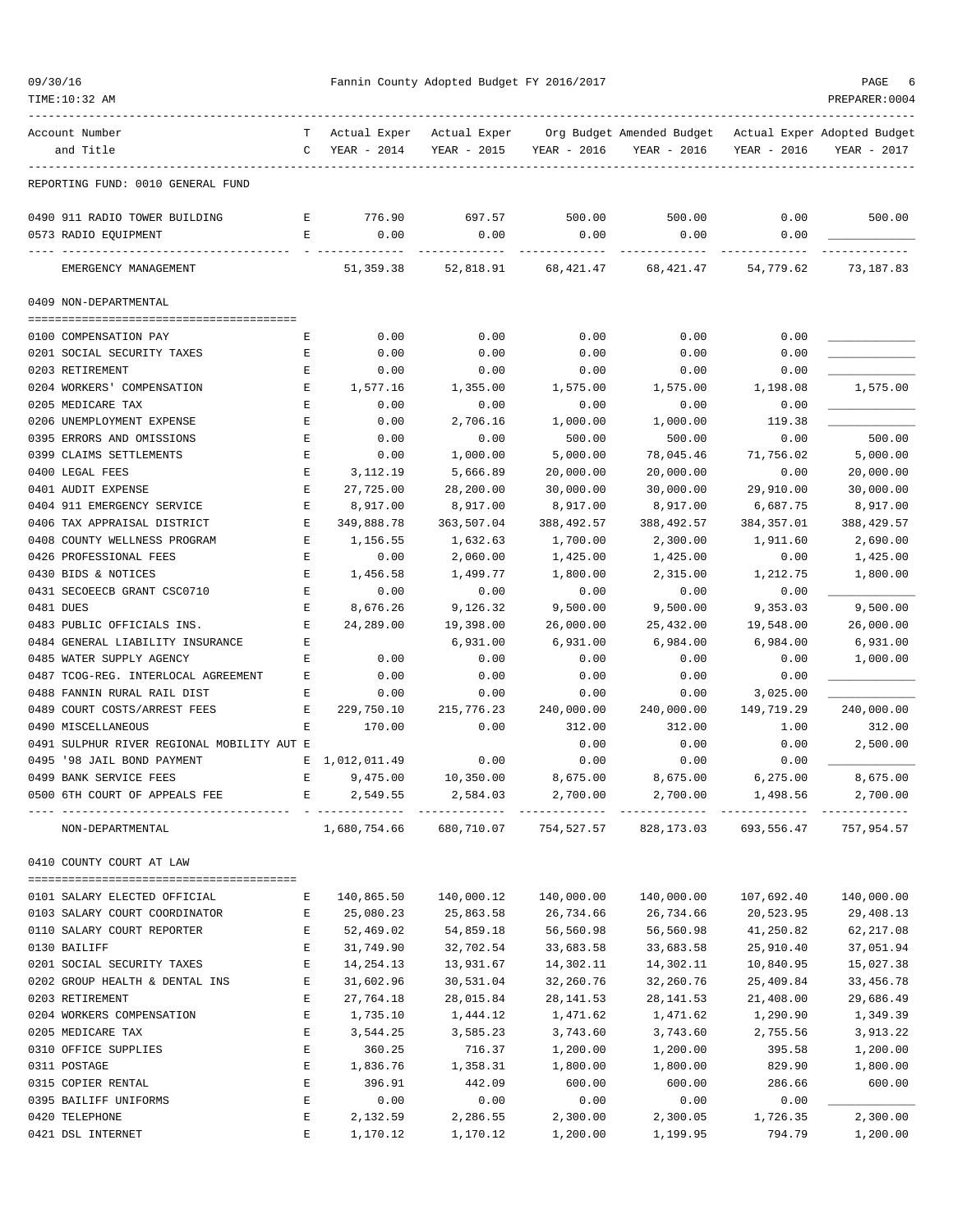REPORTING FUND: 0010 GENERAL FUND

| Account Number and Title | TC | Actual Exper YEAR - 2014 | Actual Exper YEAR - 2015 | Org Budget YEAR - 2016 | Amended Budget YEAR - 2016 | Actual Exper YEAR - 2016 | Adopted Budget YEAR - 2017 |
|---|---|---|---|---|---|---|---|
| 0490 911 RADIO TOWER BUILDING | E | 776.90 | 697.57 | 500.00 | 500.00 | 0.00 | 500.00 |
| 0573 RADIO EQUIPMENT | E | 0.00 | 0.00 | 0.00 | 0.00 | 0.00 | |
| EMERGENCY MANAGEMENT | | 51,359.38 | 52,818.91 | 68,421.47 | 68,421.47 | 54,779.62 | 73,187.83 |

## 0409 NON-DEPARTMENTAL

| Account Number and Title | TC | Actual Exper YEAR - 2014 | Actual Exper YEAR - 2015 | Org Budget YEAR - 2016 | Amended Budget YEAR - 2016 | Actual Exper YEAR - 2016 | Adopted Budget YEAR - 2017 |
|---|---|---|---|---|---|---|---|
| 0100 COMPENSATION PAY | E | 0.00 | 0.00 | 0.00 | 0.00 | 0.00 | |
| 0201 SOCIAL SECURITY TAXES | E | 0.00 | 0.00 | 0.00 | 0.00 | 0.00 | |
| 0203 RETIREMENT | E | 0.00 | 0.00 | 0.00 | 0.00 | 0.00 | |
| 0204 WORKERS' COMPENSATION | E | 1,577.16 | 1,355.00 | 1,575.00 | 1,575.00 | 1,198.08 | 1,575.00 |
| 0205 MEDICARE TAX | E | 0.00 | 0.00 | 0.00 | 0.00 | 0.00 | |
| 0206 UNEMPLOYMENT EXPENSE | E | 0.00 | 2,706.16 | 1,000.00 | 1,000.00 | 119.38 | |
| 0395 ERRORS AND OMISSIONS | E | 0.00 | 0.00 | 500.00 | 500.00 | 0.00 | 500.00 |
| 0399 CLAIMS SETTLEMENTS | E | 0.00 | 1,000.00 | 5,000.00 | 78,045.46 | 71,756.02 | 5,000.00 |
| 0400 LEGAL FEES | E | 3,112.19 | 5,666.89 | 20,000.00 | 20,000.00 | 0.00 | 20,000.00 |
| 0401 AUDIT EXPENSE | E | 27,725.00 | 28,200.00 | 30,000.00 | 30,000.00 | 29,910.00 | 30,000.00 |
| 0404 911 EMERGENCY SERVICE | E | 8,917.00 | 8,917.00 | 8,917.00 | 8,917.00 | 6,687.75 | 8,917.00 |
| 0406 TAX APPRAISAL DISTRICT | E | 349,888.78 | 363,507.04 | 388,492.57 | 388,492.57 | 384,357.01 | 388,429.57 |
| 0408 COUNTY WELLNESS PROGRAM | E | 1,156.55 | 1,632.63 | 1,700.00 | 2,300.00 | 1,911.60 | 2,690.00 |
| 0426 PROFESSIONAL FEES | E | 0.00 | 2,060.00 | 1,425.00 | 1,425.00 | 0.00 | 1,425.00 |
| 0430 BIDS & NOTICES | E | 1,456.58 | 1,499.77 | 1,800.00 | 2,315.00 | 1,212.75 | 1,800.00 |
| 0431 SECOEECB GRANT CSC0710 | E | 0.00 | 0.00 | 0.00 | 0.00 | 0.00 | |
| 0481 DUES | E | 8,676.26 | 9,126.32 | 9,500.00 | 9,500.00 | 9,353.03 | 9,500.00 |
| 0483 PUBLIC OFFICIALS INS. | E | 24,289.00 | 19,398.00 | 26,000.00 | 25,432.00 | 19,548.00 | 26,000.00 |
| 0484 GENERAL LIABILITY INSURANCE | E | | 6,931.00 | 6,931.00 | 6,984.00 | 6,984.00 | 6,931.00 |
| 0485 WATER SUPPLY AGENCY | E | 0.00 | 0.00 | 0.00 | 0.00 | 0.00 | 1,000.00 |
| 0487 TCOG-REG. INTERLOCAL AGREEMENT | E | 0.00 | 0.00 | 0.00 | 0.00 | 0.00 | |
| 0488 FANNIN RURAL RAIL DIST | E | 0.00 | 0.00 | 0.00 | 0.00 | 3,025.00 | |
| 0489 COURT COSTS/ARREST FEES | E | 229,750.10 | 215,776.23 | 240,000.00 | 240,000.00 | 149,719.29 | 240,000.00 |
| 0490 MISCELLANEOUS | E | 170.00 | 0.00 | 312.00 | 312.00 | 1.00 | 312.00 |
| 0491 SULPHUR RIVER REGIONAL MOBILITY AUT | E | | | 0.00 | 0.00 | 0.00 | 2,500.00 |
| 0495 '98 JAIL BOND PAYMENT | E | 1,012,011.49 | 0.00 | 0.00 | 0.00 | 0.00 | |
| 0499 BANK SERVICE FEES | E | 9,475.00 | 10,350.00 | 8,675.00 | 8,675.00 | 6,275.00 | 8,675.00 |
| 0500 6TH COURT OF APPEALS FEE | E | 2,549.55 | 2,584.03 | 2,700.00 | 2,700.00 | 1,498.56 | 2,700.00 |
| NON-DEPARTMENTAL | | 1,680,754.66 | 680,710.07 | 754,527.57 | 828,173.03 | 693,556.47 | 757,954.57 |

## 0410 COUNTY COURT AT LAW

| Account Number and Title | TC | Actual Exper YEAR - 2014 | Actual Exper YEAR - 2015 | Org Budget YEAR - 2016 | Amended Budget YEAR - 2016 | Actual Exper YEAR - 2016 | Adopted Budget YEAR - 2017 |
|---|---|---|---|---|---|---|---|
| 0101 SALARY ELECTED OFFICIAL | E | 140,865.50 | 140,000.12 | 140,000.00 | 140,000.00 | 107,692.40 | 140,000.00 |
| 0103 SALARY COURT COORDINATOR | E | 25,080.23 | 25,863.58 | 26,734.66 | 26,734.66 | 20,523.95 | 29,408.13 |
| 0110 SALARY COURT REPORTER | E | 52,469.02 | 54,859.18 | 56,560.98 | 56,560.98 | 41,250.82 | 62,217.08 |
| 0130 BAILIFF | E | 31,749.90 | 32,702.54 | 33,683.58 | 33,683.58 | 25,910.40 | 37,051.94 |
| 0201 SOCIAL SECURITY TAXES | E | 14,254.13 | 13,931.67 | 14,302.11 | 14,302.11 | 10,840.95 | 15,027.38 |
| 0202 GROUP HEALTH & DENTAL INS | E | 31,602.96 | 30,531.04 | 32,260.76 | 32,260.76 | 25,409.84 | 33,456.78 |
| 0203 RETIREMENT | E | 27,764.18 | 28,015.84 | 28,141.53 | 28,141.53 | 21,408.00 | 29,686.49 |
| 0204 WORKERS COMPENSATION | E | 1,735.10 | 1,444.12 | 1,471.62 | 1,471.62 | 1,290.90 | 1,349.39 |
| 0205 MEDICARE TAX | E | 3,544.25 | 3,585.23 | 3,743.60 | 3,743.60 | 2,755.56 | 3,913.22 |
| 0310 OFFICE SUPPLIES | E | 360.25 | 716.37 | 1,200.00 | 1,200.00 | 395.58 | 1,200.00 |
| 0311 POSTAGE | E | 1,836.76 | 1,358.31 | 1,800.00 | 1,800.00 | 829.90 | 1,800.00 |
| 0315 COPIER RENTAL | E | 396.91 | 442.09 | 600.00 | 600.00 | 286.66 | 600.00 |
| 0395 BAILIFF UNIFORMS | E | 0.00 | 0.00 | 0.00 | 0.00 | 0.00 | |
| 0420 TELEPHONE | E | 2,132.59 | 2,286.55 | 2,300.00 | 2,300.05 | 1,726.35 | 2,300.00 |
| 0421 DSL INTERNET | E | 1,170.12 | 1,170.12 | 1,200.00 | 1,199.95 | 794.79 | 1,200.00 |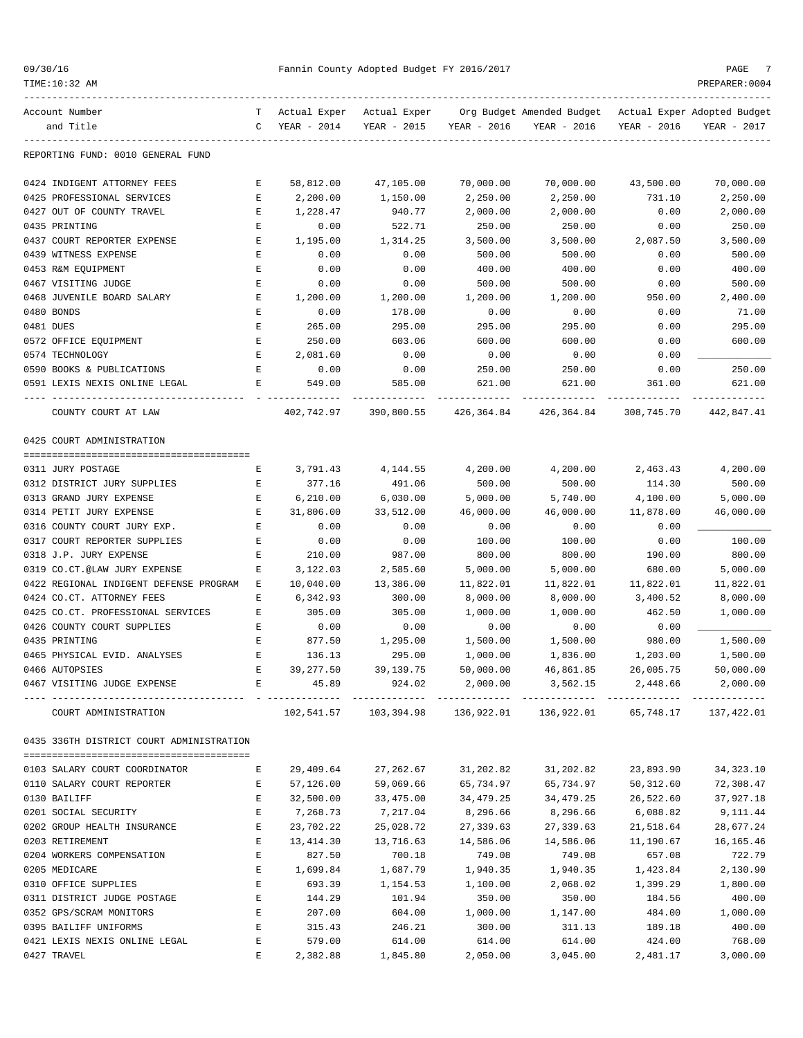REPORTING FUND: 0010 GENERAL FUND

| Account Number and Title | TC | Actual Exper YEAR - 2014 | Actual Exper YEAR - 2015 | Org Budget YEAR - 2016 | Amended Budget YEAR - 2016 | Actual Exper YEAR - 2016 | Adopted Budget YEAR - 2017 |
|---|---|---|---|---|---|---|---|
| 0424 INDIGENT ATTORNEY FEES | E | 58,812.00 | 47,105.00 | 70,000.00 | 70,000.00 | 43,500.00 | 70,000.00 |
| 0425 PROFESSIONAL SERVICES | E | 2,200.00 | 1,150.00 | 2,250.00 | 2,250.00 | 731.10 | 2,250.00 |
| 0427 OUT OF COUNTY TRAVEL | E | 1,228.47 | 940.77 | 2,000.00 | 2,000.00 | 0.00 | 2,000.00 |
| 0435 PRINTING | E | 0.00 | 522.71 | 250.00 | 250.00 | 0.00 | 250.00 |
| 0437 COURT REPORTER EXPENSE | E | 1,195.00 | 1,314.25 | 3,500.00 | 3,500.00 | 2,087.50 | 3,500.00 |
| 0439 WITNESS EXPENSE | E | 0.00 | 0.00 | 500.00 | 500.00 | 0.00 | 500.00 |
| 0453 R&M EQUIPMENT | E | 0.00 | 0.00 | 400.00 | 400.00 | 0.00 | 400.00 |
| 0467 VISITING JUDGE | E | 0.00 | 0.00 | 500.00 | 500.00 | 0.00 | 500.00 |
| 0468 JUVENILE BOARD SALARY | E | 1,200.00 | 1,200.00 | 1,200.00 | 1,200.00 | 950.00 | 2,400.00 |
| 0480 BONDS | E | 0.00 | 178.00 | 0.00 | 0.00 | 0.00 | 71.00 |
| 0481 DUES | E | 265.00 | 295.00 | 295.00 | 295.00 | 0.00 | 295.00 |
| 0572 OFFICE EQUIPMENT | E | 250.00 | 603.06 | 600.00 | 600.00 | 0.00 | 600.00 |
| 0574 TECHNOLOGY | E | 2,081.60 | 0.00 | 0.00 | 0.00 | 0.00 | ____________ |
| 0590 BOOKS & PUBLICATIONS | E | 0.00 | 0.00 | 250.00 | 250.00 | 0.00 | 250.00 |
| 0591 LEXIS NEXIS ONLINE LEGAL | E | 549.00 | 585.00 | 621.00 | 621.00 | 361.00 | 621.00 |
| COUNTY COURT AT LAW | | 402,742.97 | 390,800.55 | 426,364.84 | 426,364.84 | 308,745.70 | 442,847.41 |

0425 COURT ADMINISTRATION

| Account Number and Title | TC | Actual Exper YEAR - 2014 | Actual Exper YEAR - 2015 | Org Budget YEAR - 2016 | Amended Budget YEAR - 2016 | Actual Exper YEAR - 2016 | Adopted Budget YEAR - 2017 |
|---|---|---|---|---|---|---|---|
| 0311 JURY POSTAGE | E | 3,791.43 | 4,144.55 | 4,200.00 | 4,200.00 | 2,463.43 | 4,200.00 |
| 0312 DISTRICT JURY SUPPLIES | E | 377.16 | 491.06 | 500.00 | 500.00 | 114.30 | 500.00 |
| 0313 GRAND JURY EXPENSE | E | 6,210.00 | 6,030.00 | 5,000.00 | 5,740.00 | 4,100.00 | 5,000.00 |
| 0314 PETIT JURY EXPENSE | E | 31,806.00 | 33,512.00 | 46,000.00 | 46,000.00 | 11,878.00 | 46,000.00 |
| 0316 COUNTY COURT JURY EXP. | E | 0.00 | 0.00 | 0.00 | 0.00 | 0.00 | ____________ |
| 0317 COURT REPORTER SUPPLIES | E | 0.00 | 0.00 | 100.00 | 100.00 | 0.00 | 100.00 |
| 0318 J.P. JURY EXPENSE | E | 210.00 | 987.00 | 800.00 | 800.00 | 190.00 | 800.00 |
| 0319 CO.CT.@LAW JURY EXPENSE | E | 3,122.03 | 2,585.60 | 5,000.00 | 5,000.00 | 680.00 | 5,000.00 |
| 0422 REGIONAL INDIGENT DEFENSE PROGRAM | E | 10,040.00 | 13,386.00 | 11,822.01 | 11,822.01 | 11,822.01 | 11,822.01 |
| 0424 CO.CT. ATTORNEY FEES | E | 6,342.93 | 300.00 | 8,000.00 | 8,000.00 | 3,400.52 | 8,000.00 |
| 0425 CO.CT. PROFESSIONAL SERVICES | E | 305.00 | 305.00 | 1,000.00 | 1,000.00 | 462.50 | 1,000.00 |
| 0426 COUNTY COURT SUPPLIES | E | 0.00 | 0.00 | 0.00 | 0.00 | 0.00 | ____________ |
| 0435 PRINTING | E | 877.50 | 1,295.00 | 1,500.00 | 1,500.00 | 980.00 | 1,500.00 |
| 0465 PHYSICAL EVID. ANALYSES | E | 136.13 | 295.00 | 1,000.00 | 1,836.00 | 1,203.00 | 1,500.00 |
| 0466 AUTOPSIES | E | 39,277.50 | 39,139.75 | 50,000.00 | 46,861.85 | 26,005.75 | 50,000.00 |
| 0467 VISITING JUDGE EXPENSE | E | 45.89 | 924.02 | 2,000.00 | 3,562.15 | 2,448.66 | 2,000.00 |
| COURT ADMINISTRATION | | 102,541.57 | 103,394.98 | 136,922.01 | 136,922.01 | 65,748.17 | 137,422.01 |

0435 336TH DISTRICT COURT ADMINISTRATION

| Account Number and Title | TC | Actual Exper YEAR - 2014 | Actual Exper YEAR - 2015 | Org Budget YEAR - 2016 | Amended Budget YEAR - 2016 | Actual Exper YEAR - 2016 | Adopted Budget YEAR - 2017 |
|---|---|---|---|---|---|---|---|
| 0103 SALARY COURT COORDINATOR | E | 29,409.64 | 27,262.67 | 31,202.82 | 31,202.82 | 23,893.90 | 34,323.10 |
| 0110 SALARY COURT REPORTER | E | 57,126.00 | 59,069.66 | 65,734.97 | 65,734.97 | 50,312.60 | 72,308.47 |
| 0130 BAILIFF | E | 32,500.00 | 33,475.00 | 34,479.25 | 34,479.25 | 26,522.60 | 37,927.18 |
| 0201 SOCIAL SECURITY | E | 7,268.73 | 7,217.04 | 8,296.66 | 8,296.66 | 6,088.82 | 9,111.44 |
| 0202 GROUP HEALTH INSURANCE | E | 23,702.22 | 25,028.72 | 27,339.63 | 27,339.63 | 21,518.64 | 28,677.24 |
| 0203 RETIREMENT | E | 13,414.30 | 13,716.63 | 14,586.06 | 14,586.06 | 11,190.67 | 16,165.46 |
| 0204 WORKERS COMPENSATION | E | 827.50 | 700.18 | 749.08 | 749.08 | 657.08 | 722.79 |
| 0205 MEDICARE | E | 1,699.84 | 1,687.79 | 1,940.35 | 1,940.35 | 1,423.84 | 2,130.90 |
| 0310 OFFICE SUPPLIES | E | 693.39 | 1,154.53 | 1,100.00 | 2,068.02 | 1,399.29 | 1,800.00 |
| 0311 DISTRICT JUDGE POSTAGE | E | 144.29 | 101.94 | 350.00 | 350.00 | 184.56 | 400.00 |
| 0352 GPS/SCRAM MONITORS | E | 207.00 | 604.00 | 1,000.00 | 1,147.00 | 484.00 | 1,000.00 |
| 0395 BAILIFF UNIFORMS | E | 315.43 | 246.21 | 300.00 | 311.13 | 189.18 | 400.00 |
| 0421 LEXIS NEXIS ONLINE LEGAL | E | 579.00 | 614.00 | 614.00 | 614.00 | 424.00 | 768.00 |
| 0427 TRAVEL | E | 2,382.88 | 1,845.80 | 2,050.00 | 3,045.00 | 2,481.17 | 3,000.00 |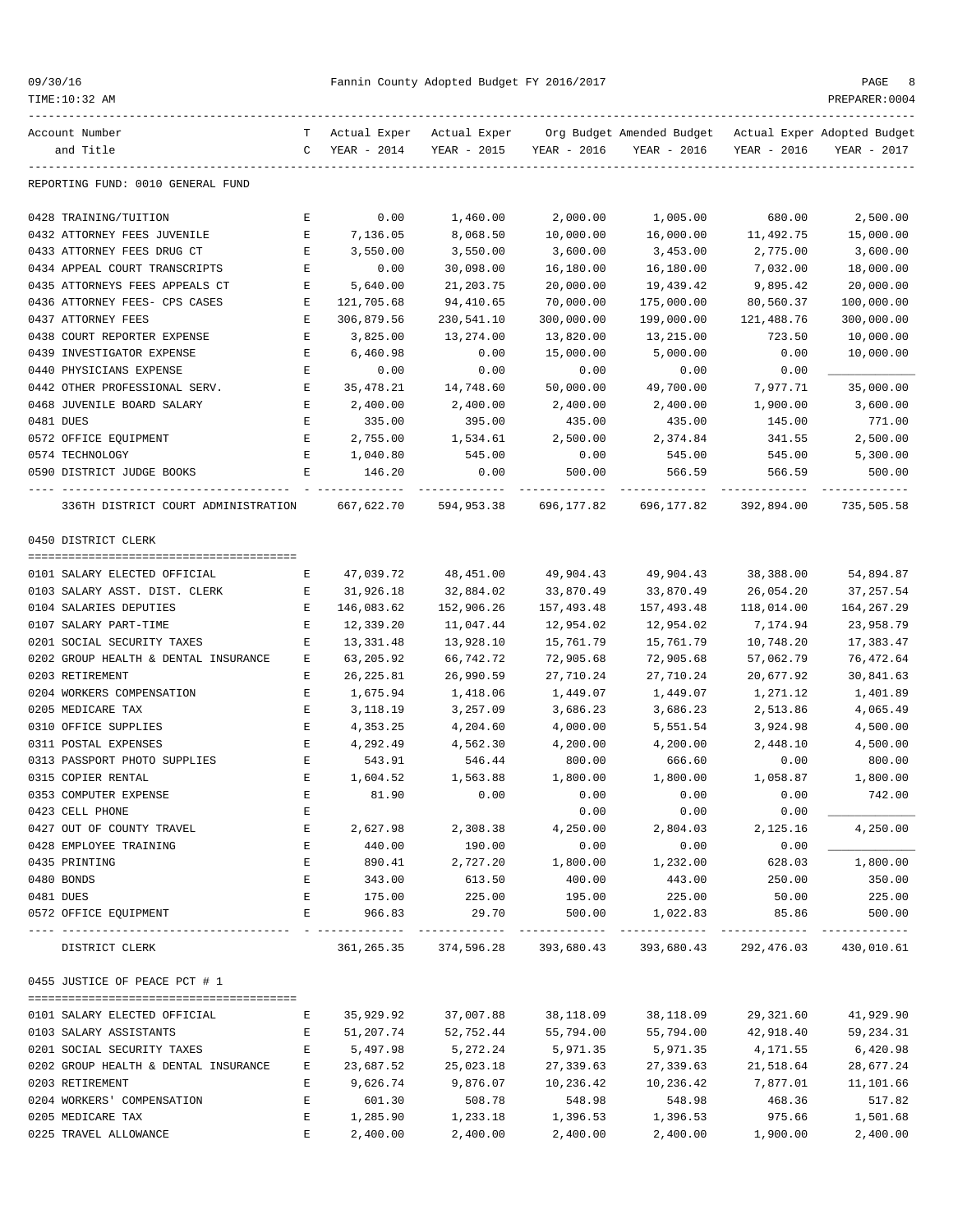Fannin County Adopted Budget FY 2016/2017

| Account Number and Title | TC | Actual Exper YEAR - 2014 | Actual Exper YEAR - 2015 | Org Budget YEAR - 2016 | Amended Budget YEAR - 2016 | Actual Exper YEAR - 2016 | Adopted Budget YEAR - 2017 |
|---|---|---|---|---|---|---|---|
| **REPORTING FUND: 0010 GENERAL FUND** | | | | | | | |
| 0428 TRAINING/TUITION | E | 0.00 | 1,460.00 | 2,000.00 | 1,005.00 | 680.00 | 2,500.00 |
| 0432 ATTORNEY FEES JUVENILE | E | 7,136.05 | 8,068.50 | 10,000.00 | 16,000.00 | 11,492.75 | 15,000.00 |
| 0433 ATTORNEY FEES DRUG CT | E | 3,550.00 | 3,550.00 | 3,600.00 | 3,453.00 | 2,775.00 | 3,600.00 |
| 0434 APPEAL COURT TRANSCRIPTS | E | 0.00 | 30,098.00 | 16,180.00 | 16,180.00 | 7,032.00 | 18,000.00 |
| 0435 ATTORNEYS FEES APPEALS CT | E | 5,640.00 | 21,203.75 | 20,000.00 | 19,439.42 | 9,895.42 | 20,000.00 |
| 0436 ATTORNEY FEES- CPS CASES | E | 121,705.68 | 94,410.65 | 70,000.00 | 175,000.00 | 80,560.37 | 100,000.00 |
| 0437 ATTORNEY FEES | E | 306,879.56 | 230,541.10 | 300,000.00 | 199,000.00 | 121,488.76 | 300,000.00 |
| 0438 COURT REPORTER EXPENSE | E | 3,825.00 | 13,274.00 | 13,820.00 | 13,215.00 | 723.50 | 10,000.00 |
| 0439 INVESTIGATOR EXPENSE | E | 6,460.98 | 0.00 | 15,000.00 | 5,000.00 | 0.00 | 10,000.00 |
| 0440 PHYSICIANS EXPENSE | E | 0.00 | 0.00 | 0.00 | 0.00 | 0.00 | |
| 0442 OTHER PROFESSIONAL SERV. | E | 35,478.21 | 14,748.60 | 50,000.00 | 49,700.00 | 7,977.71 | 35,000.00 |
| 0468 JUVENILE BOARD SALARY | E | 2,400.00 | 2,400.00 | 2,400.00 | 2,400.00 | 1,900.00 | 3,600.00 |
| 0481 DUES | E | 335.00 | 395.00 | 435.00 | 435.00 | 145.00 | 771.00 |
| 0572 OFFICE EQUIPMENT | E | 2,755.00 | 1,534.61 | 2,500.00 | 2,374.84 | 341.55 | 2,500.00 |
| 0574 TECHNOLOGY | E | 1,040.80 | 545.00 | 0.00 | 545.00 | 545.00 | 5,300.00 |
| 0590 DISTRICT JUDGE BOOKS | E | 146.20 | 0.00 | 500.00 | 566.59 | 566.59 | 500.00 |
| 336TH DISTRICT COURT ADMINISTRATION | | 667,622.70 | 594,953.38 | 696,177.82 | 696,177.82 | 392,894.00 | 735,505.58 |
| **0450 DISTRICT CLERK** | | | | | | | |
| 0101 SALARY ELECTED OFFICIAL | E | 47,039.72 | 48,451.00 | 49,904.43 | 49,904.43 | 38,388.00 | 54,894.87 |
| 0103 SALARY ASST. DIST. CLERK | E | 31,926.18 | 32,884.02 | 33,870.49 | 33,870.49 | 26,054.20 | 37,257.54 |
| 0104 SALARIES DEPUTIES | E | 146,083.62 | 152,906.26 | 157,493.48 | 157,493.48 | 118,014.00 | 164,267.29 |
| 0107 SALARY PART-TIME | E | 12,339.20 | 11,047.44 | 12,954.02 | 12,954.02 | 7,174.94 | 23,958.79 |
| 0201 SOCIAL SECURITY TAXES | E | 13,331.48 | 13,928.10 | 15,761.79 | 15,761.79 | 10,748.20 | 17,383.47 |
| 0202 GROUP HEALTH & DENTAL INSURANCE | E | 63,205.92 | 66,742.72 | 72,905.68 | 72,905.68 | 57,062.79 | 76,472.64 |
| 0203 RETIREMENT | E | 26,225.81 | 26,990.59 | 27,710.24 | 27,710.24 | 20,677.92 | 30,841.63 |
| 0204 WORKERS COMPENSATION | E | 1,675.94 | 1,418.06 | 1,449.07 | 1,449.07 | 1,271.12 | 1,401.89 |
| 0205 MEDICARE TAX | E | 3,118.19 | 3,257.09 | 3,686.23 | 3,686.23 | 2,513.86 | 4,065.49 |
| 0310 OFFICE SUPPLIES | E | 4,353.25 | 4,204.60 | 4,000.00 | 5,551.54 | 3,924.98 | 4,500.00 |
| 0311 POSTAL EXPENSES | E | 4,292.49 | 4,562.30 | 4,200.00 | 4,200.00 | 2,448.10 | 4,500.00 |
| 0313 PASSPORT PHOTO SUPPLIES | E | 543.91 | 546.44 | 800.00 | 666.60 | 0.00 | 800.00 |
| 0315 COPIER RENTAL | E | 1,604.52 | 1,563.88 | 1,800.00 | 1,800.00 | 1,058.87 | 1,800.00 |
| 0353 COMPUTER EXPENSE | E | 81.90 | 0.00 | 0.00 | 0.00 | 0.00 | 742.00 |
| 0423 CELL PHONE | E | | | 0.00 | 0.00 | 0.00 | |
| 0427 OUT OF COUNTY TRAVEL | E | 2,627.98 | 2,308.38 | 4,250.00 | 2,804.03 | 2,125.16 | 4,250.00 |
| 0428 EMPLOYEE TRAINING | E | 440.00 | 190.00 | 0.00 | 0.00 | 0.00 | |
| 0435 PRINTING | E | 890.41 | 2,727.20 | 1,800.00 | 1,232.00 | 628.03 | 1,800.00 |
| 0480 BONDS | E | 343.00 | 613.50 | 400.00 | 443.00 | 250.00 | 350.00 |
| 0481 DUES | E | 175.00 | 225.00 | 195.00 | 225.00 | 50.00 | 225.00 |
| 0572 OFFICE EQUIPMENT | E | 966.83 | 29.70 | 500.00 | 1,022.83 | 85.86 | 500.00 |
| DISTRICT CLERK | | 361,265.35 | 374,596.28 | 393,680.43 | 393,680.43 | 292,476.03 | 430,010.61 |
| **0455 JUSTICE OF PEACE PCT # 1** | | | | | | | |
| 0101 SALARY ELECTED OFFICIAL | E | 35,929.92 | 37,007.88 | 38,118.09 | 38,118.09 | 29,321.60 | 41,929.90 |
| 0103 SALARY ASSISTANTS | E | 51,207.74 | 52,752.44 | 55,794.00 | 55,794.00 | 42,918.40 | 59,234.31 |
| 0201 SOCIAL SECURITY TAXES | E | 5,497.98 | 5,272.24 | 5,971.35 | 5,971.35 | 4,171.55 | 6,420.98 |
| 0202 GROUP HEALTH & DENTAL INSURANCE | E | 23,687.52 | 25,023.18 | 27,339.63 | 27,339.63 | 21,518.64 | 28,677.24 |
| 0203 RETIREMENT | E | 9,626.74 | 9,876.07 | 10,236.42 | 10,236.42 | 7,877.01 | 11,101.66 |
| 0204 WORKERS' COMPENSATION | E | 601.30 | 508.78 | 548.98 | 548.98 | 468.36 | 517.82 |
| 0205 MEDICARE TAX | E | 1,285.90 | 1,233.18 | 1,396.53 | 1,396.53 | 975.66 | 1,501.68 |
| 0225 TRAVEL ALLOWANCE | E | 2,400.00 | 2,400.00 | 2,400.00 | 2,400.00 | 1,900.00 | 2,400.00 |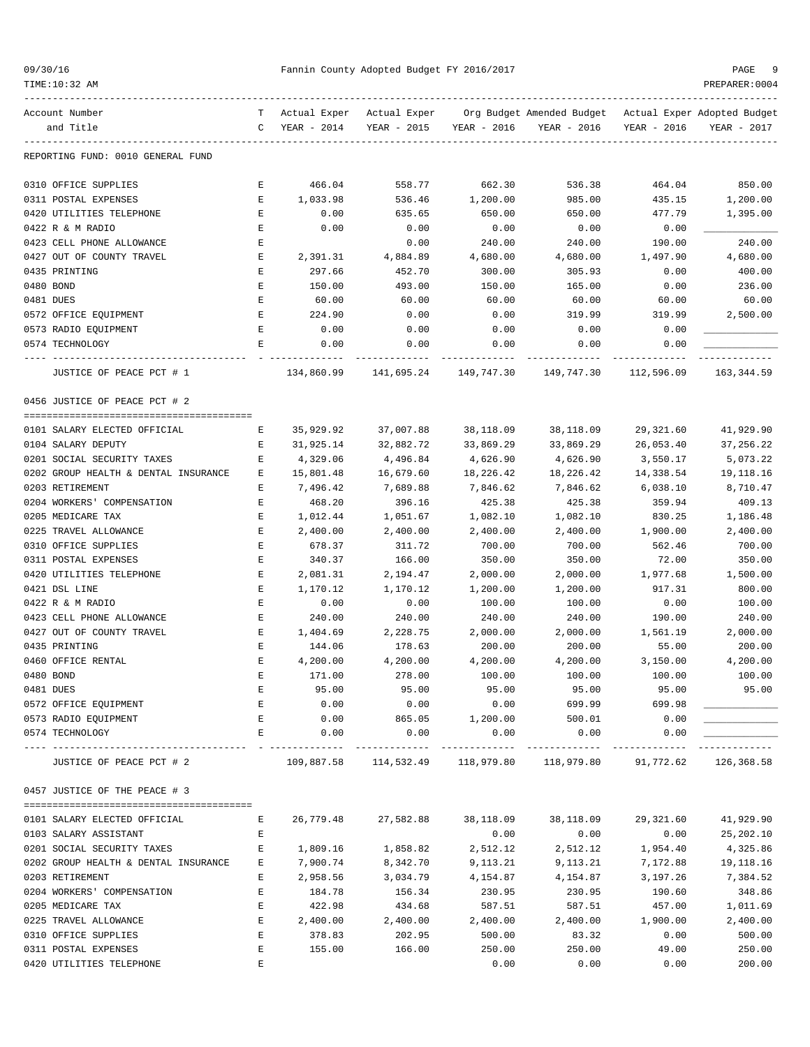REPORTING FUND: 0010 GENERAL FUND

| Account Number and Title | TC | Actual Exper YEAR - 2014 | Actual Exper YEAR - 2015 | Org Budget YEAR - 2016 | Amended Budget YEAR - 2016 | Actual Exper YEAR - 2016 | Adopted Budget YEAR - 2017 |
|---|---|---|---|---|---|---|---|
| 0310 OFFICE SUPPLIES | E | 466.04 | 558.77 | 662.30 | 536.38 | 464.04 | 850.00 |
| 0311 POSTAL EXPENSES | E | 1,033.98 | 536.46 | 1,200.00 | 985.00 | 435.15 | 1,200.00 |
| 0420 UTILITIES TELEPHONE | E | 0.00 | 635.65 | 650.00 | 650.00 | 477.79 | 1,395.00 |
| 0422 R & M RADIO | E | 0.00 | 0.00 | 0.00 | 0.00 | 0.00 | ____________ |
| 0423 CELL PHONE ALLOWANCE | E | | 0.00 | 240.00 | 240.00 | 190.00 | 240.00 |
| 0427 OUT OF COUNTY TRAVEL | E | 2,391.31 | 4,884.89 | 4,680.00 | 4,680.00 | 1,497.90 | 4,680.00 |
| 0435 PRINTING | E | 297.66 | 452.70 | 300.00 | 305.93 | 0.00 | 400.00 |
| 0480 BOND | E | 150.00 | 493.00 | 150.00 | 165.00 | 0.00 | 236.00 |
| 0481 DUES | E | 60.00 | 60.00 | 60.00 | 60.00 | 60.00 | 60.00 |
| 0572 OFFICE EQUIPMENT | E | 224.90 | 0.00 | 0.00 | 319.99 | 319.99 | 2,500.00 |
| 0573 RADIO EQUIPMENT | E | 0.00 | 0.00 | 0.00 | 0.00 | 0.00 | ____________ |
| 0574 TECHNOLOGY | E | 0.00 | 0.00 | 0.00 | 0.00 | 0.00 | ____________ |
| JUSTICE OF PEACE PCT # 1 | | 134,860.99 | 141,695.24 | 149,747.30 | 149,747.30 | 112,596.09 | 163,344.59 |
| **0456 JUSTICE OF PEACE PCT # 2** | | | | | | | |
| 0101 SALARY ELECTED OFFICIAL | E | 35,929.92 | 37,007.88 | 38,118.09 | 38,118.09 | 29,321.60 | 41,929.90 |
| 0104 SALARY DEPUTY | E | 31,925.14 | 32,882.72 | 33,869.29 | 33,869.29 | 26,053.40 | 37,256.22 |
| 0201 SOCIAL SECURITY TAXES | E | 4,329.06 | 4,496.84 | 4,626.90 | 4,626.90 | 3,550.17 | 5,073.22 |
| 0202 GROUP HEALTH & DENTAL INSURANCE | E | 15,801.48 | 16,679.60 | 18,226.42 | 18,226.42 | 14,338.54 | 19,118.16 |
| 0203 RETIREMENT | E | 7,496.42 | 7,689.88 | 7,846.62 | 7,846.62 | 6,038.10 | 8,710.47 |
| 0204 WORKERS' COMPENSATION | E | 468.20 | 396.16 | 425.38 | 425.38 | 359.94 | 409.13 |
| 0205 MEDICARE TAX | E | 1,012.44 | 1,051.67 | 1,082.10 | 1,082.10 | 830.25 | 1,186.48 |
| 0225 TRAVEL ALLOWANCE | E | 2,400.00 | 2,400.00 | 2,400.00 | 2,400.00 | 1,900.00 | 2,400.00 |
| 0310 OFFICE SUPPLIES | E | 678.37 | 311.72 | 700.00 | 700.00 | 562.46 | 700.00 |
| 0311 POSTAL EXPENSES | E | 340.37 | 166.00 | 350.00 | 350.00 | 72.00 | 350.00 |
| 0420 UTILITIES TELEPHONE | E | 2,081.31 | 2,194.47 | 2,000.00 | 2,000.00 | 1,977.68 | 1,500.00 |
| 0421 DSL LINE | E | 1,170.12 | 1,170.12 | 1,200.00 | 1,200.00 | 917.31 | 800.00 |
| 0422 R & M RADIO | E | 0.00 | 0.00 | 100.00 | 100.00 | 0.00 | 100.00 |
| 0423 CELL PHONE ALLOWANCE | E | 240.00 | 240.00 | 240.00 | 240.00 | 190.00 | 240.00 |
| 0427 OUT OF COUNTY TRAVEL | E | 1,404.69 | 2,228.75 | 2,000.00 | 2,000.00 | 1,561.19 | 2,000.00 |
| 0435 PRINTING | E | 144.06 | 178.63 | 200.00 | 200.00 | 55.00 | 200.00 |
| 0460 OFFICE RENTAL | E | 4,200.00 | 4,200.00 | 4,200.00 | 4,200.00 | 3,150.00 | 4,200.00 |
| 0480 BOND | E | 171.00 | 278.00 | 100.00 | 100.00 | 100.00 | 100.00 |
| 0481 DUES | E | 95.00 | 95.00 | 95.00 | 95.00 | 95.00 | 95.00 |
| 0572 OFFICE EQUIPMENT | E | 0.00 | 0.00 | 0.00 | 699.99 | 699.98 | ____________ |
| 0573 RADIO EQUIPMENT | E | 0.00 | 865.05 | 1,200.00 | 500.01 | 0.00 | ____________ |
| 0574 TECHNOLOGY | E | 0.00 | 0.00 | 0.00 | 0.00 | 0.00 | ____________ |
| JUSTICE OF PEACE PCT # 2 | | 109,887.58 | 114,532.49 | 118,979.80 | 118,979.80 | 91,772.62 | 126,368.58 |
| **0457 JUSTICE OF THE PEACE # 3** | | | | | | | |
| 0101 SALARY ELECTED OFFICIAL | E | 26,779.48 | 27,582.88 | 38,118.09 | 38,118.09 | 29,321.60 | 41,929.90 |
| 0103 SALARY ASSISTANT | E | | | 0.00 | 0.00 | 0.00 | 25,202.10 |
| 0201 SOCIAL SECURITY TAXES | E | 1,809.16 | 1,858.82 | 2,512.12 | 2,512.12 | 1,954.40 | 4,325.86 |
| 0202 GROUP HEALTH & DENTAL INSURANCE | E | 7,900.74 | 8,342.70 | 9,113.21 | 9,113.21 | 7,172.88 | 19,118.16 |
| 0203 RETIREMENT | E | 2,958.56 | 3,034.79 | 4,154.87 | 4,154.87 | 3,197.26 | 7,384.52 |
| 0204 WORKERS' COMPENSATION | E | 184.78 | 156.34 | 230.95 | 230.95 | 190.60 | 348.86 |
| 0205 MEDICARE TAX | E | 422.98 | 434.68 | 587.51 | 587.51 | 457.00 | 1,011.69 |
| 0225 TRAVEL ALLOWANCE | E | 2,400.00 | 2,400.00 | 2,400.00 | 2,400.00 | 1,900.00 | 2,400.00 |
| 0310 OFFICE SUPPLIES | E | 378.83 | 202.95 | 500.00 | 83.32 | 0.00 | 500.00 |
| 0311 POSTAL EXPENSES | E | 155.00 | 166.00 | 250.00 | 250.00 | 49.00 | 250.00 |
| 0420 UTILITIES TELEPHONE | E | | | 0.00 | 0.00 | 0.00 | 200.00 |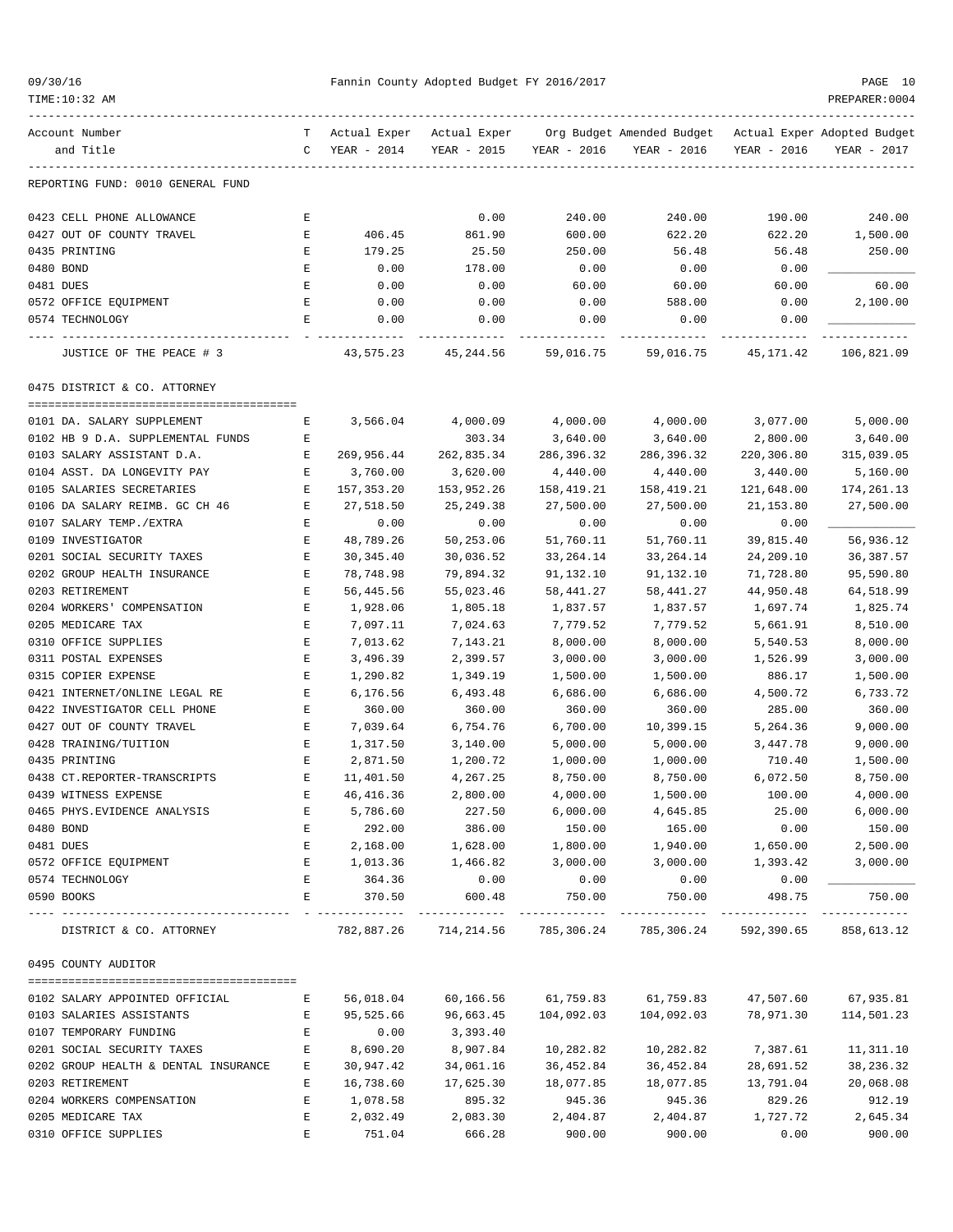REPORTING FUND: 0010 GENERAL FUND

| Account Number and Title | TC | Actual Exper YEAR - 2014 | Actual Exper YEAR - 2015 | Org Budget YEAR - 2016 | Amended Budget YEAR - 2016 | Actual Exper YEAR - 2016 | Adopted Budget YEAR - 2017 |
|---|---|---|---|---|---|---|---|
| 0423 CELL PHONE ALLOWANCE | E | | 0.00 | 240.00 | 240.00 | 190.00 | 240.00 |
| 0427 OUT OF COUNTY TRAVEL | E | 406.45 | 861.90 | 600.00 | 622.20 | 622.20 | 1,500.00 |
| 0435 PRINTING | E | 179.25 | 25.50 | 250.00 | 56.48 | 56.48 | 250.00 |
| 0480 BOND | E | 0.00 | 178.00 | 0.00 | 0.00 | 0.00 | |
| 0481 DUES | E | 0.00 | 0.00 | 60.00 | 60.00 | 60.00 | 60.00 |
| 0572 OFFICE EQUIPMENT | E | 0.00 | 0.00 | 0.00 | 588.00 | 0.00 | 2,100.00 |
| 0574 TECHNOLOGY | E | 0.00 | 0.00 | 0.00 | 0.00 | 0.00 | |
| JUSTICE OF THE PEACE # 3 | | 43,575.23 | 45,244.56 | 59,016.75 | 59,016.75 | 45,171.42 | 106,821.09 |

0475 DISTRICT & CO. ATTORNEY

| Account Number and Title | TC | Actual Exper YEAR - 2014 | Actual Exper YEAR - 2015 | Org Budget YEAR - 2016 | Amended Budget YEAR - 2016 | Actual Exper YEAR - 2016 | Adopted Budget YEAR - 2017 |
|---|---|---|---|---|---|---|---|
| 0101 DA. SALARY SUPPLEMENT | E | 3,566.04 | 4,000.09 | 4,000.00 | 4,000.00 | 3,077.00 | 5,000.00 |
| 0102 HB 9 D.A. SUPPLEMENTAL FUNDS | E | | 303.34 | 3,640.00 | 3,640.00 | 2,800.00 | 3,640.00 |
| 0103 SALARY ASSISTANT D.A. | E | 269,956.44 | 262,835.34 | 286,396.32 | 286,396.32 | 220,306.80 | 315,039.05 |
| 0104 ASST. DA LONGEVITY PAY | E | 3,760.00 | 3,620.00 | 4,440.00 | 4,440.00 | 3,440.00 | 5,160.00 |
| 0105 SALARIES SECRETARIES | E | 157,353.20 | 153,952.26 | 158,419.21 | 158,419.21 | 121,648.00 | 174,261.13 |
| 0106 DA SALARY REIMB. GC CH 46 | E | 27,518.50 | 25,249.38 | 27,500.00 | 27,500.00 | 21,153.80 | 27,500.00 |
| 0107 SALARY TEMP./EXTRA | E | 0.00 | 0.00 | 0.00 | 0.00 | 0.00 | |
| 0109 INVESTIGATOR | E | 48,789.26 | 50,253.06 | 51,760.11 | 51,760.11 | 39,815.40 | 56,936.12 |
| 0201 SOCIAL SECURITY TAXES | E | 30,345.40 | 30,036.52 | 33,264.14 | 33,264.14 | 24,209.10 | 36,387.57 |
| 0202 GROUP HEALTH INSURANCE | E | 78,748.98 | 79,894.32 | 91,132.10 | 91,132.10 | 71,728.80 | 95,590.80 |
| 0203 RETIREMENT | E | 56,445.56 | 55,023.46 | 58,441.27 | 58,441.27 | 44,950.48 | 64,518.99 |
| 0204 WORKERS' COMPENSATION | E | 1,928.06 | 1,805.18 | 1,837.57 | 1,837.57 | 1,697.74 | 1,825.74 |
| 0205 MEDICARE TAX | E | 7,097.11 | 7,024.63 | 7,779.52 | 7,779.52 | 5,661.91 | 8,510.00 |
| 0310 OFFICE SUPPLIES | E | 7,013.62 | 7,143.21 | 8,000.00 | 8,000.00 | 5,540.53 | 8,000.00 |
| 0311 POSTAL EXPENSES | E | 3,496.39 | 2,399.57 | 3,000.00 | 3,000.00 | 1,526.99 | 3,000.00 |
| 0315 COPIER EXPENSE | E | 1,290.82 | 1,349.19 | 1,500.00 | 1,500.00 | 886.17 | 1,500.00 |
| 0421 INTERNET/ONLINE LEGAL RE | E | 6,176.56 | 6,493.48 | 6,686.00 | 6,686.00 | 4,500.72 | 6,733.72 |
| 0422 INVESTIGATOR CELL PHONE | E | 360.00 | 360.00 | 360.00 | 360.00 | 285.00 | 360.00 |
| 0427 OUT OF COUNTY TRAVEL | E | 7,039.64 | 6,754.76 | 6,700.00 | 10,399.15 | 5,264.36 | 9,000.00 |
| 0428 TRAINING/TUITION | E | 1,317.50 | 3,140.00 | 5,000.00 | 5,000.00 | 3,447.78 | 9,000.00 |
| 0435 PRINTING | E | 2,871.50 | 1,200.72 | 1,000.00 | 1,000.00 | 710.40 | 1,500.00 |
| 0438 CT.REPORTER-TRANSCRIPTS | E | 11,401.50 | 4,267.25 | 8,750.00 | 8,750.00 | 6,072.50 | 8,750.00 |
| 0439 WITNESS EXPENSE | E | 46,416.36 | 2,800.00 | 4,000.00 | 1,500.00 | 100.00 | 4,000.00 |
| 0465 PHYS.EVIDENCE ANALYSIS | E | 5,786.60 | 227.50 | 6,000.00 | 4,645.85 | 25.00 | 6,000.00 |
| 0480 BOND | E | 292.00 | 386.00 | 150.00 | 165.00 | 0.00 | 150.00 |
| 0481 DUES | E | 2,168.00 | 1,628.00 | 1,800.00 | 1,940.00 | 1,650.00 | 2,500.00 |
| 0572 OFFICE EQUIPMENT | E | 1,013.36 | 1,466.82 | 3,000.00 | 3,000.00 | 1,393.42 | 3,000.00 |
| 0574 TECHNOLOGY | E | 364.36 | 0.00 | 0.00 | 0.00 | 0.00 | |
| 0590 BOOKS | E | 370.50 | 600.48 | 750.00 | 750.00 | 498.75 | 750.00 |
| DISTRICT & CO. ATTORNEY | | 782,887.26 | 714,214.56 | 785,306.24 | 785,306.24 | 592,390.65 | 858,613.12 |

0495 COUNTY AUDITOR

| Account Number and Title | TC | Actual Exper YEAR - 2014 | Actual Exper YEAR - 2015 | Org Budget YEAR - 2016 | Amended Budget YEAR - 2016 | Actual Exper YEAR - 2016 | Adopted Budget YEAR - 2017 |
|---|---|---|---|---|---|---|---|
| 0102 SALARY APPOINTED OFFICIAL | E | 56,018.04 | 60,166.56 | 61,759.83 | 61,759.83 | 47,507.60 | 67,935.81 |
| 0103 SALARIES ASSISTANTS | E | 95,525.66 | 96,663.45 | 104,092.03 | 104,092.03 | 78,971.30 | 114,501.23 |
| 0107 TEMPORARY FUNDING | E | 0.00 | 3,393.40 | | | | |
| 0201 SOCIAL SECURITY TAXES | E | 8,690.20 | 8,907.84 | 10,282.82 | 10,282.82 | 7,387.61 | 11,311.10 |
| 0202 GROUP HEALTH & DENTAL INSURANCE | E | 30,947.42 | 34,061.16 | 36,452.84 | 36,452.84 | 28,691.52 | 38,236.32 |
| 0203 RETIREMENT | E | 16,738.60 | 17,625.30 | 18,077.85 | 18,077.85 | 13,791.04 | 20,068.08 |
| 0204 WORKERS COMPENSATION | E | 1,078.58 | 895.32 | 945.36 | 945.36 | 829.26 | 912.19 |
| 0205 MEDICARE TAX | E | 2,032.49 | 2,083.30 | 2,404.87 | 2,404.87 | 1,727.72 | 2,645.34 |
| 0310 OFFICE SUPPLIES | E | 751.04 | 666.28 | 900.00 | 900.00 | 0.00 | 900.00 |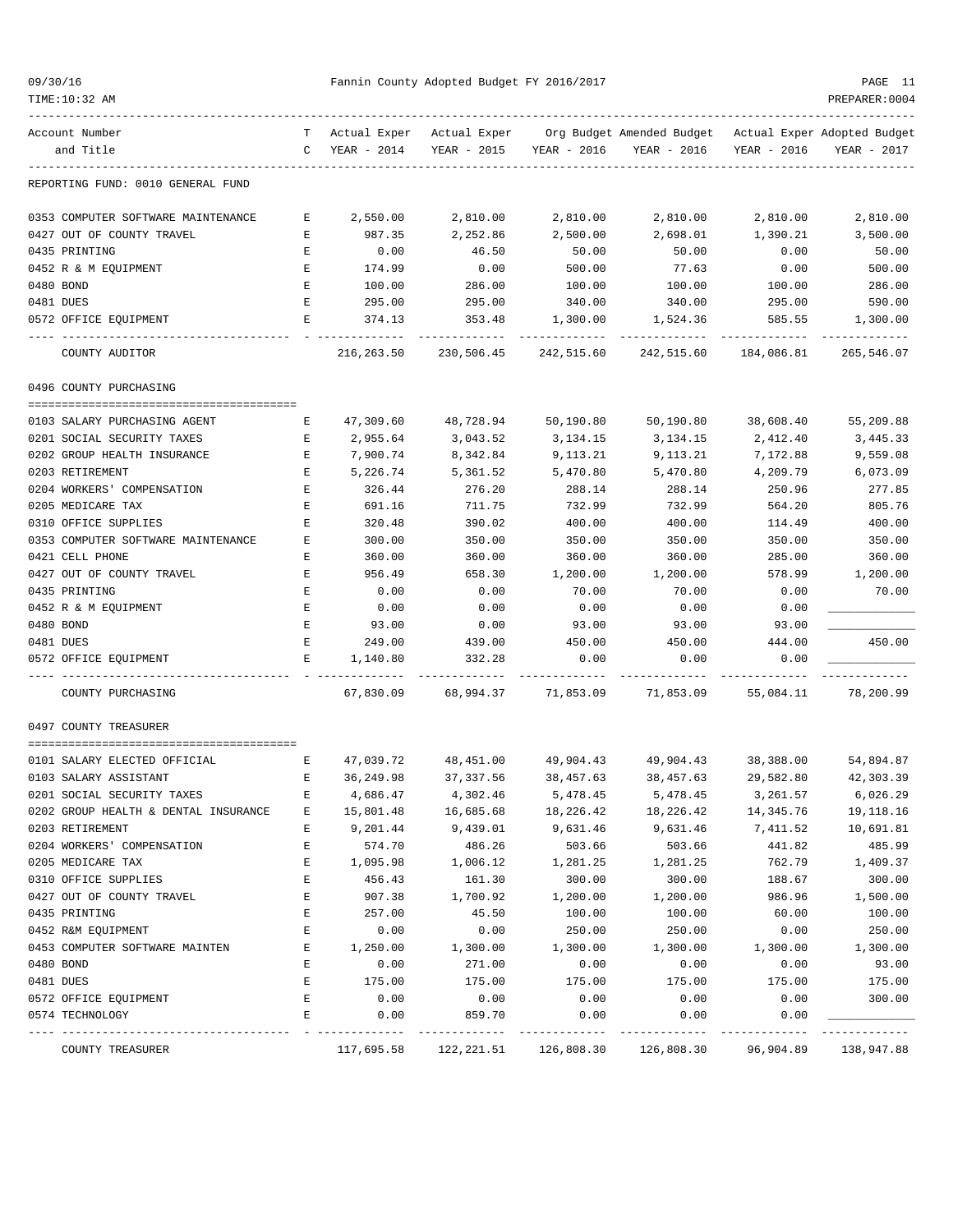Fannin County Adopted Budget FY 2016/2017

REPORTING FUND: 0010 GENERAL FUND

| Account Number and Title | TC | Actual Exper YEAR - 2014 | Actual Exper YEAR - 2015 | Org Budget YEAR - 2016 | Amended Budget YEAR - 2016 | Actual Exper YEAR - 2016 | Adopted Budget YEAR - 2017 |
|---|---|---|---|---|---|---|---|
| 0353 COMPUTER SOFTWARE MAINTENANCE | E | 2,550.00 | 2,810.00 | 2,810.00 | 2,810.00 | 2,810.00 | 2,810.00 |
| 0427 OUT OF COUNTY TRAVEL | E | 987.35 | 2,252.86 | 2,500.00 | 2,698.01 | 1,390.21 | 3,500.00 |
| 0435 PRINTING | E | 0.00 | 46.50 | 50.00 | 50.00 | 0.00 | 50.00 |
| 0452 R & M EQUIPMENT | E | 174.99 | 0.00 | 500.00 | 77.63 | 0.00 | 500.00 |
| 0480 BOND | E | 100.00 | 286.00 | 100.00 | 100.00 | 100.00 | 286.00 |
| 0481 DUES | E | 295.00 | 295.00 | 340.00 | 340.00 | 295.00 | 590.00 |
| 0572 OFFICE EQUIPMENT | E | 374.13 | 353.48 | 1,300.00 | 1,524.36 | 585.55 | 1,300.00 |
| COUNTY AUDITOR | | 216,263.50 | 230,506.45 | 242,515.60 | 242,515.60 | 184,086.81 | 265,546.07 |
| **0496 COUNTY PURCHASING** | | | | | | | |
| 0103 SALARY PURCHASING AGENT | E | 47,309.60 | 48,728.94 | 50,190.80 | 50,190.80 | 38,608.40 | 55,209.88 |
| 0201 SOCIAL SECURITY TAXES | E | 2,955.64 | 3,043.52 | 3,134.15 | 3,134.15 | 2,412.40 | 3,445.33 |
| 0202 GROUP HEALTH INSURANCE | E | 7,900.74 | 8,342.84 | 9,113.21 | 9,113.21 | 7,172.88 | 9,559.08 |
| 0203 RETIREMENT | E | 5,226.74 | 5,361.52 | 5,470.80 | 5,470.80 | 4,209.79 | 6,073.09 |
| 0204 WORKERS' COMPENSATION | E | 326.44 | 276.20 | 288.14 | 288.14 | 250.96 | 277.85 |
| 0205 MEDICARE TAX | E | 691.16 | 711.75 | 732.99 | 732.99 | 564.20 | 805.76 |
| 0310 OFFICE SUPPLIES | E | 320.48 | 390.02 | 400.00 | 400.00 | 114.49 | 400.00 |
| 0353 COMPUTER SOFTWARE MAINTENANCE | E | 300.00 | 350.00 | 350.00 | 350.00 | 350.00 | 350.00 |
| 0421 CELL PHONE | E | 360.00 | 360.00 | 360.00 | 360.00 | 285.00 | 360.00 |
| 0427 OUT OF COUNTY TRAVEL | E | 956.49 | 658.30 | 1,200.00 | 1,200.00 | 578.99 | 1,200.00 |
| 0435 PRINTING | E | 0.00 | 0.00 | 70.00 | 70.00 | 0.00 | 70.00 |
| 0452 R & M EQUIPMENT | E | 0.00 | 0.00 | 0.00 | 0.00 | 0.00 | ____________ |
| 0480 BOND | E | 93.00 | 0.00 | 93.00 | 93.00 | 93.00 | ____________ |
| 0481 DUES | E | 249.00 | 439.00 | 450.00 | 450.00 | 444.00 | 450.00 |
| 0572 OFFICE EQUIPMENT | E | 1,140.80 | 332.28 | 0.00 | 0.00 | 0.00 | ____________ |
| COUNTY PURCHASING | | 67,830.09 | 68,994.37 | 71,853.09 | 71,853.09 | 55,084.11 | 78,200.99 |
| **0497 COUNTY TREASURER** | | | | | | | |
| 0101 SALARY ELECTED OFFICIAL | E | 47,039.72 | 48,451.00 | 49,904.43 | 49,904.43 | 38,388.00 | 54,894.87 |
| 0103 SALARY ASSISTANT | E | 36,249.98 | 37,337.56 | 38,457.63 | 38,457.63 | 29,582.80 | 42,303.39 |
| 0201 SOCIAL SECURITY TAXES | E | 4,686.47 | 4,302.46 | 5,478.45 | 5,478.45 | 3,261.57 | 6,026.29 |
| 0202 GROUP HEALTH & DENTAL INSURANCE | E | 15,801.48 | 16,685.68 | 18,226.42 | 18,226.42 | 14,345.76 | 19,118.16 |
| 0203 RETIREMENT | E | 9,201.44 | 9,439.01 | 9,631.46 | 9,631.46 | 7,411.52 | 10,691.81 |
| 0204 WORKERS' COMPENSATION | E | 574.70 | 486.26 | 503.66 | 503.66 | 441.82 | 485.99 |
| 0205 MEDICARE TAX | E | 1,095.98 | 1,006.12 | 1,281.25 | 1,281.25 | 762.79 | 1,409.37 |
| 0310 OFFICE SUPPLIES | E | 456.43 | 161.30 | 300.00 | 300.00 | 188.67 | 300.00 |
| 0427 OUT OF COUNTY TRAVEL | E | 907.38 | 1,700.92 | 1,200.00 | 1,200.00 | 986.96 | 1,500.00 |
| 0435 PRINTING | E | 257.00 | 45.50 | 100.00 | 100.00 | 60.00 | 100.00 |
| 0452 R&M EQUIPMENT | E | 0.00 | 0.00 | 250.00 | 250.00 | 0.00 | 250.00 |
| 0453 COMPUTER SOFTWARE MAINTEN | E | 1,250.00 | 1,300.00 | 1,300.00 | 1,300.00 | 1,300.00 | 1,300.00 |
| 0480 BOND | E | 0.00 | 271.00 | 0.00 | 0.00 | 0.00 | 93.00 |
| 0481 DUES | E | 175.00 | 175.00 | 175.00 | 175.00 | 175.00 | 175.00 |
| 0572 OFFICE EQUIPMENT | E | 0.00 | 0.00 | 0.00 | 0.00 | 0.00 | 300.00 |
| 0574 TECHNOLOGY | E | 0.00 | 859.70 | 0.00 | 0.00 | 0.00 | ____________ |
| COUNTY TREASURER | | 117,695.58 | 122,221.51 | 126,808.30 | 126,808.30 | 96,904.89 | 138,947.88 |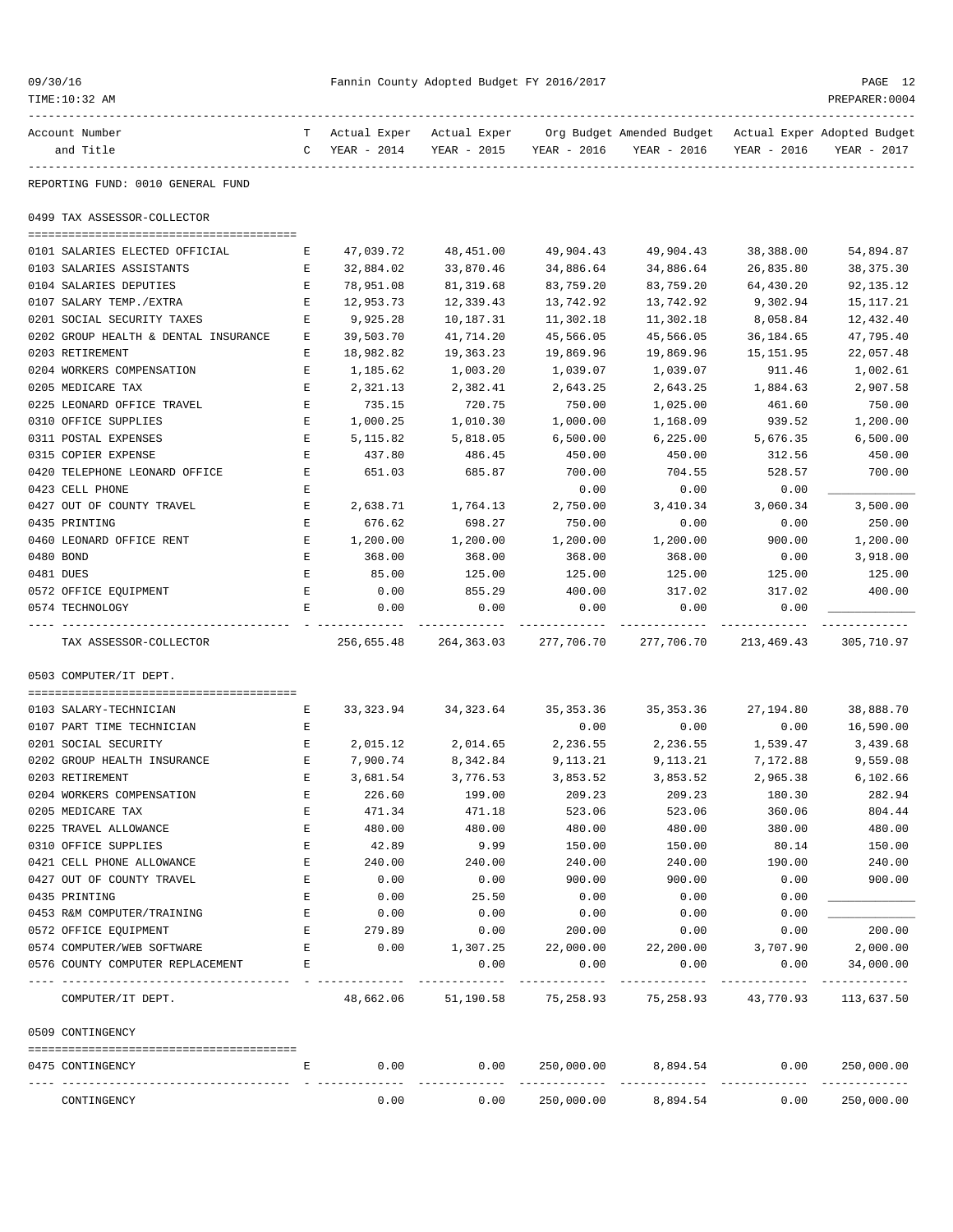REPORTING FUND: 0010 GENERAL FUND

## 0499 TAX ASSESSOR-COLLECTOR

| Account Number and Title | T C | Actual Exper YEAR - 2014 | Actual Exper YEAR - 2015 | Org Budget YEAR - 2016 | Amended Budget YEAR - 2016 | Actual Exper YEAR - 2016 | Adopted Budget YEAR - 2017 |
|---|---|---|---|---|---|---|---|
| 0101 SALARIES ELECTED OFFICIAL | E | 47,039.72 | 48,451.00 | 49,904.43 | 49,904.43 | 38,388.00 | 54,894.87 |
| 0103 SALARIES ASSISTANTS | E | 32,884.02 | 33,870.46 | 34,886.64 | 34,886.64 | 26,835.80 | 38,375.30 |
| 0104 SALARIES DEPUTIES | E | 78,951.08 | 81,319.68 | 83,759.20 | 83,759.20 | 64,430.20 | 92,135.12 |
| 0107 SALARY TEMP./EXTRA | E | 12,953.73 | 12,339.43 | 13,742.92 | 13,742.92 | 9,302.94 | 15,117.21 |
| 0201 SOCIAL SECURITY TAXES | E | 9,925.28 | 10,187.31 | 11,302.18 | 11,302.18 | 8,058.84 | 12,432.40 |
| 0202 GROUP HEALTH & DENTAL INSURANCE | E | 39,503.70 | 41,714.20 | 45,566.05 | 45,566.05 | 36,184.65 | 47,795.40 |
| 0203 RETIREMENT | E | 18,982.82 | 19,363.23 | 19,869.96 | 19,869.96 | 15,151.95 | 22,057.48 |
| 0204 WORKERS COMPENSATION | E | 1,185.62 | 1,003.20 | 1,039.07 | 1,039.07 | 911.46 | 1,002.61 |
| 0205 MEDICARE TAX | E | 2,321.13 | 2,382.41 | 2,643.25 | 2,643.25 | 1,884.63 | 2,907.58 |
| 0225 LEONARD OFFICE TRAVEL | E | 735.15 | 720.75 | 750.00 | 1,025.00 | 461.60 | 750.00 |
| 0310 OFFICE SUPPLIES | E | 1,000.25 | 1,010.30 | 1,000.00 | 1,168.09 | 939.52 | 1,200.00 |
| 0311 POSTAL EXPENSES | E | 5,115.82 | 5,818.05 | 6,500.00 | 6,225.00 | 5,676.35 | 6,500.00 |
| 0315 COPIER EXPENSE | E | 437.80 | 486.45 | 450.00 | 450.00 | 312.56 | 450.00 |
| 0420 TELEPHONE LEONARD OFFICE | E | 651.03 | 685.87 | 700.00 | 704.55 | 528.57 | 700.00 |
| 0423 CELL PHONE | E | | | 0.00 | 0.00 | 0.00 | ____________ |
| 0427 OUT OF COUNTY TRAVEL | E | 2,638.71 | 1,764.13 | 2,750.00 | 3,410.34 | 3,060.34 | 3,500.00 |
| 0435 PRINTING | E | 676.62 | 698.27 | 750.00 | 0.00 | 0.00 | 250.00 |
| 0460 LEONARD OFFICE RENT | E | 1,200.00 | 1,200.00 | 1,200.00 | 1,200.00 | 900.00 | 1,200.00 |
| 0480 BOND | E | 368.00 | 368.00 | 368.00 | 368.00 | 0.00 | 3,918.00 |
| 0481 DUES | E | 85.00 | 125.00 | 125.00 | 125.00 | 125.00 | 125.00 |
| 0572 OFFICE EQUIPMENT | E | 0.00 | 855.29 | 400.00 | 317.02 | 317.02 | 400.00 |
| 0574 TECHNOLOGY | E | 0.00 | 0.00 | 0.00 | 0.00 | 0.00 | ____________ |
| TAX ASSESSOR-COLLECTOR | | 256,655.48 | 264,363.03 | 277,706.70 | 277,706.70 | 213,469.43 | 305,710.97 |

## 0503 COMPUTER/IT DEPT.

| Account Number and Title | T C | Actual Exper YEAR - 2014 | Actual Exper YEAR - 2015 | Org Budget YEAR - 2016 | Amended Budget YEAR - 2016 | Actual Exper YEAR - 2016 | Adopted Budget YEAR - 2017 |
|---|---|---|---|---|---|---|---|
| 0103 SALARY-TECHNICIAN | E | 33,323.94 | 34,323.64 | 35,353.36 | 35,353.36 | 27,194.80 | 38,888.70 |
| 0107 PART TIME TECHNICIAN | E | | | 0.00 | 0.00 | 0.00 | 16,590.00 |
| 0201 SOCIAL SECURITY | E | 2,015.12 | 2,014.65 | 2,236.55 | 2,236.55 | 1,539.47 | 3,439.68 |
| 0202 GROUP HEALTH INSURANCE | E | 7,900.74 | 8,342.84 | 9,113.21 | 9,113.21 | 7,172.88 | 9,559.08 |
| 0203 RETIREMENT | E | 3,681.54 | 3,776.53 | 3,853.52 | 3,853.52 | 2,965.38 | 6,102.66 |
| 0204 WORKERS COMPENSATION | E | 226.60 | 199.00 | 209.23 | 209.23 | 180.30 | 282.94 |
| 0205 MEDICARE TAX | E | 471.34 | 471.18 | 523.06 | 523.06 | 360.06 | 804.44 |
| 0225 TRAVEL ALLOWANCE | E | 480.00 | 480.00 | 480.00 | 480.00 | 380.00 | 480.00 |
| 0310 OFFICE SUPPLIES | E | 42.89 | 9.99 | 150.00 | 150.00 | 80.14 | 150.00 |
| 0421 CELL PHONE ALLOWANCE | E | 240.00 | 240.00 | 240.00 | 240.00 | 190.00 | 240.00 |
| 0427 OUT OF COUNTY TRAVEL | E | 0.00 | 0.00 | 900.00 | 900.00 | 0.00 | 900.00 |
| 0435 PRINTING | E | 0.00 | 25.50 | 0.00 | 0.00 | 0.00 | ____________ |
| 0453 R&M COMPUTER/TRAINING | E | 0.00 | 0.00 | 0.00 | 0.00 | 0.00 | ____________ |
| 0572 OFFICE EQUIPMENT | E | 279.89 | 0.00 | 200.00 | 0.00 | 0.00 | 200.00 |
| 0574 COMPUTER/WEB SOFTWARE | E | 0.00 | 1,307.25 | 22,000.00 | 22,200.00 | 3,707.90 | 2,000.00 |
| 0576 COUNTY COMPUTER REPLACEMENT | E | | 0.00 | 0.00 | 0.00 | 0.00 | 34,000.00 |
| COMPUTER/IT DEPT. | | 48,662.06 | 51,190.58 | 75,258.93 | 75,258.93 | 43,770.93 | 113,637.50 |

## 0509 CONTINGENCY

| Account Number and Title | T C | Actual Exper YEAR - 2014 | Actual Exper YEAR - 2015 | Org Budget YEAR - 2016 | Amended Budget YEAR - 2016 | Actual Exper YEAR - 2016 | Adopted Budget YEAR - 2017 |
|---|---|---|---|---|---|---|---|
| 0475 CONTINGENCY | E | 0.00 | 0.00 | 250,000.00 | 8,894.54 | 0.00 | 250,000.00 |
| CONTINGENCY | | 0.00 | 0.00 | 250,000.00 | 8,894.54 | 0.00 | 250,000.00 |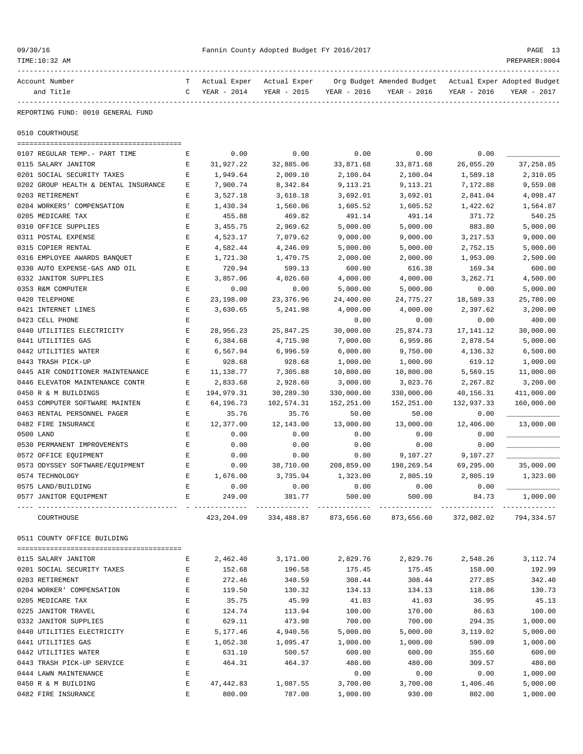REPORTING FUND: 0010 GENERAL FUND

## 0510 COURTHOUSE

| Account Number and Title | TC | Actual Exper YEAR - 2014 | Actual Exper YEAR - 2015 | Org Budget YEAR - 2016 | Amended Budget YEAR - 2016 | Actual Exper YEAR - 2016 | Adopted Budget YEAR - 2017 |
|---|---|---|---|---|---|---|---|
| 0107 REGULAR TEMP.- PART TIME | E | 0.00 | 0.00 | 0.00 | 0.00 | 0.00 | ___________ |
| 0115 SALARY JANITOR | E | 31,927.22 | 32,885.06 | 33,871.68 | 33,871.68 | 26,055.20 | 37,258.85 |
| 0201 SOCIAL SECURITY TAXES | E | 1,949.64 | 2,009.10 | 2,100.04 | 2,100.04 | 1,589.18 | 2,310.05 |
| 0202 GROUP HEALTH & DENTAL INSURANCE | E | 7,900.74 | 8,342.84 | 9,113.21 | 9,113.21 | 7,172.88 | 9,559.08 |
| 0203 RETIREMENT | E | 3,527.18 | 3,618.18 | 3,692.01 | 3,692.01 | 2,841.04 | 4,098.47 |
| 0204 WORKERS' COMPENSATION | E | 1,430.34 | 1,560.06 | 1,605.52 | 1,605.52 | 1,422.62 | 1,564.87 |
| 0205 MEDICARE TAX | E | 455.88 | 469.82 | 491.14 | 491.14 | 371.72 | 540.25 |
| 0310 OFFICE SUPPLIES | E | 3,455.75 | 2,969.62 | 5,000.00 | 5,000.00 | 883.80 | 5,000.00 |
| 0311 POSTAL EXPENSE | E | 4,523.17 | 7,079.62 | 9,000.00 | 9,000.00 | 3,217.53 | 9,000.00 |
| 0315 COPIER RENTAL | E | 4,582.44 | 4,246.09 | 5,000.00 | 5,000.00 | 2,752.15 | 5,000.00 |
| 0316 EMPLOYEE AWARDS BANQUET | E | 1,721.30 | 1,470.75 | 2,000.00 | 2,000.00 | 1,953.00 | 2,500.00 |
| 0330 AUTO EXPENSE-GAS AND OIL | E | 720.94 | 599.13 | 600.00 | 616.38 | 169.34 | 600.00 |
| 0332 JANITOR SUPPLIES | E | 3,857.06 | 4,026.60 | 4,000.00 | 4,000.00 | 3,262.71 | 4,500.00 |
| 0353 R&M COMPUTER | E | 0.00 | 0.00 | 5,000.00 | 5,000.00 | 0.00 | 5,000.00 |
| 0420 TELEPHONE | E | 23,198.00 | 23,376.96 | 24,400.00 | 24,775.27 | 18,589.33 | 25,780.00 |
| 0421 INTERNET LINES | E | 3,630.65 | 5,241.98 | 4,000.00 | 4,000.00 | 2,397.62 | 3,200.00 |
| 0423 CELL PHONE | E | | | 0.00 | 0.00 | 0.00 | 400.00 |
| 0440 UTILITIES ELECTRICITY | E | 28,956.23 | 25,847.25 | 30,000.00 | 25,874.73 | 17,141.12 | 30,000.00 |
| 0441 UTILITIES GAS | E | 6,384.68 | 4,715.98 | 7,000.00 | 6,959.86 | 2,878.54 | 5,000.00 |
| 0442 UTILITIES WATER | E | 6,567.94 | 6,996.59 | 6,000.00 | 9,750.00 | 4,136.32 | 6,500.00 |
| 0443 TRASH PICK-UP | E | 928.68 | 928.68 | 1,000.00 | 1,000.00 | 619.12 | 1,000.00 |
| 0445 AIR CONDITIONER MAINTENANCE | E | 11,138.77 | 7,305.88 | 10,800.00 | 10,800.00 | 5,569.15 | 11,000.00 |
| 0446 ELEVATOR MAINTENANCE CONTR | E | 2,833.68 | 2,928.60 | 3,000.00 | 3,023.76 | 2,267.82 | 3,200.00 |
| 0450 R & M BUILDINGS | E | 194,979.31 | 30,289.30 | 330,000.00 | 330,000.00 | 40,156.31 | 411,000.00 |
| 0453 COMPUTER SOFTWARE MAINTEN | E | 64,196.73 | 102,574.31 | 152,251.00 | 152,251.00 | 132,937.33 | 160,000.00 |
| 0463 RENTAL PERSONNEL PAGER | E | 35.76 | 35.76 | 50.00 | 50.00 | 0.00 | ___________ |
| 0482 FIRE INSURANCE | E | 12,377.00 | 12,143.00 | 13,000.00 | 13,000.00 | 12,406.00 | 13,000.00 |
| 0500 LAND | E | 0.00 | 0.00 | 0.00 | 0.00 | 0.00 | ___________ |
| 0530 PERMANENT IMPROVEMENTS | E | 0.00 | 0.00 | 0.00 | 0.00 | 0.00 | ___________ |
| 0572 OFFICE EQUIPMENT | E | 0.00 | 0.00 | 0.00 | 9,107.27 | 9,107.27 | ___________ |
| 0573 ODYSSEY SOFTWARE/EQUIPMENT | E | 0.00 | 38,710.00 | 208,859.00 | 198,269.54 | 69,295.00 | 35,000.00 |
| 0574 TECHNOLOGY | E | 1,676.00 | 3,735.94 | 1,323.00 | 2,805.19 | 2,805.19 | 1,323.00 |
| 0575 LAND/BUILDING | E | 0.00 | 0.00 | 0.00 | 0.00 | 0.00 | ___________ |
| 0577 JANITOR EQUIPMENT | E | 249.00 | 381.77 | 500.00 | 500.00 | 84.73 | 1,000.00 |
| COURTHOUSE | | 423,204.09 | 334,488.87 | 873,656.60 | 873,656.60 | 372,082.02 | 794,334.57 |

## 0511 COUNTY OFFICE BUILDING

| Account Number and Title | TC | Actual Exper YEAR - 2014 | Actual Exper YEAR - 2015 | Org Budget YEAR - 2016 | Amended Budget YEAR - 2016 | Actual Exper YEAR - 2016 | Adopted Budget YEAR - 2017 |
|---|---|---|---|---|---|---|---|
| 0115 SALARY JANITOR | E | 2,462.40 | 3,171.00 | 2,829.76 | 2,829.76 | 2,548.26 | 3,112.74 |
| 0201 SOCIAL SECURITY TAXES | E | 152.68 | 196.58 | 175.45 | 175.45 | 158.00 | 192.99 |
| 0203 RETIREMENT | E | 272.46 | 348.59 | 308.44 | 308.44 | 277.85 | 342.40 |
| 0204 WORKER' COMPENSATION | E | 119.50 | 130.32 | 134.13 | 134.13 | 118.86 | 130.73 |
| 0205 MEDICARE TAX | E | 35.75 | 45.99 | 41.03 | 41.03 | 36.95 | 45.13 |
| 0225 JANITOR TRAVEL | E | 124.74 | 113.94 | 100.00 | 170.00 | 86.63 | 100.00 |
| 0332 JANITOR SUPPLIES | E | 629.11 | 473.98 | 700.00 | 700.00 | 294.35 | 1,000.00 |
| 0440 UTILITIES ELECTRICITY | E | 5,177.46 | 4,940.56 | 5,000.00 | 5,000.00 | 3,119.02 | 5,000.00 |
| 0441 UTILITIES GAS | E | 1,052.38 | 1,095.47 | 1,000.00 | 1,000.00 | 590.09 | 1,000.00 |
| 0442 UTILITIES WATER | E | 631.10 | 500.57 | 600.00 | 600.00 | 355.60 | 600.00 |
| 0443 TRASH PICK-UP SERVICE | E | 464.31 | 464.37 | 480.00 | 480.00 | 309.57 | 480.00 |
| 0444 LAWN MAINTENANCE | E | | | 0.00 | 0.00 | 0.00 | 1,000.00 |
| 0450 R & M BUILDING | E | 47,442.83 | 1,087.55 | 3,700.00 | 3,700.00 | 1,406.46 | 5,000.00 |
| 0482 FIRE INSURANCE | E | 800.00 | 787.00 | 1,000.00 | 930.00 | 802.00 | 1,000.00 |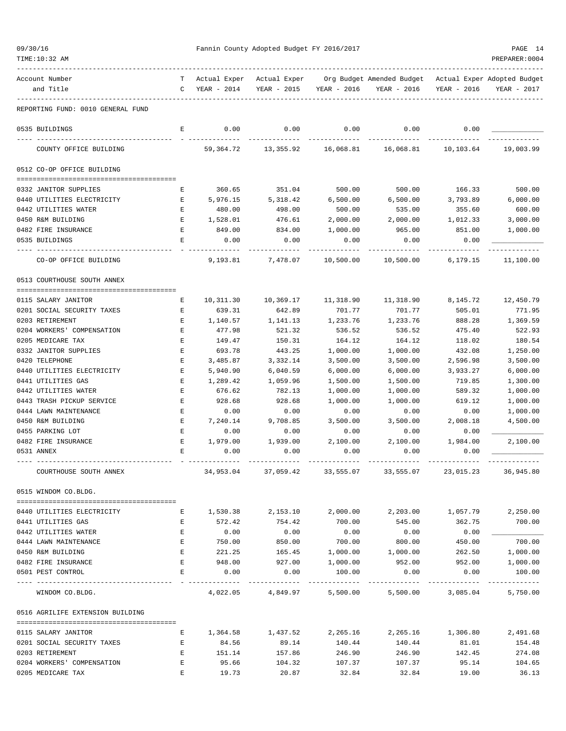REPORTING FUND: 0010 GENERAL FUND

| Account Number and Title | TC | Actual Exper YEAR - 2014 | Actual Exper YEAR - 2015 | Org Budget YEAR - 2016 | Amended Budget YEAR - 2016 | Actual Exper YEAR - 2016 | Adopted Budget YEAR - 2017 |
|---|---|---|---|---|---|---|---|
| 0535 BUILDINGS | E | 0.00 | 0.00 | 0.00 | 0.00 | 0.00 | ____________ |
| COUNTY OFFICE BUILDING | | 59,364.72 | 13,355.92 | 16,068.81 | 16,068.81 | 10,103.64 | 19,003.99 |
| **0512 CO-OP OFFICE BUILDING** | | | | | | | |
| 0332 JANITOR SUPPLIES | E | 360.65 | 351.04 | 500.00 | 500.00 | 166.33 | 500.00 |
| 0440 UTILITIES ELECTRICITY | E | 5,976.15 | 5,318.42 | 6,500.00 | 6,500.00 | 3,793.89 | 6,000.00 |
| 0442 UTILITIES WATER | E | 480.00 | 498.00 | 500.00 | 535.00 | 355.60 | 600.00 |
| 0450 R&M BUILDING | E | 1,528.01 | 476.61 | 2,000.00 | 2,000.00 | 1,012.33 | 3,000.00 |
| 0482 FIRE INSURANCE | E | 849.00 | 834.00 | 1,000.00 | 965.00 | 851.00 | 1,000.00 |
| 0535 BUILDINGS | E | 0.00 | 0.00 | 0.00 | 0.00 | 0.00 | ____________ |
| CO-OP OFFICE BUILDING | | 9,193.81 | 7,478.07 | 10,500.00 | 10,500.00 | 6,179.15 | 11,100.00 |
| **0513 COURTHOUSE SOUTH ANNEX** | | | | | | | |
| 0115 SALARY JANITOR | E | 10,311.30 | 10,369.17 | 11,318.90 | 11,318.90 | 8,145.72 | 12,450.79 |
| 0201 SOCIAL SECURITY TAXES | E | 639.31 | 642.89 | 701.77 | 701.77 | 505.01 | 771.95 |
| 0203 RETIREMENT | E | 1,140.57 | 1,141.13 | 1,233.76 | 1,233.76 | 888.28 | 1,369.59 |
| 0204 WORKERS' COMPENSATION | E | 477.98 | 521.32 | 536.52 | 536.52 | 475.40 | 522.93 |
| 0205 MEDICARE TAX | E | 149.47 | 150.31 | 164.12 | 164.12 | 118.02 | 180.54 |
| 0332 JANITOR SUPPLIES | E | 693.78 | 443.25 | 1,000.00 | 1,000.00 | 432.08 | 1,250.00 |
| 0420 TELEPHONE | E | 3,485.87 | 3,332.14 | 3,500.00 | 3,500.00 | 2,596.98 | 3,500.00 |
| 0440 UTILITIES ELECTRICITY | E | 5,940.90 | 6,040.59 | 6,000.00 | 6,000.00 | 3,933.27 | 6,000.00 |
| 0441 UTILITIES GAS | E | 1,289.42 | 1,059.96 | 1,500.00 | 1,500.00 | 719.85 | 1,300.00 |
| 0442 UTILITIES WATER | E | 676.62 | 782.13 | 1,000.00 | 1,000.00 | 589.32 | 1,000.00 |
| 0443 TRASH PICKUP SERVICE | E | 928.68 | 928.68 | 1,000.00 | 1,000.00 | 619.12 | 1,000.00 |
| 0444 LAWN MAINTENANCE | E | 0.00 | 0.00 | 0.00 | 0.00 | 0.00 | 1,000.00 |
| 0450 R&M BUILDING | E | 7,240.14 | 9,708.85 | 3,500.00 | 3,500.00 | 2,008.18 | 4,500.00 |
| 0455 PARKING LOT | E | 0.00 | 0.00 | 0.00 | 0.00 | 0.00 | ____________ |
| 0482 FIRE INSURANCE | E | 1,979.00 | 1,939.00 | 2,100.00 | 2,100.00 | 1,984.00 | 2,100.00 |
| 0531 ANNEX | E | 0.00 | 0.00 | 0.00 | 0.00 | 0.00 | ____________ |
| COURTHOUSE SOUTH ANNEX | | 34,953.04 | 37,059.42 | 33,555.07 | 33,555.07 | 23,015.23 | 36,945.80 |
| **0515 WINDOM CO.BLDG.** | | | | | | | |
| 0440 UTILITIES ELECTRICITY | E | 1,530.38 | 2,153.10 | 2,000.00 | 2,203.00 | 1,057.79 | 2,250.00 |
| 0441 UTILITIES GAS | E | 572.42 | 754.42 | 700.00 | 545.00 | 362.75 | 700.00 |
| 0442 UTILITIES WATER | E | 0.00 | 0.00 | 0.00 | 0.00 | 0.00 | ____________ |
| 0444 LAWN MAINTENANCE | E | 750.00 | 850.00 | 700.00 | 800.00 | 450.00 | 700.00 |
| 0450 R&M BUILDING | E | 221.25 | 165.45 | 1,000.00 | 1,000.00 | 262.50 | 1,000.00 |
| 0482 FIRE INSURANCE | E | 948.00 | 927.00 | 1,000.00 | 952.00 | 952.00 | 1,000.00 |
| 0501 PEST CONTROL | E | 0.00 | 0.00 | 100.00 | 0.00 | 0.00 | 100.00 |
| WINDOM CO.BLDG. | | 4,022.05 | 4,849.97 | 5,500.00 | 5,500.00 | 3,085.04 | 5,750.00 |
| **0516 AGRILIFE EXTENSION BUILDING** | | | | | | | |
| 0115 SALARY JANITOR | E | 1,364.58 | 1,437.52 | 2,265.16 | 2,265.16 | 1,306.80 | 2,491.68 |
| 0201 SOCIAL SECURITY TAXES | E | 84.56 | 89.14 | 140.44 | 140.44 | 81.01 | 154.48 |
| 0203 RETIREMENT | E | 151.14 | 157.86 | 246.90 | 246.90 | 142.45 | 274.08 |
| 0204 WORKERS' COMPENSATION | E | 95.66 | 104.32 | 107.37 | 107.37 | 95.14 | 104.65 |
| 0205 MEDICARE TAX | E | 19.73 | 20.87 | 32.84 | 32.84 | 19.00 | 36.13 |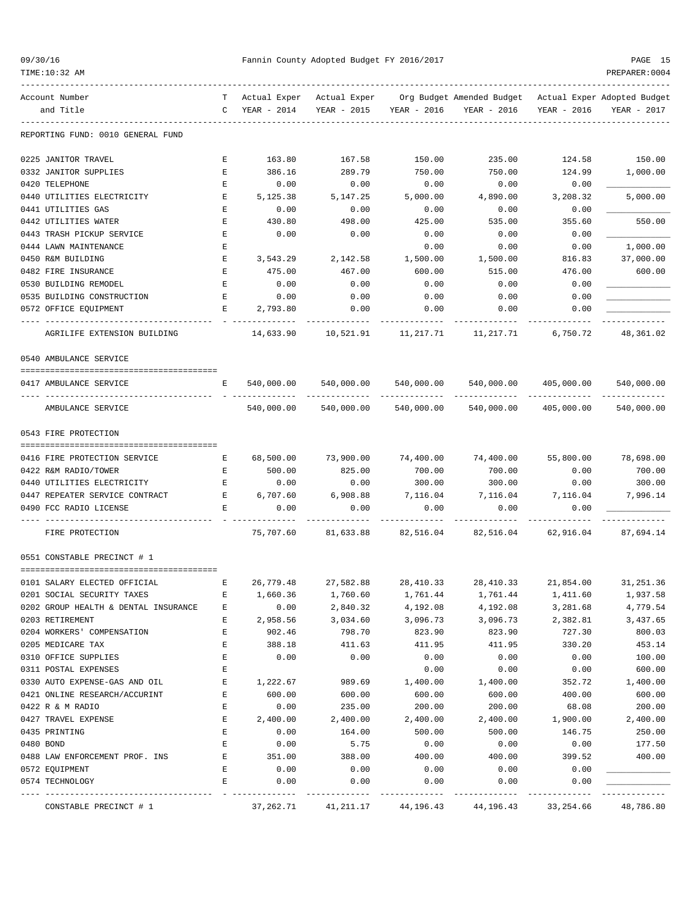Fannin County Adopted Budget FY 2016/2017

| Account Number and Title | TC | Actual Exper YEAR - 2014 | Actual Exper YEAR - 2015 | Org Budget YEAR - 2016 | Amended Budget YEAR - 2016 | Actual Exper YEAR - 2016 | Adopted Budget YEAR - 2017 |
|---|---|---|---|---|---|---|---|
| REPORTING FUND: 0010 GENERAL FUND | | | | | | | |
| 0225 JANITOR TRAVEL | E | 163.80 | 167.58 | 150.00 | 235.00 | 124.58 | 150.00 |
| 0332 JANITOR SUPPLIES | E | 386.16 | 289.79 | 750.00 | 750.00 | 124.99 | 1,000.00 |
| 0420 TELEPHONE | E | 0.00 | 0.00 | 0.00 | 0.00 | 0.00 | ____________ |
| 0440 UTILITIES ELECTRICITY | E | 5,125.38 | 5,147.25 | 5,000.00 | 4,890.00 | 3,208.32 | 5,000.00 |
| 0441 UTILITIES GAS | E | 0.00 | 0.00 | 0.00 | 0.00 | 0.00 | ____________ |
| 0442 UTILITIES WATER | E | 430.80 | 498.00 | 425.00 | 535.00 | 355.60 | 550.00 |
| 0443 TRASH PICKUP SERVICE | E | 0.00 | 0.00 | 0.00 | 0.00 | 0.00 | ____________ |
| 0444 LAWN MAINTENANCE | E | | | 0.00 | 0.00 | 0.00 | 1,000.00 |
| 0450 R&M BUILDING | E | 3,543.29 | 2,142.58 | 1,500.00 | 1,500.00 | 816.83 | 37,000.00 |
| 0482 FIRE INSURANCE | E | 475.00 | 467.00 | 600.00 | 515.00 | 476.00 | 600.00 |
| 0530 BUILDING REMODEL | E | 0.00 | 0.00 | 0.00 | 0.00 | 0.00 | ____________ |
| 0535 BUILDING CONSTRUCTION | E | 0.00 | 0.00 | 0.00 | 0.00 | 0.00 | ____________ |
| 0572 OFFICE EQUIPMENT | E | 2,793.80 | 0.00 | 0.00 | 0.00 | 0.00 | ____________ |
| AGRILIFE EXTENSION BUILDING | | 14,633.90 | 10,521.91 | 11,217.71 | 11,217.71 | 6,750.72 | 48,361.02 |
| **0540 AMBULANCE SERVICE** | | | | | | | |
| 0417 AMBULANCE SERVICE | E | 540,000.00 | 540,000.00 | 540,000.00 | 540,000.00 | 405,000.00 | 540,000.00 |
| AMBULANCE SERVICE | | 540,000.00 | 540,000.00 | 540,000.00 | 540,000.00 | 405,000.00 | 540,000.00 |
| **0543 FIRE PROTECTION** | | | | | | | |
| 0416 FIRE PROTECTION SERVICE | E | 68,500.00 | 73,900.00 | 74,400.00 | 74,400.00 | 55,800.00 | 78,698.00 |
| 0422 R&M RADIO/TOWER | E | 500.00 | 825.00 | 700.00 | 700.00 | 0.00 | 700.00 |
| 0440 UTILITIES ELECTRICITY | E | 0.00 | 0.00 | 300.00 | 300.00 | 0.00 | 300.00 |
| 0447 REPEATER SERVICE CONTRACT | E | 6,707.60 | 6,908.88 | 7,116.04 | 7,116.04 | 7,116.04 | 7,996.14 |
| 0490 FCC RADIO LICENSE | E | 0.00 | 0.00 | 0.00 | 0.00 | 0.00 | ____________ |
| FIRE PROTECTION | | 75,707.60 | 81,633.88 | 82,516.04 | 82,516.04 | 62,916.04 | 87,694.14 |
| **0551 CONSTABLE PRECINCT # 1** | | | | | | | |
| 0101 SALARY ELECTED OFFICIAL | E | 26,779.48 | 27,582.88 | 28,410.33 | 28,410.33 | 21,854.00 | 31,251.36 |
| 0201 SOCIAL SECURITY TAXES | E | 1,660.36 | 1,760.60 | 1,761.44 | 1,761.44 | 1,411.60 | 1,937.58 |
| 0202 GROUP HEALTH & DENTAL INSURANCE | E | 0.00 | 2,840.32 | 4,192.08 | 4,192.08 | 3,281.68 | 4,779.54 |
| 0203 RETIREMENT | E | 2,958.56 | 3,034.60 | 3,096.73 | 3,096.73 | 2,382.81 | 3,437.65 |
| 0204 WORKERS' COMPENSATION | E | 902.46 | 798.70 | 823.90 | 823.90 | 727.30 | 800.03 |
| 0205 MEDICARE TAX | E | 388.18 | 411.63 | 411.95 | 411.95 | 330.20 | 453.14 |
| 0310 OFFICE SUPPLIES | E | 0.00 | 0.00 | 0.00 | 0.00 | 0.00 | 100.00 |
| 0311 POSTAL EXPENSES | E | | | 0.00 | 0.00 | 0.00 | 600.00 |
| 0330 AUTO EXPENSE-GAS AND OIL | E | 1,222.67 | 989.69 | 1,400.00 | 1,400.00 | 352.72 | 1,400.00 |
| 0421 ONLINE RESEARCH/ACCURINT | E | 600.00 | 600.00 | 600.00 | 600.00 | 400.00 | 600.00 |
| 0422 R & M RADIO | E | 0.00 | 235.00 | 200.00 | 200.00 | 68.08 | 200.00 |
| 0427 TRAVEL EXPENSE | E | 2,400.00 | 2,400.00 | 2,400.00 | 2,400.00 | 1,900.00 | 2,400.00 |
| 0435 PRINTING | E | 0.00 | 164.00 | 500.00 | 500.00 | 146.75 | 250.00 |
| 0480 BOND | E | 0.00 | 5.75 | 0.00 | 0.00 | 0.00 | 177.50 |
| 0488 LAW ENFORCEMENT PROF. INS | E | 351.00 | 388.00 | 400.00 | 400.00 | 399.52 | 400.00 |
| 0572 EQUIPMENT | E | 0.00 | 0.00 | 0.00 | 0.00 | 0.00 | ____________ |
| 0574 TECHNOLOGY | E | 0.00 | 0.00 | 0.00 | 0.00 | 0.00 | ____________ |
| CONSTABLE PRECINCT # 1 | | 37,262.71 | 41,211.17 | 44,196.43 | 44,196.43 | 33,254.66 | 48,786.80 |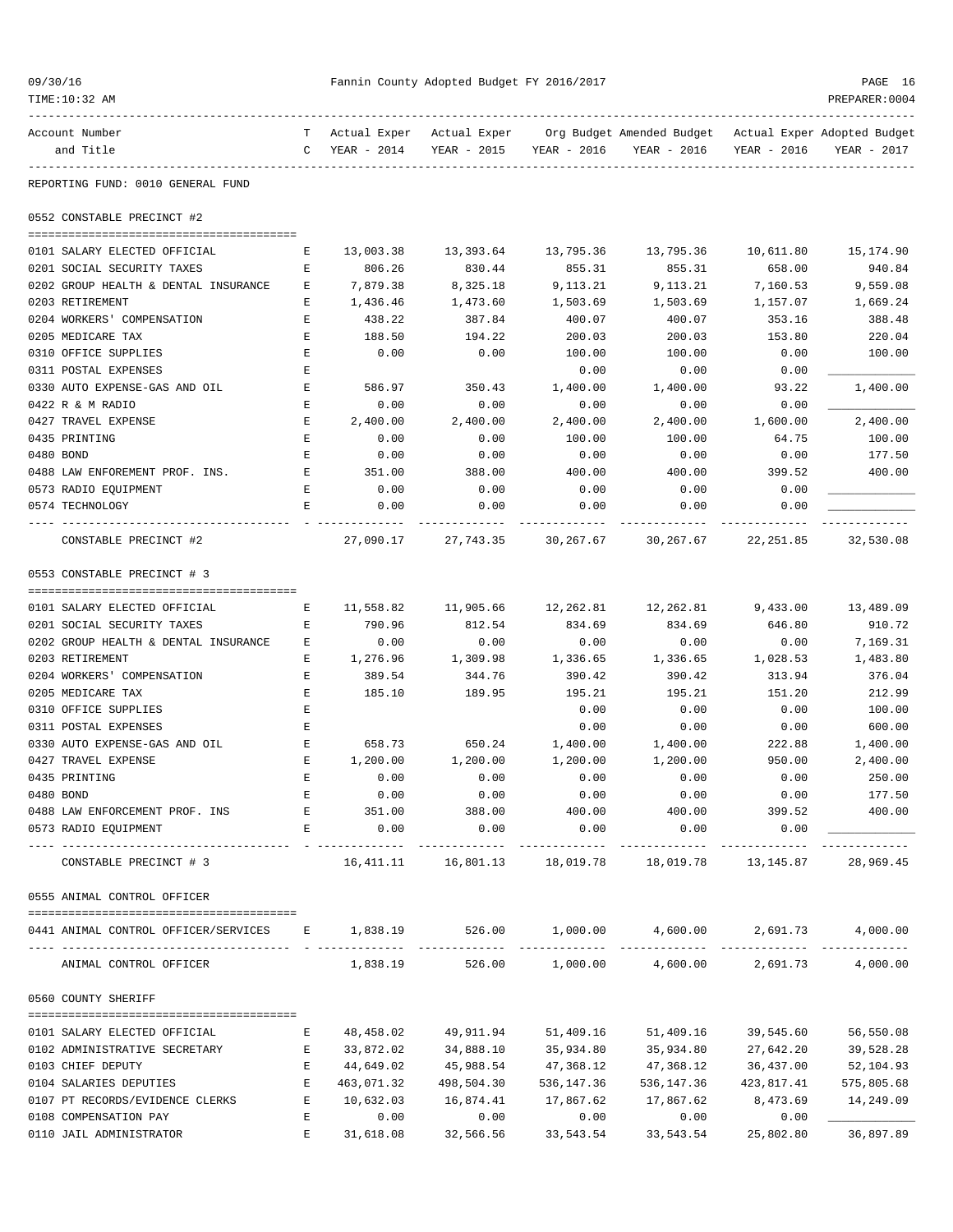REPORTING FUND: 0010 GENERAL FUND

## 0552 CONSTABLE PRECINCT #2

| Account Number and Title | TC | Actual Exper YEAR - 2014 | Actual Exper YEAR - 2015 | Org Budget YEAR - 2016 | Amended Budget YEAR - 2016 | Actual Exper YEAR - 2016 | Adopted Budget YEAR - 2017 |
|---|---|---|---|---|---|---|---|
| 0101 SALARY ELECTED OFFICIAL | E | 13,003.38 | 13,393.64 | 13,795.36 | 13,795.36 | 10,611.80 | 15,174.90 |
| 0201 SOCIAL SECURITY TAXES | E | 806.26 | 830.44 | 855.31 | 855.31 | 658.00 | 940.84 |
| 0202 GROUP HEALTH & DENTAL INSURANCE | E | 7,879.38 | 8,325.18 | 9,113.21 | 9,113.21 | 7,160.53 | 9,559.08 |
| 0203 RETIREMENT | E | 1,436.46 | 1,473.60 | 1,503.69 | 1,503.69 | 1,157.07 | 1,669.24 |
| 0204 WORKERS' COMPENSATION | E | 438.22 | 387.84 | 400.07 | 400.07 | 353.16 | 388.48 |
| 0205 MEDICARE TAX | E | 188.50 | 194.22 | 200.03 | 200.03 | 153.80 | 220.04 |
| 0310 OFFICE SUPPLIES | E | 0.00 | 0.00 | 100.00 | 100.00 | 0.00 | 100.00 |
| 0311 POSTAL EXPENSES | E | | | 0.00 | 0.00 | 0.00 | |
| 0330 AUTO EXPENSE-GAS AND OIL | E | 586.97 | 350.43 | 1,400.00 | 1,400.00 | 93.22 | 1,400.00 |
| 0422 R & M RADIO | E | 0.00 | 0.00 | 0.00 | 0.00 | 0.00 | |
| 0427 TRAVEL EXPENSE | E | 2,400.00 | 2,400.00 | 2,400.00 | 2,400.00 | 1,600.00 | 2,400.00 |
| 0435 PRINTING | E | 0.00 | 0.00 | 100.00 | 100.00 | 64.75 | 100.00 |
| 0480 BOND | E | 0.00 | 0.00 | 0.00 | 0.00 | 0.00 | 177.50 |
| 0488 LAW ENFOREMENT PROF. INS. | E | 351.00 | 388.00 | 400.00 | 400.00 | 399.52 | 400.00 |
| 0573 RADIO EQUIPMENT | E | 0.00 | 0.00 | 0.00 | 0.00 | 0.00 | |
| 0574 TECHNOLOGY | E | 0.00 | 0.00 | 0.00 | 0.00 | 0.00 | |
| CONSTABLE PRECINCT #2 | | 27,090.17 | 27,743.35 | 30,267.67 | 30,267.67 | 22,251.85 | 32,530.08 |

## 0553 CONSTABLE PRECINCT # 3

| Account Number and Title | TC | Actual Exper YEAR - 2014 | Actual Exper YEAR - 2015 | Org Budget YEAR - 2016 | Amended Budget YEAR - 2016 | Actual Exper YEAR - 2016 | Adopted Budget YEAR - 2017 |
|---|---|---|---|---|---|---|---|
| 0101 SALARY ELECTED OFFICIAL | E | 11,558.82 | 11,905.66 | 12,262.81 | 12,262.81 | 9,433.00 | 13,489.09 |
| 0201 SOCIAL SECURITY TAXES | E | 790.96 | 812.54 | 834.69 | 834.69 | 646.80 | 910.72 |
| 0202 GROUP HEALTH & DENTAL INSURANCE | E | 0.00 | 0.00 | 0.00 | 0.00 | 0.00 | 7,169.31 |
| 0203 RETIREMENT | E | 1,276.96 | 1,309.98 | 1,336.65 | 1,336.65 | 1,028.53 | 1,483.80 |
| 0204 WORKERS' COMPENSATION | E | 389.54 | 344.76 | 390.42 | 390.42 | 313.94 | 376.04 |
| 0205 MEDICARE TAX | E | 185.10 | 189.95 | 195.21 | 195.21 | 151.20 | 212.99 |
| 0310 OFFICE SUPPLIES | E | | | 0.00 | 0.00 | 0.00 | 100.00 |
| 0311 POSTAL EXPENSES | E | | | 0.00 | 0.00 | 0.00 | 600.00 |
| 0330 AUTO EXPENSE-GAS AND OIL | E | 658.73 | 650.24 | 1,400.00 | 1,400.00 | 222.88 | 1,400.00 |
| 0427 TRAVEL EXPENSE | E | 1,200.00 | 1,200.00 | 1,200.00 | 1,200.00 | 950.00 | 2,400.00 |
| 0435 PRINTING | E | 0.00 | 0.00 | 0.00 | 0.00 | 0.00 | 250.00 |
| 0480 BOND | E | 0.00 | 0.00 | 0.00 | 0.00 | 0.00 | 177.50 |
| 0488 LAW ENFORCEMENT PROF. INS | E | 351.00 | 388.00 | 400.00 | 400.00 | 399.52 | 400.00 |
| 0573 RADIO EQUIPMENT | E | 0.00 | 0.00 | 0.00 | 0.00 | 0.00 | |
| CONSTABLE PRECINCT # 3 | | 16,411.11 | 16,801.13 | 18,019.78 | 18,019.78 | 13,145.87 | 28,969.45 |

## 0555 ANIMAL CONTROL OFFICER

| Account Number and Title | TC | Actual Exper YEAR - 2014 | Actual Exper YEAR - 2015 | Org Budget YEAR - 2016 | Amended Budget YEAR - 2016 | Actual Exper YEAR - 2016 | Adopted Budget YEAR - 2017 |
|---|---|---|---|---|---|---|---|
| 0441 ANIMAL CONTROL OFFICER/SERVICES | E | 1,838.19 | 526.00 | 1,000.00 | 4,600.00 | 2,691.73 | 4,000.00 |
| ANIMAL CONTROL OFFICER | | 1,838.19 | 526.00 | 1,000.00 | 4,600.00 | 2,691.73 | 4,000.00 |

## 0560 COUNTY SHERIFF

| Account Number and Title | TC | Actual Exper YEAR - 2014 | Actual Exper YEAR - 2015 | Org Budget YEAR - 2016 | Amended Budget YEAR - 2016 | Actual Exper YEAR - 2016 | Adopted Budget YEAR - 2017 |
|---|---|---|---|---|---|---|---|
| 0101 SALARY ELECTED OFFICIAL | E | 48,458.02 | 49,911.94 | 51,409.16 | 51,409.16 | 39,545.60 | 56,550.08 |
| 0102 ADMINISTRATIVE SECRETARY | E | 33,872.02 | 34,888.10 | 35,934.80 | 35,934.80 | 27,642.20 | 39,528.28 |
| 0103 CHIEF DEPUTY | E | 44,649.02 | 45,988.54 | 47,368.12 | 47,368.12 | 36,437.00 | 52,104.93 |
| 0104 SALARIES DEPUTIES | E | 463,071.32 | 498,504.30 | 536,147.36 | 536,147.36 | 423,817.41 | 575,805.68 |
| 0107 PT RECORDS/EVIDENCE CLERKS | E | 10,632.03 | 16,874.41 | 17,867.62 | 17,867.62 | 8,473.69 | 14,249.09 |
| 0108 COMPENSATION PAY | E | 0.00 | 0.00 | 0.00 | 0.00 | 0.00 | |
| 0110 JAIL ADMINISTRATOR | E | 31,618.08 | 32,566.56 | 33,543.54 | 33,543.54 | 25,802.80 | 36,897.89 |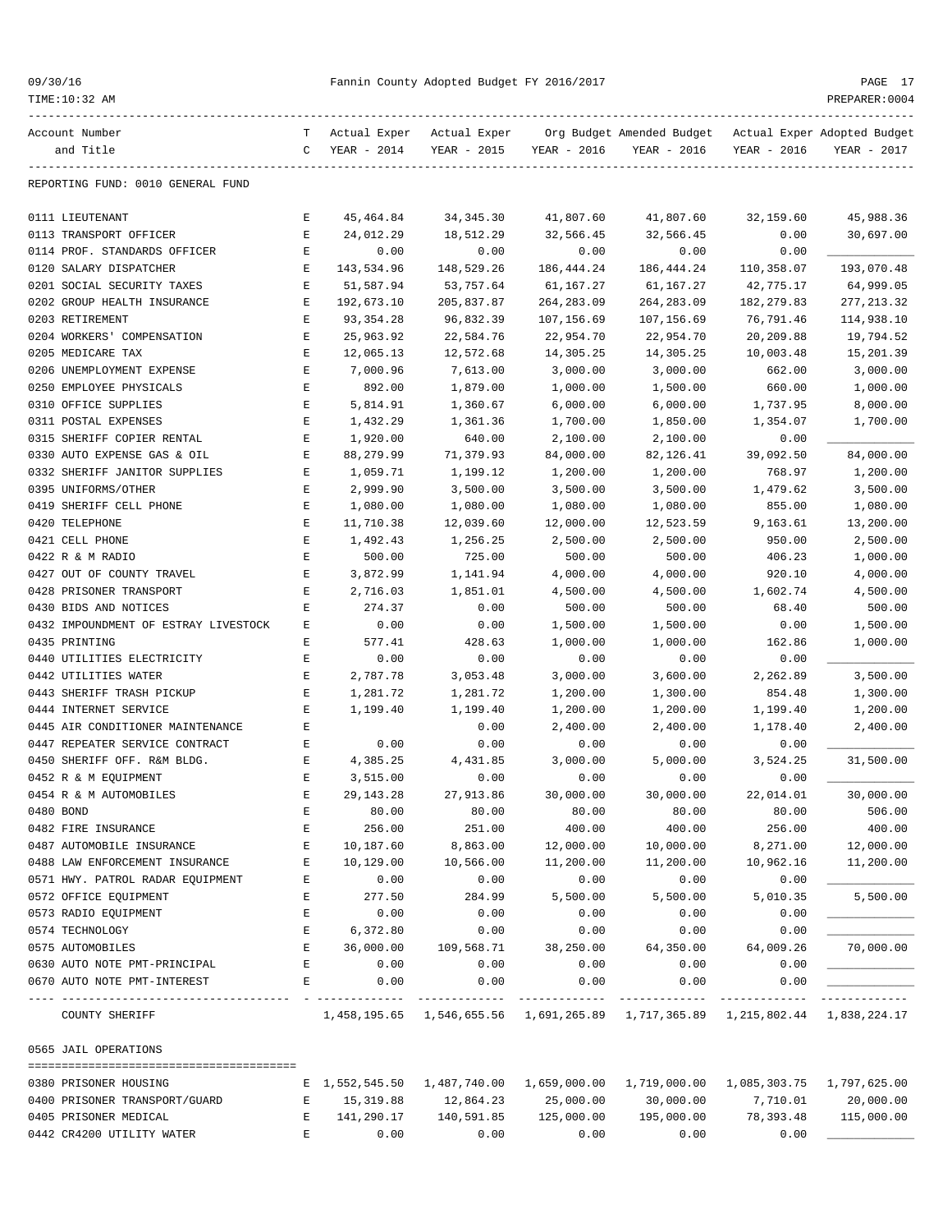REPORTING FUND: 0010 GENERAL FUND

| Account Number and Title | TC | Actual Exper YEAR - 2014 | Actual Exper YEAR - 2015 | Org Budget YEAR - 2016 | Amended Budget YEAR - 2016 | Actual Exper YEAR - 2016 | Adopted Budget YEAR - 2017 |
|---|---|---|---|---|---|---|---|
| 0111 LIEUTENANT | E | 45,464.84 | 34,345.30 | 41,807.60 | 41,807.60 | 32,159.60 | 45,988.36 |
| 0113 TRANSPORT OFFICER | E | 24,012.29 | 18,512.29 | 32,566.45 | 32,566.45 | 0.00 | 30,697.00 |
| 0114 PROF. STANDARDS OFFICER | E | 0.00 | 0.00 | 0.00 | 0.00 | 0.00 | ___________ |
| 0120 SALARY DISPATCHER | E | 143,534.96 | 148,529.26 | 186,444.24 | 186,444.24 | 110,358.07 | 193,070.48 |
| 0201 SOCIAL SECURITY TAXES | E | 51,587.94 | 53,757.64 | 61,167.27 | 61,167.27 | 42,775.17 | 64,999.05 |
| 0202 GROUP HEALTH INSURANCE | E | 192,673.10 | 205,837.87 | 264,283.09 | 264,283.09 | 182,279.83 | 277,213.32 |
| 0203 RETIREMENT | E | 93,354.28 | 96,832.39 | 107,156.69 | 107,156.69 | 76,791.46 | 114,938.10 |
| 0204 WORKERS' COMPENSATION | E | 25,963.92 | 22,584.76 | 22,954.70 | 22,954.70 | 20,209.88 | 19,794.52 |
| 0205 MEDICARE TAX | E | 12,065.13 | 12,572.68 | 14,305.25 | 14,305.25 | 10,003.48 | 15,201.39 |
| 0206 UNEMPLOYMENT EXPENSE | E | 7,000.96 | 7,613.00 | 3,000.00 | 3,000.00 | 662.00 | 3,000.00 |
| 0250 EMPLOYEE PHYSICALS | E | 892.00 | 1,879.00 | 1,000.00 | 1,500.00 | 660.00 | 1,000.00 |
| 0310 OFFICE SUPPLIES | E | 5,814.91 | 1,360.67 | 6,000.00 | 6,000.00 | 1,737.95 | 8,000.00 |
| 0311 POSTAL EXPENSES | E | 1,432.29 | 1,361.36 | 1,700.00 | 1,850.00 | 1,354.07 | 1,700.00 |
| 0315 SHERIFF COPIER RENTAL | E | 1,920.00 | 640.00 | 2,100.00 | 2,100.00 | 0.00 | ___________ |
| 0330 AUTO EXPENSE GAS & OIL | E | 88,279.99 | 71,379.93 | 84,000.00 | 82,126.41 | 39,092.50 | 84,000.00 |
| 0332 SHERIFF JANITOR SUPPLIES | E | 1,059.71 | 1,199.12 | 1,200.00 | 1,200.00 | 768.97 | 1,200.00 |
| 0395 UNIFORMS/OTHER | E | 2,999.90 | 3,500.00 | 3,500.00 | 3,500.00 | 1,479.62 | 3,500.00 |
| 0419 SHERIFF CELL PHONE | E | 1,080.00 | 1,080.00 | 1,080.00 | 1,080.00 | 855.00 | 1,080.00 |
| 0420 TELEPHONE | E | 11,710.38 | 12,039.60 | 12,000.00 | 12,523.59 | 9,163.61 | 13,200.00 |
| 0421 CELL PHONE | E | 1,492.43 | 1,256.25 | 2,500.00 | 2,500.00 | 950.00 | 2,500.00 |
| 0422 R & M RADIO | E | 500.00 | 725.00 | 500.00 | 500.00 | 406.23 | 1,000.00 |
| 0427 OUT OF COUNTY TRAVEL | E | 3,872.99 | 1,141.94 | 4,000.00 | 4,000.00 | 920.10 | 4,000.00 |
| 0428 PRISONER TRANSPORT | E | 2,716.03 | 1,851.01 | 4,500.00 | 4,500.00 | 1,602.74 | 4,500.00 |
| 0430 BIDS AND NOTICES | E | 274.37 | 0.00 | 500.00 | 500.00 | 68.40 | 500.00 |
| 0432 IMPOUNDMENT OF ESTRAY LIVESTOCK | E | 0.00 | 0.00 | 1,500.00 | 1,500.00 | 0.00 | 1,500.00 |
| 0435 PRINTING | E | 577.41 | 428.63 | 1,000.00 | 1,000.00 | 162.86 | 1,000.00 |
| 0440 UTILITIES ELECTRICITY | E | 0.00 | 0.00 | 0.00 | 0.00 | 0.00 | ___________ |
| 0442 UTILITIES WATER | E | 2,787.78 | 3,053.48 | 3,000.00 | 3,600.00 | 2,262.89 | 3,500.00 |
| 0443 SHERIFF TRASH PICKUP | E | 1,281.72 | 1,281.72 | 1,200.00 | 1,300.00 | 854.48 | 1,300.00 |
| 0444 INTERNET SERVICE | E | 1,199.40 | 1,199.40 | 1,200.00 | 1,200.00 | 1,199.40 | 1,200.00 |
| 0445 AIR CONDITIONER MAINTENANCE | E | | 0.00 | 2,400.00 | 2,400.00 | 1,178.40 | 2,400.00 |
| 0447 REPEATER SERVICE CONTRACT | E | 0.00 | 0.00 | 0.00 | 0.00 | 0.00 | ___________ |
| 0450 SHERIFF OFF. R&M BLDG. | E | 4,385.25 | 4,431.85 | 3,000.00 | 5,000.00 | 3,524.25 | 31,500.00 |
| 0452 R & M EQUIPMENT | E | 3,515.00 | 0.00 | 0.00 | 0.00 | 0.00 | ___________ |
| 0454 R & M AUTOMOBILES | E | 29,143.28 | 27,913.86 | 30,000.00 | 30,000.00 | 22,014.01 | 30,000.00 |
| 0480 BOND | E | 80.00 | 80.00 | 80.00 | 80.00 | 80.00 | 506.00 |
| 0482 FIRE INSURANCE | E | 256.00 | 251.00 | 400.00 | 400.00 | 256.00 | 400.00 |
| 0487 AUTOMOBILE INSURANCE | E | 10,187.60 | 8,863.00 | 12,000.00 | 10,000.00 | 8,271.00 | 12,000.00 |
| 0488 LAW ENFORCEMENT INSURANCE | E | 10,129.00 | 10,566.00 | 11,200.00 | 11,200.00 | 10,962.16 | 11,200.00 |
| 0571 HWY. PATROL RADAR EQUIPMENT | E | 0.00 | 0.00 | 0.00 | 0.00 | 0.00 | ___________ |
| 0572 OFFICE EQUIPMENT | E | 277.50 | 284.99 | 5,500.00 | 5,500.00 | 5,010.35 | 5,500.00 |
| 0573 RADIO EQUIPMENT | E | 0.00 | 0.00 | 0.00 | 0.00 | 0.00 | ___________ |
| 0574 TECHNOLOGY | E | 6,372.80 | 0.00 | 0.00 | 0.00 | 0.00 | ___________ |
| 0575 AUTOMOBILES | E | 36,000.00 | 109,568.71 | 38,250.00 | 64,350.00 | 64,009.26 | 70,000.00 |
| 0630 AUTO NOTE PMT-PRINCIPAL | E | 0.00 | 0.00 | 0.00 | 0.00 | 0.00 | ___________ |
| 0670 AUTO NOTE PMT-INTEREST | E | 0.00 | 0.00 | 0.00 | 0.00 | 0.00 | ___________ |
| COUNTY SHERIFF | | 1,458,195.65 | 1,546,655.56 | 1,691,265.89 | 1,717,365.89 | 1,215,802.44 | 1,838,224.17 |

0565 JAIL OPERATIONS

| Account Number and Title | TC | Actual Exper YEAR - 2014 | Actual Exper YEAR - 2015 | Org Budget YEAR - 2016 | Amended Budget YEAR - 2016 | Actual Exper YEAR - 2016 | Adopted Budget YEAR - 2017 |
|---|---|---|---|---|---|---|---|
| 0380 PRISONER HOUSING | E | 1,552,545.50 | 1,487,740.00 | 1,659,000.00 | 1,719,000.00 | 1,085,303.75 | 1,797,625.00 |
| 0400 PRISONER TRANSPORT/GUARD | E | 15,319.88 | 12,864.23 | 25,000.00 | 30,000.00 | 7,710.01 | 20,000.00 |
| 0405 PRISONER MEDICAL | E | 141,290.17 | 140,591.85 | 125,000.00 | 195,000.00 | 78,393.48 | 115,000.00 |
| 0442 CR4200 UTILITY WATER | E | 0.00 | 0.00 | 0.00 | 0.00 | 0.00 | ___________ |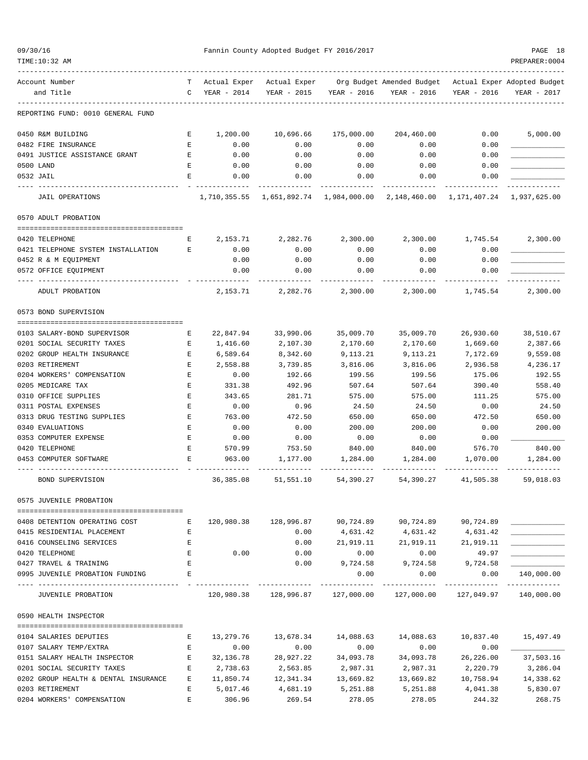REPORTING FUND: 0010 GENERAL FUND

| Account Number and Title | TC | Actual Exper YEAR - 2014 | Actual Exper YEAR - 2015 | Org Budget YEAR - 2016 | Amended Budget YEAR - 2016 | Actual Exper YEAR - 2016 | Adopted Budget YEAR - 2017 |
|---|---|---|---|---|---|---|---|
| 0450 R&M BUILDING | E | 1,200.00 | 10,696.66 | 175,000.00 | 204,460.00 | 0.00 | 5,000.00 |
| 0482 FIRE INSURANCE | E | 0.00 | 0.00 | 0.00 | 0.00 | 0.00 | ____________ |
| 0491 JUSTICE ASSISTANCE GRANT | E | 0.00 | 0.00 | 0.00 | 0.00 | 0.00 | ____________ |
| 0500 LAND | E | 0.00 | 0.00 | 0.00 | 0.00 | 0.00 | ____________ |
| 0532 JAIL | E | 0.00 | 0.00 | 0.00 | 0.00 | 0.00 | ____________ |
| JAIL OPERATIONS | | 1,710,355.55 | 1,651,892.74 | 1,984,000.00 | 2,148,460.00 | 1,171,407.24 | 1,937,625.00 |
| **0570 ADULT PROBATION** | | | | | | | |
| 0420 TELEPHONE | E | 2,153.71 | 2,282.76 | 2,300.00 | 2,300.00 | 1,745.54 | 2,300.00 |
| 0421 TELEPHONE SYSTEM INSTALLATION | E | 0.00 | 0.00 | 0.00 | 0.00 | 0.00 | ____________ |
| 0452 R & M EQUIPMENT | | 0.00 | 0.00 | 0.00 | 0.00 | 0.00 | ____________ |
| 0572 OFFICE EQUIPMENT | | 0.00 | 0.00 | 0.00 | 0.00 | 0.00 | ____________ |
| ADULT PROBATION | | 2,153.71 | 2,282.76 | 2,300.00 | 2,300.00 | 1,745.54 | 2,300.00 |
| **0573 BOND SUPERVISION** | | | | | | | |
| 0103 SALARY-BOND SUPERVISOR | E | 22,847.94 | 33,990.06 | 35,009.70 | 35,009.70 | 26,930.60 | 38,510.67 |
| 0201 SOCIAL SECURITY TAXES | E | 1,416.60 | 2,107.30 | 2,170.60 | 2,170.60 | 1,669.60 | 2,387.66 |
| 0202 GROUP HEALTH INSURANCE | E | 6,589.64 | 8,342.60 | 9,113.21 | 9,113.21 | 7,172.69 | 9,559.08 |
| 0203 RETIREMENT | E | 2,558.88 | 3,739.85 | 3,816.06 | 3,816.06 | 2,936.58 | 4,236.17 |
| 0204 WORKERS' COMPENSATION | E | 0.00 | 192.66 | 199.56 | 199.56 | 175.06 | 192.55 |
| 0205 MEDICARE TAX | E | 331.38 | 492.96 | 507.64 | 507.64 | 390.40 | 558.40 |
| 0310 OFFICE SUPPLIES | E | 343.65 | 281.71 | 575.00 | 575.00 | 111.25 | 575.00 |
| 0311 POSTAL EXPENSES | E | 0.00 | 0.96 | 24.50 | 24.50 | 0.00 | 24.50 |
| 0313 DRUG TESTING SUPPLIES | E | 763.00 | 472.50 | 650.00 | 650.00 | 472.50 | 650.00 |
| 0340 EVALUATIONS | E | 0.00 | 0.00 | 200.00 | 200.00 | 0.00 | 200.00 |
| 0353 COMPUTER EXPENSE | E | 0.00 | 0.00 | 0.00 | 0.00 | 0.00 | ____________ |
| 0420 TELEPHONE | E | 570.99 | 753.50 | 840.00 | 840.00 | 576.70 | 840.00 |
| 0453 COMPUTER SOFTWARE | E | 963.00 | 1,177.00 | 1,284.00 | 1,284.00 | 1,070.00 | 1,284.00 |
| BOND SUPERVISION | | 36,385.08 | 51,551.10 | 54,390.27 | 54,390.27 | 41,505.38 | 59,018.03 |
| **0575 JUVENILE PROBATION** | | | | | | | |
| 0408 DETENTION OPERATING COST | E | 120,980.38 | 128,996.87 | 90,724.89 | 90,724.89 | 90,724.89 | ____________ |
| 0415 RESIDENTIAL PLACEMENT | E | | 0.00 | 4,631.42 | 4,631.42 | 4,631.42 | ____________ |
| 0416 COUNSELING SERVICES | E | | 0.00 | 21,919.11 | 21,919.11 | 21,919.11 | ____________ |
| 0420 TELEPHONE | E | 0.00 | 0.00 | 0.00 | 0.00 | 49.97 | ____________ |
| 0427 TRAVEL & TRAINING | E | | 0.00 | 9,724.58 | 9,724.58 | 9,724.58 | ____________ |
| 0995 JUVENILE PROBATION FUNDING | E | | | 0.00 | 0.00 | 0.00 | 140,000.00 |
| JUVENILE PROBATION | | 120,980.38 | 128,996.87 | 127,000.00 | 127,000.00 | 127,049.97 | 140,000.00 |
| **0590 HEALTH INSPECTOR** | | | | | | | |
| 0104 SALARIES DEPUTIES | E | 13,279.76 | 13,678.34 | 14,088.63 | 14,088.63 | 10,837.40 | 15,497.49 |
| 0107 SALARY TEMP/EXTRA | E | 0.00 | 0.00 | 0.00 | 0.00 | 0.00 | ____________ |
| 0151 SALARY HEALTH INSPECTOR | E | 32,136.78 | 28,927.22 | 34,093.78 | 34,093.78 | 26,226.00 | 37,503.16 |
| 0201 SOCIAL SECURITY TAXES | E | 2,738.63 | 2,563.85 | 2,987.31 | 2,987.31 | 2,220.79 | 3,286.04 |
| 0202 GROUP HEALTH & DENTAL INSURANCE | E | 11,850.74 | 12,341.34 | 13,669.82 | 13,669.82 | 10,758.94 | 14,338.62 |
| 0203 RETIREMENT | E | 5,017.46 | 4,681.19 | 5,251.88 | 5,251.88 | 4,041.38 | 5,830.07 |
| 0204 WORKERS' COMPENSATION | E | 306.96 | 269.54 | 278.05 | 278.05 | 244.32 | 268.75 |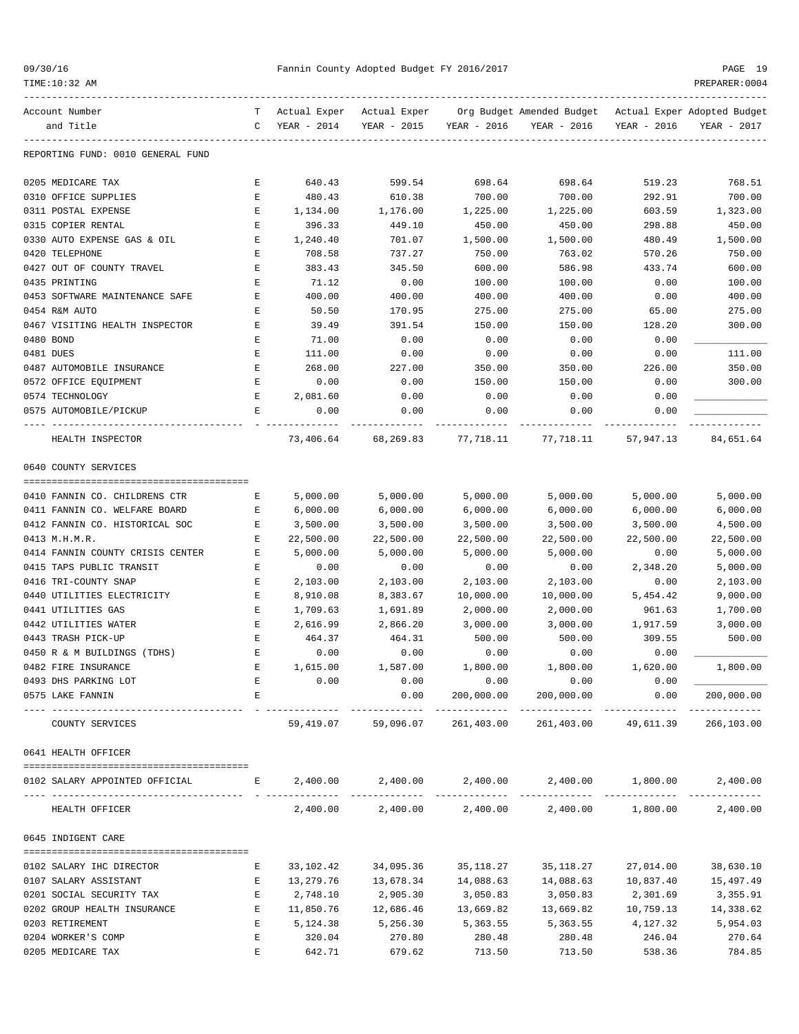Fannin County Adopted Budget FY 2016/2017

REPORTING FUND: 0010 GENERAL FUND

| Account Number and Title | TC | Actual Exper YEAR - 2014 | Actual Exper YEAR - 2015 | Org Budget YEAR - 2016 | Amended Budget YEAR - 2016 | Actual Exper YEAR - 2016 | Adopted Budget YEAR - 2017 |
|---|---|---|---|---|---|---|---|
| 0205 MEDICARE TAX | E | 640.43 | 599.54 | 698.64 | 698.64 | 519.23 | 768.51 |
| 0310 OFFICE SUPPLIES | E | 480.43 | 610.38 | 700.00 | 700.00 | 292.91 | 700.00 |
| 0311 POSTAL EXPENSE | E | 1,134.00 | 1,176.00 | 1,225.00 | 1,225.00 | 603.59 | 1,323.00 |
| 0315 COPIER RENTAL | E | 396.33 | 449.10 | 450.00 | 450.00 | 298.88 | 450.00 |
| 0330 AUTO EXPENSE GAS & OIL | E | 1,240.40 | 701.07 | 1,500.00 | 1,500.00 | 480.49 | 1,500.00 |
| 0420 TELEPHONE | E | 708.58 | 737.27 | 750.00 | 763.02 | 570.26 | 750.00 |
| 0427 OUT OF COUNTY TRAVEL | E | 383.43 | 345.50 | 600.00 | 586.98 | 433.74 | 600.00 |
| 0435 PRINTING | E | 71.12 | 0.00 | 100.00 | 100.00 | 0.00 | 100.00 |
| 0453 SOFTWARE MAINTENANCE SAFE | E | 400.00 | 400.00 | 400.00 | 400.00 | 0.00 | 400.00 |
| 0454 R&M AUTO | E | 50.50 | 170.95 | 275.00 | 275.00 | 65.00 | 275.00 |
| 0467 VISITING HEALTH INSPECTOR | E | 39.49 | 391.54 | 150.00 | 150.00 | 128.20 | 300.00 |
| 0480 BOND | E | 71.00 | 0.00 | 0.00 | 0.00 | 0.00 | ____________ |
| 0481 DUES | E | 111.00 | 0.00 | 0.00 | 0.00 | 0.00 | 111.00 |
| 0487 AUTOMOBILE INSURANCE | E | 268.00 | 227.00 | 350.00 | 350.00 | 226.00 | 350.00 |
| 0572 OFFICE EQUIPMENT | E | 0.00 | 0.00 | 150.00 | 150.00 | 0.00 | 300.00 |
| 0574 TECHNOLOGY | E | 2,081.60 | 0.00 | 0.00 | 0.00 | 0.00 | ____________ |
| 0575 AUTOMOBILE/PICKUP | E | 0.00 | 0.00 | 0.00 | 0.00 | 0.00 | ____________ |
| HEALTH INSPECTOR | | 73,406.64 | 68,269.83 | 77,718.11 | 77,718.11 | 57,947.13 | 84,651.64 |
| **0640 COUNTY SERVICES** | | | | | | | |
| 0410 FANNIN CO. CHILDRENS CTR | E | 5,000.00 | 5,000.00 | 5,000.00 | 5,000.00 | 5,000.00 | 5,000.00 |
| 0411 FANNIN CO. WELFARE BOARD | E | 6,000.00 | 6,000.00 | 6,000.00 | 6,000.00 | 6,000.00 | 6,000.00 |
| 0412 FANNIN CO. HISTORICAL SOC | E | 3,500.00 | 3,500.00 | 3,500.00 | 3,500.00 | 3,500.00 | 4,500.00 |
| 0413 M.H.M.R. | E | 22,500.00 | 22,500.00 | 22,500.00 | 22,500.00 | 22,500.00 | 22,500.00 |
| 0414 FANNIN COUNTY CRISIS CENTER | E | 5,000.00 | 5,000.00 | 5,000.00 | 5,000.00 | 0.00 | 5,000.00 |
| 0415 TAPS PUBLIC TRANSIT | E | 0.00 | 0.00 | 0.00 | 0.00 | 2,348.20 | 5,000.00 |
| 0416 TRI-COUNTY SNAP | E | 2,103.00 | 2,103.00 | 2,103.00 | 2,103.00 | 0.00 | 2,103.00 |
| 0440 UTILITIES ELECTRICITY | E | 8,910.08 | 8,383.67 | 10,000.00 | 10,000.00 | 5,454.42 | 9,000.00 |
| 0441 UTILITIES GAS | E | 1,709.63 | 1,691.89 | 2,000.00 | 2,000.00 | 961.63 | 1,700.00 |
| 0442 UTILITIES WATER | E | 2,616.99 | 2,866.20 | 3,000.00 | 3,000.00 | 1,917.59 | 3,000.00 |
| 0443 TRASH PICK-UP | E | 464.37 | 464.31 | 500.00 | 500.00 | 309.55 | 500.00 |
| 0450 R & M BUILDINGS (TDHS) | E | 0.00 | 0.00 | 0.00 | 0.00 | 0.00 | ____________ |
| 0482 FIRE INSURANCE | E | 1,615.00 | 1,587.00 | 1,800.00 | 1,800.00 | 1,620.00 | 1,800.00 |
| 0493 DHS PARKING LOT | E | 0.00 | 0.00 | 0.00 | 0.00 | 0.00 | ____________ |
| 0575 LAKE FANNIN | E | | 0.00 | 200,000.00 | 200,000.00 | 0.00 | 200,000.00 |
| COUNTY SERVICES | | 59,419.07 | 59,096.07 | 261,403.00 | 261,403.00 | 49,611.39 | 266,103.00 |
| **0641 HEALTH OFFICER** | | | | | | | |
| 0102 SALARY APPOINTED OFFICIAL | E | 2,400.00 | 2,400.00 | 2,400.00 | 2,400.00 | 1,800.00 | 2,400.00 |
| HEALTH OFFICER | | 2,400.00 | 2,400.00 | 2,400.00 | 2,400.00 | 1,800.00 | 2,400.00 |
| **0645 INDIGENT CARE** | | | | | | | |
| 0102 SALARY IHC DIRECTOR | E | 33,102.42 | 34,095.36 | 35,118.27 | 35,118.27 | 27,014.00 | 38,630.10 |
| 0107 SALARY ASSISTANT | E | 13,279.76 | 13,678.34 | 14,088.63 | 14,088.63 | 10,837.40 | 15,497.49 |
| 0201 SOCIAL SECURITY TAX | E | 2,748.10 | 2,905.30 | 3,050.83 | 3,050.83 | 2,301.69 | 3,355.91 |
| 0202 GROUP HEALTH INSURANCE | E | 11,850.76 | 12,686.46 | 13,669.82 | 13,669.82 | 10,759.13 | 14,338.62 |
| 0203 RETIREMENT | E | 5,124.38 | 5,256.30 | 5,363.55 | 5,363.55 | 4,127.32 | 5,954.03 |
| 0204 WORKER'S COMP | E | 320.04 | 270.80 | 280.48 | 280.48 | 246.04 | 270.64 |
| 0205 MEDICARE TAX | E | 642.71 | 679.62 | 713.50 | 713.50 | 538.36 | 784.85 |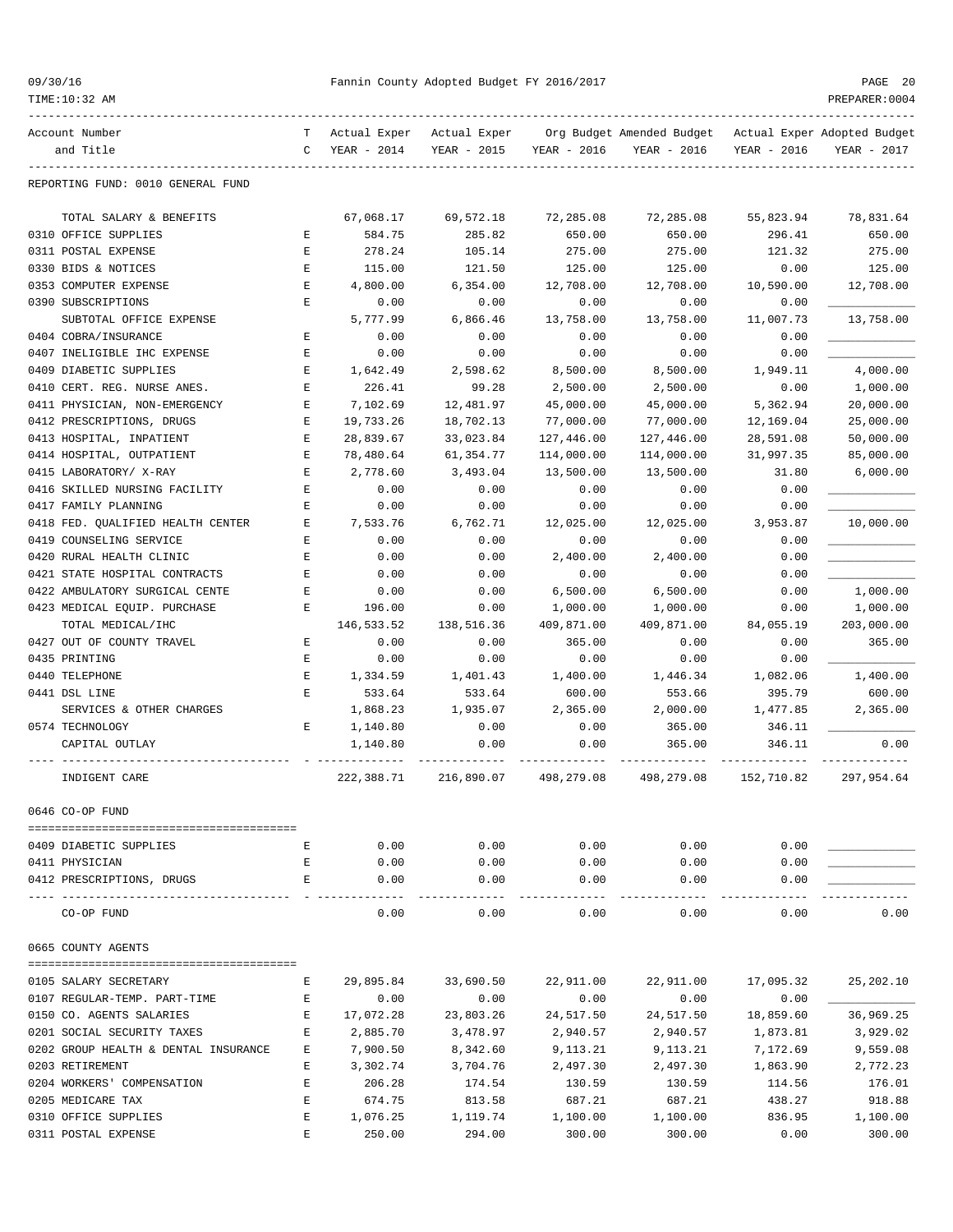REPORTING FUND: 0010 GENERAL FUND

| Account Number and Title | T C | Actual Exper YEAR - 2014 | Actual Exper YEAR - 2015 | Org Budget YEAR - 2016 | Amended Budget YEAR - 2016 | Actual Exper YEAR - 2016 | Adopted Budget YEAR - 2017 |
|---|---|---|---|---|---|---|---|
| TOTAL SALARY & BENEFITS | | 67,068.17 | 69,572.18 | 72,285.08 | 72,285.08 | 55,823.94 | 78,831.64 |
| 0310 OFFICE SUPPLIES | E | 584.75 | 285.82 | 650.00 | 650.00 | 296.41 | 650.00 |
| 0311 POSTAL EXPENSE | E | 278.24 | 105.14 | 275.00 | 275.00 | 121.32 | 275.00 |
| 0330 BIDS & NOTICES | E | 115.00 | 121.50 | 125.00 | 125.00 | 0.00 | 125.00 |
| 0353 COMPUTER EXPENSE | E | 4,800.00 | 6,354.00 | 12,708.00 | 12,708.00 | 10,590.00 | 12,708.00 |
| 0390 SUBSCRIPTIONS | E | 0.00 | 0.00 | 0.00 | 0.00 | 0.00 | |
| SUBTOTAL OFFICE EXPENSE | | 5,777.99 | 6,866.46 | 13,758.00 | 13,758.00 | 11,007.73 | 13,758.00 |
| 0404 COBRA/INSURANCE | E | 0.00 | 0.00 | 0.00 | 0.00 | 0.00 | |
| 0407 INELIGIBLE IHC EXPENSE | E | 0.00 | 0.00 | 0.00 | 0.00 | 0.00 | |
| 0409 DIABETIC SUPPLIES | E | 1,642.49 | 2,598.62 | 8,500.00 | 8,500.00 | 1,949.11 | 4,000.00 |
| 0410 CERT. REG. NURSE ANES. | E | 226.41 | 99.28 | 2,500.00 | 2,500.00 | 0.00 | 1,000.00 |
| 0411 PHYSICIAN, NON-EMERGENCY | E | 7,102.69 | 12,481.97 | 45,000.00 | 45,000.00 | 5,362.94 | 20,000.00 |
| 0412 PRESCRIPTIONS, DRUGS | E | 19,733.26 | 18,702.13 | 77,000.00 | 77,000.00 | 12,169.04 | 25,000.00 |
| 0413 HOSPITAL, INPATIENT | E | 28,839.67 | 33,023.84 | 127,446.00 | 127,446.00 | 28,591.08 | 50,000.00 |
| 0414 HOSPITAL, OUTPATIENT | E | 78,480.64 | 61,354.77 | 114,000.00 | 114,000.00 | 31,997.35 | 85,000.00 |
| 0415 LABORATORY/ X-RAY | E | 2,778.60 | 3,493.04 | 13,500.00 | 13,500.00 | 31.80 | 6,000.00 |
| 0416 SKILLED NURSING FACILITY | E | 0.00 | 0.00 | 0.00 | 0.00 | 0.00 | |
| 0417 FAMILY PLANNING | E | 0.00 | 0.00 | 0.00 | 0.00 | 0.00 | |
| 0418 FED. QUALIFIED HEALTH CENTER | E | 7,533.76 | 6,762.71 | 12,025.00 | 12,025.00 | 3,953.87 | 10,000.00 |
| 0419 COUNSELING SERVICE | E | 0.00 | 0.00 | 0.00 | 0.00 | 0.00 | |
| 0420 RURAL HEALTH CLINIC | E | 0.00 | 0.00 | 2,400.00 | 2,400.00 | 0.00 | |
| 0421 STATE HOSPITAL CONTRACTS | E | 0.00 | 0.00 | 0.00 | 0.00 | 0.00 | |
| 0422 AMBULATORY SURGICAL CENTE | E | 0.00 | 0.00 | 6,500.00 | 6,500.00 | 0.00 | 1,000.00 |
| 0423 MEDICAL EQUIP. PURCHASE | E | 196.00 | 0.00 | 1,000.00 | 1,000.00 | 0.00 | 1,000.00 |
| TOTAL MEDICAL/IHC | | 146,533.52 | 138,516.36 | 409,871.00 | 409,871.00 | 84,055.19 | 203,000.00 |
| 0427 OUT OF COUNTY TRAVEL | E | 0.00 | 0.00 | 365.00 | 0.00 | 0.00 | 365.00 |
| 0435 PRINTING | E | 0.00 | 0.00 | 0.00 | 0.00 | 0.00 | |
| 0440 TELEPHONE | E | 1,334.59 | 1,401.43 | 1,400.00 | 1,446.34 | 1,082.06 | 1,400.00 |
| 0441 DSL LINE | E | 533.64 | 533.64 | 600.00 | 553.66 | 395.79 | 600.00 |
| SERVICES & OTHER CHARGES | | 1,868.23 | 1,935.07 | 2,365.00 | 2,000.00 | 1,477.85 | 2,365.00 |
| 0574 TECHNOLOGY | E | 1,140.80 | 0.00 | 0.00 | 365.00 | 346.11 | |
| CAPITAL OUTLAY | | 1,140.80 | 0.00 | 0.00 | 365.00 | 346.11 | 0.00 |
| INDIGENT CARE | | 222,388.71 | 216,890.07 | 498,279.08 | 498,279.08 | 152,710.82 | 297,954.64 |

0646 CO-OP FUND

| Account Number and Title | T C | Actual Exper YEAR - 2014 | Actual Exper YEAR - 2015 | Org Budget YEAR - 2016 | Amended Budget YEAR - 2016 | Actual Exper YEAR - 2016 | Adopted Budget YEAR - 2017 |
|---|---|---|---|---|---|---|---|
| 0409 DIABETIC SUPPLIES | E | 0.00 | 0.00 | 0.00 | 0.00 | 0.00 | |
| 0411 PHYSICIAN | E | 0.00 | 0.00 | 0.00 | 0.00 | 0.00 | |
| 0412 PRESCRIPTIONS, DRUGS | E | 0.00 | 0.00 | 0.00 | 0.00 | 0.00 | |
| CO-OP FUND | | 0.00 | 0.00 | 0.00 | 0.00 | 0.00 | 0.00 |

0665 COUNTY AGENTS

| Account Number and Title | T C | Actual Exper YEAR - 2014 | Actual Exper YEAR - 2015 | Org Budget YEAR - 2016 | Amended Budget YEAR - 2016 | Actual Exper YEAR - 2016 | Adopted Budget YEAR - 2017 |
|---|---|---|---|---|---|---|---|
| 0105 SALARY SECRETARY | E | 29,895.84 | 33,690.50 | 22,911.00 | 22,911.00 | 17,095.32 | 25,202.10 |
| 0107 REGULAR-TEMP. PART-TIME | E | 0.00 | 0.00 | 0.00 | 0.00 | 0.00 | |
| 0150 CO. AGENTS SALARIES | E | 17,072.28 | 23,803.26 | 24,517.50 | 24,517.50 | 18,859.60 | 36,969.25 |
| 0201 SOCIAL SECURITY TAXES | E | 2,885.70 | 3,478.97 | 2,940.57 | 2,940.57 | 1,873.81 | 3,929.02 |
| 0202 GROUP HEALTH & DENTAL INSURANCE | E | 7,900.50 | 8,342.60 | 9,113.21 | 9,113.21 | 7,172.69 | 9,559.08 |
| 0203 RETIREMENT | E | 3,302.74 | 3,704.76 | 2,497.30 | 2,497.30 | 1,863.90 | 2,772.23 |
| 0204 WORKERS' COMPENSATION | E | 206.28 | 174.54 | 130.59 | 130.59 | 114.56 | 176.01 |
| 0205 MEDICARE TAX | E | 674.75 | 813.58 | 687.21 | 687.21 | 438.27 | 918.88 |
| 0310 OFFICE SUPPLIES | E | 1,076.25 | 1,119.74 | 1,100.00 | 1,100.00 | 836.95 | 1,100.00 |
| 0311 POSTAL EXPENSE | E | 250.00 | 294.00 | 300.00 | 300.00 | 0.00 | 300.00 |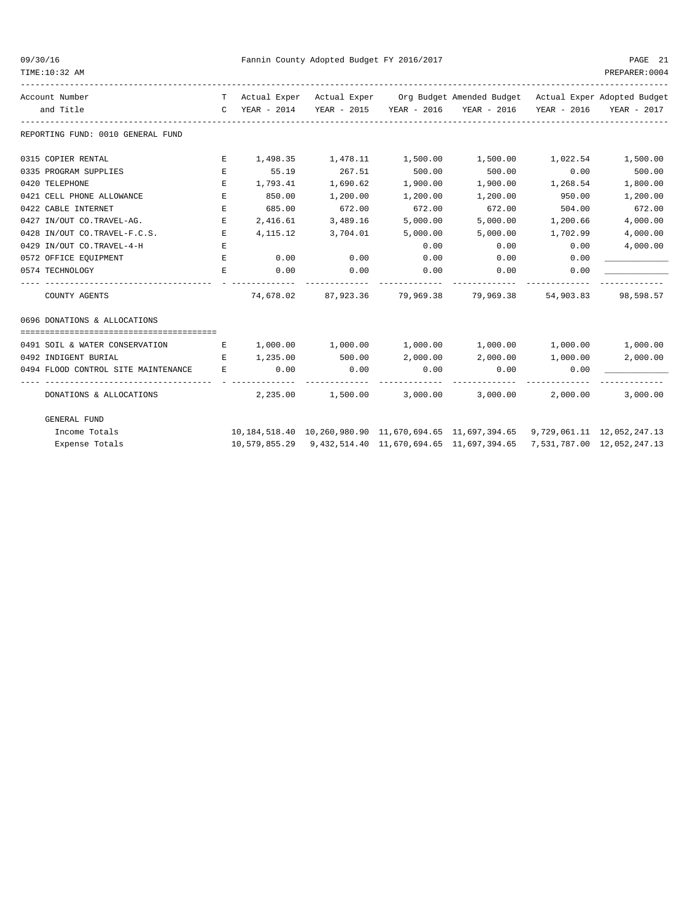Fannin County Adopted Budget FY 2016/2017

| Account Number and Title | TC | Actual Exper YEAR - 2014 | Actual Exper YEAR - 2015 | Org Budget YEAR - 2016 | Amended Budget YEAR - 2016 | Actual Exper YEAR - 2016 | Adopted Budget YEAR - 2017 |
|---|---|---|---|---|---|---|---|
| **REPORTING FUND: 0010 GENERAL FUND** | | | | | | | |
| 0315 COPIER RENTAL | E | 1,498.35 | 1,478.11 | 1,500.00 | 1,500.00 | 1,022.54 | 1,500.00 |
| 0335 PROGRAM SUPPLIES | E | 55.19 | 267.51 | 500.00 | 500.00 | 0.00 | 500.00 |
| 0420 TELEPHONE | E | 1,793.41 | 1,690.62 | 1,900.00 | 1,900.00 | 1,268.54 | 1,800.00 |
| 0421 CELL PHONE ALLOWANCE | E | 850.00 | 1,200.00 | 1,200.00 | 1,200.00 | 950.00 | 1,200.00 |
| 0422 CABLE INTERNET | E | 685.00 | 672.00 | 672.00 | 672.00 | 504.00 | 672.00 |
| 0427 IN/OUT CO.TRAVEL-AG. | E | 2,416.61 | 3,489.16 | 5,000.00 | 5,000.00 | 1,200.66 | 4,000.00 |
| 0428 IN/OUT CO.TRAVEL-F.C.S. | E | 4,115.12 | 3,704.01 | 5,000.00 | 5,000.00 | 1,702.99 | 4,000.00 |
| 0429 IN/OUT CO.TRAVEL-4-H | E | | | 0.00 | 0.00 | 0.00 | 4,000.00 |
| 0572 OFFICE EQUIPMENT | E | 0.00 | 0.00 | 0.00 | 0.00 | 0.00 | ____________ |
| 0574 TECHNOLOGY | E | 0.00 | 0.00 | 0.00 | 0.00 | 0.00 | ____________ |
| COUNTY AGENTS | | 74,678.02 | 87,923.36 | 79,969.38 | 79,969.38 | 54,903.83 | 98,598.57 |
| **0696 DONATIONS & ALLOCATIONS** | | | | | | | |
| 0491 SOIL & WATER CONSERVATION | E | 1,000.00 | 1,000.00 | 1,000.00 | 1,000.00 | 1,000.00 | 1,000.00 |
| 0492 INDIGENT BURIAL | E | 1,235.00 | 500.00 | 2,000.00 | 2,000.00 | 1,000.00 | 2,000.00 |
| 0494 FLOOD CONTROL SITE MAINTENANCE | E | 0.00 | 0.00 | 0.00 | 0.00 | 0.00 | ____________ |
| DONATIONS & ALLOCATIONS | | 2,235.00 | 1,500.00 | 3,000.00 | 3,000.00 | 2,000.00 | 3,000.00 |
| **GENERAL FUND** | | | | | | | |
| Income Totals | | 10,184,518.40 | 10,260,980.90 | 11,670,694.65 | 11,697,394.65 | 9,729,061.11 | 12,052,247.13 |
| Expense Totals | | 10,579,855.29 | 9,432,514.40 | 11,670,694.65 | 11,697,394.65 | 7,531,787.00 | 12,052,247.13 |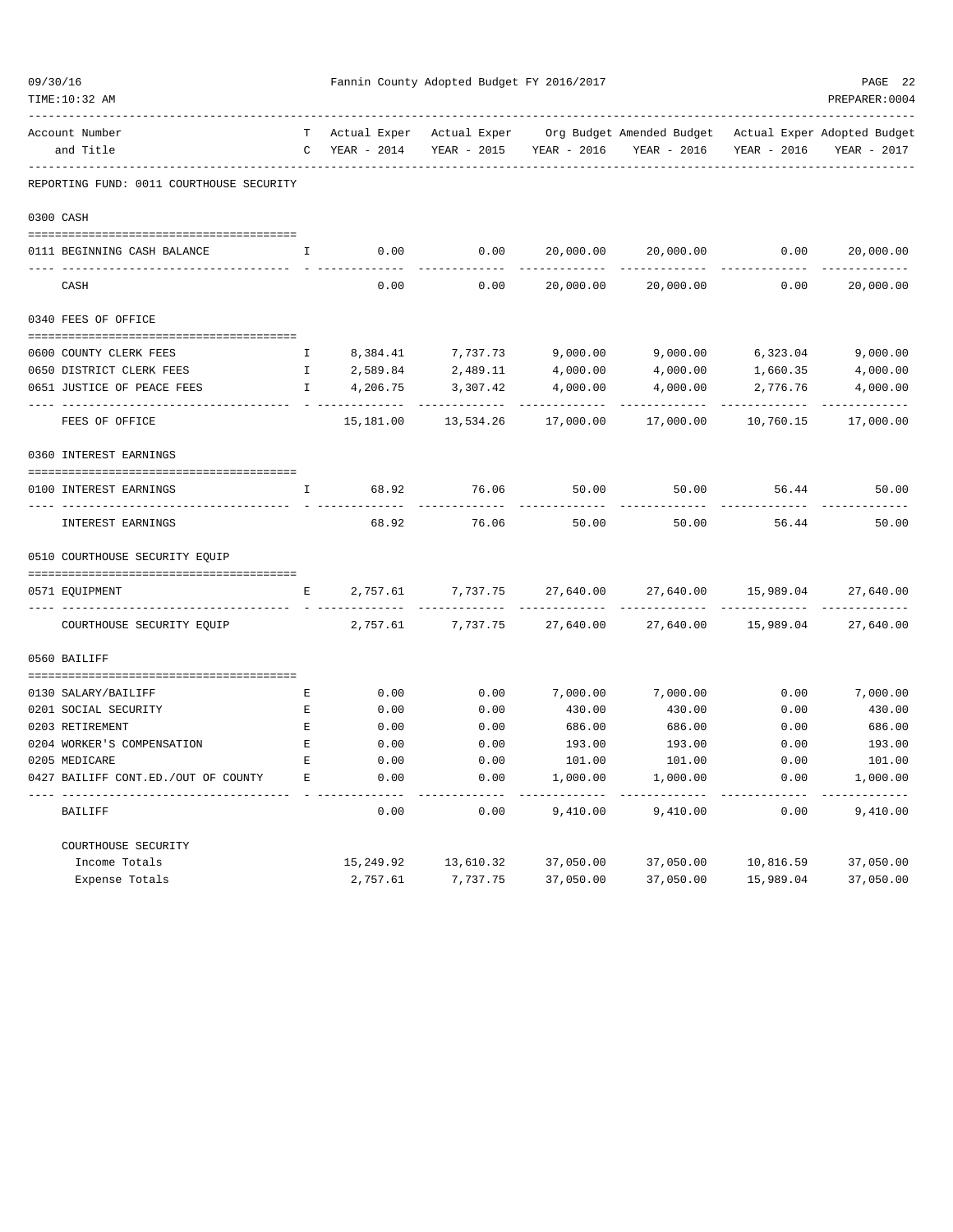Fannin County Adopted Budget FY 2016/2017

| Account Number and Title | TC | Actual Exper YEAR - 2014 | Actual Exper YEAR - 2015 | Org Budget YEAR - 2016 | Amended Budget YEAR - 2016 | Actual Exper YEAR - 2016 | Adopted Budget YEAR - 2017 |
|---|---|---|---|---|---|---|---|
| **REPORTING FUND: 0011 COURTHOUSE SECURITY** | | | | | | | |
| **0300 CASH** | | | | | | | |
| 0111 BEGINNING CASH BALANCE | I | 0.00 | 0.00 | 20,000.00 | 20,000.00 | 0.00 | 20,000.00 |
| CASH | | 0.00 | 0.00 | 20,000.00 | 20,000.00 | 0.00 | 20,000.00 |
| **0340 FEES OF OFFICE** | | | | | | | |
| 0600 COUNTY CLERK FEES | I | 8,384.41 | 7,737.73 | 9,000.00 | 9,000.00 | 6,323.04 | 9,000.00 |
| 0650 DISTRICT CLERK FEES | I | 2,589.84 | 2,489.11 | 4,000.00 | 4,000.00 | 1,660.35 | 4,000.00 |
| 0651 JUSTICE OF PEACE FEES | I | 4,206.75 | 3,307.42 | 4,000.00 | 4,000.00 | 2,776.76 | 4,000.00 |
| FEES OF OFFICE | | 15,181.00 | 13,534.26 | 17,000.00 | 17,000.00 | 10,760.15 | 17,000.00 |
| **0360 INTEREST EARNINGS** | | | | | | | |
| 0100 INTEREST EARNINGS | I | 68.92 | 76.06 | 50.00 | 50.00 | 56.44 | 50.00 |
| INTEREST EARNINGS | | 68.92 | 76.06 | 50.00 | 50.00 | 56.44 | 50.00 |
| **0510 COURTHOUSE SECURITY EQUIP** | | | | | | | |
| 0571 EQUIPMENT | E | 2,757.61 | 7,737.75 | 27,640.00 | 27,640.00 | 15,989.04 | 27,640.00 |
| COURTHOUSE SECURITY EQUIP | | 2,757.61 | 7,737.75 | 27,640.00 | 27,640.00 | 15,989.04 | 27,640.00 |
| **0560 BAILIFF** | | | | | | | |
| 0130 SALARY/BAILIFF | E | 0.00 | 0.00 | 7,000.00 | 7,000.00 | 0.00 | 7,000.00 |
| 0201 SOCIAL SECURITY | E | 0.00 | 0.00 | 430.00 | 430.00 | 0.00 | 430.00 |
| 0203 RETIREMENT | E | 0.00 | 0.00 | 686.00 | 686.00 | 0.00 | 686.00 |
| 0204 WORKER'S COMPENSATION | E | 0.00 | 0.00 | 193.00 | 193.00 | 0.00 | 193.00 |
| 0205 MEDICARE | E | 0.00 | 0.00 | 101.00 | 101.00 | 0.00 | 101.00 |
| 0427 BAILIFF CONT.ED./OUT OF COUNTY | E | 0.00 | 0.00 | 1,000.00 | 1,000.00 | 0.00 | 1,000.00 |
| BAILIFF | | 0.00 | 0.00 | 9,410.00 | 9,410.00 | 0.00 | 9,410.00 |
| **COURTHOUSE SECURITY** | | | | | | | |
| Income Totals | | 15,249.92 | 13,610.32 | 37,050.00 | 37,050.00 | 10,816.59 | 37,050.00 |
| Expense Totals | | 2,757.61 | 7,737.75 | 37,050.00 | 37,050.00 | 15,989.04 | 37,050.00 |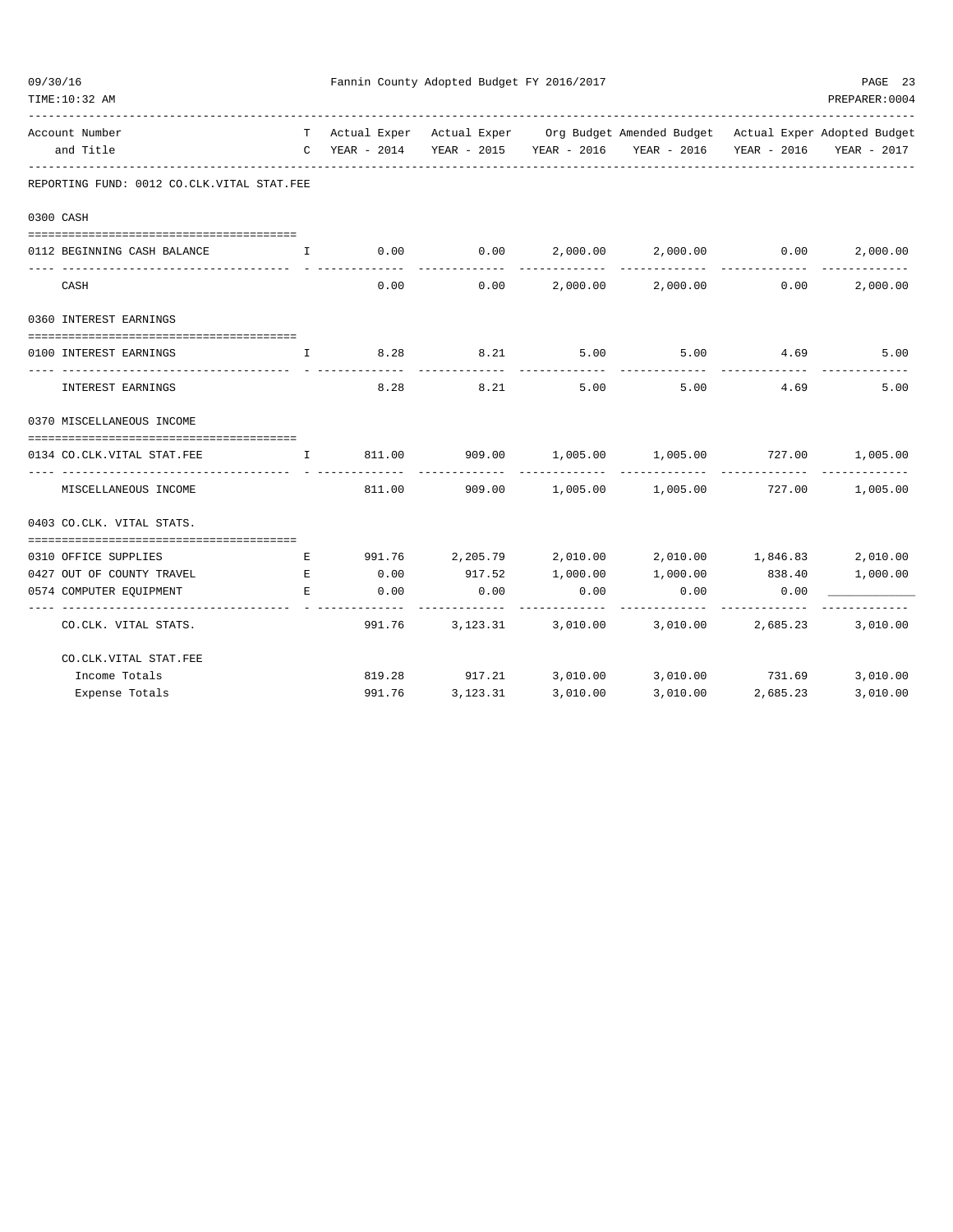Fannin County Adopted Budget FY 2016/2017

| Account Number and Title | TC | Actual Exper YEAR - 2014 | Actual Exper YEAR - 2015 | Org Budget YEAR - 2016 | Amended Budget YEAR - 2016 | Actual Exper YEAR - 2016 | Adopted Budget YEAR - 2017 |
|---|---|---|---|---|---|---|---|
| **REPORTING FUND: 0012 CO.CLK.VITAL STAT.FEE** | | | | | | | |
| **0300 CASH** | | | | | | | |
| 0112 BEGINNING CASH BALANCE | I | 0.00 | 0.00 | 2,000.00 | 2,000.00 | 0.00 | 2,000.00 |
| CASH | | 0.00 | 0.00 | 2,000.00 | 2,000.00 | 0.00 | 2,000.00 |
| **0360 INTEREST EARNINGS** | | | | | | | |
| 0100 INTEREST EARNINGS | I | 8.28 | 8.21 | 5.00 | 5.00 | 4.69 | 5.00 |
| INTEREST EARNINGS | | 8.28 | 8.21 | 5.00 | 5.00 | 4.69 | 5.00 |
| **0370 MISCELLANEOUS INCOME** | | | | | | | |
| 0134 CO.CLK.VITAL STAT.FEE | I | 811.00 | 909.00 | 1,005.00 | 1,005.00 | 727.00 | 1,005.00 |
| MISCELLANEOUS INCOME | | 811.00 | 909.00 | 1,005.00 | 1,005.00 | 727.00 | 1,005.00 |
| **0403 CO.CLK. VITAL STATS.** | | | | | | | |
| 0310 OFFICE SUPPLIES | E | 991.76 | 2,205.79 | 2,010.00 | 2,010.00 | 1,846.83 | 2,010.00 |
| 0427 OUT OF COUNTY TRAVEL | E | 0.00 | 917.52 | 1,000.00 | 1,000.00 | 838.40 | 1,000.00 |
| 0574 COMPUTER EQUIPMENT | E | 0.00 | 0.00 | 0.00 | 0.00 | 0.00 | ____________ |
| CO.CLK. VITAL STATS. | | 991.76 | 3,123.31 | 3,010.00 | 3,010.00 | 2,685.23 | 3,010.00 |
| **CO.CLK.VITAL STAT.FEE** | | | | | | | |
| Income Totals | | 819.28 | 917.21 | 3,010.00 | 3,010.00 | 731.69 | 3,010.00 |
| Expense Totals | | 991.76 | 3,123.31 | 3,010.00 | 3,010.00 | 2,685.23 | 3,010.00 |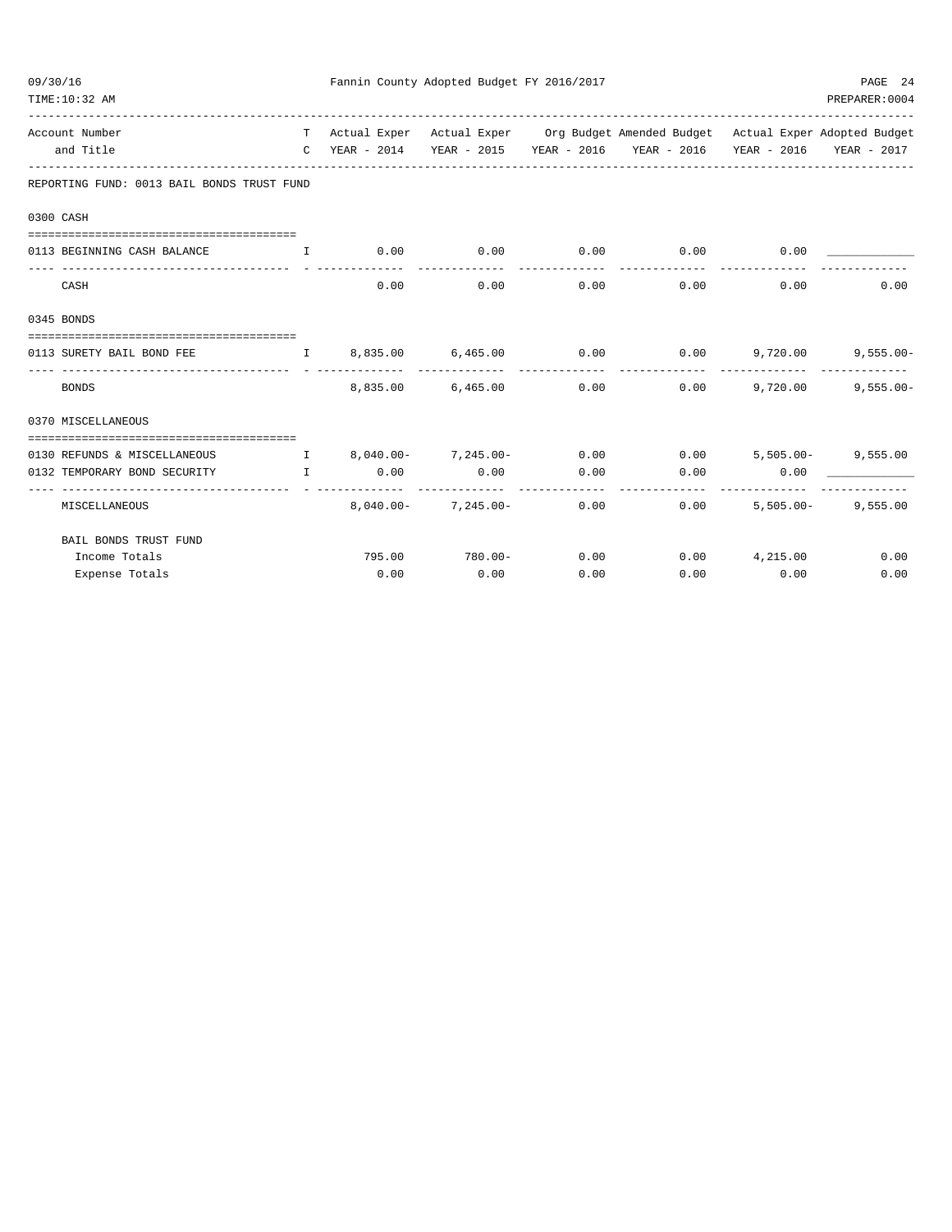Fannin County Adopted Budget FY 2016/2017

| Account Number and Title | TC | Actual Exper YEAR - 2014 | Actual Exper YEAR - 2015 | Org Budget YEAR - 2016 | Amended Budget YEAR - 2016 | Actual Exper YEAR - 2016 | Adopted Budget YEAR - 2017 |
|---|---|---|---|---|---|---|---|
| **REPORTING FUND: 0013 BAIL BONDS TRUST FUND** | | | | | | | |
| **0300 CASH** | | | | | | | |
| 0113 BEGINNING CASH BALANCE | I | 0.00 | 0.00 | 0.00 | 0.00 | 0.00 | ____________ |
| CASH | | 0.00 | 0.00 | 0.00 | 0.00 | 0.00 | 0.00 |
| **0345 BONDS** | | | | | | | |
| 0113 SURETY BAIL BOND FEE | I | 8,835.00 | 6,465.00 | 0.00 | 0.00 | 9,720.00 | 9,555.00- |
| BONDS | | 8,835.00 | 6,465.00 | 0.00 | 0.00 | 9,720.00 | 9,555.00- |
| **0370 MISCELLANEOUS** | | | | | | | |
| 0130 REFUNDS & MISCELLANEOUS | I | 8,040.00- | 7,245.00- | 0.00 | 0.00 | 5,505.00- | 9,555.00 |
| 0132 TEMPORARY BOND SECURITY | I | 0.00 | 0.00 | 0.00 | 0.00 | 0.00 | ____________ |
| MISCELLANEOUS | | 8,040.00- | 7,245.00- | 0.00 | 0.00 | 5,505.00- | 9,555.00 |
| **BAIL BONDS TRUST FUND** | | | | | | | |
| Income Totals | | 795.00 | 780.00- | 0.00 | 0.00 | 4,215.00 | 0.00 |
| Expense Totals | | 0.00 | 0.00 | 0.00 | 0.00 | 0.00 | 0.00 |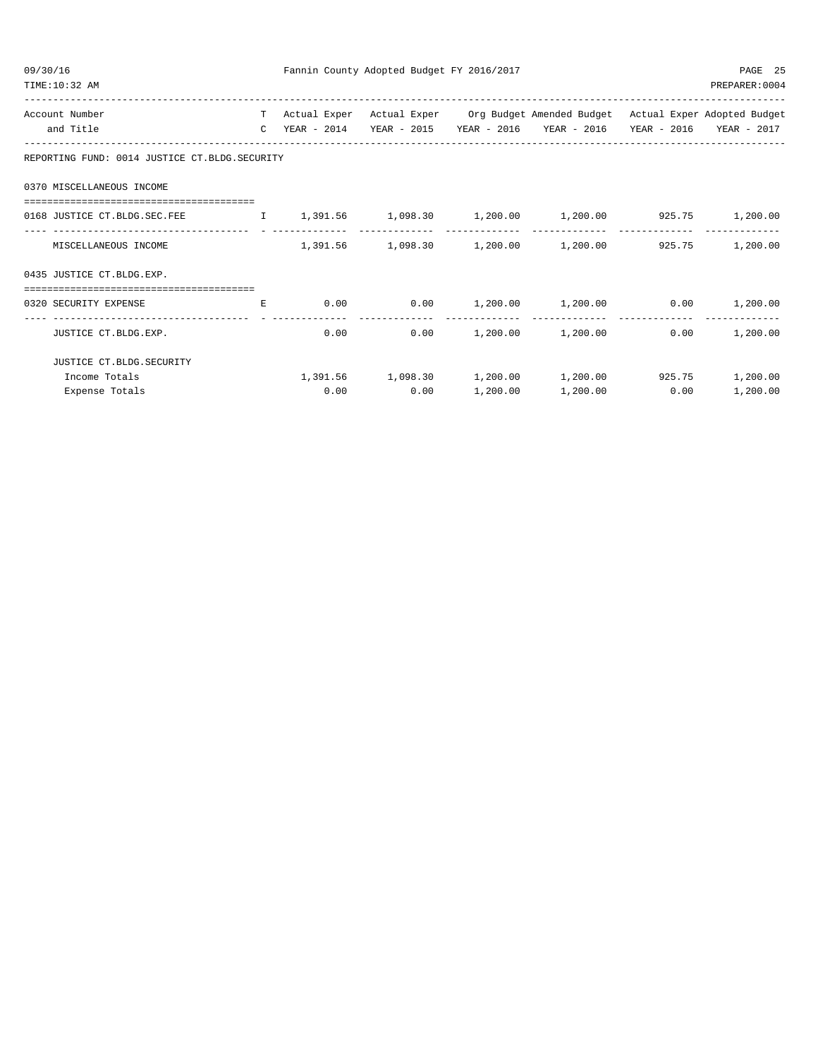Fannin County Adopted Budget FY 2016/2017

| Account Number and Title | TC | Actual Exper YEAR - 2014 | Actual Exper YEAR - 2015 | Org Budget YEAR - 2016 | Amended Budget YEAR - 2016 | Actual Exper YEAR - 2016 | Adopted Budget YEAR - 2017 |
|---|---|---|---|---|---|---|---|
| **REPORTING FUND: 0014 JUSTICE CT.BLDG.SECURITY** | | | | | | | |
| **0370 MISCELLANEOUS INCOME** | | | | | | | |
| 0168 JUSTICE CT.BLDG.SEC.FEE | I | 1,391.56 | 1,098.30 | 1,200.00 | 1,200.00 | 925.75 | 1,200.00 |
| MISCELLANEOUS INCOME | | 1,391.56 | 1,098.30 | 1,200.00 | 1,200.00 | 925.75 | 1,200.00 |
| **0435 JUSTICE CT.BLDG.EXP.** | | | | | | | |
| 0320 SECURITY EXPENSE | E | 0.00 | 0.00 | 1,200.00 | 1,200.00 | 0.00 | 1,200.00 |
| JUSTICE CT.BLDG.EXP. | | 0.00 | 0.00 | 1,200.00 | 1,200.00 | 0.00 | 1,200.00 |
| **JUSTICE CT.BLDG.SECURITY** | | | | | | | |
| Income Totals | | 1,391.56 | 1,098.30 | 1,200.00 | 1,200.00 | 925.75 | 1,200.00 |
| Expense Totals | | 0.00 | 0.00 | 1,200.00 | 1,200.00 | 0.00 | 1,200.00 |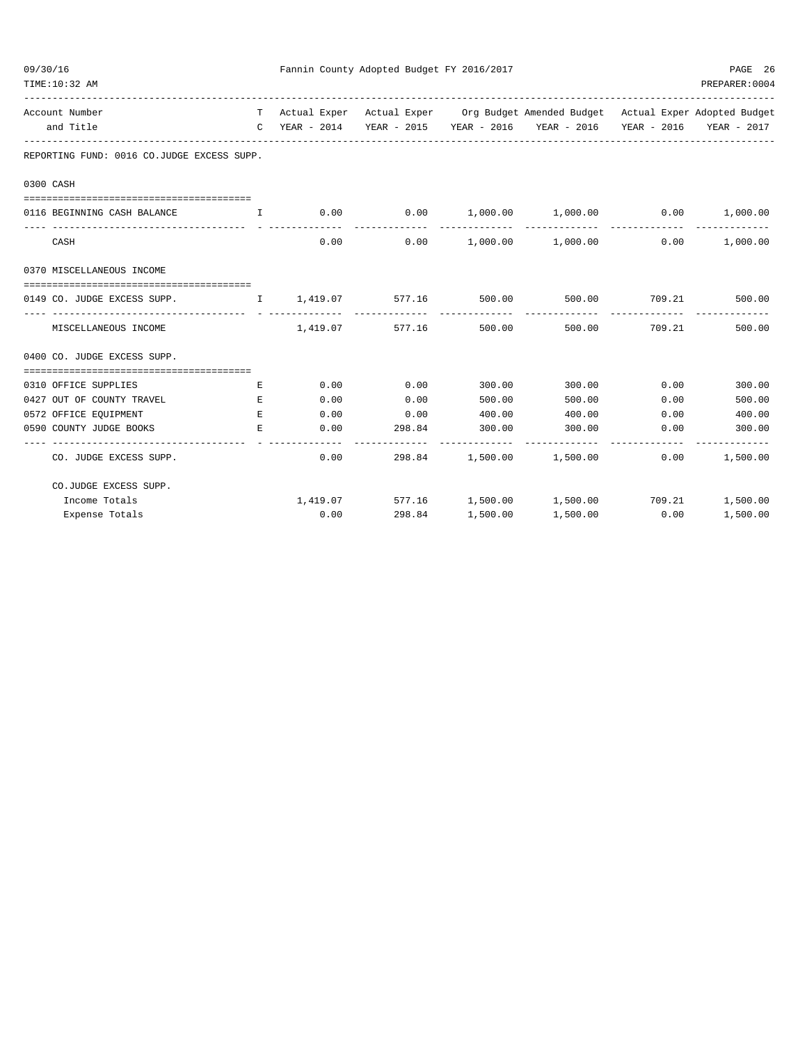Fannin County Adopted Budget FY 2016/2017

| Account Number and Title | T C | Actual Exper YEAR - 2014 | Actual Exper YEAR - 2015 | Org Budget YEAR - 2016 | Amended Budget YEAR - 2016 | Actual Exper YEAR - 2016 | Adopted Budget YEAR - 2017 |
|---|---|---|---|---|---|---|---|
| **REPORTING FUND: 0016 CO.JUDGE EXCESS SUPP.** | | | | | | | |
| **0300 CASH** | | | | | | | |
| 0116 BEGINNING CASH BALANCE | I | 0.00 | 0.00 | 1,000.00 | 1,000.00 | 0.00 | 1,000.00 |
| CASH | | 0.00 | 0.00 | 1,000.00 | 1,000.00 | 0.00 | 1,000.00 |
| **0370 MISCELLANEOUS INCOME** | | | | | | | |
| 0149 CO. JUDGE EXCESS SUPP. | I | 1,419.07 | 577.16 | 500.00 | 500.00 | 709.21 | 500.00 |
| MISCELLANEOUS INCOME | | 1,419.07 | 577.16 | 500.00 | 500.00 | 709.21 | 500.00 |
| **0400 CO. JUDGE EXCESS SUPP.** | | | | | | | |
| 0310 OFFICE SUPPLIES | E | 0.00 | 0.00 | 300.00 | 300.00 | 0.00 | 300.00 |
| 0427 OUT OF COUNTY TRAVEL | E | 0.00 | 0.00 | 500.00 | 500.00 | 0.00 | 500.00 |
| 0572 OFFICE EQUIPMENT | E | 0.00 | 0.00 | 400.00 | 400.00 | 0.00 | 400.00 |
| 0590 COUNTY JUDGE BOOKS | E | 0.00 | 298.84 | 300.00 | 300.00 | 0.00 | 300.00 |
| CO. JUDGE EXCESS SUPP. | | 0.00 | 298.84 | 1,500.00 | 1,500.00 | 0.00 | 1,500.00 |
| **CO.JUDGE EXCESS SUPP.** | | | | | | | |
| Income Totals | | 1,419.07 | 577.16 | 1,500.00 | 1,500.00 | 709.21 | 1,500.00 |
| Expense Totals | | 0.00 | 298.84 | 1,500.00 | 1,500.00 | 0.00 | 1,500.00 |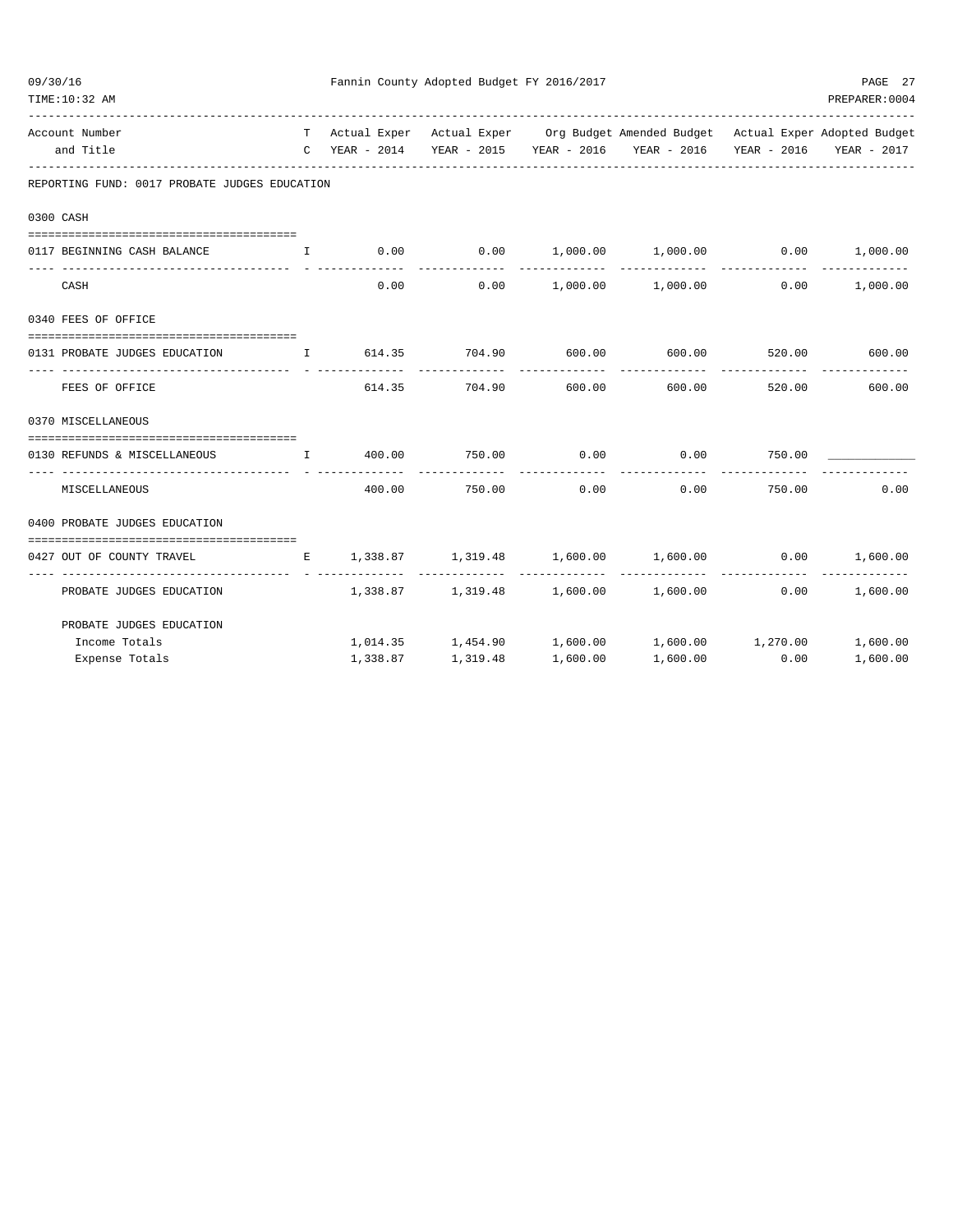Fannin County Adopted Budget FY 2016/2017

| Account Number and Title | T C | Actual Exper YEAR - 2014 | Actual Exper YEAR - 2015 | Org Budget YEAR - 2016 | Amended Budget YEAR - 2016 | Actual Exper YEAR - 2016 | Adopted Budget YEAR - 2017 |
|---|---|---|---|---|---|---|---|
| **REPORTING FUND: 0017 PROBATE JUDGES EDUCATION** | | | | | | | |
| **0300 CASH** | | | | | | | |
| 0117 BEGINNING CASH BALANCE | I | 0.00 | 0.00 | 1,000.00 | 1,000.00 | 0.00 | 1,000.00 |
| CASH | | 0.00 | 0.00 | 1,000.00 | 1,000.00 | 0.00 | 1,000.00 |
| **0340 FEES OF OFFICE** | | | | | | | |
| 0131 PROBATE JUDGES EDUCATION | I | 614.35 | 704.90 | 600.00 | 600.00 | 520.00 | 600.00 |
| FEES OF OFFICE | | 614.35 | 704.90 | 600.00 | 600.00 | 520.00 | 600.00 |
| **0370 MISCELLANEOUS** | | | | | | | |
| 0130 REFUNDS & MISCELLANEOUS | I | 400.00 | 750.00 | 0.00 | 0.00 | 750.00 | ____________ |
| MISCELLANEOUS | | 400.00 | 750.00 | 0.00 | 0.00 | 750.00 | 0.00 |
| **0400 PROBATE JUDGES EDUCATION** | | | | | | | |
| 0427 OUT OF COUNTY TRAVEL | E | 1,338.87 | 1,319.48 | 1,600.00 | 1,600.00 | 0.00 | 1,600.00 |
| PROBATE JUDGES EDUCATION | | 1,338.87 | 1,319.48 | 1,600.00 | 1,600.00 | 0.00 | 1,600.00 |
| **PROBATE JUDGES EDUCATION** | | | | | | | |
| Income Totals | | 1,014.35 | 1,454.90 | 1,600.00 | 1,600.00 | 1,270.00 | 1,600.00 |
| Expense Totals | | 1,338.87 | 1,319.48 | 1,600.00 | 1,600.00 | 0.00 | 1,600.00 |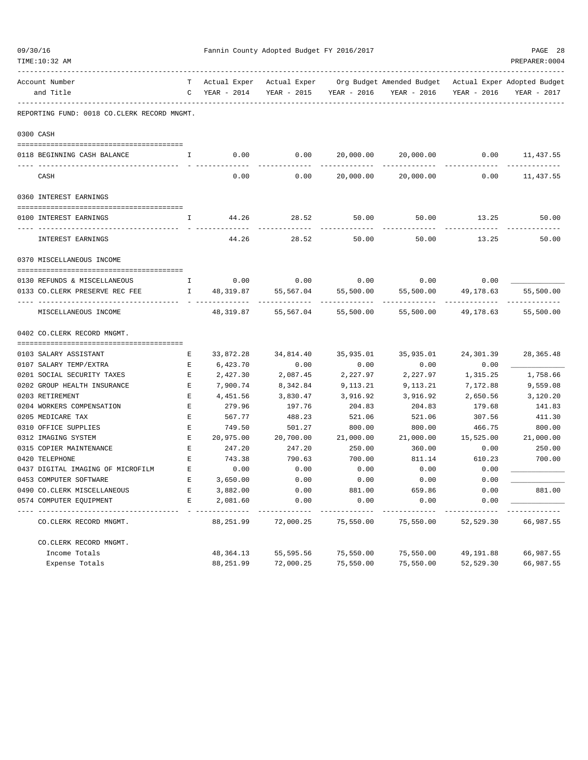Fannin County Adopted Budget FY 2016/2017

REPORTING FUND: 0018 CO.CLERK RECORD MNGMT.

| Account Number and Title | TC | Actual Exper YEAR - 2014 | Actual Exper YEAR - 2015 | Org Budget YEAR - 2016 | Amended Budget YEAR - 2016 | Actual Exper YEAR - 2016 | Adopted Budget YEAR - 2017 |
|---|---|---|---|---|---|---|---|
| **0300 CASH** | | | | | | | |
| 0118 BEGINNING CASH BALANCE | I | 0.00 | 0.00 | 20,000.00 | 20,000.00 | 0.00 | 11,437.55 |
| CASH | | 0.00 | 0.00 | 20,000.00 | 20,000.00 | 0.00 | 11,437.55 |
| **0360 INTEREST EARNINGS** | | | | | | | |
| 0100 INTEREST EARNINGS | I | 44.26 | 28.52 | 50.00 | 50.00 | 13.25 | 50.00 |
| INTEREST EARNINGS | | 44.26 | 28.52 | 50.00 | 50.00 | 13.25 | 50.00 |
| **0370 MISCELLANEOUS INCOME** | | | | | | | |
| 0130 REFUNDS & MISCELLANEOUS | I | 0.00 | 0.00 | 0.00 | 0.00 | 0.00 | |
| 0133 CO.CLERK PRESERVE REC FEE | I | 48,319.87 | 55,567.04 | 55,500.00 | 55,500.00 | 49,178.63 | 55,500.00 |
| MISCELLANEOUS INCOME | | 48,319.87 | 55,567.04 | 55,500.00 | 55,500.00 | 49,178.63 | 55,500.00 |
| **0402 CO.CLERK RECORD MNGMT.** | | | | | | | |
| 0103 SALARY ASSISTANT | E | 33,872.28 | 34,814.40 | 35,935.01 | 35,935.01 | 24,301.39 | 28,365.48 |
| 0107 SALARY TEMP/EXTRA | E | 6,423.70 | 0.00 | 0.00 | 0.00 | 0.00 | |
| 0201 SOCIAL SECURITY TAXES | E | 2,427.30 | 2,087.45 | 2,227.97 | 2,227.97 | 1,315.25 | 1,758.66 |
| 0202 GROUP HEALTH INSURANCE | E | 7,900.74 | 8,342.84 | 9,113.21 | 9,113.21 | 7,172.88 | 9,559.08 |
| 0203 RETIREMENT | E | 4,451.56 | 3,830.47 | 3,916.92 | 3,916.92 | 2,650.56 | 3,120.20 |
| 0204 WORKERS COMPENSATION | E | 279.96 | 197.76 | 204.83 | 204.83 | 179.68 | 141.83 |
| 0205 MEDICARE TAX | E | 567.77 | 488.23 | 521.06 | 521.06 | 307.56 | 411.30 |
| 0310 OFFICE SUPPLIES | E | 749.50 | 501.27 | 800.00 | 800.00 | 466.75 | 800.00 |
| 0312 IMAGING SYSTEM | E | 20,975.00 | 20,700.00 | 21,000.00 | 21,000.00 | 15,525.00 | 21,000.00 |
| 0315 COPIER MAINTENANCE | E | 247.20 | 247.20 | 250.00 | 360.00 | 0.00 | 250.00 |
| 0420 TELEPHONE | E | 743.38 | 790.63 | 700.00 | 811.14 | 610.23 | 700.00 |
| 0437 DIGITAL IMAGING OF MICROFILM | E | 0.00 | 0.00 | 0.00 | 0.00 | 0.00 | |
| 0453 COMPUTER SOFTWARE | E | 3,650.00 | 0.00 | 0.00 | 0.00 | 0.00 | |
| 0490 CO.CLERK MISCELLANEOUS | E | 3,882.00 | 0.00 | 881.00 | 659.86 | 0.00 | 881.00 |
| 0574 COMPUTER EQUIPMENT | E | 2,081.60 | 0.00 | 0.00 | 0.00 | 0.00 | |
| CO.CLERK RECORD MNGMT. | | 88,251.99 | 72,000.25 | 75,550.00 | 75,550.00 | 52,529.30 | 66,987.55 |
| **CO.CLERK RECORD MNGMT.** | | | | | | | |
| Income Totals | | 48,364.13 | 55,595.56 | 75,550.00 | 75,550.00 | 49,191.88 | 66,987.55 |
| Expense Totals | | 88,251.99 | 72,000.25 | 75,550.00 | 75,550.00 | 52,529.30 | 66,987.55 |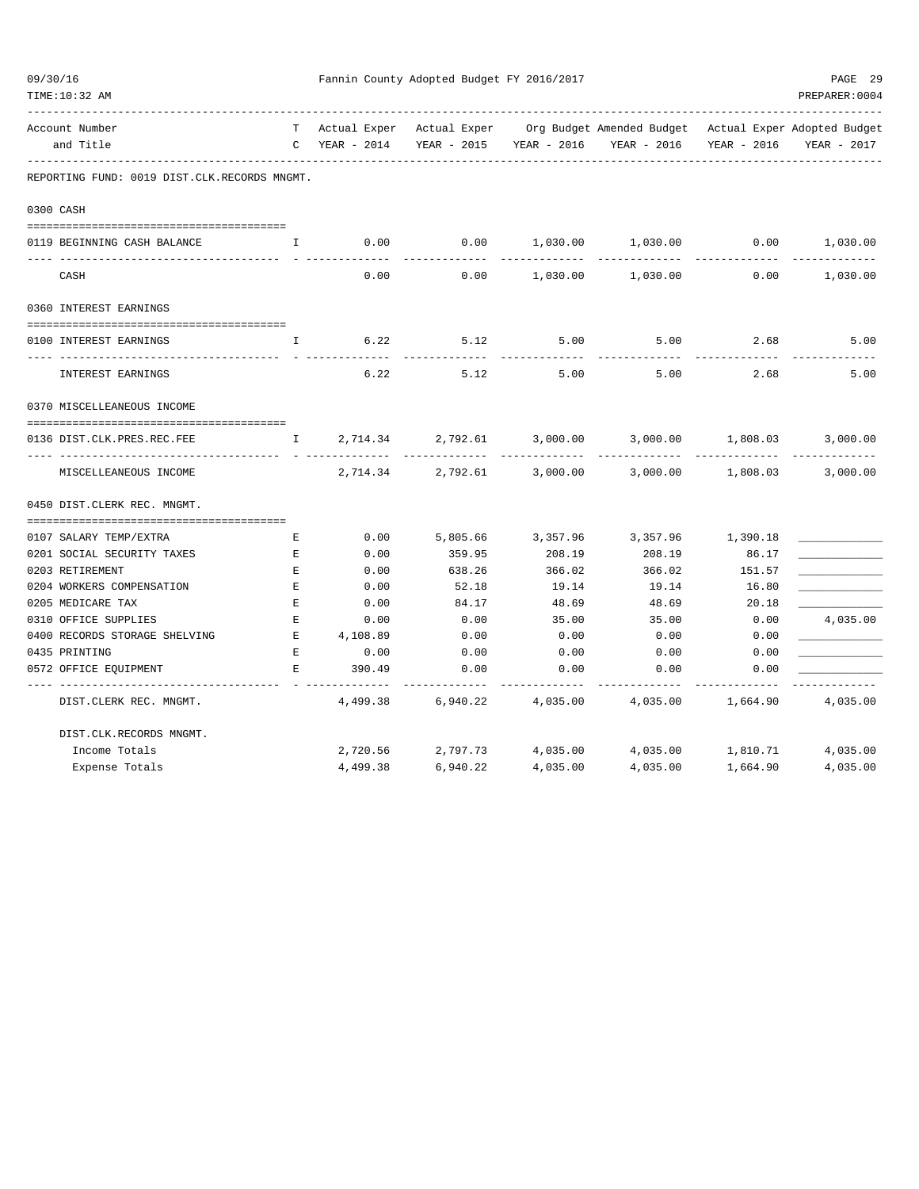Fannin County Adopted Budget FY 2016/2017

REPORTING FUND: 0019 DIST.CLK.RECORDS MNGMT.

| Account Number and Title | TC | Actual Exper YEAR - 2014 | Actual Exper YEAR - 2015 | Org Budget YEAR - 2016 | Amended Budget YEAR - 2016 | Actual Exper YEAR - 2016 | Adopted Budget YEAR - 2017 |
|---|---|---|---|---|---|---|---|
| **0300 CASH** | | | | | | | |
| 0119 BEGINNING CASH BALANCE | I | 0.00 | 0.00 | 1,030.00 | 1,030.00 | 0.00 | 1,030.00 |
| CASH | | 0.00 | 0.00 | 1,030.00 | 1,030.00 | 0.00 | 1,030.00 |
| **0360 INTEREST EARNINGS** | | | | | | | |
| 0100 INTEREST EARNINGS | I | 6.22 | 5.12 | 5.00 | 5.00 | 2.68 | 5.00 |
| INTEREST EARNINGS | | 6.22 | 5.12 | 5.00 | 5.00 | 2.68 | 5.00 |
| **0370 MISCELLANEOUS INCOME** | | | | | | | |
| 0136 DIST.CLK.PRES.REC.FEE | I | 2,714.34 | 2,792.61 | 3,000.00 | 3,000.00 | 1,808.03 | 3,000.00 |
| MISCELLANEOUS INCOME | | 2,714.34 | 2,792.61 | 3,000.00 | 3,000.00 | 1,808.03 | 3,000.00 |
| **0450 DIST.CLERK REC. MNGMT.** | | | | | | | |
| 0107 SALARY TEMP/EXTRA | E | 0.00 | 5,805.66 | 3,357.96 | 3,357.96 | 1,390.18 | ____________ |
| 0201 SOCIAL SECURITY TAXES | E | 0.00 | 359.95 | 208.19 | 208.19 | 86.17 | ____________ |
| 0203 RETIREMENT | E | 0.00 | 638.26 | 366.02 | 366.02 | 151.57 | ____________ |
| 0204 WORKERS COMPENSATION | E | 0.00 | 52.18 | 19.14 | 19.14 | 16.80 | ____________ |
| 0205 MEDICARE TAX | E | 0.00 | 84.17 | 48.69 | 48.69 | 20.18 | ____________ |
| 0310 OFFICE SUPPLIES | E | 0.00 | 0.00 | 35.00 | 35.00 | 0.00 | 4,035.00 |
| 0400 RECORDS STORAGE SHELVING | E | 4,108.89 | 0.00 | 0.00 | 0.00 | 0.00 | ____________ |
| 0435 PRINTING | E | 0.00 | 0.00 | 0.00 | 0.00 | 0.00 | ____________ |
| 0572 OFFICE EQUIPMENT | E | 390.49 | 0.00 | 0.00 | 0.00 | 0.00 | ____________ |
| DIST.CLERK REC. MNGMT. | | 4,499.38 | 6,940.22 | 4,035.00 | 4,035.00 | 1,664.90 | 4,035.00 |
| **DIST.CLK.RECORDS MNGMT.** | | | | | | | |
| Income Totals | | 2,720.56 | 2,797.73 | 4,035.00 | 4,035.00 | 1,810.71 | 4,035.00 |
| Expense Totals | | 4,499.38 | 6,940.22 | 4,035.00 | 4,035.00 | 1,664.90 | 4,035.00 |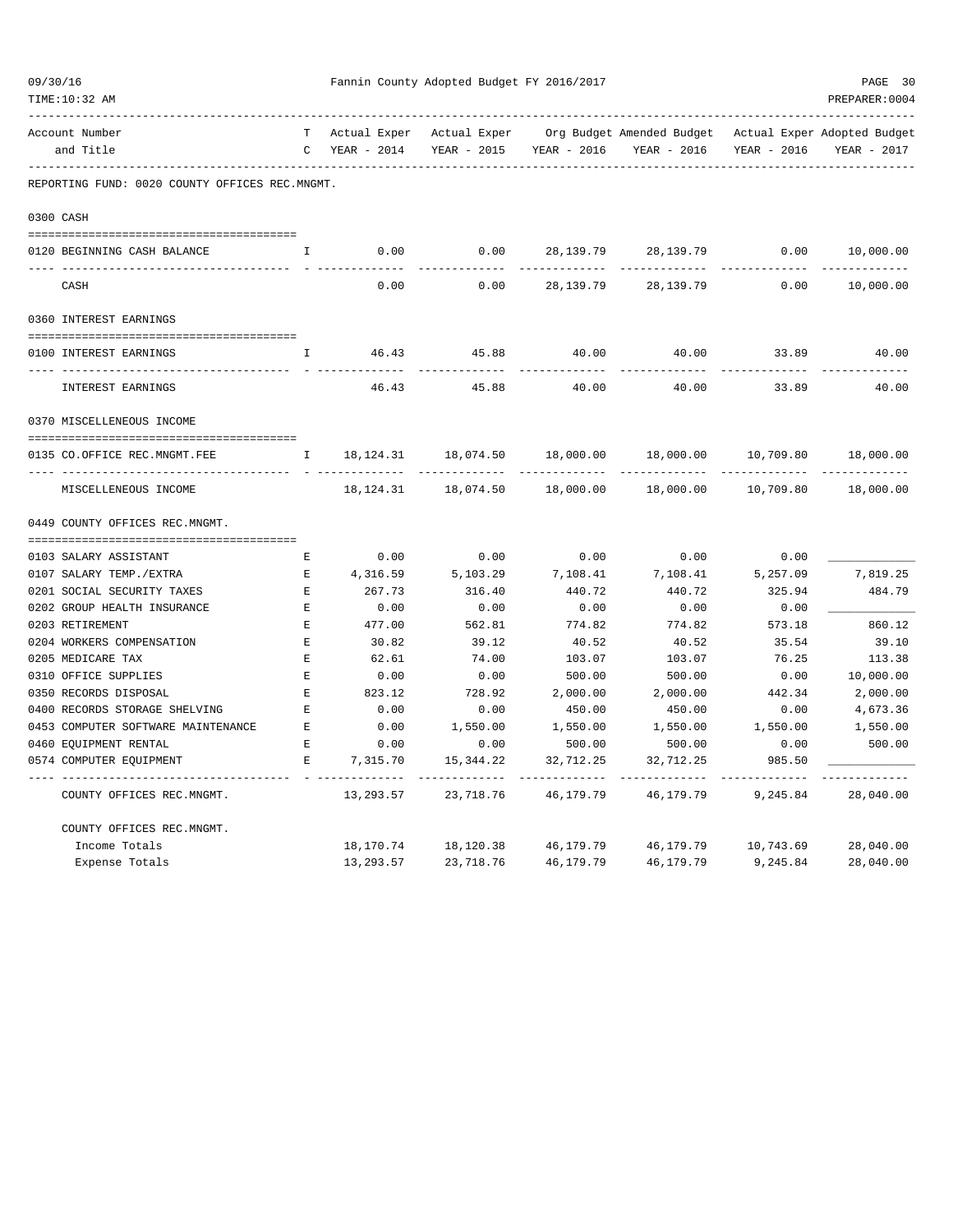Fannin County Adopted Budget FY 2016/2017

| Account Number and Title | TC | Actual Exper YEAR - 2014 | Actual Exper YEAR - 2015 | Org Budget YEAR - 2016 | Amended Budget YEAR - 2016 | Actual Exper YEAR - 2016 | Adopted Budget YEAR - 2017 |
|---|---|---|---|---|---|---|---|
| **REPORTING FUND: 0020 COUNTY OFFICES REC.MNGMT.** | | | | | | | |
| **0300 CASH** | | | | | | | |
| 0120 BEGINNING CASH BALANCE | I | 0.00 | 0.00 | 28,139.79 | 28,139.79 | 0.00 | 10,000.00 |
| CASH | | 0.00 | 0.00 | 28,139.79 | 28,139.79 | 0.00 | 10,000.00 |
| **0360 INTEREST EARNINGS** | | | | | | | |
| 0100 INTEREST EARNINGS | I | 46.43 | 45.88 | 40.00 | 40.00 | 33.89 | 40.00 |
| INTEREST EARNINGS | | 46.43 | 45.88 | 40.00 | 40.00 | 33.89 | 40.00 |
| **0370 MISCELLENEOUS INCOME** | | | | | | | |
| 0135 CO.OFFICE REC.MNGMT.FEE | I | 18,124.31 | 18,074.50 | 18,000.00 | 18,000.00 | 10,709.80 | 18,000.00 |
| MISCELLENEOUS INCOME | | 18,124.31 | 18,074.50 | 18,000.00 | 18,000.00 | 10,709.80 | 18,000.00 |
| **0449 COUNTY OFFICES REC.MNGMT.** | | | | | | | |
| 0103 SALARY ASSISTANT | E | 0.00 | 0.00 | 0.00 | 0.00 | 0.00 | ____________ |
| 0107 SALARY TEMP./EXTRA | E | 4,316.59 | 5,103.29 | 7,108.41 | 7,108.41 | 5,257.09 | 7,819.25 |
| 0201 SOCIAL SECURITY TAXES | E | 267.73 | 316.40 | 440.72 | 440.72 | 325.94 | 484.79 |
| 0202 GROUP HEALTH INSURANCE | E | 0.00 | 0.00 | 0.00 | 0.00 | 0.00 | ____________ |
| 0203 RETIREMENT | E | 477.00 | 562.81 | 774.82 | 774.82 | 573.18 | 860.12 |
| 0204 WORKERS COMPENSATION | E | 30.82 | 39.12 | 40.52 | 40.52 | 35.54 | 39.10 |
| 0205 MEDICARE TAX | E | 62.61 | 74.00 | 103.07 | 103.07 | 76.25 | 113.38 |
| 0310 OFFICE SUPPLIES | E | 0.00 | 0.00 | 500.00 | 500.00 | 0.00 | 10,000.00 |
| 0350 RECORDS DISPOSAL | E | 823.12 | 728.92 | 2,000.00 | 2,000.00 | 442.34 | 2,000.00 |
| 0400 RECORDS STORAGE SHELVING | E | 0.00 | 0.00 | 450.00 | 450.00 | 0.00 | 4,673.36 |
| 0453 COMPUTER SOFTWARE MAINTENANCE | E | 0.00 | 1,550.00 | 1,550.00 | 1,550.00 | 1,550.00 | 1,550.00 |
| 0460 EQUIPMENT RENTAL | E | 0.00 | 0.00 | 500.00 | 500.00 | 0.00 | 500.00 |
| 0574 COMPUTER EQUIPMENT | E | 7,315.70 | 15,344.22 | 32,712.25 | 32,712.25 | 985.50 | ____________ |
| COUNTY OFFICES REC.MNGMT. | | 13,293.57 | 23,718.76 | 46,179.79 | 46,179.79 | 9,245.84 | 28,040.00 |
| **COUNTY OFFICES REC.MNGMT.** | | | | | | | |
| Income Totals | | 18,170.74 | 18,120.38 | 46,179.79 | 46,179.79 | 10,743.69 | 28,040.00 |
| Expense Totals | | 13,293.57 | 23,718.76 | 46,179.79 | 46,179.79 | 9,245.84 | 28,040.00 |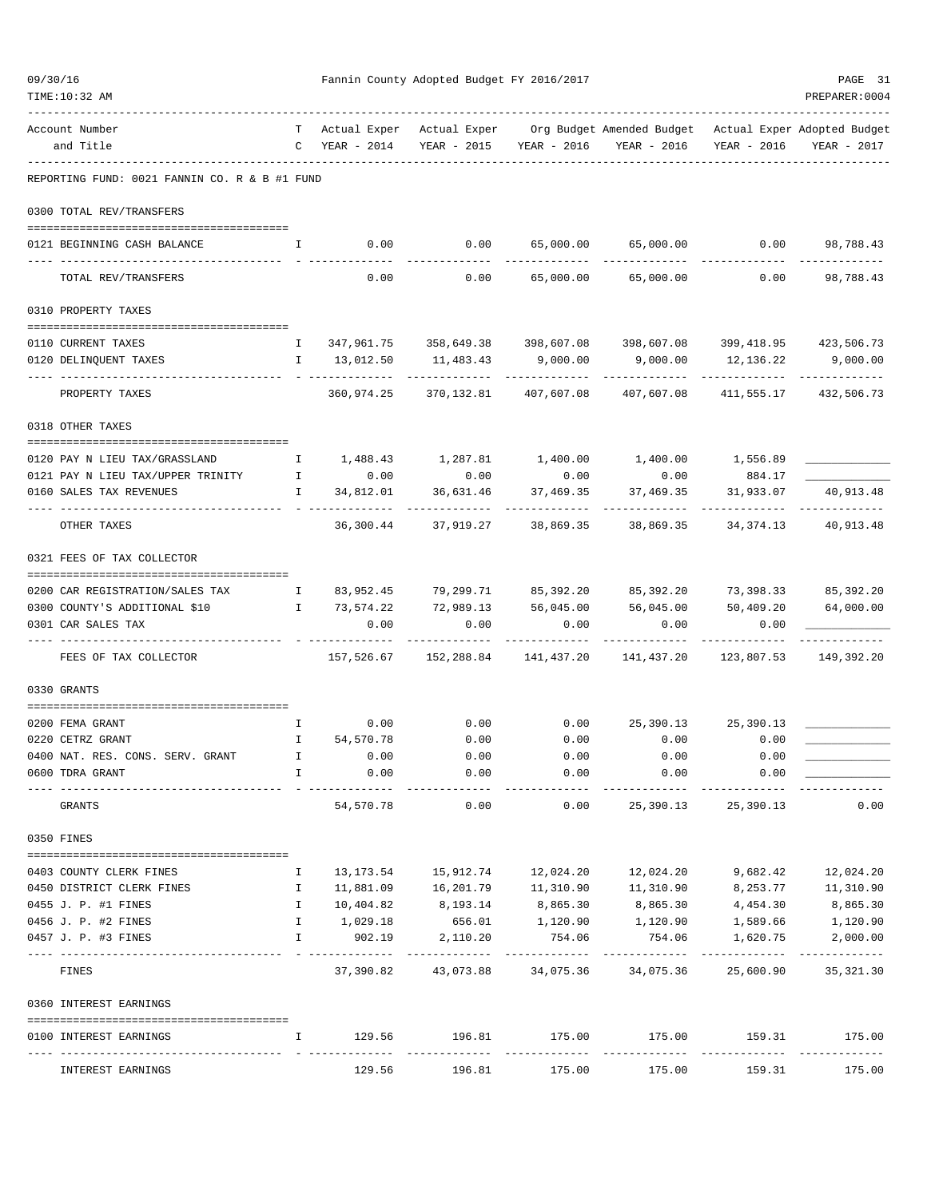Fannin County Adopted Budget FY 2016/2017

| Account Number and Title | T C | Actual Exper YEAR - 2014 | Actual Exper YEAR - 2015 | Org Budget YEAR - 2016 | Amended Budget YEAR - 2016 | Actual Exper YEAR - 2016 | Adopted Budget YEAR - 2017 |
|---|---|---|---|---|---|---|---|
| **REPORTING FUND: 0021 FANNIN CO. R & B #1 FUND** | | | | | | | |
| **0300 TOTAL REV/TRANSFERS** | | | | | | | |
| 0121 BEGINNING CASH BALANCE | I | 0.00 | 0.00 | 65,000.00 | 65,000.00 | 0.00 | 98,788.43 |
| TOTAL REV/TRANSFERS | | 0.00 | 0.00 | 65,000.00 | 65,000.00 | 0.00 | 98,788.43 |
| **0310 PROPERTY TAXES** | | | | | | | |
| 0110 CURRENT TAXES | I | 347,961.75 | 358,649.38 | 398,607.08 | 398,607.08 | 399,418.95 | 423,506.73 |
| 0120 DELINQUENT TAXES | I | 13,012.50 | 11,483.43 | 9,000.00 | 9,000.00 | 12,136.22 | 9,000.00 |
| PROPERTY TAXES | | 360,974.25 | 370,132.81 | 407,607.08 | 407,607.08 | 411,555.17 | 432,506.73 |
| **0318 OTHER TAXES** | | | | | | | |
| 0120 PAY N LIEU TAX/GRASSLAND | I | 1,488.43 | 1,287.81 | 1,400.00 | 1,400.00 | 1,556.89 | |
| 0121 PAY N LIEU TAX/UPPER TRINITY | I | 0.00 | 0.00 | 0.00 | 0.00 | 884.17 | |
| 0160 SALES TAX REVENUES | I | 34,812.01 | 36,631.46 | 37,469.35 | 37,469.35 | 31,933.07 | 40,913.48 |
| OTHER TAXES | | 36,300.44 | 37,919.27 | 38,869.35 | 38,869.35 | 34,374.13 | 40,913.48 |
| **0321 FEES OF TAX COLLECTOR** | | | | | | | |
| 0200 CAR REGISTRATION/SALES TAX | I | 83,952.45 | 79,299.71 | 85,392.20 | 85,392.20 | 73,398.33 | 85,392.20 |
| 0300 COUNTY'S ADDITIONAL $10 | I | 73,574.22 | 72,989.13 | 56,045.00 | 56,045.00 | 50,409.20 | 64,000.00 |
| 0301 CAR SALES TAX | | 0.00 | 0.00 | 0.00 | 0.00 | 0.00 | |
| FEES OF TAX COLLECTOR | | 157,526.67 | 152,288.84 | 141,437.20 | 141,437.20 | 123,807.53 | 149,392.20 |
| **0330 GRANTS** | | | | | | | |
| 0200 FEMA GRANT | I | 0.00 | 0.00 | 0.00 | 25,390.13 | 25,390.13 | |
| 0220 CETRZ GRANT | I | 54,570.78 | 0.00 | 0.00 | 0.00 | 0.00 | |
| 0400 NAT. RES. CONS. SERV. GRANT | I | 0.00 | 0.00 | 0.00 | 0.00 | 0.00 | |
| 0600 TDRA GRANT | I | 0.00 | 0.00 | 0.00 | 0.00 | 0.00 | |
| GRANTS | | 54,570.78 | 0.00 | 0.00 | 25,390.13 | 25,390.13 | 0.00 |
| **0350 FINES** | | | | | | | |
| 0403 COUNTY CLERK FINES | I | 13,173.54 | 15,912.74 | 12,024.20 | 12,024.20 | 9,682.42 | 12,024.20 |
| 0450 DISTRICT CLERK FINES | I | 11,881.09 | 16,201.79 | 11,310.90 | 11,310.90 | 8,253.77 | 11,310.90 |
| 0455 J. P. #1 FINES | I | 10,404.82 | 8,193.14 | 8,865.30 | 8,865.30 | 4,454.30 | 8,865.30 |
| 0456 J. P. #2 FINES | I | 1,029.18 | 656.01 | 1,120.90 | 1,120.90 | 1,589.66 | 1,120.90 |
| 0457 J. P. #3 FINES | I | 902.19 | 2,110.20 | 754.06 | 754.06 | 1,620.75 | 2,000.00 |
| FINES | | 37,390.82 | 43,073.88 | 34,075.36 | 34,075.36 | 25,600.90 | 35,321.30 |
| **0360 INTEREST EARNINGS** | | | | | | | |
| 0100 INTEREST EARNINGS | I | 129.56 | 196.81 | 175.00 | 175.00 | 159.31 | 175.00 |
| INTEREST EARNINGS | | 129.56 | 196.81 | 175.00 | 175.00 | 159.31 | 175.00 |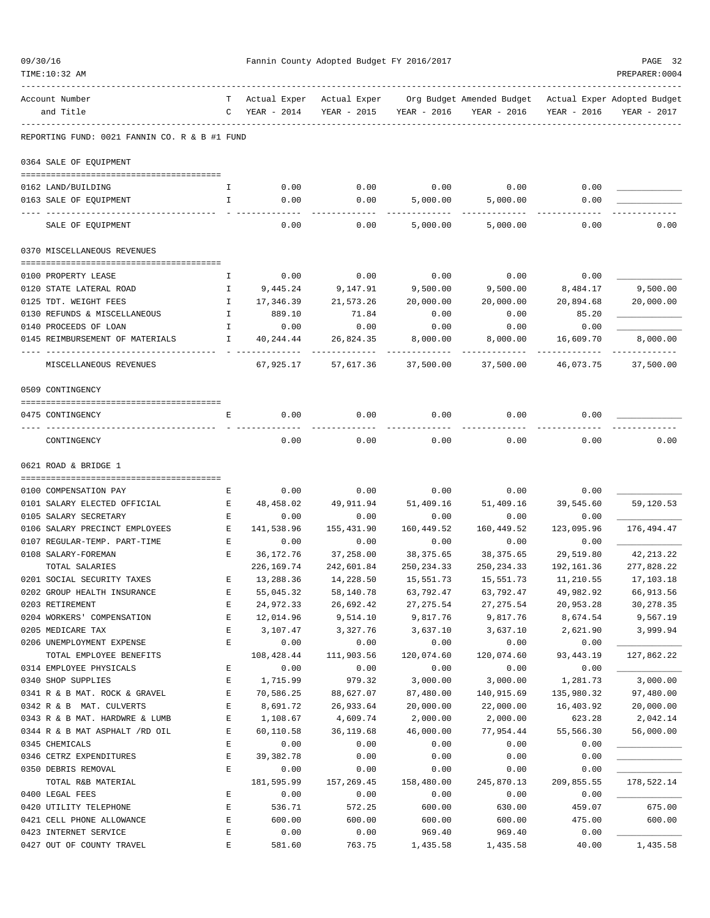Fannin County Adopted Budget FY 2016/2017

REPORTING FUND: 0021 FANNIN CO. R & B #1 FUND

| Account Number and Title | TC | Actual Exper YEAR - 2014 | Actual Exper YEAR - 2015 | Org Budget YEAR - 2016 | Amended Budget YEAR - 2016 | Actual Exper YEAR - 2016 | Adopted Budget YEAR - 2017 |
|---|---|---|---|---|---|---|---|
| **0364 SALE OF EQUIPMENT** | | | | | | | |
| 0162 LAND/BUILDING | I | 0.00 | 0.00 | 0.00 | 0.00 | 0.00 | ____________ |
| 0163 SALE OF EQUIPMENT | I | 0.00 | 0.00 | 5,000.00 | 5,000.00 | 0.00 | ____________ |
| SALE OF EQUIPMENT | | 0.00 | 0.00 | 5,000.00 | 5,000.00 | 0.00 | 0.00 |
| **0370 MISCELLANEOUS REVENUES** | | | | | | | |
| 0100 PROPERTY LEASE | I | 0.00 | 0.00 | 0.00 | 0.00 | 0.00 | ____________ |
| 0120 STATE LATERAL ROAD | I | 9,445.24 | 9,147.91 | 9,500.00 | 9,500.00 | 8,484.17 | 9,500.00 |
| 0125 TDT. WEIGHT FEES | I | 17,346.39 | 21,573.26 | 20,000.00 | 20,000.00 | 20,894.68 | 20,000.00 |
| 0130 REFUNDS & MISCELLANEOUS | I | 889.10 | 71.84 | 0.00 | 0.00 | 85.20 | ____________ |
| 0140 PROCEEDS OF LOAN | I | 0.00 | 0.00 | 0.00 | 0.00 | 0.00 | ____________ |
| 0145 REIMBURSEMENT OF MATERIALS | I | 40,244.44 | 26,824.35 | 8,000.00 | 8,000.00 | 16,609.70 | 8,000.00 |
| MISCELLANEOUS REVENUES | | 67,925.17 | 57,617.36 | 37,500.00 | 37,500.00 | 46,073.75 | 37,500.00 |
| **0509 CONTINGENCY** | | | | | | | |
| 0475 CONTINGENCY | E | 0.00 | 0.00 | 0.00 | 0.00 | 0.00 | ____________ |
| CONTINGENCY | | 0.00 | 0.00 | 0.00 | 0.00 | 0.00 | 0.00 |
| **0621 ROAD & BRIDGE 1** | | | | | | | |
| 0100 COMPENSATION PAY | E | 0.00 | 0.00 | 0.00 | 0.00 | 0.00 | ____________ |
| 0101 SALARY ELECTED OFFICIAL | E | 48,458.02 | 49,911.94 | 51,409.16 | 51,409.16 | 39,545.60 | 59,120.53 |
| 0105 SALARY SECRETARY | E | 0.00 | 0.00 | 0.00 | 0.00 | 0.00 | ____________ |
| 0106 SALARY PRECINCT EMPLOYEES | E | 141,538.96 | 155,431.90 | 160,449.52 | 160,449.52 | 123,095.96 | 176,494.47 |
| 0107 REGULAR-TEMP. PART-TIME | E | 0.00 | 0.00 | 0.00 | 0.00 | 0.00 | ____________ |
| 0108 SALARY-FOREMAN | E | 36,172.76 | 37,258.00 | 38,375.65 | 38,375.65 | 29,519.80 | 42,213.22 |
| TOTAL SALARIES | | 226,169.74 | 242,601.84 | 250,234.33 | 250,234.33 | 192,161.36 | 277,828.22 |
| 0201 SOCIAL SECURITY TAXES | E | 13,288.36 | 14,228.50 | 15,551.73 | 15,551.73 | 11,210.55 | 17,103.18 |
| 0202 GROUP HEALTH INSURANCE | E | 55,045.32 | 58,140.78 | 63,792.47 | 63,792.47 | 49,982.92 | 66,913.56 |
| 0203 RETIREMENT | E | 24,972.33 | 26,692.42 | 27,275.54 | 27,275.54 | 20,953.28 | 30,278.35 |
| 0204 WORKERS' COMPENSATION | E | 12,014.96 | 9,514.10 | 9,817.76 | 9,817.76 | 8,674.54 | 9,567.19 |
| 0205 MEDICARE TAX | E | 3,107.47 | 3,327.76 | 3,637.10 | 3,637.10 | 2,621.90 | 3,999.94 |
| 0206 UNEMPLOYMENT EXPENSE | E | 0.00 | 0.00 | 0.00 | 0.00 | 0.00 | ____________ |
| TOTAL EMPLOYEE BENEFITS | | 108,428.44 | 111,903.56 | 120,074.60 | 120,074.60 | 93,443.19 | 127,862.22 |
| 0314 EMPLOYEE PHYSICALS | E | 0.00 | 0.00 | 0.00 | 0.00 | 0.00 | ____________ |
| 0340 SHOP SUPPLIES | E | 1,715.99 | 979.32 | 3,000.00 | 3,000.00 | 1,281.73 | 3,000.00 |
| 0341 R & B MAT. ROCK & GRAVEL | E | 70,586.25 | 88,627.07 | 87,480.00 | 140,915.69 | 135,980.32 | 97,480.00 |
| 0342 R & B MAT. CULVERTS | E | 8,691.72 | 26,933.64 | 20,000.00 | 22,000.00 | 16,403.92 | 20,000.00 |
| 0343 R & B MAT. HARDWRE & LUMB | E | 1,108.67 | 4,609.74 | 2,000.00 | 2,000.00 | 623.28 | 2,042.14 |
| 0344 R & B MAT ASPHALT /RD OIL | E | 60,110.58 | 36,119.68 | 46,000.00 | 77,954.44 | 55,566.30 | 56,000.00 |
| 0345 CHEMICALS | E | 0.00 | 0.00 | 0.00 | 0.00 | 0.00 | ____________ |
| 0346 CETRZ EXPENDITURES | E | 39,382.78 | 0.00 | 0.00 | 0.00 | 0.00 | ____________ |
| 0350 DEBRIS REMOVAL | E | 0.00 | 0.00 | 0.00 | 0.00 | 0.00 | ____________ |
| TOTAL R&B MATERIAL | | 181,595.99 | 157,269.45 | 158,480.00 | 245,870.13 | 209,855.55 | 178,522.14 |
| 0400 LEGAL FEES | E | 0.00 | 0.00 | 0.00 | 0.00 | 0.00 | ____________ |
| 0420 UTILITY TELEPHONE | E | 536.71 | 572.25 | 600.00 | 630.00 | 459.07 | 675.00 |
| 0421 CELL PHONE ALLOWANCE | E | 600.00 | 600.00 | 600.00 | 600.00 | 475.00 | 600.00 |
| 0423 INTERNET SERVICE | E | 0.00 | 0.00 | 969.40 | 969.40 | 0.00 | ____________ |
| 0427 OUT OF COUNTY TRAVEL | E | 581.60 | 763.75 | 1,435.58 | 1,435.58 | 40.00 | 1,435.58 |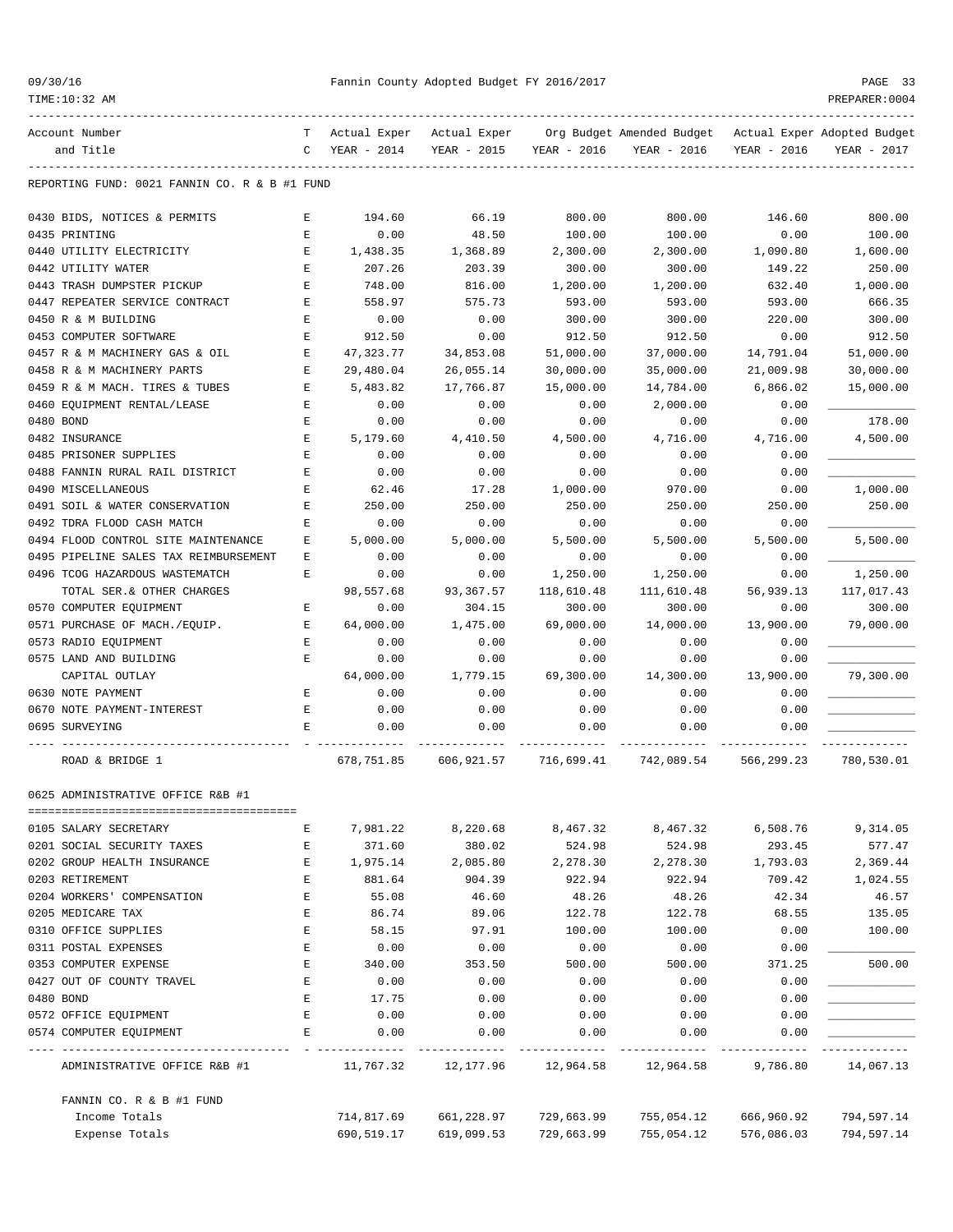Fannin County Adopted Budget FY 2016/2017

| Account Number and Title | TC | Actual Exper YEAR - 2014 | Actual Exper YEAR - 2015 | Org Budget YEAR - 2016 | Amended Budget YEAR - 2016 | Actual Exper YEAR - 2016 | Adopted Budget YEAR - 2017 |
|---|---|---|---|---|---|---|---|
| **REPORTING FUND: 0021 FANNIN CO. R & B #1 FUND** | | | | | | | |
| 0430 BIDS, NOTICES & PERMITS | E | 194.60 | 66.19 | 800.00 | 800.00 | 146.60 | 800.00 |
| 0435 PRINTING | E | 0.00 | 48.50 | 100.00 | 100.00 | 0.00 | 100.00 |
| 0440 UTILITY ELECTRICITY | E | 1,438.35 | 1,368.89 | 2,300.00 | 2,300.00 | 1,090.80 | 1,600.00 |
| 0442 UTILITY WATER | E | 207.26 | 203.39 | 300.00 | 300.00 | 149.22 | 250.00 |
| 0443 TRASH DUMPSTER PICKUP | E | 748.00 | 816.00 | 1,200.00 | 1,200.00 | 632.40 | 1,000.00 |
| 0447 REPEATER SERVICE CONTRACT | E | 558.97 | 575.73 | 593.00 | 593.00 | 593.00 | 666.35 |
| 0450 R & M BUILDING | E | 0.00 | 0.00 | 300.00 | 300.00 | 220.00 | 300.00 |
| 0453 COMPUTER SOFTWARE | E | 912.50 | 0.00 | 912.50 | 912.50 | 0.00 | 912.50 |
| 0457 R & M MACHINERY GAS & OIL | E | 47,323.77 | 34,853.08 | 51,000.00 | 37,000.00 | 14,791.04 | 51,000.00 |
| 0458 R & M MACHINERY PARTS | E | 29,480.04 | 26,055.14 | 30,000.00 | 35,000.00 | 21,009.98 | 30,000.00 |
| 0459 R & M MACH. TIRES & TUBES | E | 5,483.82 | 17,766.87 | 15,000.00 | 14,784.00 | 6,866.02 | 15,000.00 |
| 0460 EQUIPMENT RENTAL/LEASE | E | 0.00 | 0.00 | 0.00 | 2,000.00 | 0.00 | ____________ |
| 0480 BOND | E | 0.00 | 0.00 | 0.00 | 0.00 | 0.00 | 178.00 |
| 0482 INSURANCE | E | 5,179.60 | 4,410.50 | 4,500.00 | 4,716.00 | 4,716.00 | 4,500.00 |
| 0485 PRISONER SUPPLIES | E | 0.00 | 0.00 | 0.00 | 0.00 | 0.00 | ____________ |
| 0488 FANNIN RURAL RAIL DISTRICT | E | 0.00 | 0.00 | 0.00 | 0.00 | 0.00 | ____________ |
| 0490 MISCELLANEOUS | E | 62.46 | 17.28 | 1,000.00 | 970.00 | 0.00 | 1,000.00 |
| 0491 SOIL & WATER CONSERVATION | E | 250.00 | 250.00 | 250.00 | 250.00 | 250.00 | 250.00 |
| 0492 TDRA FLOOD CASH MATCH | E | 0.00 | 0.00 | 0.00 | 0.00 | 0.00 | ____________ |
| 0494 FLOOD CONTROL SITE MAINTENANCE | E | 5,000.00 | 5,000.00 | 5,500.00 | 5,500.00 | 5,500.00 | 5,500.00 |
| 0495 PIPELINE SALES TAX REIMBURSEMENT | E | 0.00 | 0.00 | 0.00 | 0.00 | 0.00 | ____________ |
| 0496 TCOG HAZARDOUS WASTEMATCH | E | 0.00 | 0.00 | 1,250.00 | 1,250.00 | 0.00 | 1,250.00 |
| TOTAL SER.& OTHER CHARGES | | 98,557.68 | 93,367.57 | 118,610.48 | 111,610.48 | 56,939.13 | 117,017.43 |
| 0570 COMPUTER EQUIPMENT | E | 0.00 | 304.15 | 300.00 | 300.00 | 0.00 | 300.00 |
| 0571 PURCHASE OF MACH./EQUIP. | E | 64,000.00 | 1,475.00 | 69,000.00 | 14,000.00 | 13,900.00 | 79,000.00 |
| 0573 RADIO EQUIPMENT | E | 0.00 | 0.00 | 0.00 | 0.00 | 0.00 | ____________ |
| 0575 LAND AND BUILDING | E | 0.00 | 0.00 | 0.00 | 0.00 | 0.00 | ____________ |
| CAPITAL OUTLAY | | 64,000.00 | 1,779.15 | 69,300.00 | 14,300.00 | 13,900.00 | 79,300.00 |
| 0630 NOTE PAYMENT | E | 0.00 | 0.00 | 0.00 | 0.00 | 0.00 | ____________ |
| 0670 NOTE PAYMENT-INTEREST | E | 0.00 | 0.00 | 0.00 | 0.00 | 0.00 | ____________ |
| 0695 SURVEYING | E | 0.00 | 0.00 | 0.00 | 0.00 | 0.00 | ____________ |
| ROAD & BRIDGE 1 | | 678,751.85 | 606,921.57 | 716,699.41 | 742,089.54 | 566,299.23 | 780,530.01 |
| **0625 ADMINISTRATIVE OFFICE R&B #1** | | | | | | | |
| 0105 SALARY SECRETARY | E | 7,981.22 | 8,220.68 | 8,467.32 | 8,467.32 | 6,508.76 | 9,314.05 |
| 0201 SOCIAL SECURITY TAXES | E | 371.60 | 380.02 | 524.98 | 524.98 | 293.45 | 577.47 |
| 0202 GROUP HEALTH INSURANCE | E | 1,975.14 | 2,085.80 | 2,278.30 | 2,278.30 | 1,793.03 | 2,369.44 |
| 0203 RETIREMENT | E | 881.64 | 904.39 | 922.94 | 922.94 | 709.42 | 1,024.55 |
| 0204 WORKERS' COMPENSATION | E | 55.08 | 46.60 | 48.26 | 48.26 | 42.34 | 46.57 |
| 0205 MEDICARE TAX | E | 86.74 | 89.06 | 122.78 | 122.78 | 68.55 | 135.05 |
| 0310 OFFICE SUPPLIES | E | 58.15 | 97.91 | 100.00 | 100.00 | 0.00 | 100.00 |
| 0311 POSTAL EXPENSES | E | 0.00 | 0.00 | 0.00 | 0.00 | 0.00 | ____________ |
| 0353 COMPUTER EXPENSE | E | 340.00 | 353.50 | 500.00 | 500.00 | 371.25 | 500.00 |
| 0427 OUT OF COUNTY TRAVEL | E | 0.00 | 0.00 | 0.00 | 0.00 | 0.00 | ____________ |
| 0480 BOND | E | 17.75 | 0.00 | 0.00 | 0.00 | 0.00 | ____________ |
| 0572 OFFICE EQUIPMENT | E | 0.00 | 0.00 | 0.00 | 0.00 | 0.00 | ____________ |
| 0574 COMPUTER EQUIPMENT | E | 0.00 | 0.00 | 0.00 | 0.00 | 0.00 | ____________ |
| ADMINISTRATIVE OFFICE R&B #1 | | 11,767.32 | 12,177.96 | 12,964.58 | 12,964.58 | 9,786.80 | 14,067.13 |
| **FANNIN CO. R & B #1 FUND** | | | | | | | |
| Income Totals | | 714,817.69 | 661,228.97 | 729,663.99 | 755,054.12 | 666,960.92 | 794,597.14 |
| Expense Totals | | 690,519.17 | 619,099.53 | 729,663.99 | 755,054.12 | 576,086.03 | 794,597.14 |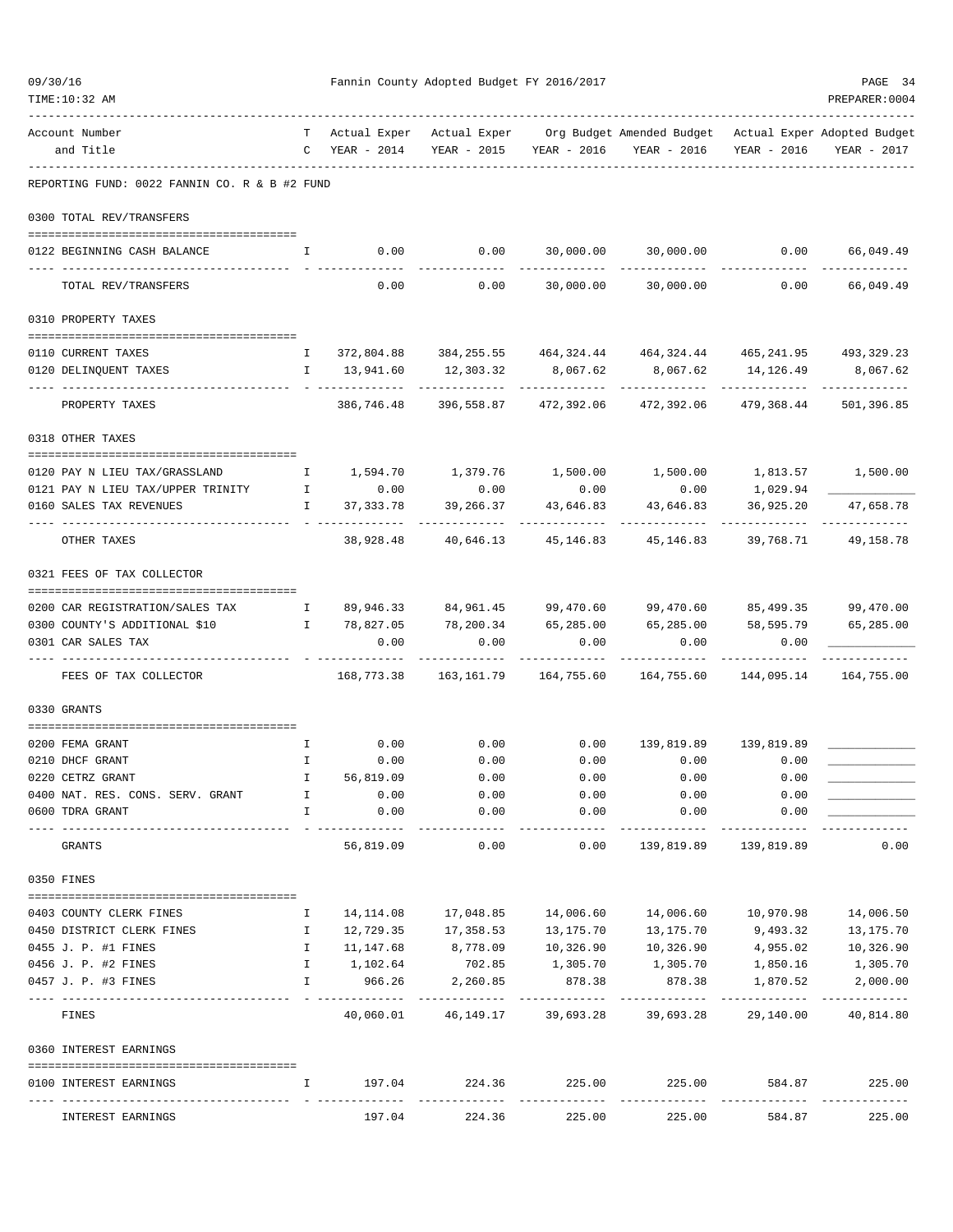Fannin County Adopted Budget FY 2016/2017

| Account Number and Title | TC | Actual Exper YEAR - 2014 | Actual Exper YEAR - 2015 | Org Budget YEAR - 2016 | Amended Budget YEAR - 2016 | Actual Exper YEAR - 2016 | Adopted Budget YEAR - 2017 |
|---|---|---|---|---|---|---|---|
| **REPORTING FUND: 0022 FANNIN CO. R & B #2 FUND** | | | | | | | |
| **0300 TOTAL REV/TRANSFERS** | | | | | | | |
| 0122 BEGINNING CASH BALANCE | I | 0.00 | 0.00 | 30,000.00 | 30,000.00 | 0.00 | 66,049.49 |
| TOTAL REV/TRANSFERS | | 0.00 | 0.00 | 30,000.00 | 30,000.00 | 0.00 | 66,049.49 |
| **0310 PROPERTY TAXES** | | | | | | | |
| 0110 CURRENT TAXES | I | 372,804.88 | 384,255.55 | 464,324.44 | 464,324.44 | 465,241.95 | 493,329.23 |
| 0120 DELINQUENT TAXES | I | 13,941.60 | 12,303.32 | 8,067.62 | 8,067.62 | 14,126.49 | 8,067.62 |
| PROPERTY TAXES | | 386,746.48 | 396,558.87 | 472,392.06 | 472,392.06 | 479,368.44 | 501,396.85 |
| **0318 OTHER TAXES** | | | | | | | |
| 0120 PAY N LIEU TAX/GRASSLAND | I | 1,594.70 | 1,379.76 | 1,500.00 | 1,500.00 | 1,813.57 | 1,500.00 |
| 0121 PAY N LIEU TAX/UPPER TRINITY | I | 0.00 | 0.00 | 0.00 | 0.00 | 1,029.94 | ____________ |
| 0160 SALES TAX REVENUES | I | 37,333.78 | 39,266.37 | 43,646.83 | 43,646.83 | 36,925.20 | 47,658.78 |
| OTHER TAXES | | 38,928.48 | 40,646.13 | 45,146.83 | 45,146.83 | 39,768.71 | 49,158.78 |
| **0321 FEES OF TAX COLLECTOR** | | | | | | | |
| 0200 CAR REGISTRATION/SALES TAX | I | 89,946.33 | 84,961.45 | 99,470.60 | 99,470.60 | 85,499.35 | 99,470.00 |
| 0300 COUNTY'S ADDITIONAL $10 | I | 78,827.05 | 78,200.34 | 65,285.00 | 65,285.00 | 58,595.79 | 65,285.00 |
| 0301 CAR SALES TAX | | 0.00 | 0.00 | 0.00 | 0.00 | 0.00 | ____________ |
| FEES OF TAX COLLECTOR | | 168,773.38 | 163,161.79 | 164,755.60 | 164,755.60 | 144,095.14 | 164,755.00 |
| **0330 GRANTS** | | | | | | | |
| 0200 FEMA GRANT | I | 0.00 | 0.00 | 0.00 | 139,819.89 | 139,819.89 | ____________ |
| 0210 DHCF GRANT | I | 0.00 | 0.00 | 0.00 | 0.00 | 0.00 | ____________ |
| 0220 CETRZ GRANT | I | 56,819.09 | 0.00 | 0.00 | 0.00 | 0.00 | ____________ |
| 0400 NAT. RES. CONS. SERV. GRANT | I | 0.00 | 0.00 | 0.00 | 0.00 | 0.00 | ____________ |
| 0600 TDRA GRANT | I | 0.00 | 0.00 | 0.00 | 0.00 | 0.00 | ____________ |
| GRANTS | | 56,819.09 | 0.00 | 0.00 | 139,819.89 | 139,819.89 | 0.00 |
| **0350 FINES** | | | | | | | |
| 0403 COUNTY CLERK FINES | I | 14,114.08 | 17,048.85 | 14,006.60 | 14,006.60 | 10,970.98 | 14,006.50 |
| 0450 DISTRICT CLERK FINES | I | 12,729.35 | 17,358.53 | 13,175.70 | 13,175.70 | 9,493.32 | 13,175.70 |
| 0455 J. P. #1 FINES | I | 11,147.68 | 8,778.09 | 10,326.90 | 10,326.90 | 4,955.02 | 10,326.90 |
| 0456 J. P. #2 FINES | I | 1,102.64 | 702.85 | 1,305.70 | 1,305.70 | 1,850.16 | 1,305.70 |
| 0457 J. P. #3 FINES | I | 966.26 | 2,260.85 | 878.38 | 878.38 | 1,870.52 | 2,000.00 |
| FINES | | 40,060.01 | 46,149.17 | 39,693.28 | 39,693.28 | 29,140.00 | 40,814.80 |
| **0360 INTEREST EARNINGS** | | | | | | | |
| 0100 INTEREST EARNINGS | I | 197.04 | 224.36 | 225.00 | 225.00 | 584.87 | 225.00 |
| INTEREST EARNINGS | | 197.04 | 224.36 | 225.00 | 225.00 | 584.87 | 225.00 |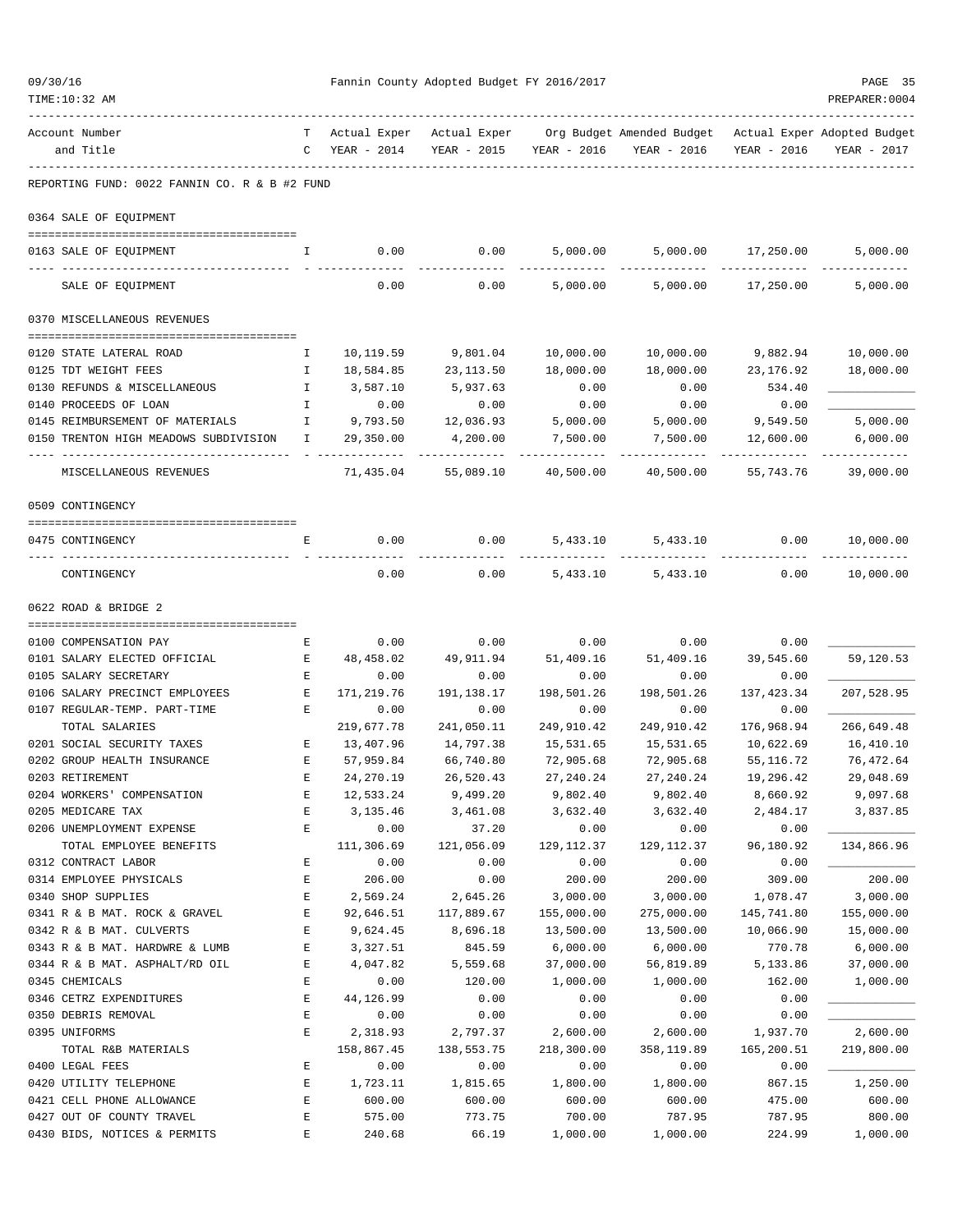Fannin County Adopted Budget FY 2016/2017

REPORTING FUND: 0022 FANNIN CO. R & B #2 FUND

| Account Number and Title | TC | Actual Exper YEAR - 2014 | Actual Exper YEAR - 2015 | Org Budget YEAR - 2016 | Amended Budget YEAR - 2016 | Actual Exper YEAR - 2016 | Adopted Budget YEAR - 2017 |
|---|---|---|---|---|---|---|---|
| **0364 SALE OF EQUIPMENT** | | | | | | | |
| 0163 SALE OF EQUIPMENT | I | 0.00 | 0.00 | 5,000.00 | 5,000.00 | 17,250.00 | 5,000.00 |
| SALE OF EQUIPMENT | | 0.00 | 0.00 | 5,000.00 | 5,000.00 | 17,250.00 | 5,000.00 |
| **0370 MISCELLANEOUS REVENUES** | | | | | | | |
| 0120 STATE LATERAL ROAD | I | 10,119.59 | 9,801.04 | 10,000.00 | 10,000.00 | 9,882.94 | 10,000.00 |
| 0125 TDT WEIGHT FEES | I | 18,584.85 | 23,113.50 | 18,000.00 | 18,000.00 | 23,176.92 | 18,000.00 |
| 0130 REFUNDS & MISCELLANEOUS | I | 3,587.10 | 5,937.63 | 0.00 | 0.00 | 534.40 | ____________ |
| 0140 PROCEEDS OF LOAN | I | 0.00 | 0.00 | 0.00 | 0.00 | 0.00 | ____________ |
| 0145 REIMBURSEMENT OF MATERIALS | I | 9,793.50 | 12,036.93 | 5,000.00 | 5,000.00 | 9,549.50 | 5,000.00 |
| 0150 TRENTON HIGH MEADOWS SUBDIVISION | I | 29,350.00 | 4,200.00 | 7,500.00 | 7,500.00 | 12,600.00 | 6,000.00 |
| MISCELLANEOUS REVENUES | | 71,435.04 | 55,089.10 | 40,500.00 | 40,500.00 | 55,743.76 | 39,000.00 |
| **0509 CONTINGENCY** | | | | | | | |
| 0475 CONTINGENCY | E | 0.00 | 0.00 | 5,433.10 | 5,433.10 | 0.00 | 10,000.00 |
| CONTINGENCY | | 0.00 | 0.00 | 5,433.10 | 5,433.10 | 0.00 | 10,000.00 |
| **0622 ROAD & BRIDGE 2** | | | | | | | |
| 0100 COMPENSATION PAY | E | 0.00 | 0.00 | 0.00 | 0.00 | 0.00 | ____________ |
| 0101 SALARY ELECTED OFFICIAL | E | 48,458.02 | 49,911.94 | 51,409.16 | 51,409.16 | 39,545.60 | 59,120.53 |
| 0105 SALARY SECRETARY | E | 0.00 | 0.00 | 0.00 | 0.00 | 0.00 | ____________ |
| 0106 SALARY PRECINCT EMPLOYEES | E | 171,219.76 | 191,138.17 | 198,501.26 | 198,501.26 | 137,423.34 | 207,528.95 |
| 0107 REGULAR-TEMP. PART-TIME | E | 0.00 | 0.00 | 0.00 | 0.00 | 0.00 | ____________ |
| TOTAL SALARIES | | 219,677.78 | 241,050.11 | 249,910.42 | 249,910.42 | 176,968.94 | 266,649.48 |
| 0201 SOCIAL SECURITY TAXES | E | 13,407.96 | 14,797.38 | 15,531.65 | 15,531.65 | 10,622.69 | 16,410.10 |
| 0202 GROUP HEALTH INSURANCE | E | 57,959.84 | 66,740.80 | 72,905.68 | 72,905.68 | 55,116.72 | 76,472.64 |
| 0203 RETIREMENT | E | 24,270.19 | 26,520.43 | 27,240.24 | 27,240.24 | 19,296.42 | 29,048.69 |
| 0204 WORKERS' COMPENSATION | E | 12,533.24 | 9,499.20 | 9,802.40 | 9,802.40 | 8,660.92 | 9,097.68 |
| 0205 MEDICARE TAX | E | 3,135.46 | 3,461.08 | 3,632.40 | 3,632.40 | 2,484.17 | 3,837.85 |
| 0206 UNEMPLOYMENT EXPENSE | E | 0.00 | 37.20 | 0.00 | 0.00 | 0.00 | ____________ |
| TOTAL EMPLOYEE BENEFITS | | 111,306.69 | 121,056.09 | 129,112.37 | 129,112.37 | 96,180.92 | 134,866.96 |
| 0312 CONTRACT LABOR | E | 0.00 | 0.00 | 0.00 | 0.00 | 0.00 | ____________ |
| 0314 EMPLOYEE PHYSICALS | E | 206.00 | 0.00 | 200.00 | 200.00 | 309.00 | 200.00 |
| 0340 SHOP SUPPLIES | E | 2,569.24 | 2,645.26 | 3,000.00 | 3,000.00 | 1,078.47 | 3,000.00 |
| 0341 R & B MAT. ROCK & GRAVEL | E | 92,646.51 | 117,889.67 | 155,000.00 | 275,000.00 | 145,741.80 | 155,000.00 |
| 0342 R & B MAT. CULVERTS | E | 9,624.45 | 8,696.18 | 13,500.00 | 13,500.00 | 10,066.90 | 15,000.00 |
| 0343 R & B MAT. HARDWRE & LUMB | E | 3,327.51 | 845.59 | 6,000.00 | 6,000.00 | 770.78 | 6,000.00 |
| 0344 R & B MAT. ASPHALT/RD OIL | E | 4,047.82 | 5,559.68 | 37,000.00 | 56,819.89 | 5,133.86 | 37,000.00 |
| 0345 CHEMICALS | E | 0.00 | 120.00 | 1,000.00 | 1,000.00 | 162.00 | 1,000.00 |
| 0346 CETRZ EXPENDITURES | E | 44,126.99 | 0.00 | 0.00 | 0.00 | 0.00 | ____________ |
| 0350 DEBRIS REMOVAL | E | 0.00 | 0.00 | 0.00 | 0.00 | 0.00 | ____________ |
| 0395 UNIFORMS | E | 2,318.93 | 2,797.37 | 2,600.00 | 2,600.00 | 1,937.70 | 2,600.00 |
| TOTAL R&B MATERIALS | | 158,867.45 | 138,553.75 | 218,300.00 | 358,119.89 | 165,200.51 | 219,800.00 |
| 0400 LEGAL FEES | E | 0.00 | 0.00 | 0.00 | 0.00 | 0.00 | ____________ |
| 0420 UTILITY TELEPHONE | E | 1,723.11 | 1,815.65 | 1,800.00 | 1,800.00 | 867.15 | 1,250.00 |
| 0421 CELL PHONE ALLOWANCE | E | 600.00 | 600.00 | 600.00 | 600.00 | 475.00 | 600.00 |
| 0427 OUT OF COUNTY TRAVEL | E | 575.00 | 773.75 | 700.00 | 787.95 | 787.95 | 800.00 |
| 0430 BIDS, NOTICES & PERMITS | E | 240.68 | 66.19 | 1,000.00 | 1,000.00 | 224.99 | 1,000.00 |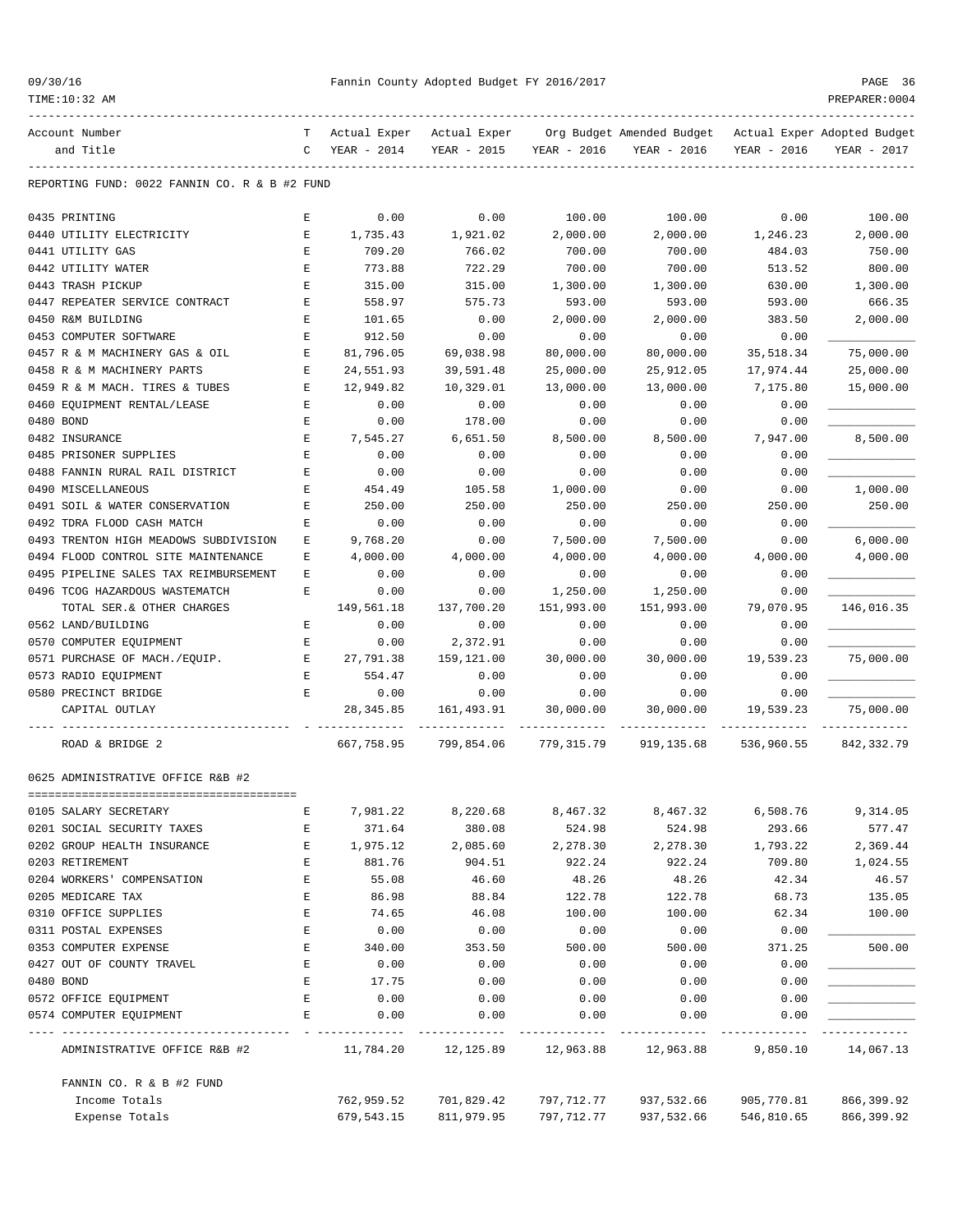Fannin County Adopted Budget FY 2016/2017

| Account Number and Title | TC | Actual Exper YEAR - 2014 | Actual Exper YEAR - 2015 | Org Budget YEAR - 2016 | Amended Budget YEAR - 2016 | Actual Exper YEAR - 2016 | Adopted Budget YEAR - 2017 |
|---|---|---|---|---|---|---|---|
| REPORTING FUND: 0022 FANNIN CO. R & B #2 FUND | | | | | | | |
| 0435 PRINTING | E | 0.00 | 0.00 | 100.00 | 100.00 | 0.00 | 100.00 |
| 0440 UTILITY ELECTRICITY | E | 1,735.43 | 1,921.02 | 2,000.00 | 2,000.00 | 1,246.23 | 2,000.00 |
| 0441 UTILITY GAS | E | 709.20 | 766.02 | 700.00 | 700.00 | 484.03 | 750.00 |
| 0442 UTILITY WATER | E | 773.88 | 722.29 | 700.00 | 700.00 | 513.52 | 800.00 |
| 0443 TRASH PICKUP | E | 315.00 | 315.00 | 1,300.00 | 1,300.00 | 630.00 | 1,300.00 |
| 0447 REPEATER SERVICE CONTRACT | E | 558.97 | 575.73 | 593.00 | 593.00 | 593.00 | 666.35 |
| 0450 R&M BUILDING | E | 101.65 | 0.00 | 2,000.00 | 2,000.00 | 383.50 | 2,000.00 |
| 0453 COMPUTER SOFTWARE | E | 912.50 | 0.00 | 0.00 | 0.00 | 0.00 | |
| 0457 R & M MACHINERY GAS & OIL | E | 81,796.05 | 69,038.98 | 80,000.00 | 80,000.00 | 35,518.34 | 75,000.00 |
| 0458 R & M MACHINERY PARTS | E | 24,551.93 | 39,591.48 | 25,000.00 | 25,912.05 | 17,974.44 | 25,000.00 |
| 0459 R & M MACH. TIRES & TUBES | E | 12,949.82 | 10,329.01 | 13,000.00 | 13,000.00 | 7,175.80 | 15,000.00 |
| 0460 EQUIPMENT RENTAL/LEASE | E | 0.00 | 0.00 | 0.00 | 0.00 | 0.00 | |
| 0480 BOND | E | 0.00 | 178.00 | 0.00 | 0.00 | 0.00 | |
| 0482 INSURANCE | E | 7,545.27 | 6,651.50 | 8,500.00 | 8,500.00 | 7,947.00 | 8,500.00 |
| 0485 PRISONER SUPPLIES | E | 0.00 | 0.00 | 0.00 | 0.00 | 0.00 | |
| 0488 FANNIN RURAL RAIL DISTRICT | E | 0.00 | 0.00 | 0.00 | 0.00 | 0.00 | |
| 0490 MISCELLANEOUS | E | 454.49 | 105.58 | 1,000.00 | 0.00 | 0.00 | 1,000.00 |
| 0491 SOIL & WATER CONSERVATION | E | 250.00 | 250.00 | 250.00 | 250.00 | 250.00 | 250.00 |
| 0492 TDRA FLOOD CASH MATCH | E | 0.00 | 0.00 | 0.00 | 0.00 | 0.00 | |
| 0493 TRENTON HIGH MEADOWS SUBDIVISION | E | 9,768.20 | 0.00 | 7,500.00 | 7,500.00 | 0.00 | 6,000.00 |
| 0494 FLOOD CONTROL SITE MAINTENANCE | E | 4,000.00 | 4,000.00 | 4,000.00 | 4,000.00 | 4,000.00 | 4,000.00 |
| 0495 PIPELINE SALES TAX REIMBURSEMENT | E | 0.00 | 0.00 | 0.00 | 0.00 | 0.00 | |
| 0496 TCOG HAZARDOUS WASTEMATCH | E | 0.00 | 0.00 | 1,250.00 | 1,250.00 | 0.00 | |
| TOTAL SER.& OTHER CHARGES | | 149,561.18 | 137,700.20 | 151,993.00 | 151,993.00 | 79,070.95 | 146,016.35 |
| 0562 LAND/BUILDING | E | 0.00 | 0.00 | 0.00 | 0.00 | 0.00 | |
| 0570 COMPUTER EQUIPMENT | E | 0.00 | 2,372.91 | 0.00 | 0.00 | 0.00 | |
| 0571 PURCHASE OF MACH./EQUIP. | E | 27,791.38 | 159,121.00 | 30,000.00 | 30,000.00 | 19,539.23 | 75,000.00 |
| 0573 RADIO EQUIPMENT | E | 554.47 | 0.00 | 0.00 | 0.00 | 0.00 | |
| 0580 PRECINCT BRIDGE | E | 0.00 | 0.00 | 0.00 | 0.00 | 0.00 | |
| CAPITAL OUTLAY | | 28,345.85 | 161,493.91 | 30,000.00 | 30,000.00 | 19,539.23 | 75,000.00 |
| ROAD & BRIDGE 2 | | 667,758.95 | 799,854.06 | 779,315.79 | 919,135.68 | 536,960.55 | 842,332.79 |
| 0625 ADMINISTRATIVE OFFICE R&B #2 | | | | | | | |
| 0105 SALARY SECRETARY | E | 7,981.22 | 8,220.68 | 8,467.32 | 8,467.32 | 6,508.76 | 9,314.05 |
| 0201 SOCIAL SECURITY TAXES | E | 371.64 | 380.08 | 524.98 | 524.98 | 293.66 | 577.47 |
| 0202 GROUP HEALTH INSURANCE | E | 1,975.12 | 2,085.60 | 2,278.30 | 2,278.30 | 1,793.22 | 2,369.44 |
| 0203 RETIREMENT | E | 881.76 | 904.51 | 922.24 | 922.24 | 709.80 | 1,024.55 |
| 0204 WORKERS' COMPENSATION | E | 55.08 | 46.60 | 48.26 | 48.26 | 42.34 | 46.57 |
| 0205 MEDICARE TAX | E | 86.98 | 88.84 | 122.78 | 122.78 | 68.73 | 135.05 |
| 0310 OFFICE SUPPLIES | E | 74.65 | 46.08 | 100.00 | 100.00 | 62.34 | 100.00 |
| 0311 POSTAL EXPENSES | E | 0.00 | 0.00 | 0.00 | 0.00 | 0.00 | |
| 0353 COMPUTER EXPENSE | E | 340.00 | 353.50 | 500.00 | 500.00 | 371.25 | 500.00 |
| 0427 OUT OF COUNTY TRAVEL | E | 0.00 | 0.00 | 0.00 | 0.00 | 0.00 | |
| 0480 BOND | E | 17.75 | 0.00 | 0.00 | 0.00 | 0.00 | |
| 0572 OFFICE EQUIPMENT | E | 0.00 | 0.00 | 0.00 | 0.00 | 0.00 | |
| 0574 COMPUTER EQUIPMENT | E | 0.00 | 0.00 | 0.00 | 0.00 | 0.00 | |
| ADMINISTRATIVE OFFICE R&B #2 | | 11,784.20 | 12,125.89 | 12,963.88 | 12,963.88 | 9,850.10 | 14,067.13 |
| FANNIN CO. R & B #2 FUND | | | | | | | |
| Income Totals | | 762,959.52 | 701,829.42 | 797,712.77 | 937,532.66 | 905,770.81 | 866,399.92 |
| Expense Totals | | 679,543.15 | 811,979.95 | 797,712.77 | 937,532.66 | 546,810.65 | 866,399.92 |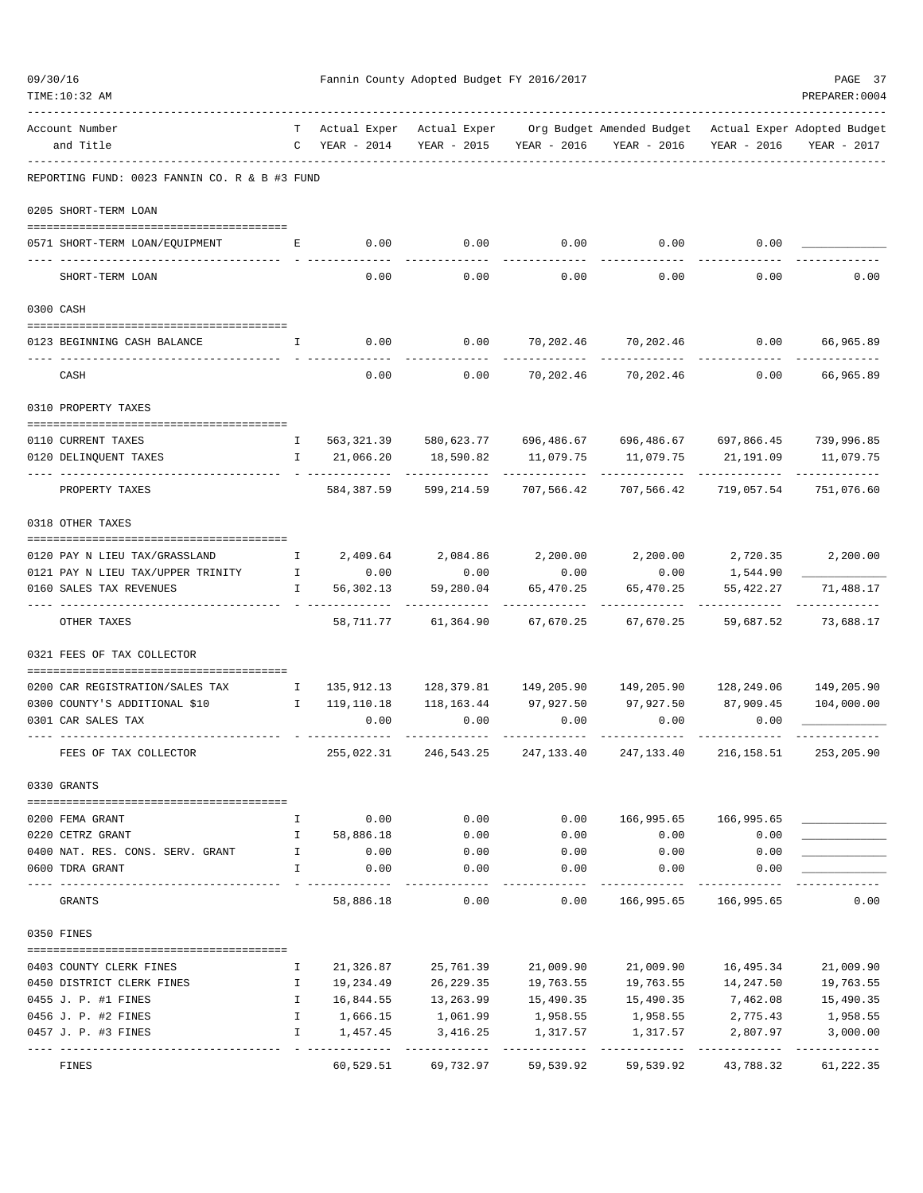Fannin County Adopted Budget FY 2016/2017

REPORTING FUND: 0023 FANNIN CO. R & B #3 FUND

| Account Number and Title | TC | Actual Exper YEAR - 2014 | Actual Exper YEAR - 2015 | Org Budget YEAR - 2016 | Amended Budget YEAR - 2016 | Actual Exper YEAR - 2016 | Adopted Budget YEAR - 2017 |
|---|---|---|---|---|---|---|---|
| **0205 SHORT-TERM LOAN** | | | | | | | |
| 0571 SHORT-TERM LOAN/EQUIPMENT | E | 0.00 | 0.00 | 0.00 | 0.00 | 0.00 | ____________ |
| SHORT-TERM LOAN | | 0.00 | 0.00 | 0.00 | 0.00 | 0.00 | 0.00 |
| **0300 CASH** | | | | | | | |
| 0123 BEGINNING CASH BALANCE | I | 0.00 | 0.00 | 70,202.46 | 70,202.46 | 0.00 | 66,965.89 |
| CASH | | 0.00 | 0.00 | 70,202.46 | 70,202.46 | 0.00 | 66,965.89 |
| **0310 PROPERTY TAXES** | | | | | | | |
| 0110 CURRENT TAXES | I | 563,321.39 | 580,623.77 | 696,486.67 | 696,486.67 | 697,866.45 | 739,996.85 |
| 0120 DELINQUENT TAXES | I | 21,066.20 | 18,590.82 | 11,079.75 | 11,079.75 | 21,191.09 | 11,079.75 |
| PROPERTY TAXES | | 584,387.59 | 599,214.59 | 707,566.42 | 707,566.42 | 719,057.54 | 751,076.60 |
| **0318 OTHER TAXES** | | | | | | | |
| 0120 PAY N LIEU TAX/GRASSLAND | I | 2,409.64 | 2,084.86 | 2,200.00 | 2,200.00 | 2,720.35 | 2,200.00 |
| 0121 PAY N LIEU TAX/UPPER TRINITY | I | 0.00 | 0.00 | 0.00 | 0.00 | 1,544.90 | ____________ |
| 0160 SALES TAX REVENUES | I | 56,302.13 | 59,280.04 | 65,470.25 | 65,470.25 | 55,422.27 | 71,488.17 |
| OTHER TAXES | | 58,711.77 | 61,364.90 | 67,670.25 | 67,670.25 | 59,687.52 | 73,688.17 |
| **0321 FEES OF TAX COLLECTOR** | | | | | | | |
| 0200 CAR REGISTRATION/SALES TAX | I | 135,912.13 | 128,379.81 | 149,205.90 | 149,205.90 | 128,249.06 | 149,205.90 |
| 0300 COUNTY'S ADDITIONAL $10 | I | 119,110.18 | 118,163.44 | 97,927.50 | 97,927.50 | 87,909.45 | 104,000.00 |
| 0301 CAR SALES TAX | | 0.00 | 0.00 | 0.00 | 0.00 | 0.00 | ____________ |
| FEES OF TAX COLLECTOR | | 255,022.31 | 246,543.25 | 247,133.40 | 247,133.40 | 216,158.51 | 253,205.90 |
| **0330 GRANTS** | | | | | | | |
| 0200 FEMA GRANT | I | 0.00 | 0.00 | 0.00 | 166,995.65 | 166,995.65 | ____________ |
| 0220 CETRZ GRANT | I | 58,886.18 | 0.00 | 0.00 | 0.00 | 0.00 | ____________ |
| 0400 NAT. RES. CONS. SERV. GRANT | I | 0.00 | 0.00 | 0.00 | 0.00 | 0.00 | ____________ |
| 0600 TDRA GRANT | I | 0.00 | 0.00 | 0.00 | 0.00 | 0.00 | ____________ |
| GRANTS | | 58,886.18 | 0.00 | 0.00 | 166,995.65 | 166,995.65 | 0.00 |
| **0350 FINES** | | | | | | | |
| 0403 COUNTY CLERK FINES | I | 21,326.87 | 25,761.39 | 21,009.90 | 21,009.90 | 16,495.34 | 21,009.90 |
| 0450 DISTRICT CLERK FINES | I | 19,234.49 | 26,229.35 | 19,763.55 | 19,763.55 | 14,247.50 | 19,763.55 |
| 0455 J. P. #1 FINES | I | 16,844.55 | 13,263.99 | 15,490.35 | 15,490.35 | 7,462.08 | 15,490.35 |
| 0456 J. P. #2 FINES | I | 1,666.15 | 1,061.99 | 1,958.55 | 1,958.55 | 2,775.43 | 1,958.55 |
| 0457 J. P. #3 FINES | I | 1,457.45 | 3,416.25 | 1,317.57 | 1,317.57 | 2,807.97 | 3,000.00 |
| FINES | | 60,529.51 | 69,732.97 | 59,539.92 | 59,539.92 | 43,788.32 | 61,222.35 |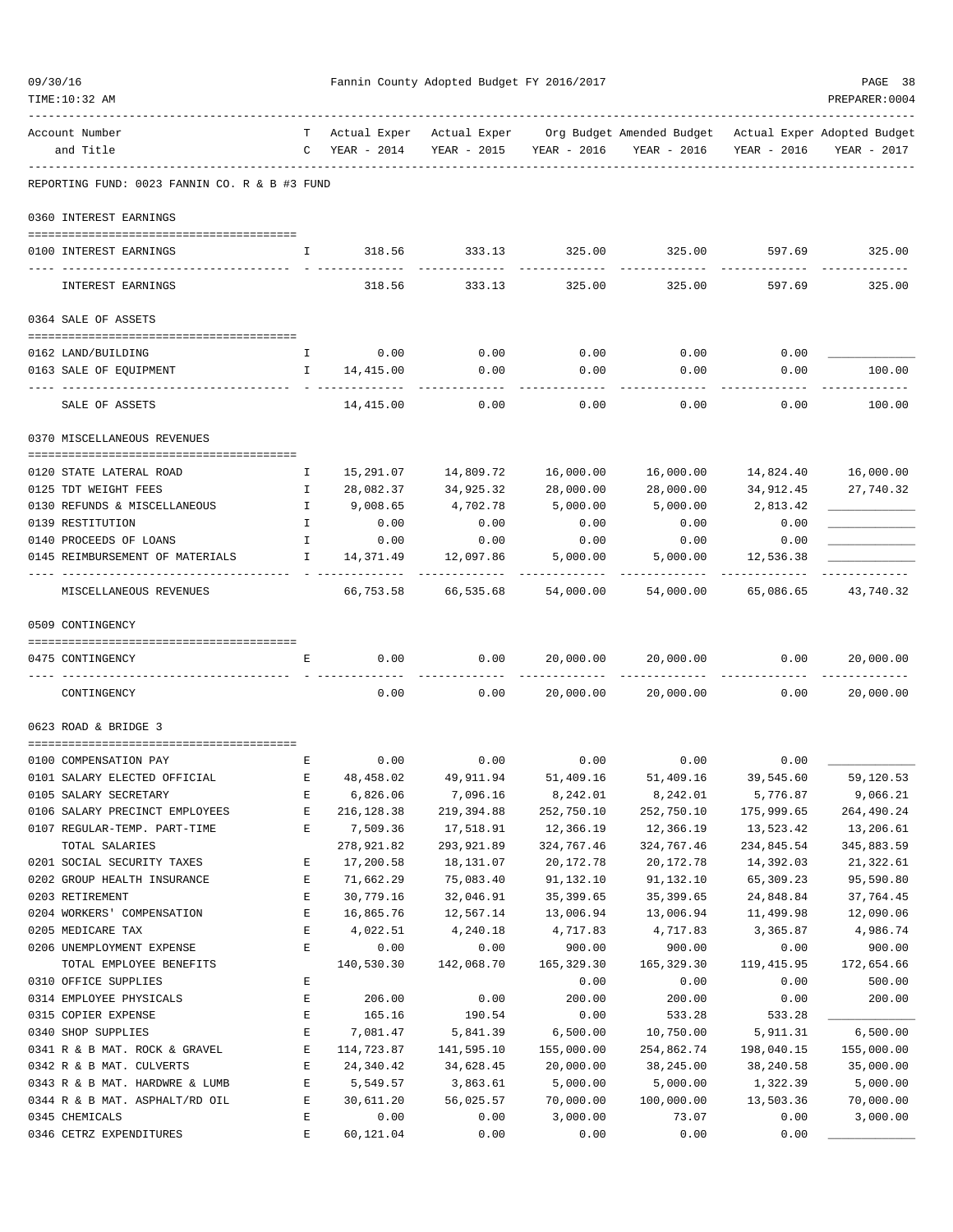Fannin County Adopted Budget FY 2016/2017

| Account Number and Title | TC | Actual Exper YEAR - 2014 | Actual Exper YEAR - 2015 | Org Budget YEAR - 2016 | Amended Budget YEAR - 2016 | Actual Exper YEAR - 2016 | Adopted Budget YEAR - 2017 |
|---|---|---|---|---|---|---|---|
| **REPORTING FUND: 0023 FANNIN CO. R & B #3 FUND** | | | | | | | |
| **0360 INTEREST EARNINGS** | | | | | | | |
| 0100 INTEREST EARNINGS | I | 318.56 | 333.13 | 325.00 | 325.00 | 597.69 | 325.00 |
| INTEREST EARNINGS | | 318.56 | 333.13 | 325.00 | 325.00 | 597.69 | 325.00 |
| **0364 SALE OF ASSETS** | | | | | | | |
| 0162 LAND/BUILDING | I | 0.00 | 0.00 | 0.00 | 0.00 | 0.00 | ____________ |
| 0163 SALE OF EQUIPMENT | I | 14,415.00 | 0.00 | 0.00 | 0.00 | 0.00 | 100.00 |
| SALE OF ASSETS | | 14,415.00 | 0.00 | 0.00 | 0.00 | 0.00 | 100.00 |
| **0370 MISCELLANEOUS REVENUES** | | | | | | | |
| 0120 STATE LATERAL ROAD | I | 15,291.07 | 14,809.72 | 16,000.00 | 16,000.00 | 14,824.40 | 16,000.00 |
| 0125 TDT WEIGHT FEES | I | 28,082.37 | 34,925.32 | 28,000.00 | 28,000.00 | 34,912.45 | 27,740.32 |
| 0130 REFUNDS & MISCELLANEOUS | I | 9,008.65 | 4,702.78 | 5,000.00 | 5,000.00 | 2,813.42 | ____________ |
| 0139 RESTITUTION | I | 0.00 | 0.00 | 0.00 | 0.00 | 0.00 | ____________ |
| 0140 PROCEEDS OF LOANS | I | 0.00 | 0.00 | 0.00 | 0.00 | 0.00 | ____________ |
| 0145 REIMBURSEMENT OF MATERIALS | I | 14,371.49 | 12,097.86 | 5,000.00 | 5,000.00 | 12,536.38 | ____________ |
| MISCELLANEOUS REVENUES | | 66,753.58 | 66,535.68 | 54,000.00 | 54,000.00 | 65,086.65 | 43,740.32 |
| **0509 CONTINGENCY** | | | | | | | |
| 0475 CONTINGENCY | E | 0.00 | 0.00 | 20,000.00 | 20,000.00 | 0.00 | 20,000.00 |
| CONTINGENCY | | 0.00 | 0.00 | 20,000.00 | 20,000.00 | 0.00 | 20,000.00 |
| **0623 ROAD & BRIDGE 3** | | | | | | | |
| 0100 COMPENSATION PAY | E | 0.00 | 0.00 | 0.00 | 0.00 | 0.00 | ____________ |
| 0101 SALARY ELECTED OFFICIAL | E | 48,458.02 | 49,911.94 | 51,409.16 | 51,409.16 | 39,545.60 | 59,120.53 |
| 0105 SALARY SECRETARY | E | 6,826.06 | 7,096.16 | 8,242.01 | 8,242.01 | 5,776.87 | 9,066.21 |
| 0106 SALARY PRECINCT EMPLOYEES | E | 216,128.38 | 219,394.88 | 252,750.10 | 252,750.10 | 175,999.65 | 264,490.24 |
| 0107 REGULAR-TEMP. PART-TIME | E | 7,509.36 | 17,518.91 | 12,366.19 | 12,366.19 | 13,523.42 | 13,206.61 |
| TOTAL SALARIES | | 278,921.82 | 293,921.89 | 324,767.46 | 324,767.46 | 234,845.54 | 345,883.59 |
| 0201 SOCIAL SECURITY TAXES | E | 17,200.58 | 18,131.07 | 20,172.78 | 20,172.78 | 14,392.03 | 21,322.61 |
| 0202 GROUP HEALTH INSURANCE | E | 71,662.29 | 75,083.40 | 91,132.10 | 91,132.10 | 65,309.23 | 95,590.80 |
| 0203 RETIREMENT | E | 30,779.16 | 32,046.91 | 35,399.65 | 35,399.65 | 24,848.84 | 37,764.45 |
| 0204 WORKERS' COMPENSATION | E | 16,865.76 | 12,567.14 | 13,006.94 | 13,006.94 | 11,499.98 | 12,090.06 |
| 0205 MEDICARE TAX | E | 4,022.51 | 4,240.18 | 4,717.83 | 4,717.83 | 3,365.87 | 4,986.74 |
| 0206 UNEMPLOYMENT EXPENSE | E | 0.00 | 0.00 | 900.00 | 900.00 | 0.00 | 900.00 |
| TOTAL EMPLOYEE BENEFITS | | 140,530.30 | 142,068.70 | 165,329.30 | 165,329.30 | 119,415.95 | 172,654.66 |
| 0310 OFFICE SUPPLIES | E | | | 0.00 | 0.00 | 0.00 | 500.00 |
| 0314 EMPLOYEE PHYSICALS | E | 206.00 | 0.00 | 200.00 | 200.00 | 0.00 | 200.00 |
| 0315 COPIER EXPENSE | E | 165.16 | 190.54 | 0.00 | 533.28 | 533.28 | ____________ |
| 0340 SHOP SUPPLIES | E | 7,081.47 | 5,841.39 | 6,500.00 | 10,750.00 | 5,911.31 | 6,500.00 |
| 0341 R & B MAT. ROCK & GRAVEL | E | 114,723.87 | 141,595.10 | 155,000.00 | 254,862.74 | 198,040.15 | 155,000.00 |
| 0342 R & B MAT. CULVERTS | E | 24,340.42 | 34,628.45 | 20,000.00 | 38,245.00 | 38,240.58 | 35,000.00 |
| 0343 R & B MAT. HARDWRE & LUMB | E | 5,549.57 | 3,863.61 | 5,000.00 | 5,000.00 | 1,322.39 | 5,000.00 |
| 0344 R & B MAT. ASPHALT/RD OIL | E | 30,611.20 | 56,025.57 | 70,000.00 | 100,000.00 | 13,503.36 | 70,000.00 |
| 0345 CHEMICALS | E | 0.00 | 0.00 | 3,000.00 | 73.07 | 0.00 | 3,000.00 |
| 0346 CETRZ EXPENDITURES | E | 60,121.04 | 0.00 | 0.00 | 0.00 | 0.00 | ____________ |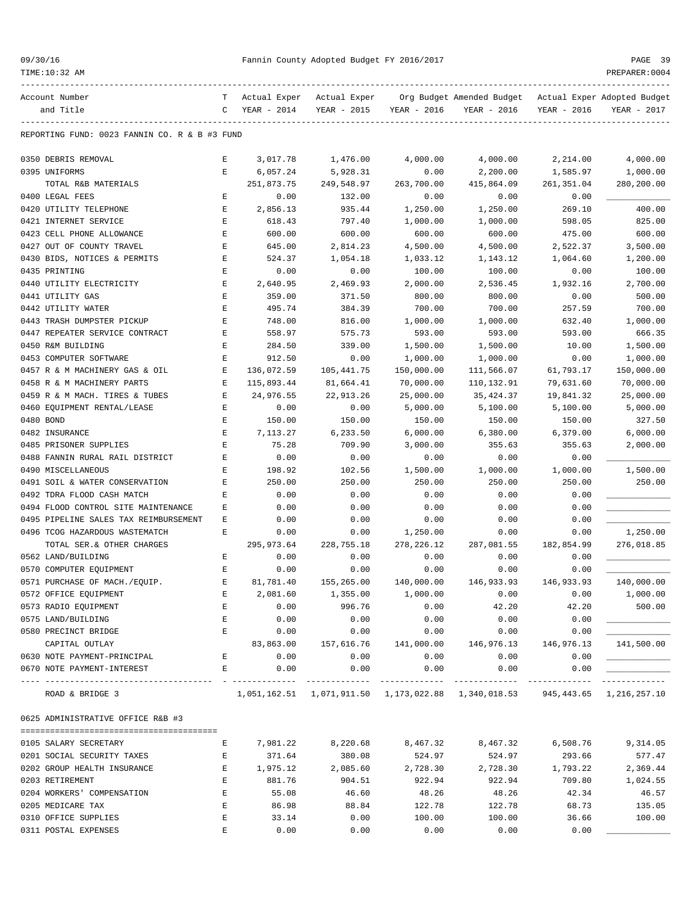REPORTING FUND: 0023 FANNIN CO. R & B #3 FUND

| Account Number and Title | T C | Actual Exper YEAR - 2014 | Actual Exper YEAR - 2015 | Org Budget YEAR - 2016 | Amended Budget YEAR - 2016 | Actual Exper YEAR - 2016 | Adopted Budget YEAR - 2017 |
|---|---|---|---|---|---|---|---|
| 0350 DEBRIS REMOVAL | E | 3,017.78 | 1,476.00 | 4,000.00 | 4,000.00 | 2,214.00 | 4,000.00 |
| 0395 UNIFORMS | E | 6,057.24 | 5,928.31 | 0.00 | 2,200.00 | 1,585.97 | 1,000.00 |
| TOTAL R&B MATERIALS | | 251,873.75 | 249,548.97 | 263,700.00 | 415,864.09 | 261,351.04 | 280,200.00 |
| 0400 LEGAL FEES | E | 0.00 | 132.00 | 0.00 | 0.00 | 0.00 | ____________ |
| 0420 UTILITY TELEPHONE | E | 2,856.13 | 935.44 | 1,250.00 | 1,250.00 | 269.10 | 400.00 |
| 0421 INTERNET SERVICE | E | 618.43 | 797.40 | 1,000.00 | 1,000.00 | 598.05 | 825.00 |
| 0423 CELL PHONE ALLOWANCE | E | 600.00 | 600.00 | 600.00 | 600.00 | 475.00 | 600.00 |
| 0427 OUT OF COUNTY TRAVEL | E | 645.00 | 2,814.23 | 4,500.00 | 4,500.00 | 2,522.37 | 3,500.00 |
| 0430 BIDS, NOTICES & PERMITS | E | 524.37 | 1,054.18 | 1,033.12 | 1,143.12 | 1,064.60 | 1,200.00 |
| 0435 PRINTING | E | 0.00 | 0.00 | 100.00 | 100.00 | 0.00 | 100.00 |
| 0440 UTILITY ELECTRICITY | E | 2,640.95 | 2,469.93 | 2,000.00 | 2,536.45 | 1,932.16 | 2,700.00 |
| 0441 UTILITY GAS | E | 359.00 | 371.50 | 800.00 | 800.00 | 0.00 | 500.00 |
| 0442 UTILITY WATER | E | 495.74 | 384.39 | 700.00 | 700.00 | 257.59 | 700.00 |
| 0443 TRASH DUMPSTER PICKUP | E | 748.00 | 816.00 | 1,000.00 | 1,000.00 | 632.40 | 1,000.00 |
| 0447 REPEATER SERVICE CONTRACT | E | 558.97 | 575.73 | 593.00 | 593.00 | 593.00 | 666.35 |
| 0450 R&M BUILDING | E | 284.50 | 339.00 | 1,500.00 | 1,500.00 | 10.00 | 1,500.00 |
| 0453 COMPUTER SOFTWARE | E | 912.50 | 0.00 | 1,000.00 | 1,000.00 | 0.00 | 1,000.00 |
| 0457 R & M MACHINERY GAS & OIL | E | 136,072.59 | 105,441.75 | 150,000.00 | 111,566.07 | 61,793.17 | 150,000.00 |
| 0458 R & M MACHINERY PARTS | E | 115,893.44 | 81,664.41 | 70,000.00 | 110,132.91 | 79,631.60 | 70,000.00 |
| 0459 R & M MACH. TIRES & TUBES | E | 24,976.55 | 22,913.26 | 25,000.00 | 35,424.37 | 19,841.32 | 25,000.00 |
| 0460 EQUIPMENT RENTAL/LEASE | E | 0.00 | 0.00 | 5,000.00 | 5,100.00 | 5,100.00 | 5,000.00 |
| 0480 BOND | E | 150.00 | 150.00 | 150.00 | 150.00 | 150.00 | 327.50 |
| 0482 INSURANCE | E | 7,113.27 | 6,233.50 | 6,000.00 | 6,380.00 | 6,379.00 | 6,000.00 |
| 0485 PRISONER SUPPLIES | E | 75.28 | 709.90 | 3,000.00 | 355.63 | 355.63 | 2,000.00 |
| 0488 FANNIN RURAL RAIL DISTRICT | E | 0.00 | 0.00 | 0.00 | 0.00 | 0.00 | ____________ |
| 0490 MISCELLANEOUS | E | 198.92 | 102.56 | 1,500.00 | 1,000.00 | 1,000.00 | 1,500.00 |
| 0491 SOIL & WATER CONSERVATION | E | 250.00 | 250.00 | 250.00 | 250.00 | 250.00 | 250.00 |
| 0492 TDRA FLOOD CASH MATCH | E | 0.00 | 0.00 | 0.00 | 0.00 | 0.00 | ____________ |
| 0494 FLOOD CONTROL SITE MAINTENANCE | E | 0.00 | 0.00 | 0.00 | 0.00 | 0.00 | ____________ |
| 0495 PIPELINE SALES TAX REIMBURSEMENT | E | 0.00 | 0.00 | 0.00 | 0.00 | 0.00 | ____________ |
| 0496 TCOG HAZARDOUS WASTEMATCH | E | 0.00 | 0.00 | 1,250.00 | 0.00 | 0.00 | 1,250.00 |
| TOTAL SER.& OTHER CHARGES | | 295,973.64 | 228,755.18 | 278,226.12 | 287,081.55 | 182,854.99 | 276,018.85 |
| 0562 LAND/BUILDING | E | 0.00 | 0.00 | 0.00 | 0.00 | 0.00 | ____________ |
| 0570 COMPUTER EQUIPMENT | E | 0.00 | 0.00 | 0.00 | 0.00 | 0.00 | ____________ |
| 0571 PURCHASE OF MACH./EQUIP. | E | 81,781.40 | 155,265.00 | 140,000.00 | 146,933.93 | 146,933.93 | 140,000.00 |
| 0572 OFFICE EQUIPMENT | E | 2,081.60 | 1,355.00 | 1,000.00 | 0.00 | 0.00 | 1,000.00 |
| 0573 RADIO EQUIPMENT | E | 0.00 | 996.76 | 0.00 | 42.20 | 42.20 | 500.00 |
| 0575 LAND/BUILDING | E | 0.00 | 0.00 | 0.00 | 0.00 | 0.00 | ____________ |
| 0580 PRECINCT BRIDGE | E | 0.00 | 0.00 | 0.00 | 0.00 | 0.00 | ____________ |
| CAPITAL OUTLAY | | 83,863.00 | 157,616.76 | 141,000.00 | 146,976.13 | 146,976.13 | 141,500.00 |
| 0630 NOTE PAYMENT-PRINCIPAL | E | 0.00 | 0.00 | 0.00 | 0.00 | 0.00 | ____________ |
| 0670 NOTE PAYMENT-INTEREST | E | 0.00 | 0.00 | 0.00 | 0.00 | 0.00 | ____________ |
| ROAD & BRIDGE 3 | | 1,051,162.51 | 1,071,911.50 | 1,173,022.88 | 1,340,018.53 | 945,443.65 | 1,216,257.10 |

0625 ADMINISTRATIVE OFFICE R&B #3

| Account Number and Title | T C | Actual Exper YEAR - 2014 | Actual Exper YEAR - 2015 | Org Budget YEAR - 2016 | Amended Budget YEAR - 2016 | Actual Exper YEAR - 2016 | Adopted Budget YEAR - 2017 |
|---|---|---|---|---|---|---|---|
| 0105 SALARY SECRETARY | E | 7,981.22 | 8,220.68 | 8,467.32 | 8,467.32 | 6,508.76 | 9,314.05 |
| 0201 SOCIAL SECURITY TAXES | E | 371.64 | 380.08 | 524.97 | 524.97 | 293.66 | 577.47 |
| 0202 GROUP HEALTH INSURANCE | E | 1,975.12 | 2,085.60 | 2,728.30 | 2,728.30 | 1,793.22 | 2,369.44 |
| 0203 RETIREMENT | E | 881.76 | 904.51 | 922.94 | 922.94 | 709.80 | 1,024.55 |
| 0204 WORKERS' COMPENSATION | E | 55.08 | 46.60 | 48.26 | 48.26 | 42.34 | 46.57 |
| 0205 MEDICARE TAX | E | 86.98 | 88.84 | 122.78 | 122.78 | 68.73 | 135.05 |
| 0310 OFFICE SUPPLIES | E | 33.14 | 0.00 | 100.00 | 100.00 | 36.66 | 100.00 |
| 0311 POSTAL EXPENSES | E | 0.00 | 0.00 | 0.00 | 0.00 | 0.00 | ____________ |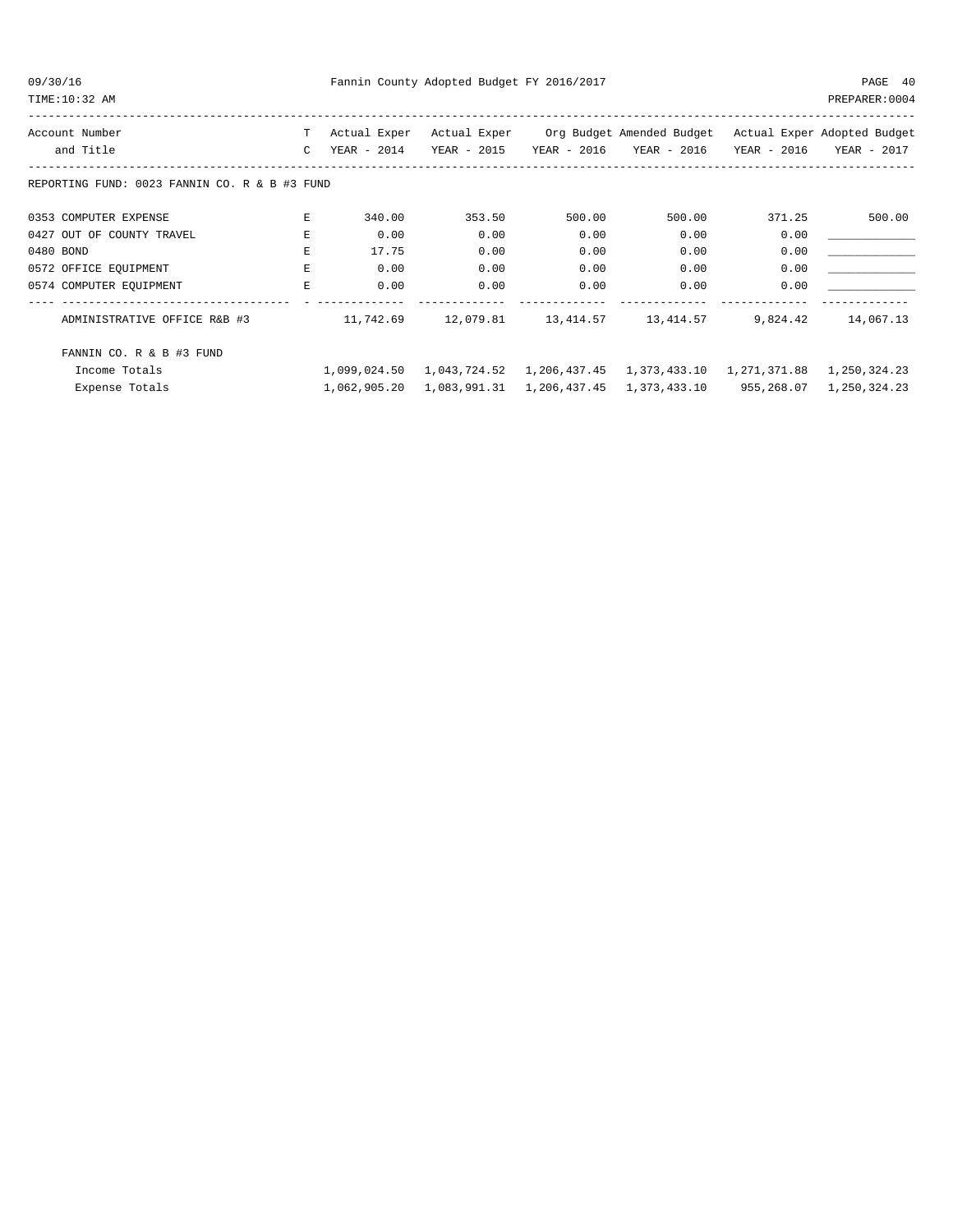Fannin County Adopted Budget FY 2016/2017

| Account Number and Title | TC | Actual Exper YEAR - 2014 | Actual Exper YEAR - 2015 | Org Budget YEAR - 2016 | Amended Budget YEAR - 2016 | Actual Exper YEAR - 2016 | Adopted Budget YEAR - 2017 |
|---|---|---|---|---|---|---|---|
| REPORTING FUND: 0023 FANNIN CO. R & B #3 FUND | | | | | | | |
| 0353 COMPUTER EXPENSE | E | 340.00 | 353.50 | 500.00 | 500.00 | 371.25 | 500.00 |
| 0427 OUT OF COUNTY TRAVEL | E | 0.00 | 0.00 | 0.00 | 0.00 | 0.00 | ____________ |
| 0480 BOND | E | 17.75 | 0.00 | 0.00 | 0.00 | 0.00 | ____________ |
| 0572 OFFICE EQUIPMENT | E | 0.00 | 0.00 | 0.00 | 0.00 | 0.00 | ____________ |
| 0574 COMPUTER EQUIPMENT | E | 0.00 | 0.00 | 0.00 | 0.00 | 0.00 | ____________ |
| ADMINISTRATIVE OFFICE R&B #3 | | 11,742.69 | 12,079.81 | 13,414.57 | 13,414.57 | 9,824.42 | 14,067.13 |
| FANNIN CO. R & B #3 FUND | | | | | | | |
| Income Totals | | 1,099,024.50 | 1,043,724.52 | 1,206,437.45 | 1,373,433.10 | 1,271,371.88 | 1,250,324.23 |
| Expense Totals | | 1,062,905.20 | 1,083,991.31 | 1,206,437.45 | 1,373,433.10 | 955,268.07 | 1,250,324.23 |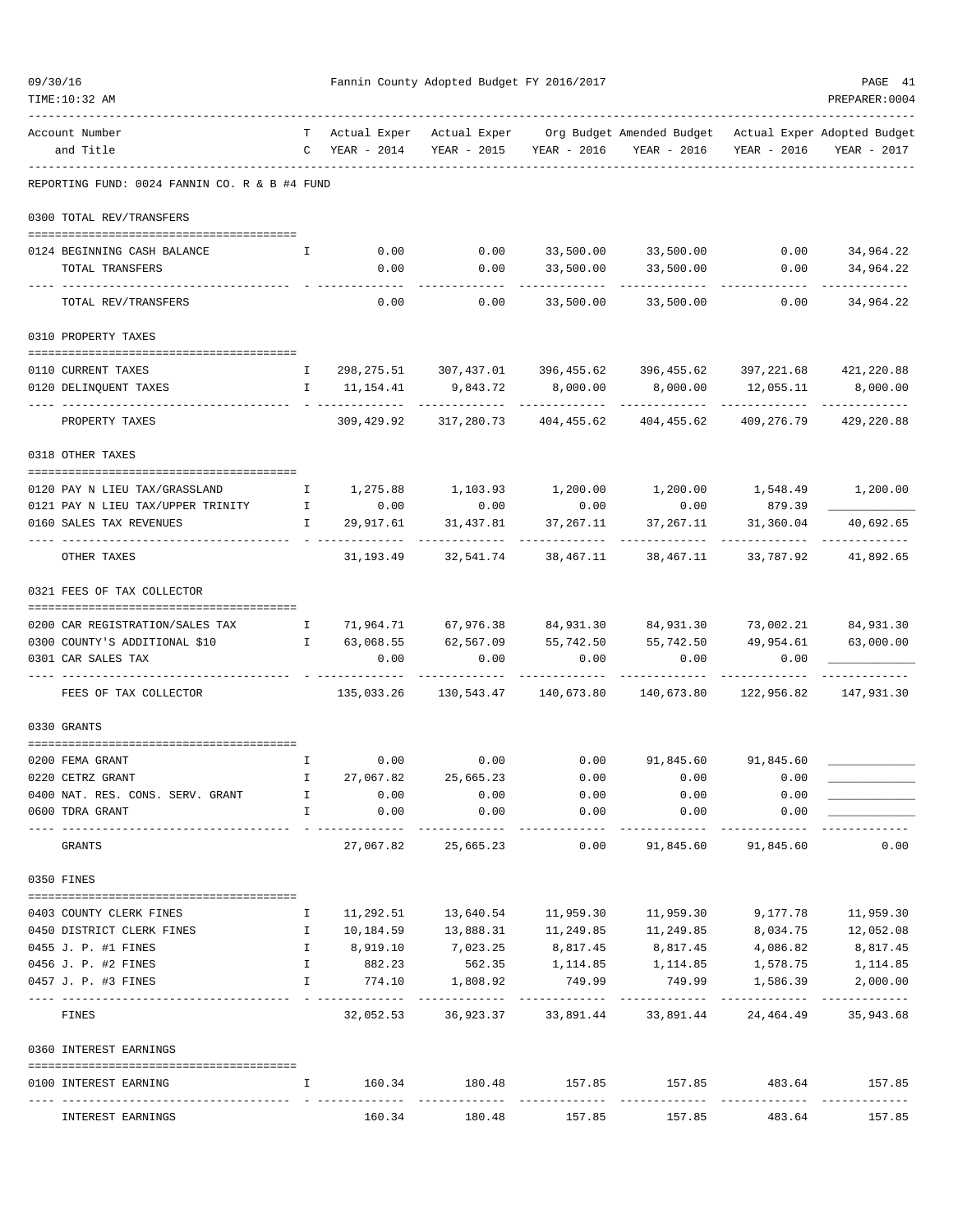REPORTING FUND: 0024 FANNIN CO. R & B #4 FUND

| Account Number and Title | TC | Actual Exper YEAR - 2014 | Actual Exper YEAR - 2015 | Org Budget YEAR - 2016 | Amended Budget YEAR - 2016 | Actual Exper YEAR - 2016 | Adopted Budget YEAR - 2017 |
|---|---|---|---|---|---|---|---|
| **0300 TOTAL REV/TRANSFERS** | | | | | | | |
| 0124 BEGINNING CASH BALANCE | I | 0.00 | 0.00 | 33,500.00 | 33,500.00 | 0.00 | 34,964.22 |
| TOTAL TRANSFERS | | 0.00 | 0.00 | 33,500.00 | 33,500.00 | 0.00 | 34,964.22 |
| TOTAL REV/TRANSFERS | | 0.00 | 0.00 | 33,500.00 | 33,500.00 | 0.00 | 34,964.22 |
| **0310 PROPERTY TAXES** | | | | | | | |
| 0110 CURRENT TAXES | I | 298,275.51 | 307,437.01 | 396,455.62 | 396,455.62 | 397,221.68 | 421,220.88 |
| 0120 DELINQUENT TAXES | I | 11,154.41 | 9,843.72 | 8,000.00 | 8,000.00 | 12,055.11 | 8,000.00 |
| PROPERTY TAXES | | 309,429.92 | 317,280.73 | 404,455.62 | 404,455.62 | 409,276.79 | 429,220.88 |
| **0318 OTHER TAXES** | | | | | | | |
| 0120 PAY N LIEU TAX/GRASSLAND | I | 1,275.88 | 1,103.93 | 1,200.00 | 1,200.00 | 1,548.49 | 1,200.00 |
| 0121 PAY N LIEU TAX/UPPER TRINITY | I | 0.00 | 0.00 | 0.00 | 0.00 | 879.39 | ____________ |
| 0160 SALES TAX REVENUES | I | 29,917.61 | 31,437.81 | 37,267.11 | 37,267.11 | 31,360.04 | 40,692.65 |
| OTHER TAXES | | 31,193.49 | 32,541.74 | 38,467.11 | 38,467.11 | 33,787.92 | 41,892.65 |
| **0321 FEES OF TAX COLLECTOR** | | | | | | | |
| 0200 CAR REGISTRATION/SALES TAX | I | 71,964.71 | 67,976.38 | 84,931.30 | 84,931.30 | 73,002.21 | 84,931.30 |
| 0300 COUNTY'S ADDITIONAL $10 | I | 63,068.55 | 62,567.09 | 55,742.50 | 55,742.50 | 49,954.61 | 63,000.00 |
| 0301 CAR SALES TAX | | 0.00 | 0.00 | 0.00 | 0.00 | 0.00 | ____________ |
| FEES OF TAX COLLECTOR | | 135,033.26 | 130,543.47 | 140,673.80 | 140,673.80 | 122,956.82 | 147,931.30 |
| **0330 GRANTS** | | | | | | | |
| 0200 FEMA GRANT | I | 0.00 | 0.00 | 0.00 | 91,845.60 | 91,845.60 | ____________ |
| 0220 CETRZ GRANT | I | 27,067.82 | 25,665.23 | 0.00 | 0.00 | 0.00 | ____________ |
| 0400 NAT. RES. CONS. SERV. GRANT | I | 0.00 | 0.00 | 0.00 | 0.00 | 0.00 | ____________ |
| 0600 TDRA GRANT | I | 0.00 | 0.00 | 0.00 | 0.00 | 0.00 | ____________ |
| GRANTS | | 27,067.82 | 25,665.23 | 0.00 | 91,845.60 | 91,845.60 | 0.00 |
| **0350 FINES** | | | | | | | |
| 0403 COUNTY CLERK FINES | I | 11,292.51 | 13,640.54 | 11,959.30 | 11,959.30 | 9,177.78 | 11,959.30 |
| 0450 DISTRICT CLERK FINES | I | 10,184.59 | 13,888.31 | 11,249.85 | 11,249.85 | 8,034.75 | 12,052.08 |
| 0455 J. P. #1 FINES | I | 8,919.10 | 7,023.25 | 8,817.45 | 8,817.45 | 4,086.82 | 8,817.45 |
| 0456 J. P. #2 FINES | I | 882.23 | 562.35 | 1,114.85 | 1,114.85 | 1,578.75 | 1,114.85 |
| 0457 J. P. #3 FINES | I | 774.10 | 1,808.92 | 749.99 | 749.99 | 1,586.39 | 2,000.00 |
| FINES | | 32,052.53 | 36,923.37 | 33,891.44 | 33,891.44 | 24,464.49 | 35,943.68 |
| **0360 INTEREST EARNINGS** | | | | | | | |
| 0100 INTEREST EARNING | I | 160.34 | 180.48 | 157.85 | 157.85 | 483.64 | 157.85 |
| INTEREST EARNINGS | | 160.34 | 180.48 | 157.85 | 157.85 | 483.64 | 157.85 |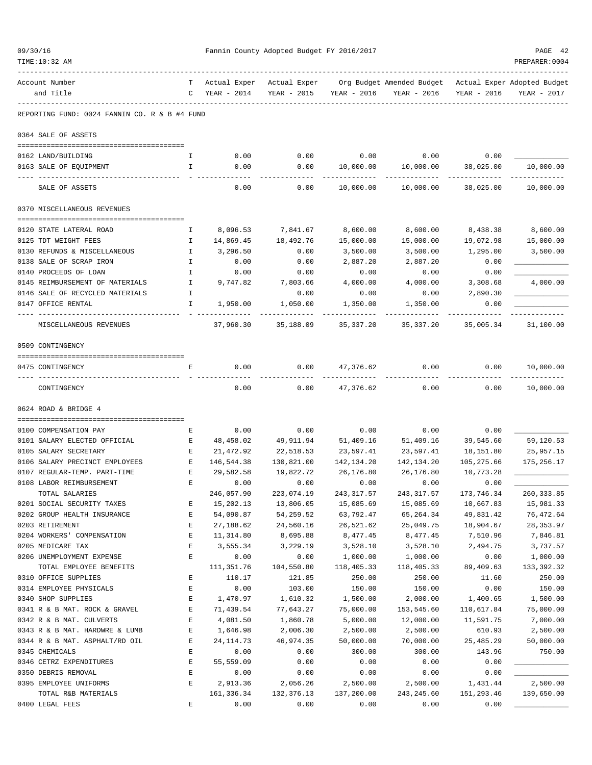Fannin County Adopted Budget FY 2016/2017

| Account Number and Title | TC | Actual Exper YEAR - 2014 | Actual Exper YEAR - 2015 | Org Budget YEAR - 2016 | Amended Budget YEAR - 2016 | Actual Exper YEAR - 2016 | Adopted Budget YEAR - 2017 |
|---|---|---|---|---|---|---|---|
| **REPORTING FUND: 0024 FANNIN CO. R & B #4 FUND** | | | | | | | |
| **0364 SALE OF ASSETS** | | | | | | | |
| 0162 LAND/BUILDING | I | 0.00 | 0.00 | 0.00 | 0.00 | 0.00 | ____________ |
| 0163 SALE OF EQUIPMENT | I | 0.00 | 0.00 | 10,000.00 | 10,000.00 | 38,025.00 | 10,000.00 |
| SALE OF ASSETS | | 0.00 | 0.00 | 10,000.00 | 10,000.00 | 38,025.00 | 10,000.00 |
| **0370 MISCELLANEOUS REVENUES** | | | | | | | |
| 0120 STATE LATERAL ROAD | I | 8,096.53 | 7,841.67 | 8,600.00 | 8,600.00 | 8,438.38 | 8,600.00 |
| 0125 TDT WEIGHT FEES | I | 14,869.45 | 18,492.76 | 15,000.00 | 15,000.00 | 19,072.98 | 15,000.00 |
| 0130 REFUNDS & MISCELLANEOUS | I | 3,296.50 | 0.00 | 3,500.00 | 3,500.00 | 1,295.00 | 3,500.00 |
| 0138 SALE OF SCRAP IRON | I | 0.00 | 0.00 | 2,887.20 | 2,887.20 | 0.00 | ____________ |
| 0140 PROCEEDS OF LOAN | I | 0.00 | 0.00 | 0.00 | 0.00 | 0.00 | ____________ |
| 0145 REIMBURSEMENT OF MATERIALS | I | 9,747.82 | 7,803.66 | 4,000.00 | 4,000.00 | 3,308.68 | 4,000.00 |
| 0146 SALE OF RECYCLED MATERIALS | I | | 0.00 | 0.00 | 0.00 | 2,890.30 | ____________ |
| 0147 OFFICE RENTAL | I | 1,950.00 | 1,050.00 | 1,350.00 | 1,350.00 | 0.00 | ____________ |
| MISCELLANEOUS REVENUES | | 37,960.30 | 35,188.09 | 35,337.20 | 35,337.20 | 35,005.34 | 31,100.00 |
| **0509 CONTINGENCY** | | | | | | | |
| 0475 CONTINGENCY | E | 0.00 | 0.00 | 47,376.62 | 0.00 | 0.00 | 10,000.00 |
| CONTINGENCY | | 0.00 | 0.00 | 47,376.62 | 0.00 | 0.00 | 10,000.00 |
| **0624 ROAD & BRIDGE 4** | | | | | | | |
| 0100 COMPENSATION PAY | E | 0.00 | 0.00 | 0.00 | 0.00 | 0.00 | ____________ |
| 0101 SALARY ELECTED OFFICIAL | E | 48,458.02 | 49,911.94 | 51,409.16 | 51,409.16 | 39,545.60 | 59,120.53 |
| 0105 SALARY SECRETARY | E | 21,472.92 | 22,518.53 | 23,597.41 | 23,597.41 | 18,151.80 | 25,957.15 |
| 0106 SALARY PRECINCT EMPLOYEES | E | 146,544.38 | 130,821.00 | 142,134.20 | 142,134.20 | 105,275.66 | 175,256.17 |
| 0107 REGULAR-TEMP. PART-TIME | E | 29,582.58 | 19,822.72 | 26,176.80 | 26,176.80 | 10,773.28 | ____________ |
| 0108 LABOR REIMBURSEMENT | E | 0.00 | 0.00 | 0.00 | 0.00 | 0.00 | ____________ |
| TOTAL SALARIES | | 246,057.90 | 223,074.19 | 243,317.57 | 243,317.57 | 173,746.34 | 260,333.85 |
| 0201 SOCIAL SECURITY TAXES | E | 15,202.13 | 13,806.05 | 15,085.69 | 15,085.69 | 10,667.83 | 15,981.33 |
| 0202 GROUP HEALTH INSURANCE | E | 54,090.87 | 54,259.52 | 63,792.47 | 65,264.34 | 49,831.42 | 76,472.64 |
| 0203 RETIREMENT | E | 27,188.62 | 24,560.16 | 26,521.62 | 25,049.75 | 18,904.67 | 28,353.97 |
| 0204 WORKERS' COMPENSATION | E | 11,314.80 | 8,695.88 | 8,477.45 | 8,477.45 | 7,510.96 | 7,846.81 |
| 0205 MEDICARE TAX | E | 3,555.34 | 3,229.19 | 3,528.10 | 3,528.10 | 2,494.75 | 3,737.57 |
| 0206 UNEMPLOYMENT EXPENSE | E | 0.00 | 0.00 | 1,000.00 | 1,000.00 | 0.00 | 1,000.00 |
| TOTAL EMPLOYEE BENEFITS | | 111,351.76 | 104,550.80 | 118,405.33 | 118,405.33 | 89,409.63 | 133,392.32 |
| 0310 OFFICE SUPPLIES | E | 110.17 | 121.85 | 250.00 | 250.00 | 11.60 | 250.00 |
| 0314 EMPLOYEE PHYSICALS | E | 0.00 | 103.00 | 150.00 | 150.00 | 0.00 | 150.00 |
| 0340 SHOP SUPPLIES | E | 1,470.97 | 1,610.32 | 1,500.00 | 2,000.00 | 1,400.65 | 1,500.00 |
| 0341 R & B MAT. ROCK & GRAVEL | E | 71,439.54 | 77,643.27 | 75,000.00 | 153,545.60 | 110,617.84 | 75,000.00 |
| 0342 R & B MAT. CULVERTS | E | 4,081.50 | 1,860.78 | 5,000.00 | 12,000.00 | 11,591.75 | 7,000.00 |
| 0343 R & B MAT. HARDWRE & LUMB | E | 1,646.98 | 2,006.30 | 2,500.00 | 2,500.00 | 610.93 | 2,500.00 |
| 0344 R & B MAT. ASPHALT/RD OIL | E | 24,114.73 | 46,974.35 | 50,000.00 | 70,000.00 | 25,485.29 | 50,000.00 |
| 0345 CHEMICALS | E | 0.00 | 0.00 | 300.00 | 300.00 | 143.96 | 750.00 |
| 0346 CETRZ EXPENDITURES | E | 55,559.09 | 0.00 | 0.00 | 0.00 | 0.00 | ____________ |
| 0350 DEBRIS REMOVAL | E | 0.00 | 0.00 | 0.00 | 0.00 | 0.00 | ____________ |
| 0395 EMPLOYEE UNIFORMS | E | 2,913.36 | 2,056.26 | 2,500.00 | 2,500.00 | 1,431.44 | 2,500.00 |
| TOTAL R&B MATERIALS | | 161,336.34 | 132,376.13 | 137,200.00 | 243,245.60 | 151,293.46 | 139,650.00 |
| 0400 LEGAL FEES | E | 0.00 | 0.00 | 0.00 | 0.00 | 0.00 | ____________ |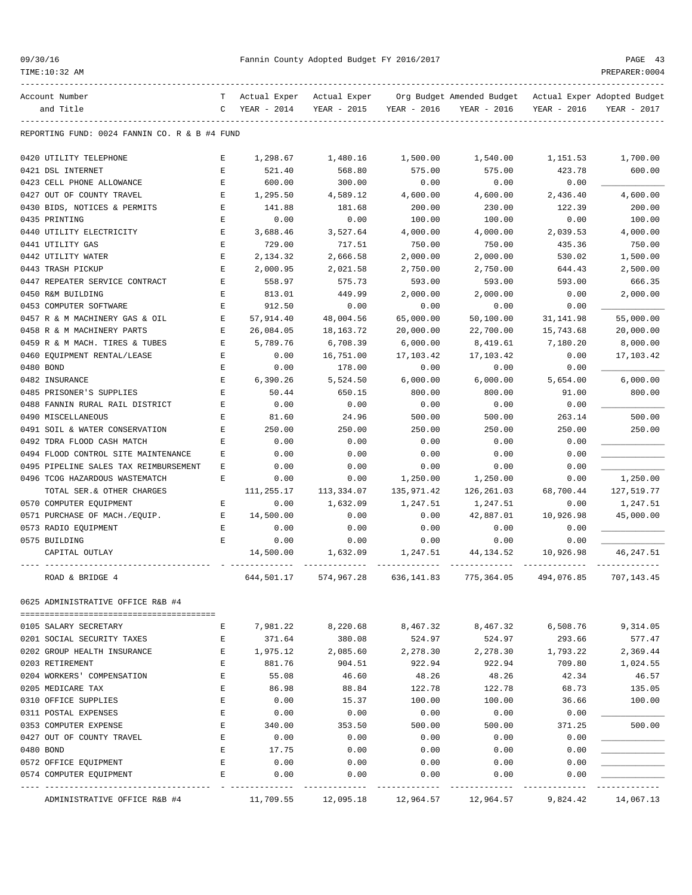REPORTING FUND: 0024 FANNIN CO. R & B #4 FUND

| Account Number and Title | TC | Actual Exper YEAR - 2014 | Actual Exper YEAR - 2015 | Org Budget YEAR - 2016 | Amended Budget YEAR - 2016 | Actual Exper YEAR - 2016 | Adopted Budget YEAR - 2017 |
|---|---|---|---|---|---|---|---|
| 0420 UTILITY TELEPHONE | E | 1,298.67 | 1,480.16 | 1,500.00 | 1,540.00 | 1,151.53 | 1,700.00 |
| 0421 DSL INTERNET | E | 521.40 | 568.80 | 575.00 | 575.00 | 423.78 | 600.00 |
| 0423 CELL PHONE ALLOWANCE | E | 600.00 | 300.00 | 0.00 | 0.00 | 0.00 | |
| 0427 OUT OF COUNTY TRAVEL | E | 1,295.50 | 4,589.12 | 4,600.00 | 4,600.00 | 2,436.40 | 4,600.00 |
| 0430 BIDS, NOTICES & PERMITS | E | 141.88 | 181.68 | 200.00 | 230.00 | 122.39 | 200.00 |
| 0435 PRINTING | E | 0.00 | 0.00 | 100.00 | 100.00 | 0.00 | 100.00 |
| 0440 UTILITY ELECTRICITY | E | 3,688.46 | 3,527.64 | 4,000.00 | 4,000.00 | 2,039.53 | 4,000.00 |
| 0441 UTILITY GAS | E | 729.00 | 717.51 | 750.00 | 750.00 | 435.36 | 750.00 |
| 0442 UTILITY WATER | E | 2,134.32 | 2,666.58 | 2,000.00 | 2,000.00 | 530.02 | 1,500.00 |
| 0443 TRASH PICKUP | E | 2,000.95 | 2,021.58 | 2,750.00 | 2,750.00 | 644.43 | 2,500.00 |
| 0447 REPEATER SERVICE CONTRACT | E | 558.97 | 575.73 | 593.00 | 593.00 | 593.00 | 666.35 |
| 0450 R&M BUILDING | E | 813.01 | 449.99 | 2,000.00 | 2,000.00 | 0.00 | 2,000.00 |
| 0453 COMPUTER SOFTWARE | E | 912.50 | 0.00 | 0.00 | 0.00 | 0.00 | |
| 0457 R & M MACHINERY GAS & OIL | E | 57,914.40 | 48,004.56 | 65,000.00 | 50,100.00 | 31,141.98 | 55,000.00 |
| 0458 R & M MACHINERY PARTS | E | 26,084.05 | 18,163.72 | 20,000.00 | 22,700.00 | 15,743.68 | 20,000.00 |
| 0459 R & M MACH. TIRES & TUBES | E | 5,789.76 | 6,708.39 | 6,000.00 | 8,419.61 | 7,180.20 | 8,000.00 |
| 0460 EQUIPMENT RENTAL/LEASE | E | 0.00 | 16,751.00 | 17,103.42 | 17,103.42 | 0.00 | 17,103.42 |
| 0480 BOND | E | 0.00 | 178.00 | 0.00 | 0.00 | 0.00 | |
| 0482 INSURANCE | E | 6,390.26 | 5,524.50 | 6,000.00 | 6,000.00 | 5,654.00 | 6,000.00 |
| 0485 PRISONER'S SUPPLIES | E | 50.44 | 650.15 | 800.00 | 800.00 | 91.00 | 800.00 |
| 0488 FANNIN RURAL RAIL DISTRICT | E | 0.00 | 0.00 | 0.00 | 0.00 | 0.00 | |
| 0490 MISCELLANEOUS | E | 81.60 | 24.96 | 500.00 | 500.00 | 263.14 | 500.00 |
| 0491 SOIL & WATER CONSERVATION | E | 250.00 | 250.00 | 250.00 | 250.00 | 250.00 | 250.00 |
| 0492 TDRA FLOOD CASH MATCH | E | 0.00 | 0.00 | 0.00 | 0.00 | 0.00 | |
| 0494 FLOOD CONTROL SITE MAINTENANCE | E | 0.00 | 0.00 | 0.00 | 0.00 | 0.00 | |
| 0495 PIPELINE SALES TAX REIMBURSEMENT | E | 0.00 | 0.00 | 0.00 | 0.00 | 0.00 | |
| 0496 TCOG HAZARDOUS WASTEMATCH | E | 0.00 | 0.00 | 1,250.00 | 1,250.00 | 0.00 | 1,250.00 |
| TOTAL SER.& OTHER CHARGES | | 111,255.17 | 113,334.07 | 135,971.42 | 126,261.03 | 68,700.44 | 127,519.77 |
| 0570 COMPUTER EQUIPMENT | E | 0.00 | 1,632.09 | 1,247.51 | 1,247.51 | 0.00 | 1,247.51 |
| 0571 PURCHASE OF MACH./EQUIP. | E | 14,500.00 | 0.00 | 0.00 | 42,887.01 | 10,926.98 | 45,000.00 |
| 0573 RADIO EQUIPMENT | E | 0.00 | 0.00 | 0.00 | 0.00 | 0.00 | |
| 0575 BUILDING | E | 0.00 | 0.00 | 0.00 | 0.00 | 0.00 | |
| CAPITAL OUTLAY | | 14,500.00 | 1,632.09 | 1,247.51 | 44,134.52 | 10,926.98 | 46,247.51 |
| ROAD & BRIDGE 4 | | 644,501.17 | 574,967.28 | 636,141.83 | 775,364.05 | 494,076.85 | 707,143.45 |

0625 ADMINISTRATIVE OFFICE R&B #4

| Account Number and Title | TC | Actual Exper YEAR - 2014 | Actual Exper YEAR - 2015 | Org Budget YEAR - 2016 | Amended Budget YEAR - 2016 | Actual Exper YEAR - 2016 | Adopted Budget YEAR - 2017 |
|---|---|---|---|---|---|---|---|
| 0105 SALARY SECRETARY | E | 7,981.22 | 8,220.68 | 8,467.32 | 8,467.32 | 6,508.76 | 9,314.05 |
| 0201 SOCIAL SECURITY TAXES | E | 371.64 | 380.08 | 524.97 | 524.97 | 293.66 | 577.47 |
| 0202 GROUP HEALTH INSURANCE | E | 1,975.12 | 2,085.60 | 2,278.30 | 2,278.30 | 1,793.22 | 2,369.44 |
| 0203 RETIREMENT | E | 881.76 | 904.51 | 922.94 | 922.94 | 709.80 | 1,024.55 |
| 0204 WORKERS' COMPENSATION | E | 55.08 | 46.60 | 48.26 | 48.26 | 42.34 | 46.57 |
| 0205 MEDICARE TAX | E | 86.98 | 88.84 | 122.78 | 122.78 | 68.73 | 135.05 |
| 0310 OFFICE SUPPLIES | E | 0.00 | 15.37 | 100.00 | 100.00 | 36.66 | 100.00 |
| 0311 POSTAL EXPENSES | E | 0.00 | 0.00 | 0.00 | 0.00 | 0.00 | |
| 0353 COMPUTER EXPENSE | E | 340.00 | 353.50 | 500.00 | 500.00 | 371.25 | 500.00 |
| 0427 OUT OF COUNTY TRAVEL | E | 0.00 | 0.00 | 0.00 | 0.00 | 0.00 | |
| 0480 BOND | E | 17.75 | 0.00 | 0.00 | 0.00 | 0.00 | |
| 0572 OFFICE EQUIPMENT | E | 0.00 | 0.00 | 0.00 | 0.00 | 0.00 | |
| 0574 COMPUTER EQUIPMENT | E | 0.00 | 0.00 | 0.00 | 0.00 | 0.00 | |
| ADMINISTRATIVE OFFICE R&B #4 | | 11,709.55 | 12,095.18 | 12,964.57 | 12,964.57 | 9,824.42 | 14,067.13 |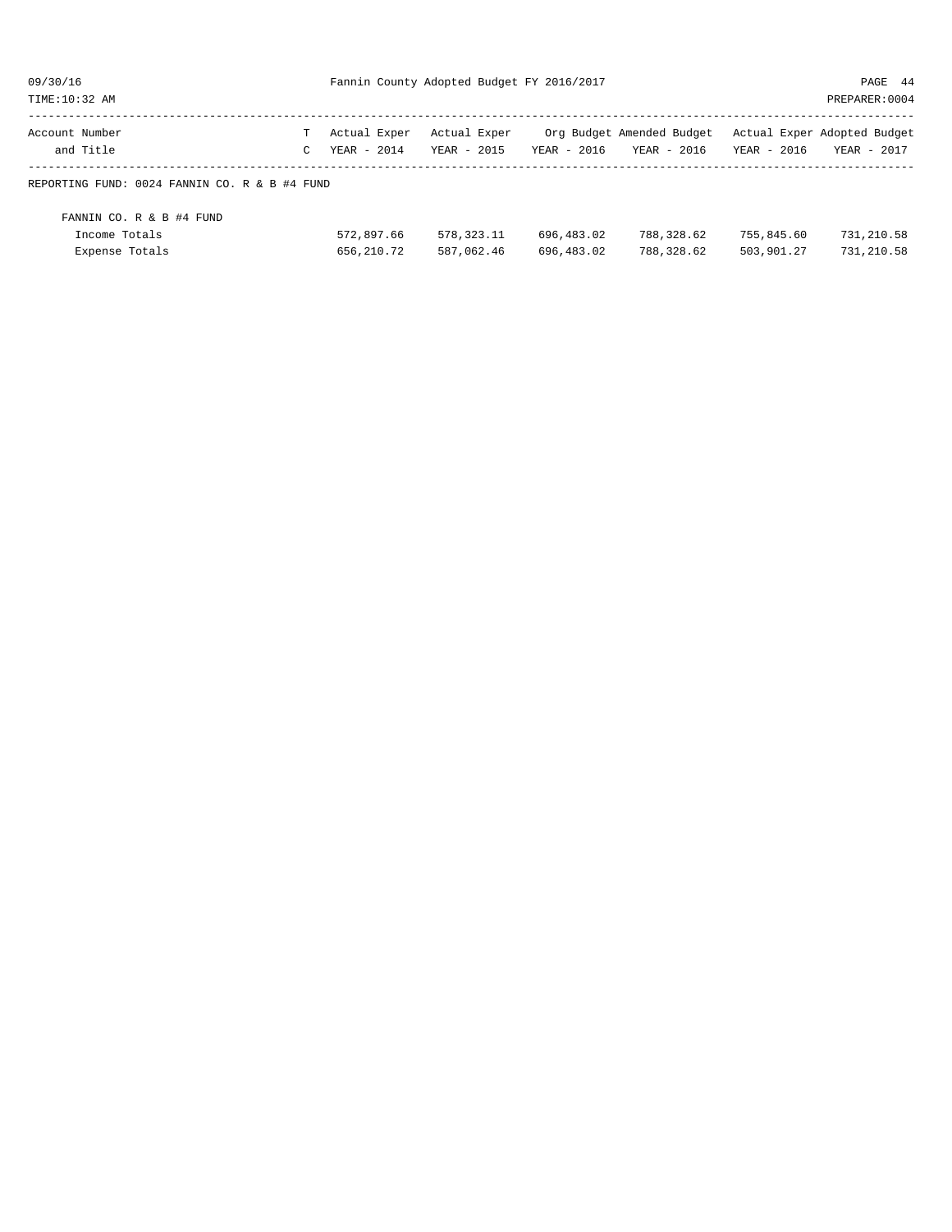| Account Number and Title | T C | Actual Exper YEAR - 2014 | Actual Exper YEAR - 2015 | Org Budget YEAR - 2016 | Amended Budget YEAR - 2016 | Actual Exper YEAR - 2016 | Adopted Budget YEAR - 2017 |
|---|---|---|---|---|---|---|---|
| REPORTING FUND: 0024 FANNIN CO. R & B #4 FUND | | | | | | | |
| FANNIN CO. R & B #4 FUND | | | | | | | |
| Income Totals | | 572,897.66 | 578,323.11 | 696,483.02 | 788,328.62 | 755,845.60 | 731,210.58 |
| Expense Totals | | 656,210.72 | 587,062.46 | 696,483.02 | 788,328.62 | 503,901.27 | 731,210.58 |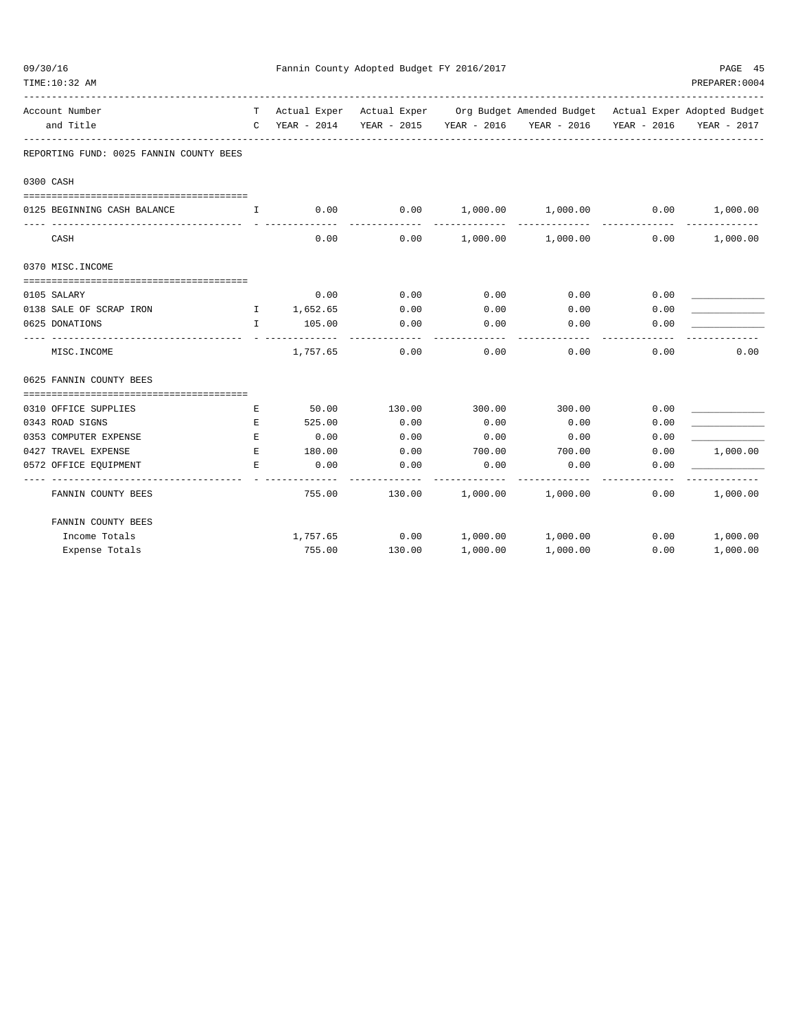Fannin County Adopted Budget FY 2016/2017

| Account Number and Title | TC | Actual Exper YEAR - 2014 | Actual Exper YEAR - 2015 | Org Budget YEAR - 2016 | Amended Budget YEAR - 2016 | Actual Exper YEAR - 2016 | Adopted Budget YEAR - 2017 |
|---|---|---|---|---|---|---|---|
| **REPORTING FUND: 0025 FANNIN COUNTY BEES** | | | | | | | |
| **0300 CASH** | | | | | | | |
| 0125 BEGINNING CASH BALANCE | I | 0.00 | 0.00 | 1,000.00 | 1,000.00 | 0.00 | 1,000.00 |
| CASH | | 0.00 | 0.00 | 1,000.00 | 1,000.00 | 0.00 | 1,000.00 |
| **0370 MISC.INCOME** | | | | | | | |
| 0105 SALARY | | 0.00 | 0.00 | 0.00 | 0.00 | 0.00 | ____________ |
| 0138 SALE OF SCRAP IRON | I | 1,652.65 | 0.00 | 0.00 | 0.00 | 0.00 | ____________ |
| 0625 DONATIONS | I | 105.00 | 0.00 | 0.00 | 0.00 | 0.00 | ____________ |
| MISC.INCOME | | 1,757.65 | 0.00 | 0.00 | 0.00 | 0.00 | 0.00 |
| **0625 FANNIN COUNTY BEES** | | | | | | | |
| 0310 OFFICE SUPPLIES | E | 50.00 | 130.00 | 300.00 | 300.00 | 0.00 | ____________ |
| 0343 ROAD SIGNS | E | 525.00 | 0.00 | 0.00 | 0.00 | 0.00 | ____________ |
| 0353 COMPUTER EXPENSE | E | 0.00 | 0.00 | 0.00 | 0.00 | 0.00 | ____________ |
| 0427 TRAVEL EXPENSE | E | 180.00 | 0.00 | 700.00 | 700.00 | 0.00 | 1,000.00 |
| 0572 OFFICE EQUIPMENT | E | 0.00 | 0.00 | 0.00 | 0.00 | 0.00 | ____________ |
| FANNIN COUNTY BEES | | 755.00 | 130.00 | 1,000.00 | 1,000.00 | 0.00 | 1,000.00 |
| **FANNIN COUNTY BEES** | | | | | | | |
| Income Totals | | 1,757.65 | 0.00 | 1,000.00 | 1,000.00 | 0.00 | 1,000.00 |
| Expense Totals | | 755.00 | 130.00 | 1,000.00 | 1,000.00 | 0.00 | 1,000.00 |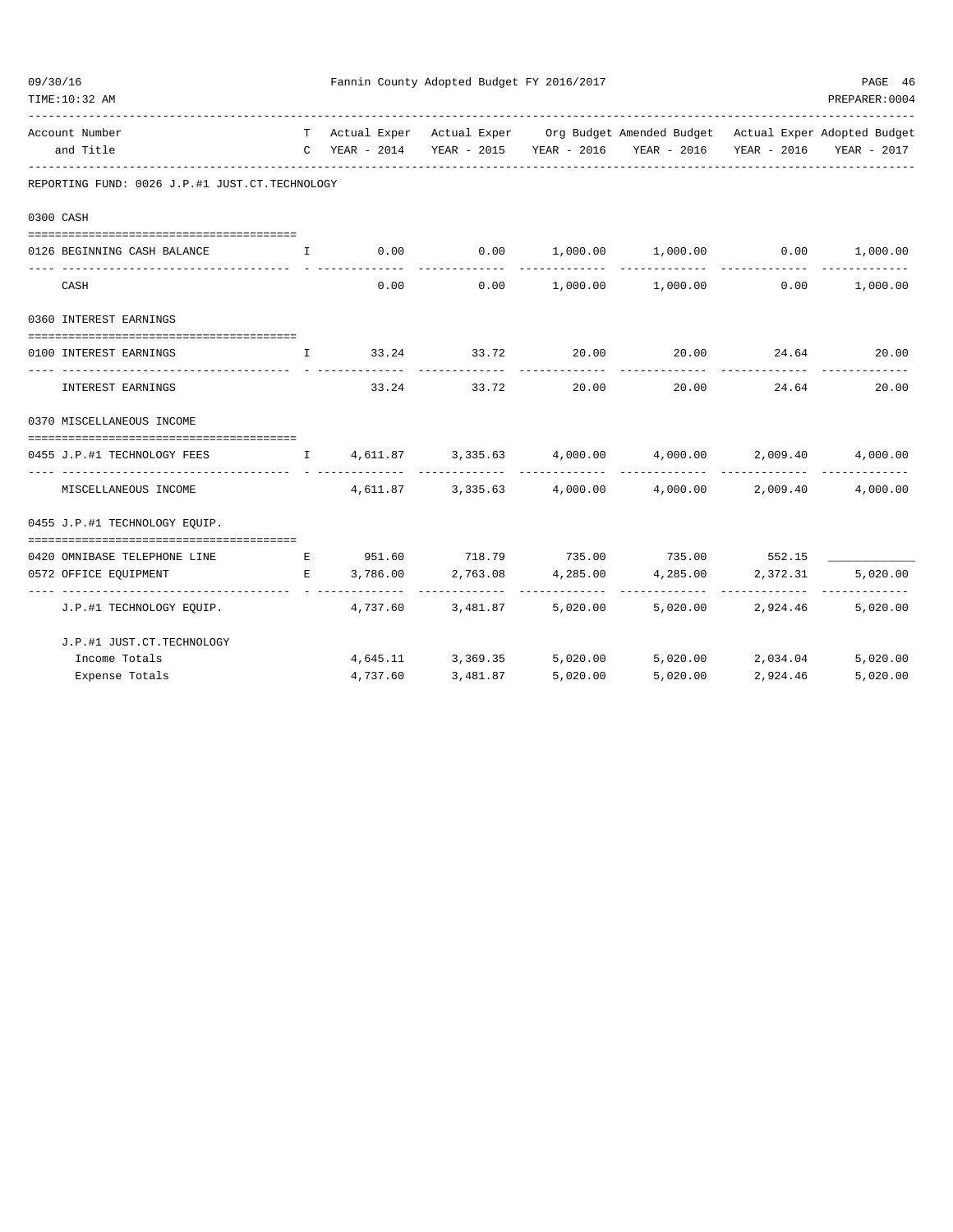Fannin County Adopted Budget FY 2016/2017

| Account Number and Title | TC | Actual Exper YEAR - 2014 | Actual Exper YEAR - 2015 | Org Budget YEAR - 2016 | Amended Budget YEAR - 2016 | Actual Exper YEAR - 2016 | Adopted Budget YEAR - 2017 |
|---|---|---|---|---|---|---|---|
| **REPORTING FUND: 0026 J.P.#1 JUST.CT.TECHNOLOGY** | | | | | | | |
| **0300 CASH** | | | | | | | |
| 0126 BEGINNING CASH BALANCE | I | 0.00 | 0.00 | 1,000.00 | 1,000.00 | 0.00 | 1,000.00 |
| CASH | | 0.00 | 0.00 | 1,000.00 | 1,000.00 | 0.00 | 1,000.00 |
| **0360 INTEREST EARNINGS** | | | | | | | |
| 0100 INTEREST EARNINGS | I | 33.24 | 33.72 | 20.00 | 20.00 | 24.64 | 20.00 |
| INTEREST EARNINGS | | 33.24 | 33.72 | 20.00 | 20.00 | 24.64 | 20.00 |
| **0370 MISCELLANEOUS INCOME** | | | | | | | |
| 0455 J.P.#1 TECHNOLOGY FEES | I | 4,611.87 | 3,335.63 | 4,000.00 | 4,000.00 | 2,009.40 | 4,000.00 |
| MISCELLANEOUS INCOME | | 4,611.87 | 3,335.63 | 4,000.00 | 4,000.00 | 2,009.40 | 4,000.00 |
| **0455 J.P.#1 TECHNOLOGY EQUIP.** | | | | | | | |
| 0420 OMNIBASE TELEPHONE LINE | E | 951.60 | 718.79 | 735.00 | 735.00 | 552.15 | ____________ |
| 0572 OFFICE EQUIPMENT | E | 3,786.00 | 2,763.08 | 4,285.00 | 4,285.00 | 2,372.31 | 5,020.00 |
| J.P.#1 TECHNOLOGY EQUIP. | | 4,737.60 | 3,481.87 | 5,020.00 | 5,020.00 | 2,924.46 | 5,020.00 |
| **J.P.#1 JUST.CT.TECHNOLOGY** | | | | | | | |
| Income Totals | | 4,645.11 | 3,369.35 | 5,020.00 | 5,020.00 | 2,034.04 | 5,020.00 |
| Expense Totals | | 4,737.60 | 3,481.87 | 5,020.00 | 5,020.00 | 2,924.46 | 5,020.00 |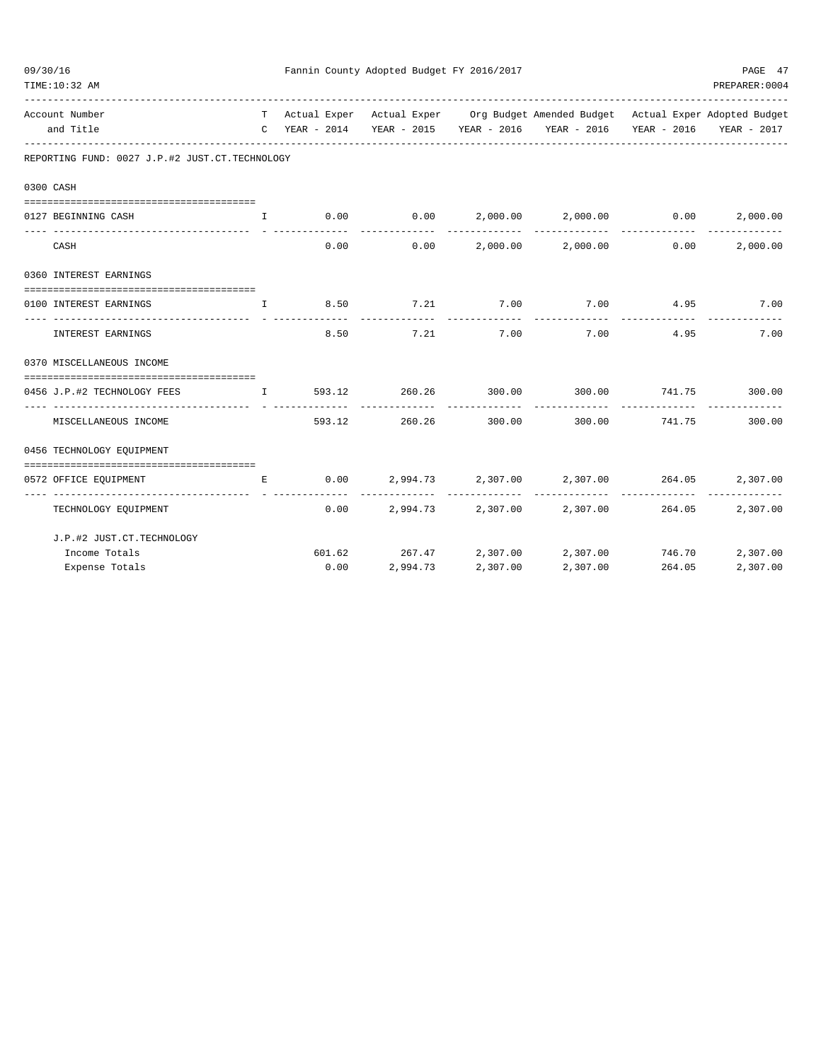Fannin County Adopted Budget FY 2016/2017

| Account Number and Title | T C | Actual Exper YEAR - 2014 | Actual Exper YEAR - 2015 | Org Budget YEAR - 2016 | Amended Budget YEAR - 2016 | Actual Exper YEAR - 2016 | Adopted Budget YEAR - 2017 |
|---|---|---|---|---|---|---|---|
| **REPORTING FUND: 0027 J.P.#2 JUST.CT.TECHNOLOGY** | | | | | | | |
| **0300 CASH** | | | | | | | |
| 0127 BEGINNING CASH | I | 0.00 | 0.00 | 2,000.00 | 2,000.00 | 0.00 | 2,000.00 |
| CASH | | 0.00 | 0.00 | 2,000.00 | 2,000.00 | 0.00 | 2,000.00 |
| **0360 INTEREST EARNINGS** | | | | | | | |
| 0100 INTEREST EARNINGS | I | 8.50 | 7.21 | 7.00 | 7.00 | 4.95 | 7.00 |
| INTEREST EARNINGS | | 8.50 | 7.21 | 7.00 | 7.00 | 4.95 | 7.00 |
| **0370 MISCELLANEOUS INCOME** | | | | | | | |
| 0456 J.P.#2 TECHNOLOGY FEES | I | 593.12 | 260.26 | 300.00 | 300.00 | 741.75 | 300.00 |
| MISCELLANEOUS INCOME | | 593.12 | 260.26 | 300.00 | 300.00 | 741.75 | 300.00 |
| **0456 TECHNOLOGY EQUIPMENT** | | | | | | | |
| 0572 OFFICE EQUIPMENT | E | 0.00 | 2,994.73 | 2,307.00 | 2,307.00 | 264.05 | 2,307.00 |
| TECHNOLOGY EQUIPMENT | | 0.00 | 2,994.73 | 2,307.00 | 2,307.00 | 264.05 | 2,307.00 |
| **J.P.#2 JUST.CT.TECHNOLOGY** | | | | | | | |
| Income Totals | | 601.62 | 267.47 | 2,307.00 | 2,307.00 | 746.70 | 2,307.00 |
| Expense Totals | | 0.00 | 2,994.73 | 2,307.00 | 2,307.00 | 264.05 | 2,307.00 |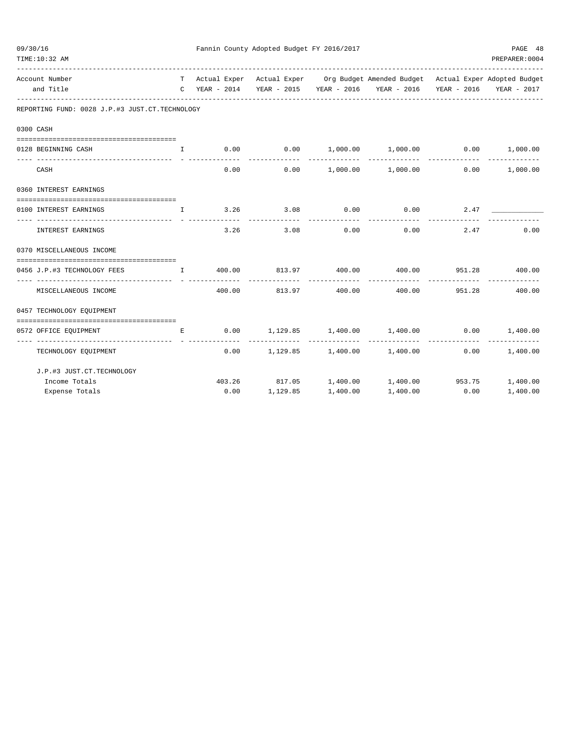Fannin County Adopted Budget FY 2016/2017

| Account Number and Title | TC | Actual Exper YEAR - 2014 | Actual Exper YEAR - 2015 | Org Budget YEAR - 2016 | Amended Budget YEAR - 2016 | Actual Exper YEAR - 2016 | Adopted Budget YEAR - 2017 |
|---|---|---|---|---|---|---|---|
| **REPORTING FUND: 0028 J.P.#3 JUST.CT.TECHNOLOGY** | | | | | | | |
| **0300 CASH** | | | | | | | |
| 0128 BEGINNING CASH | I | 0.00 | 0.00 | 1,000.00 | 1,000.00 | 0.00 | 1,000.00 |
| CASH | | 0.00 | 0.00 | 1,000.00 | 1,000.00 | 0.00 | 1,000.00 |
| **0360 INTEREST EARNINGS** | | | | | | | |
| 0100 INTEREST EARNINGS | I | 3.26 | 3.08 | 0.00 | 0.00 | 2.47 | ____________ |
| INTEREST EARNINGS | | 3.26 | 3.08 | 0.00 | 0.00 | 2.47 | 0.00 |
| **0370 MISCELLANEOUS INCOME** | | | | | | | |
| 0456 J.P.#3 TECHNOLOGY FEES | I | 400.00 | 813.97 | 400.00 | 400.00 | 951.28 | 400.00 |
| MISCELLANEOUS INCOME | | 400.00 | 813.97 | 400.00 | 400.00 | 951.28 | 400.00 |
| **0457 TECHNOLOGY EQUIPMENT** | | | | | | | |
| 0572 OFFICE EQUIPMENT | E | 0.00 | 1,129.85 | 1,400.00 | 1,400.00 | 0.00 | 1,400.00 |
| TECHNOLOGY EQUIPMENT | | 0.00 | 1,129.85 | 1,400.00 | 1,400.00 | 0.00 | 1,400.00 |
| **J.P.#3 JUST.CT.TECHNOLOGY** | | | | | | | |
| Income Totals | | 403.26 | 817.05 | 1,400.00 | 1,400.00 | 953.75 | 1,400.00 |
| Expense Totals | | 0.00 | 1,129.85 | 1,400.00 | 1,400.00 | 0.00 | 1,400.00 |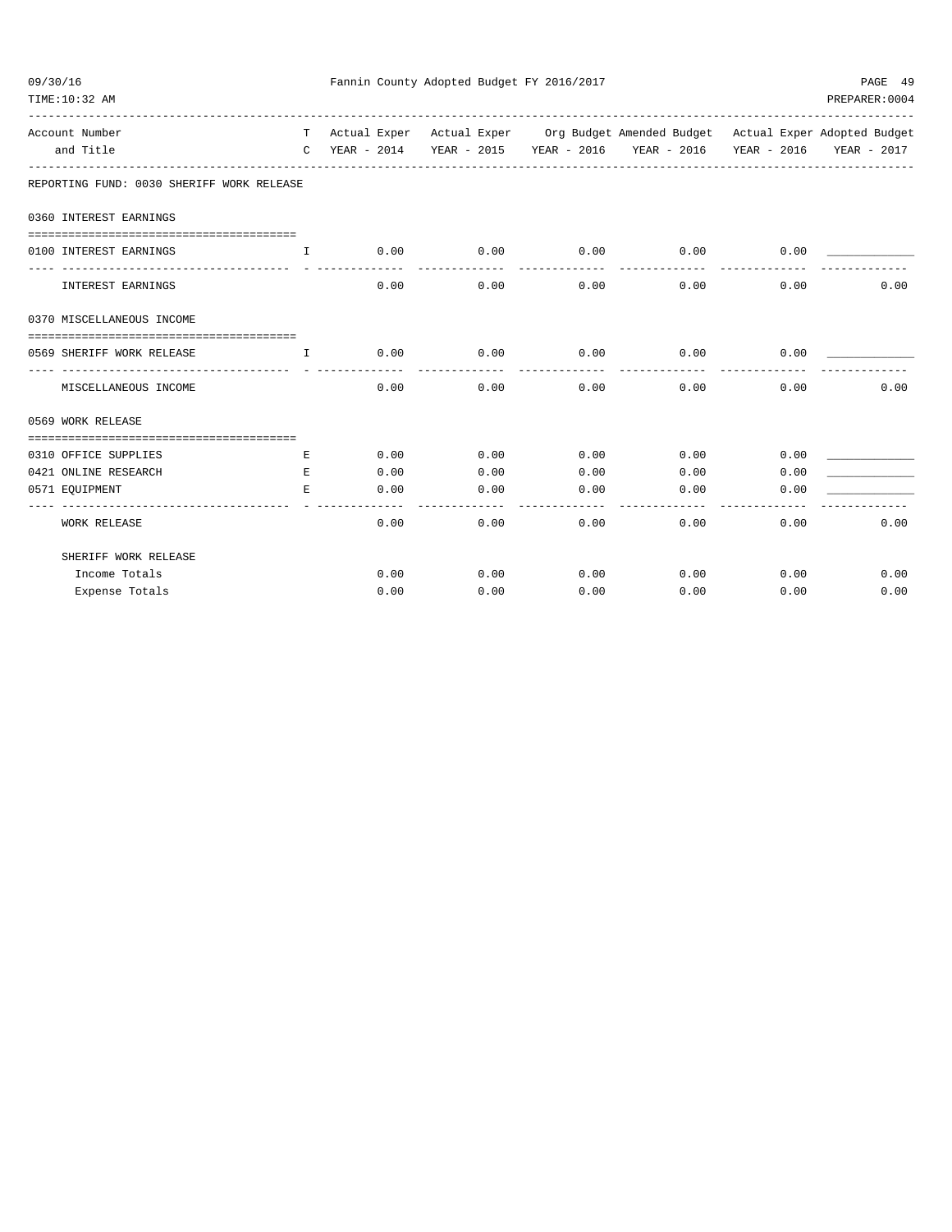Fannin County Adopted Budget FY 2016/2017

| Account Number and Title | T C | Actual Exper YEAR - 2014 | Actual Exper YEAR - 2015 | Org Budget YEAR - 2016 | Amended Budget YEAR - 2016 | Actual Exper YEAR - 2016 | Adopted Budget YEAR - 2017 |
|---|---|---|---|---|---|---|---|
| **REPORTING FUND: 0030 SHERIFF WORK RELEASE** | | | | | | | |
| **0360 INTEREST EARNINGS** | | | | | | | |
| 0100 INTEREST EARNINGS | I | 0.00 | 0.00 | 0.00 | 0.00 | 0.00 | ____________ |
| INTEREST EARNINGS | | 0.00 | 0.00 | 0.00 | 0.00 | 0.00 | 0.00 |
| **0370 MISCELLANEOUS INCOME** | | | | | | | |
| 0569 SHERIFF WORK RELEASE | I | 0.00 | 0.00 | 0.00 | 0.00 | 0.00 | ____________ |
| MISCELLANEOUS INCOME | | 0.00 | 0.00 | 0.00 | 0.00 | 0.00 | 0.00 |
| **0569 WORK RELEASE** | | | | | | | |
| 0310 OFFICE SUPPLIES | E | 0.00 | 0.00 | 0.00 | 0.00 | 0.00 | ____________ |
| 0421 ONLINE RESEARCH | E | 0.00 | 0.00 | 0.00 | 0.00 | 0.00 | ____________ |
| 0571 EQUIPMENT | E | 0.00 | 0.00 | 0.00 | 0.00 | 0.00 | ____________ |
| WORK RELEASE | | 0.00 | 0.00 | 0.00 | 0.00 | 0.00 | 0.00 |
| SHERIFF WORK RELEASE | | | | | | | |
| Income Totals | | 0.00 | 0.00 | 0.00 | 0.00 | 0.00 | 0.00 |
| Expense Totals | | 0.00 | 0.00 | 0.00 | 0.00 | 0.00 | 0.00 |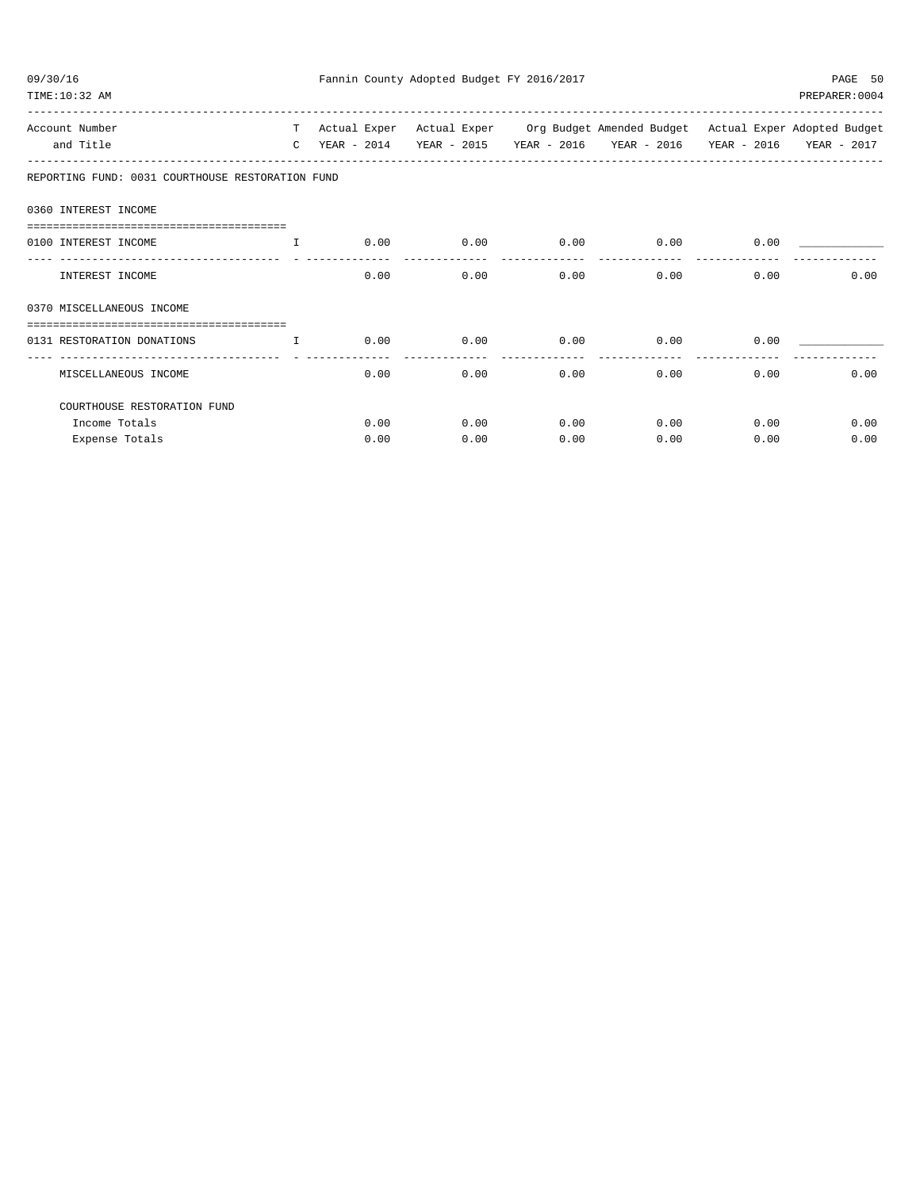REPORTING FUND: 0031 COURTHOUSE RESTORATION FUND

| Account Number and Title | TC | Actual Exper YEAR - 2014 | Actual Exper YEAR - 2015 | Org Budget YEAR - 2016 | Amended Budget YEAR - 2016 | Actual Exper YEAR - 2016 | Adopted Budget YEAR - 2017 |
|---|---|---|---|---|---|---|---|
| **0360 INTEREST INCOME** | | | | | | | |
| 0100 INTEREST INCOME | I | 0.00 | 0.00 | 0.00 | 0.00 | 0.00 | ____________ |
| INTEREST INCOME | | 0.00 | 0.00 | 0.00 | 0.00 | 0.00 | 0.00 |
| **0370 MISCELLANEOUS INCOME** | | | | | | | |
| 0131 RESTORATION DONATIONS | I | 0.00 | 0.00 | 0.00 | 0.00 | 0.00 | ____________ |
| MISCELLANEOUS INCOME | | 0.00 | 0.00 | 0.00 | 0.00 | 0.00 | 0.00 |
| COURTHOUSE RESTORATION FUND | | | | | | | |
| Income Totals | | 0.00 | 0.00 | 0.00 | 0.00 | 0.00 | 0.00 |
| Expense Totals | | 0.00 | 0.00 | 0.00 | 0.00 | 0.00 | 0.00 |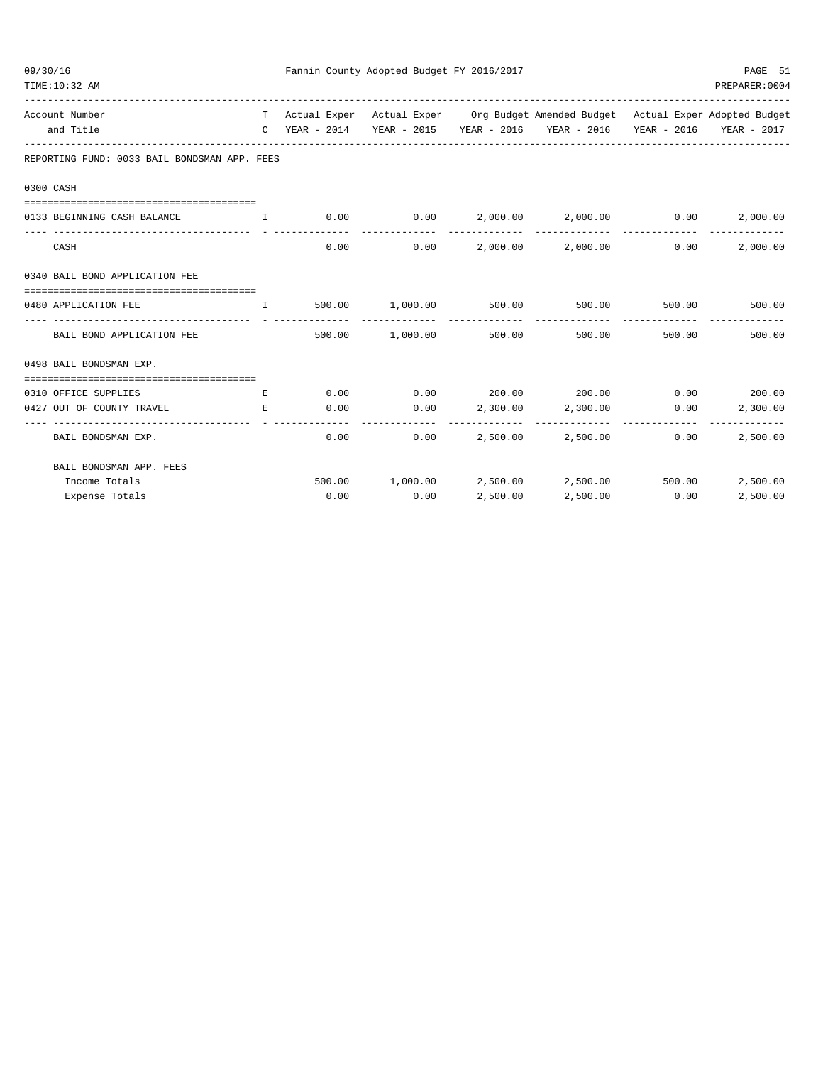## Fannin County Adopted Budget FY 2016/2017

| Account Number and Title | T C | Actual Exper YEAR - 2014 | Actual Exper YEAR - 2015 | Org Budget YEAR - 2016 | Amended Budget YEAR - 2016 | Actual Exper YEAR - 2016 | Adopted Budget YEAR - 2017 |
|---|---|---|---|---|---|---|---|
| **REPORTING FUND: 0033 BAIL BONDSMAN APP. FEES** | | | | | | | |
| **0300 CASH** | | | | | | | |
| 0133 BEGINNING CASH BALANCE | I | 0.00 | 0.00 | 2,000.00 | 2,000.00 | 0.00 | 2,000.00 |
| CASH | | 0.00 | 0.00 | 2,000.00 | 2,000.00 | 0.00 | 2,000.00 |
| **0340 BAIL BOND APPLICATION FEE** | | | | | | | |
| 0480 APPLICATION FEE | I | 500.00 | 1,000.00 | 500.00 | 500.00 | 500.00 | 500.00 |
| BAIL BOND APPLICATION FEE | | 500.00 | 1,000.00 | 500.00 | 500.00 | 500.00 | 500.00 |
| **0498 BAIL BONDSMAN EXP.** | | | | | | | |
| 0310 OFFICE SUPPLIES | E | 0.00 | 0.00 | 200.00 | 200.00 | 0.00 | 200.00 |
| 0427 OUT OF COUNTY TRAVEL | E | 0.00 | 0.00 | 2,300.00 | 2,300.00 | 0.00 | 2,300.00 |
| BAIL BONDSMAN EXP. | | 0.00 | 0.00 | 2,500.00 | 2,500.00 | 0.00 | 2,500.00 |
| **BAIL BONDSMAN APP. FEES** | | | | | | | |
| Income Totals | | 500.00 | 1,000.00 | 2,500.00 | 2,500.00 | 500.00 | 2,500.00 |
| Expense Totals | | 0.00 | 0.00 | 2,500.00 | 2,500.00 | 0.00 | 2,500.00 |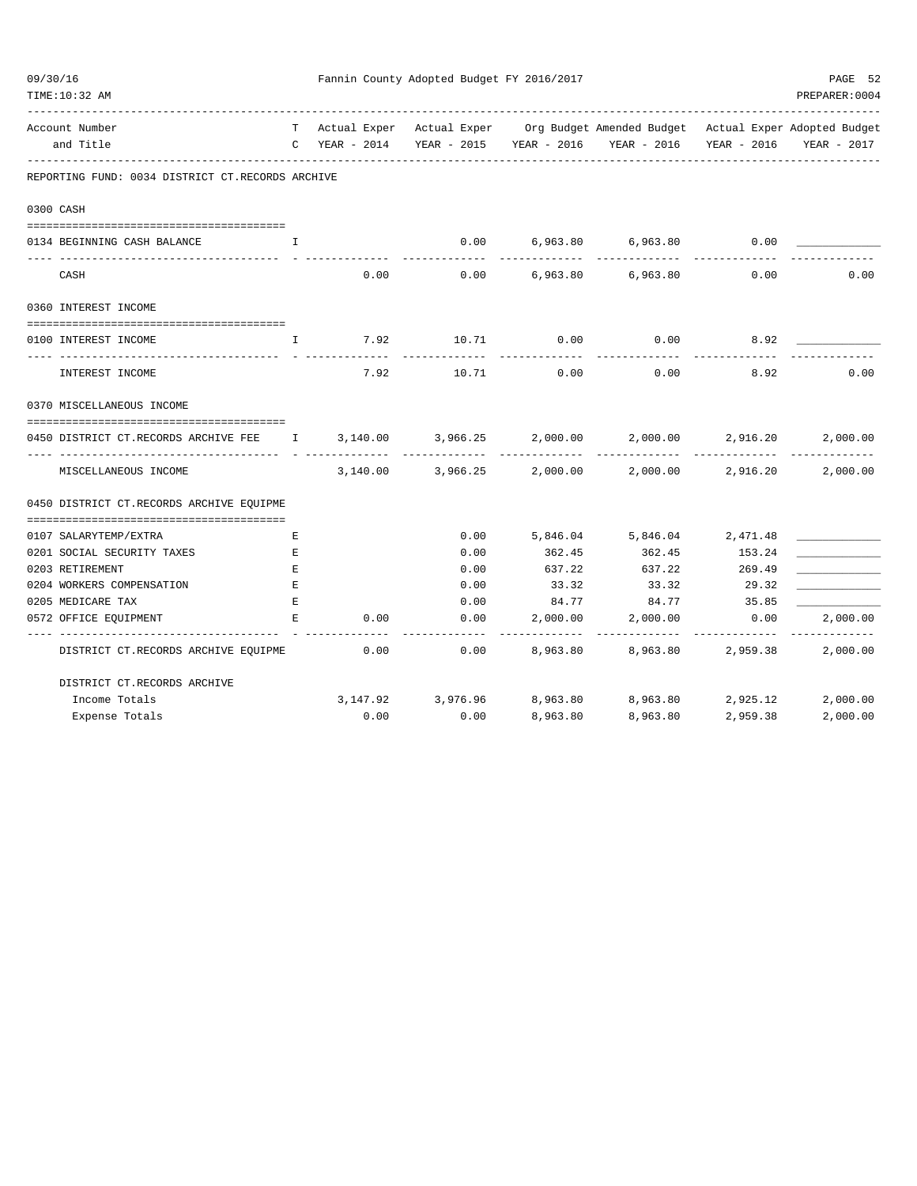Fannin County Adopted Budget FY 2016/2017

| Account Number and Title | TC | Actual Exper YEAR - 2014 | Actual Exper YEAR - 2015 | Org Budget YEAR - 2016 | Amended Budget YEAR - 2016 | Actual Exper YEAR - 2016 | Adopted Budget YEAR - 2017 |
|---|---|---|---|---|---|---|---|
| **REPORTING FUND: 0034 DISTRICT CT.RECORDS ARCHIVE** | | | | | | | |
| **0300 CASH** | | | | | | | |
| 0134 BEGINNING CASH BALANCE | I | | 0.00 | 6,963.80 | 6,963.80 | 0.00 | ____________ |
| CASH | | 0.00 | 0.00 | 6,963.80 | 6,963.80 | 0.00 | 0.00 |
| **0360 INTEREST INCOME** | | | | | | | |
| 0100 INTEREST INCOME | I | 7.92 | 10.71 | 0.00 | 0.00 | 8.92 | ____________ |
| INTEREST INCOME | | 7.92 | 10.71 | 0.00 | 0.00 | 8.92 | 0.00 |
| **0370 MISCELLANEOUS INCOME** | | | | | | | |
| 0450 DISTRICT CT.RECORDS ARCHIVE FEE | I | 3,140.00 | 3,966.25 | 2,000.00 | 2,000.00 | 2,916.20 | 2,000.00 |
| MISCELLANEOUS INCOME | | 3,140.00 | 3,966.25 | 2,000.00 | 2,000.00 | 2,916.20 | 2,000.00 |
| **0450 DISTRICT CT.RECORDS ARCHIVE EQUIPME** | | | | | | | |
| 0107 SALARYTEMP/EXTRA | E | | 0.00 | 5,846.04 | 5,846.04 | 2,471.48 | ____________ |
| 0201 SOCIAL SECURITY TAXES | E | | 0.00 | 362.45 | 362.45 | 153.24 | ____________ |
| 0203 RETIREMENT | E | | 0.00 | 637.22 | 637.22 | 269.49 | ____________ |
| 0204 WORKERS COMPENSATION | E | | 0.00 | 33.32 | 33.32 | 29.32 | ____________ |
| 0205 MEDICARE TAX | E | | 0.00 | 84.77 | 84.77 | 35.85 | ____________ |
| 0572 OFFICE EQUIPMENT | E | 0.00 | 0.00 | 2,000.00 | 2,000.00 | 0.00 | 2,000.00 |
| DISTRICT CT.RECORDS ARCHIVE EQUIPME | | 0.00 | 0.00 | 8,963.80 | 8,963.80 | 2,959.38 | 2,000.00 |
| **DISTRICT CT.RECORDS ARCHIVE** | | | | | | | |
| Income Totals | | 3,147.92 | 3,976.96 | 8,963.80 | 8,963.80 | 2,925.12 | 2,000.00 |
| Expense Totals | | 0.00 | 0.00 | 8,963.80 | 8,963.80 | 2,959.38 | 2,000.00 |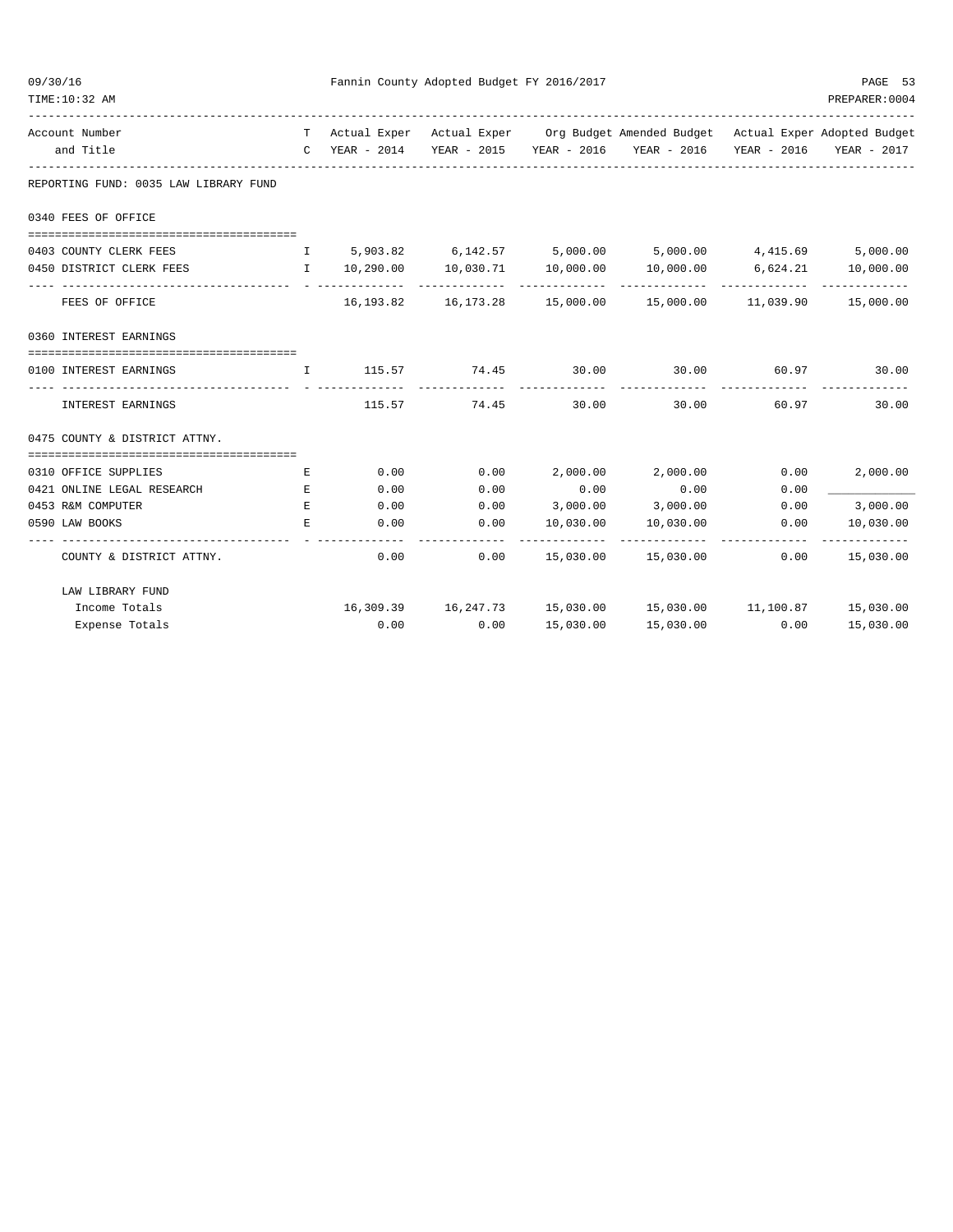Fannin County Adopted Budget FY 2016/2017

| Account Number and Title | T C | Actual Exper YEAR - 2014 | Actual Exper YEAR - 2015 | Org Budget YEAR - 2016 | Amended Budget YEAR - 2016 | Actual Exper YEAR - 2016 | Adopted Budget YEAR - 2017 |
|---|---|---|---|---|---|---|---|
| **REPORTING FUND: 0035 LAW LIBRARY FUND** | | | | | | | |
| **0340 FEES OF OFFICE** | | | | | | | |
| 0403 COUNTY CLERK FEES | I | 5,903.82 | 6,142.57 | 5,000.00 | 5,000.00 | 4,415.69 | 5,000.00 |
| 0450 DISTRICT CLERK FEES | I | 10,290.00 | 10,030.71 | 10,000.00 | 10,000.00 | 6,624.21 | 10,000.00 |
| FEES OF OFFICE | | 16,193.82 | 16,173.28 | 15,000.00 | 15,000.00 | 11,039.90 | 15,000.00 |
| **0360 INTEREST EARNINGS** | | | | | | | |
| 0100 INTEREST EARNINGS | I | 115.57 | 74.45 | 30.00 | 30.00 | 60.97 | 30.00 |
| INTEREST EARNINGS | | 115.57 | 74.45 | 30.00 | 30.00 | 60.97 | 30.00 |
| **0475 COUNTY & DISTRICT ATTNY.** | | | | | | | |
| 0310 OFFICE SUPPLIES | E | 0.00 | 0.00 | 2,000.00 | 2,000.00 | 0.00 | 2,000.00 |
| 0421 ONLINE LEGAL RESEARCH | E | 0.00 | 0.00 | 0.00 | 0.00 | 0.00 | ____________ |
| 0453 R&M COMPUTER | E | 0.00 | 0.00 | 3,000.00 | 3,000.00 | 0.00 | 3,000.00 |
| 0590 LAW BOOKS | E | 0.00 | 0.00 | 10,030.00 | 10,030.00 | 0.00 | 10,030.00 |
| COUNTY & DISTRICT ATTNY. | | 0.00 | 0.00 | 15,030.00 | 15,030.00 | 0.00 | 15,030.00 |
| **LAW LIBRARY FUND** | | | | | | | |
| Income Totals | | 16,309.39 | 16,247.73 | 15,030.00 | 15,030.00 | 11,100.87 | 15,030.00 |
| Expense Totals | | 0.00 | 0.00 | 15,030.00 | 15,030.00 | 0.00 | 15,030.00 |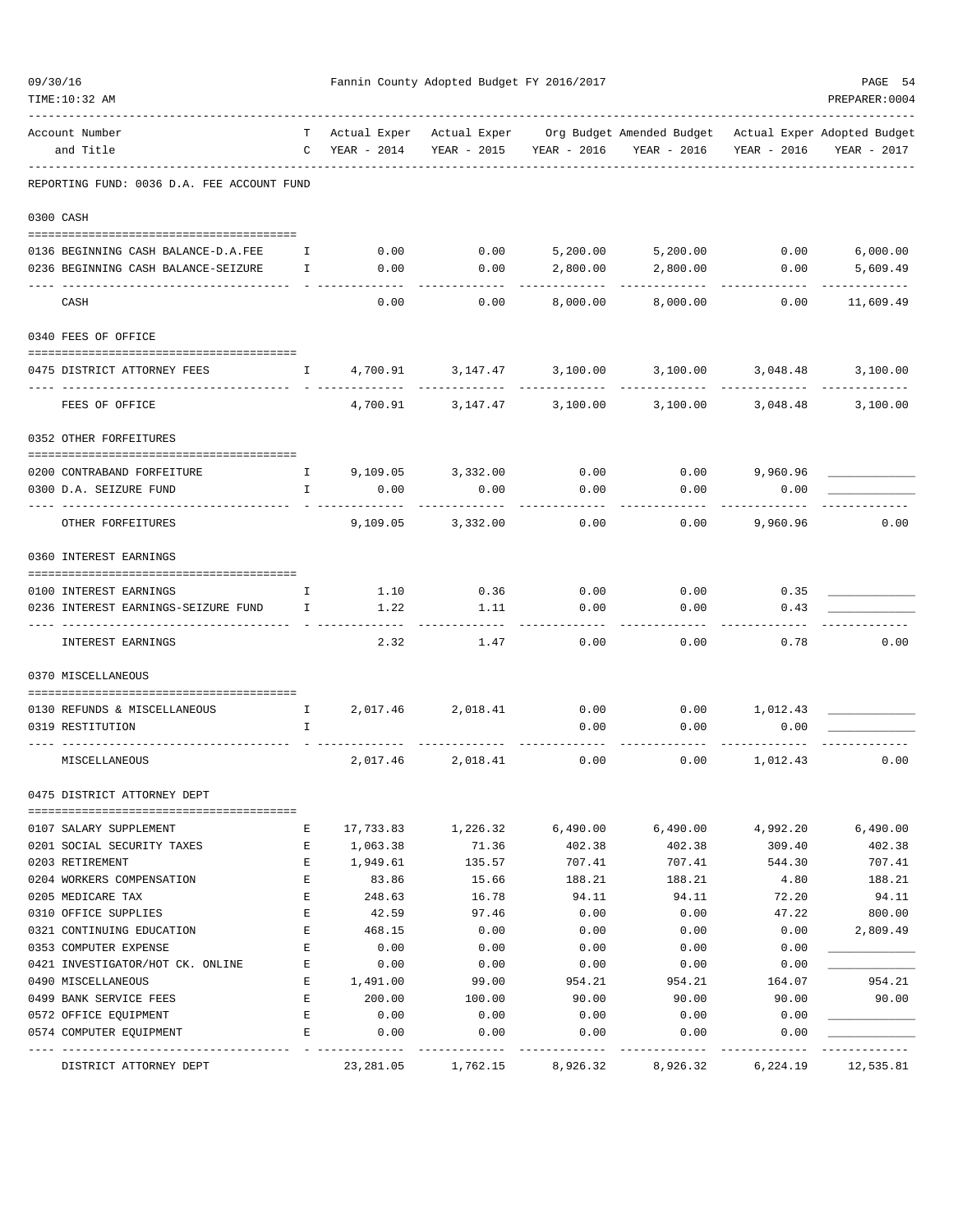# Fannin County Adopted Budget FY 2016/2017

| Account Number and Title | T C | Actual Exper YEAR - 2014 | Actual Exper YEAR - 2015 | Org Budget YEAR - 2016 | Amended Budget YEAR - 2016 | Actual Exper YEAR - 2016 | Adopted Budget YEAR - 2017 |
|---|---|---|---|---|---|---|---|
| **REPORTING FUND: 0036 D.A. FEE ACCOUNT FUND** | | | | | | | |
| **0300 CASH** | | | | | | | |
| 0136 BEGINNING CASH BALANCE-D.A.FEE | I | 0.00 | 0.00 | 5,200.00 | 5,200.00 | 0.00 | 6,000.00 |
| 0236 BEGINNING CASH BALANCE-SEIZURE | I | 0.00 | 0.00 | 2,800.00 | 2,800.00 | 0.00 | 5,609.49 |
| CASH | | 0.00 | 0.00 | 8,000.00 | 8,000.00 | 0.00 | 11,609.49 |
| **0340 FEES OF OFFICE** | | | | | | | |
| 0475 DISTRICT ATTORNEY FEES | I | 4,700.91 | 3,147.47 | 3,100.00 | 3,100.00 | 3,048.48 | 3,100.00 |
| FEES OF OFFICE | | 4,700.91 | 3,147.47 | 3,100.00 | 3,100.00 | 3,048.48 | 3,100.00 |
| **0352 OTHER FORFEITURES** | | | | | | | |
| 0200 CONTRABAND FORFEITURE | I | 9,109.05 | 3,332.00 | 0.00 | 0.00 | 9,960.96 | ____________ |
| 0300 D.A. SEIZURE FUND | I | 0.00 | 0.00 | 0.00 | 0.00 | 0.00 | ____________ |
| OTHER FORFEITURES | | 9,109.05 | 3,332.00 | 0.00 | 0.00 | 9,960.96 | 0.00 |
| **0360 INTEREST EARNINGS** | | | | | | | |
| 0100 INTEREST EARNINGS | I | 1.10 | 0.36 | 0.00 | 0.00 | 0.35 | ____________ |
| 0236 INTEREST EARNINGS-SEIZURE FUND | I | 1.22 | 1.11 | 0.00 | 0.00 | 0.43 | ____________ |
| INTEREST EARNINGS | | 2.32 | 1.47 | 0.00 | 0.00 | 0.78 | 0.00 |
| **0370 MISCELLANEOUS** | | | | | | | |
| 0130 REFUNDS & MISCELLANEOUS | I | 2,017.46 | 2,018.41 | 0.00 | 0.00 | 1,012.43 | ____________ |
| 0319 RESTITUTION | I | | | 0.00 | 0.00 | 0.00 | ____________ |
| MISCELLANEOUS | | 2,017.46 | 2,018.41 | 0.00 | 0.00 | 1,012.43 | 0.00 |
| **0475 DISTRICT ATTORNEY DEPT** | | | | | | | |
| 0107 SALARY SUPPLEMENT | E | 17,733.83 | 1,226.32 | 6,490.00 | 6,490.00 | 4,992.20 | 6,490.00 |
| 0201 SOCIAL SECURITY TAXES | E | 1,063.38 | 71.36 | 402.38 | 402.38 | 309.40 | 402.38 |
| 0203 RETIREMENT | E | 1,949.61 | 135.57 | 707.41 | 707.41 | 544.30 | 707.41 |
| 0204 WORKERS COMPENSATION | E | 83.86 | 15.66 | 188.21 | 188.21 | 4.80 | 188.21 |
| 0205 MEDICARE TAX | E | 248.63 | 16.78 | 94.11 | 94.11 | 72.20 | 94.11 |
| 0310 OFFICE SUPPLIES | E | 42.59 | 97.46 | 0.00 | 0.00 | 47.22 | 800.00 |
| 0321 CONTINUING EDUCATION | E | 468.15 | 0.00 | 0.00 | 0.00 | 0.00 | 2,809.49 |
| 0353 COMPUTER EXPENSE | E | 0.00 | 0.00 | 0.00 | 0.00 | 0.00 | ____________ |
| 0421 INVESTIGATOR/HOT CK. ONLINE | E | 0.00 | 0.00 | 0.00 | 0.00 | 0.00 | ____________ |
| 0490 MISCELLANEOUS | E | 1,491.00 | 99.00 | 954.21 | 954.21 | 164.07 | 954.21 |
| 0499 BANK SERVICE FEES | E | 200.00 | 100.00 | 90.00 | 90.00 | 90.00 | 90.00 |
| 0572 OFFICE EQUIPMENT | E | 0.00 | 0.00 | 0.00 | 0.00 | 0.00 | ____________ |
| 0574 COMPUTER EQUIPMENT | E | 0.00 | 0.00 | 0.00 | 0.00 | 0.00 | ____________ |
| DISTRICT ATTORNEY DEPT | | 23,281.05 | 1,762.15 | 8,926.32 | 8,926.32 | 6,224.19 | 12,535.81 |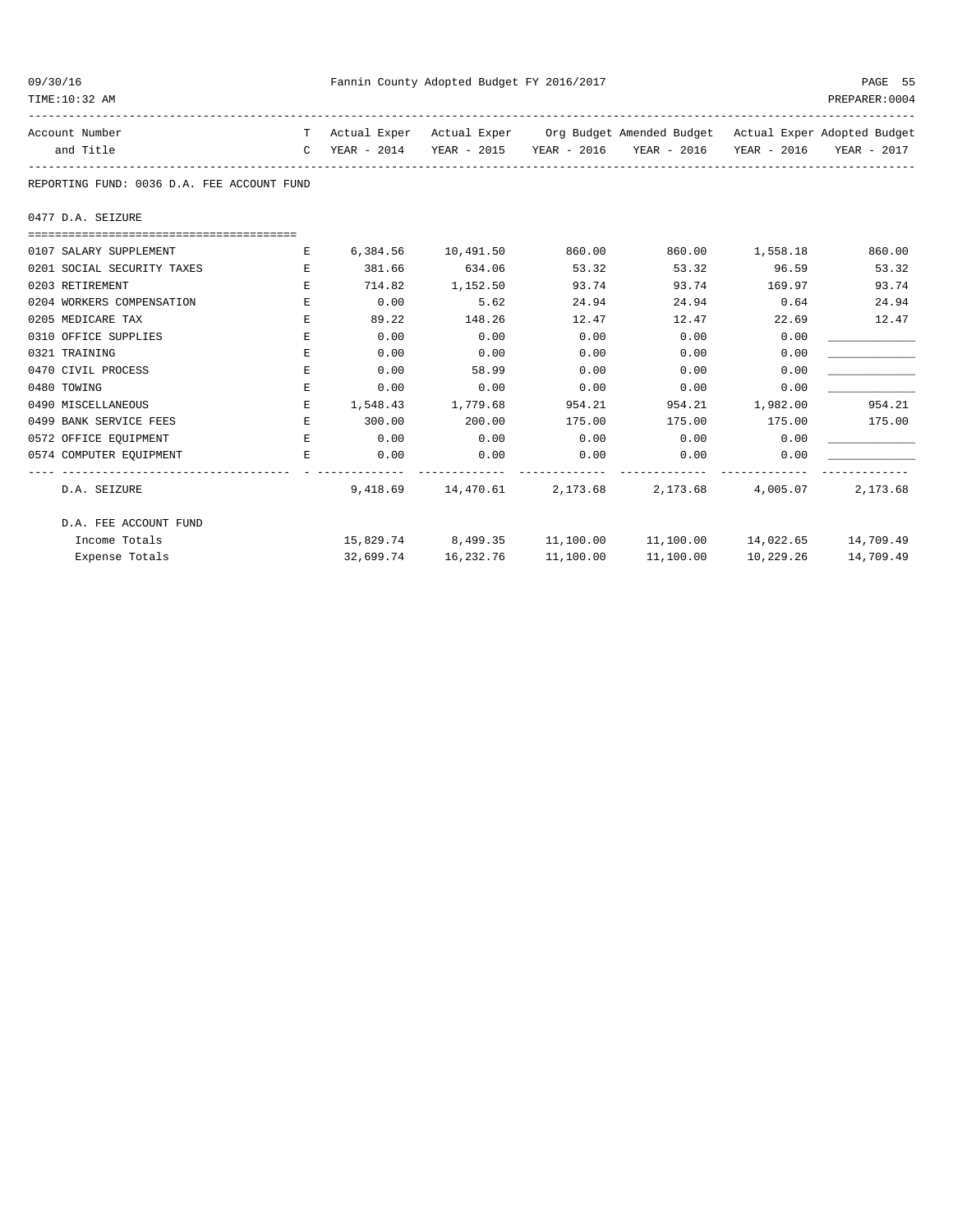Fannin County Adopted Budget FY 2016/2017

| Account Number and Title | TC | Actual Exper YEAR - 2014 | Actual Exper YEAR - 2015 | Org Budget YEAR - 2016 | Amended Budget YEAR - 2016 | Actual Exper YEAR - 2016 | Adopted Budget YEAR - 2017 |
|---|---|---|---|---|---|---|---|
| **REPORTING FUND: 0036 D.A. FEE ACCOUNT FUND** | | | | | | | |
| **0477 D.A. SEIZURE** | | | | | | | |
| 0107 SALARY SUPPLEMENT | E | 6,384.56 | 10,491.50 | 860.00 | 860.00 | 1,558.18 | 860.00 |
| 0201 SOCIAL SECURITY TAXES | E | 381.66 | 634.06 | 53.32 | 53.32 | 96.59 | 53.32 |
| 0203 RETIREMENT | E | 714.82 | 1,152.50 | 93.74 | 93.74 | 169.97 | 93.74 |
| 0204 WORKERS COMPENSATION | E | 0.00 | 5.62 | 24.94 | 24.94 | 0.64 | 24.94 |
| 0205 MEDICARE TAX | E | 89.22 | 148.26 | 12.47 | 12.47 | 22.69 | 12.47 |
| 0310 OFFICE SUPPLIES | E | 0.00 | 0.00 | 0.00 | 0.00 | 0.00 | ____________ |
| 0321 TRAINING | E | 0.00 | 0.00 | 0.00 | 0.00 | 0.00 | ____________ |
| 0470 CIVIL PROCESS | E | 0.00 | 58.99 | 0.00 | 0.00 | 0.00 | ____________ |
| 0480 TOWING | E | 0.00 | 0.00 | 0.00 | 0.00 | 0.00 | ____________ |
| 0490 MISCELLANEOUS | E | 1,548.43 | 1,779.68 | 954.21 | 954.21 | 1,982.00 | 954.21 |
| 0499 BANK SERVICE FEES | E | 300.00 | 200.00 | 175.00 | 175.00 | 175.00 | 175.00 |
| 0572 OFFICE EQUIPMENT | E | 0.00 | 0.00 | 0.00 | 0.00 | 0.00 | ____________ |
| 0574 COMPUTER EQUIPMENT | E | 0.00 | 0.00 | 0.00 | 0.00 | 0.00 | ____________ |
| D.A. SEIZURE | | 9,418.69 | 14,470.61 | 2,173.68 | 2,173.68 | 4,005.07 | 2,173.68 |
| D.A. FEE ACCOUNT FUND | | | | | | | |
| Income Totals | | 15,829.74 | 8,499.35 | 11,100.00 | 11,100.00 | 14,022.65 | 14,709.49 |
| Expense Totals | | 32,699.74 | 16,232.76 | 11,100.00 | 11,100.00 | 10,229.26 | 14,709.49 |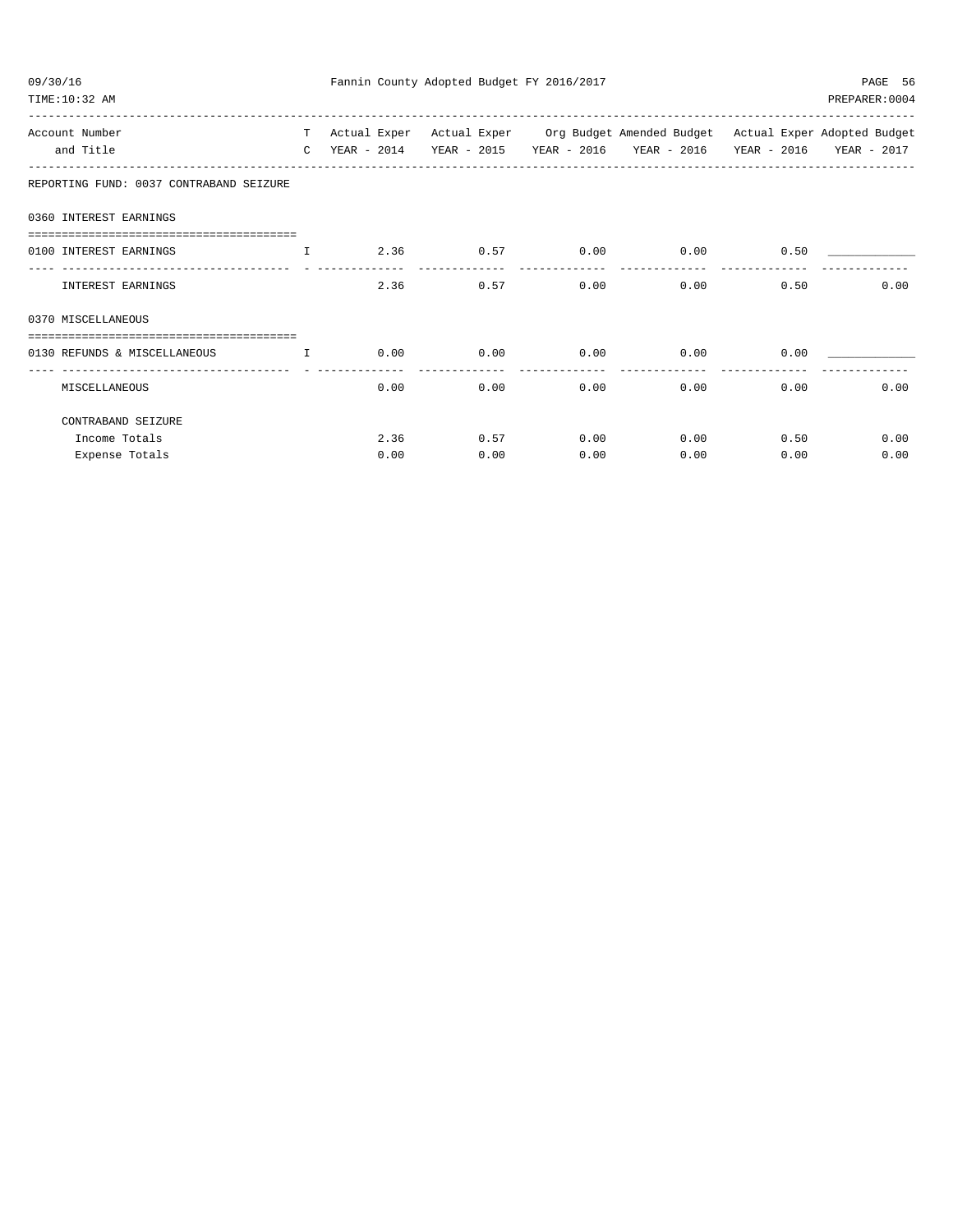Fannin County Adopted Budget FY 2016/2017

| Account Number and Title | T C | Actual Exper YEAR - 2014 | Actual Exper YEAR - 2015 | Org Budget YEAR - 2016 | Amended Budget YEAR - 2016 | Actual Exper YEAR - 2016 | Adopted Budget YEAR - 2017 |
|---|---|---|---|---|---|---|---|
| **REPORTING FUND: 0037 CONTRABAND SEIZURE** | | | | | | | |
| **0360 INTEREST EARNINGS** | | | | | | | |
| 0100 INTEREST EARNINGS | I | 2.36 | 0.57 | 0.00 | 0.00 | 0.50 | ____________ |
| INTEREST EARNINGS | | 2.36 | 0.57 | 0.00 | 0.00 | 0.50 | 0.00 |
| **0370 MISCELLANEOUS** | | | | | | | |
| 0130 REFUNDS & MISCELLANEOUS | I | 0.00 | 0.00 | 0.00 | 0.00 | 0.00 | ____________ |
| MISCELLANEOUS | | 0.00 | 0.00 | 0.00 | 0.00 | 0.00 | 0.00 |
| **CONTRABAND SEIZURE** | | | | | | | |
| Income Totals | | 2.36 | 0.57 | 0.00 | 0.00 | 0.50 | 0.00 |
| Expense Totals | | 0.00 | 0.00 | 0.00 | 0.00 | 0.00 | 0.00 |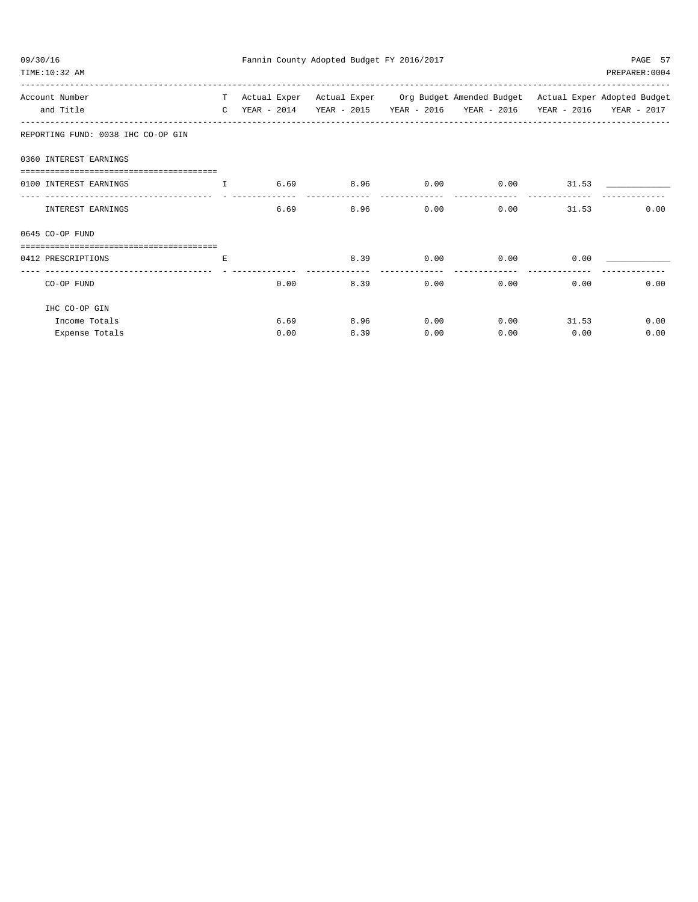Fannin County Adopted Budget FY 2016/2017

| Account Number and Title | TC | Actual Exper YEAR - 2014 | Actual Exper YEAR - 2015 | Org Budget YEAR - 2016 | Amended Budget YEAR - 2016 | Actual Exper YEAR - 2016 | Adopted Budget YEAR - 2017 |
|---|---|---|---|---|---|---|---|
| **REPORTING FUND: 0038 IHC CO-OP GIN** | | | | | | | |
| **0360 INTEREST EARNINGS** | | | | | | | |
| 0100 INTEREST EARNINGS | I | 6.69 | 8.96 | 0.00 | 0.00 | 31.53 | ____________ |
| INTEREST EARNINGS | | 6.69 | 8.96 | 0.00 | 0.00 | 31.53 | 0.00 |
| **0645 CO-OP FUND** | | | | | | | |
| 0412 PRESCRIPTIONS | E | | 8.39 | 0.00 | 0.00 | 0.00 | ____________ |
| CO-OP FUND | | 0.00 | 8.39 | 0.00 | 0.00 | 0.00 | 0.00 |
| IHC CO-OP GIN | | | | | | | |
| Income Totals | | 6.69 | 8.96 | 0.00 | 0.00 | 31.53 | 0.00 |
| Expense Totals | | 0.00 | 8.39 | 0.00 | 0.00 | 0.00 | 0.00 |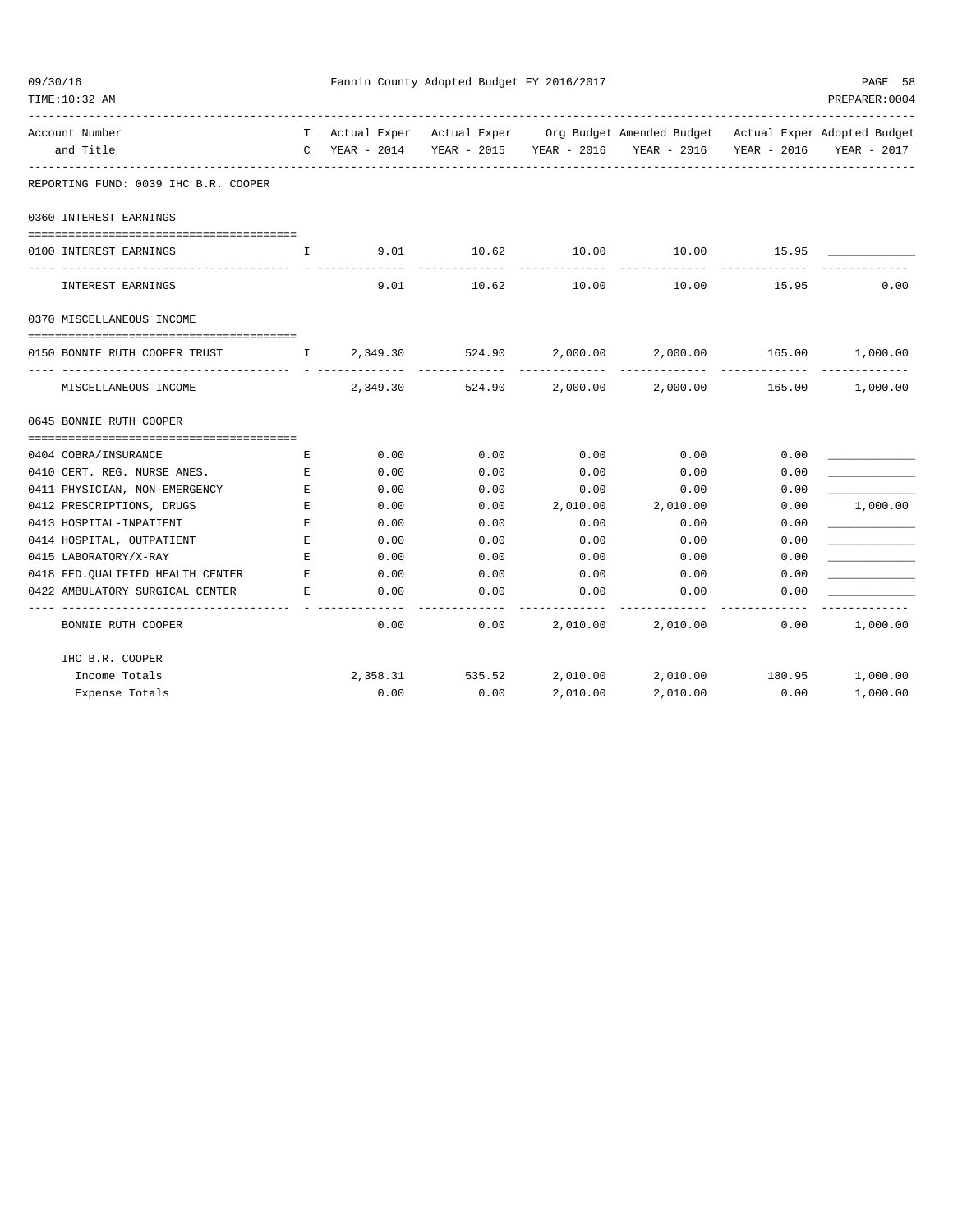Fannin County Adopted Budget FY 2016/2017

| Account Number and Title | TC | Actual Exper YEAR - 2014 | Actual Exper YEAR - 2015 | Org Budget YEAR - 2016 | Amended Budget YEAR - 2016 | Actual Exper YEAR - 2016 | Adopted Budget YEAR - 2017 |
|---|---|---|---|---|---|---|---|
| **REPORTING FUND: 0039 IHC B.R. COOPER** | | | | | | | |
| **0360 INTEREST EARNINGS** | | | | | | | |
| 0100 INTEREST EARNINGS | I | 9.01 | 10.62 | 10.00 | 10.00 | 15.95 | ____________ |
| INTEREST EARNINGS | | 9.01 | 10.62 | 10.00 | 10.00 | 15.95 | 0.00 |
| **0370 MISCELLANEOUS INCOME** | | | | | | | |
| 0150 BONNIE RUTH COOPER TRUST | I | 2,349.30 | 524.90 | 2,000.00 | 2,000.00 | 165.00 | 1,000.00 |
| MISCELLANEOUS INCOME | | 2,349.30 | 524.90 | 2,000.00 | 2,000.00 | 165.00 | 1,000.00 |
| **0645 BONNIE RUTH COOPER** | | | | | | | |
| 0404 COBRA/INSURANCE | E | 0.00 | 0.00 | 0.00 | 0.00 | 0.00 | ____________ |
| 0410 CERT. REG. NURSE ANES. | E | 0.00 | 0.00 | 0.00 | 0.00 | 0.00 | ____________ |
| 0411 PHYSICIAN, NON-EMERGENCY | E | 0.00 | 0.00 | 0.00 | 0.00 | 0.00 | ____________ |
| 0412 PRESCRIPTIONS, DRUGS | E | 0.00 | 0.00 | 2,010.00 | 2,010.00 | 0.00 | 1,000.00 |
| 0413 HOSPITAL-INPATIENT | E | 0.00 | 0.00 | 0.00 | 0.00 | 0.00 | ____________ |
| 0414 HOSPITAL, OUTPATIENT | E | 0.00 | 0.00 | 0.00 | 0.00 | 0.00 | ____________ |
| 0415 LABORATORY/X-RAY | E | 0.00 | 0.00 | 0.00 | 0.00 | 0.00 | ____________ |
| 0418 FED.QUALIFIED HEALTH CENTER | E | 0.00 | 0.00 | 0.00 | 0.00 | 0.00 | ____________ |
| 0422 AMBULATORY SURGICAL CENTER | E | 0.00 | 0.00 | 0.00 | 0.00 | 0.00 | ____________ |
| BONNIE RUTH COOPER | | 0.00 | 0.00 | 2,010.00 | 2,010.00 | 0.00 | 1,000.00 |
| **IHC B.R. COOPER** | | | | | | | |
| Income Totals | | 2,358.31 | 535.52 | 2,010.00 | 2,010.00 | 180.95 | 1,000.00 |
| Expense Totals | | 0.00 | 0.00 | 2,010.00 | 2,010.00 | 0.00 | 1,000.00 |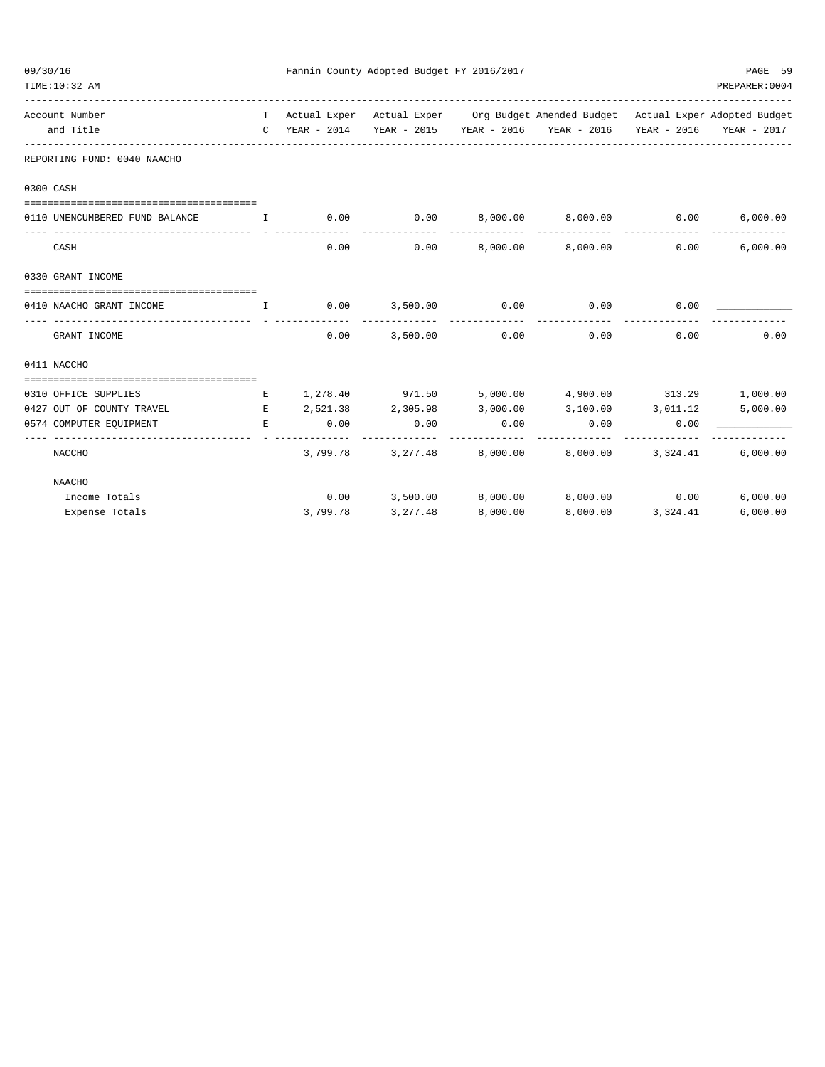Fannin County Adopted Budget FY 2016/2017

| Account Number and Title | TC | Actual Exper YEAR - 2014 | Actual Exper YEAR - 2015 | Org Budget YEAR - 2016 | Amended Budget YEAR - 2016 | Actual Exper YEAR - 2016 | Adopted Budget YEAR - 2017 |
|---|---|---|---|---|---|---|---|
| **REPORTING FUND: 0040 NAACHO** | | | | | | | |
| **0300 CASH** | | | | | | | |
| 0110 UNENCUMBERED FUND BALANCE | I | 0.00 | 0.00 | 8,000.00 | 8,000.00 | 0.00 | 6,000.00 |
| CASH | | 0.00 | 0.00 | 8,000.00 | 8,000.00 | 0.00 | 6,000.00 |
| **0330 GRANT INCOME** | | | | | | | |
| 0410 NAACHO GRANT INCOME | I | 0.00 | 3,500.00 | 0.00 | 0.00 | 0.00 | ____________ |
| GRANT INCOME | | 0.00 | 3,500.00 | 0.00 | 0.00 | 0.00 | 0.00 |
| **0411 NACCHO** | | | | | | | |
| 0310 OFFICE SUPPLIES | E | 1,278.40 | 971.50 | 5,000.00 | 4,900.00 | 313.29 | 1,000.00 |
| 0427 OUT OF COUNTY TRAVEL | E | 2,521.38 | 2,305.98 | 3,000.00 | 3,100.00 | 3,011.12 | 5,000.00 |
| 0574 COMPUTER EQUIPMENT | E | 0.00 | 0.00 | 0.00 | 0.00 | 0.00 | ____________ |
| NACCHO | | 3,799.78 | 3,277.48 | 8,000.00 | 8,000.00 | 3,324.41 | 6,000.00 |
| **NAACHO** | | | | | | | |
| Income Totals | | 0.00 | 3,500.00 | 8,000.00 | 8,000.00 | 0.00 | 6,000.00 |
| Expense Totals | | 3,799.78 | 3,277.48 | 8,000.00 | 8,000.00 | 3,324.41 | 6,000.00 |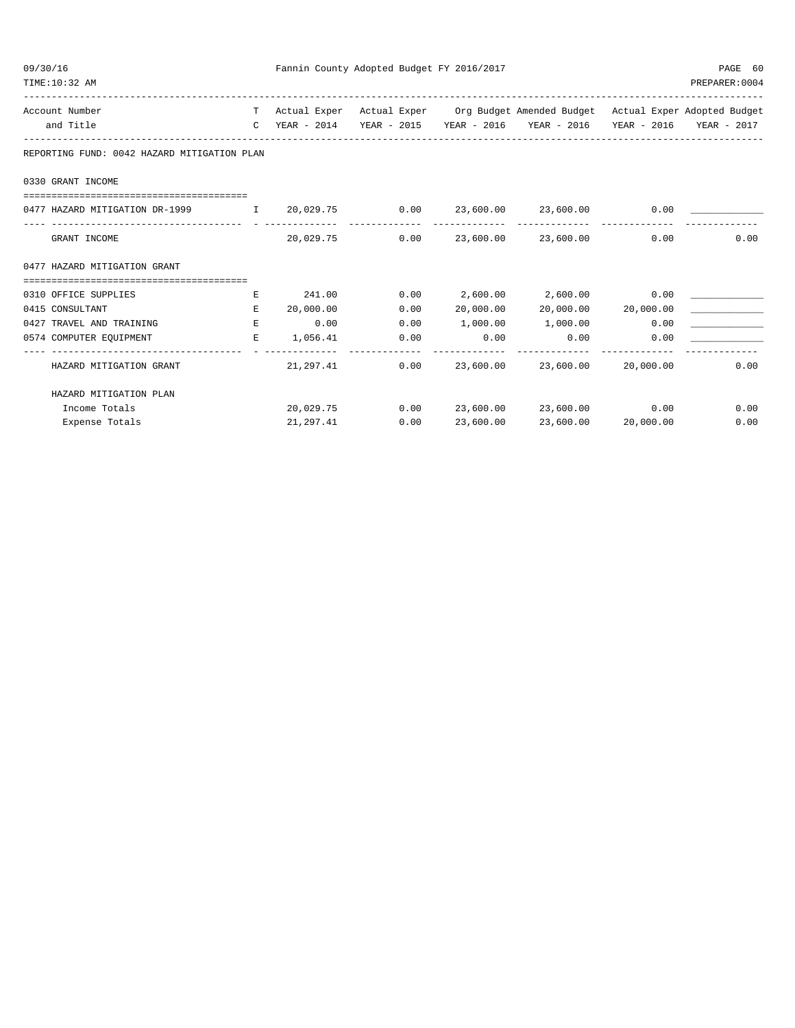Fannin County Adopted Budget FY 2016/2017

| Account Number and Title | TC | Actual Exper YEAR - 2014 | Actual Exper YEAR - 2015 | Org Budget YEAR - 2016 | Amended Budget YEAR - 2016 | Actual Exper YEAR - 2016 | Adopted Budget YEAR - 2017 |
|---|---|---|---|---|---|---|---|
| **REPORTING FUND: 0042 HAZARD MITIGATION PLAN** | | | | | | | |
| **0330 GRANT INCOME** | | | | | | | |
| 0477 HAZARD MITIGATION DR-1999 | I | 20,029.75 | 0.00 | 23,600.00 | 23,600.00 | 0.00 | |
| GRANT INCOME | | 20,029.75 | 0.00 | 23,600.00 | 23,600.00 | 0.00 | 0.00 |
| **0477 HAZARD MITIGATION GRANT** | | | | | | | |
| 0310 OFFICE SUPPLIES | E | 241.00 | 0.00 | 2,600.00 | 2,600.00 | 0.00 | |
| 0415 CONSULTANT | E | 20,000.00 | 0.00 | 20,000.00 | 20,000.00 | 20,000.00 | |
| 0427 TRAVEL AND TRAINING | E | 0.00 | 0.00 | 1,000.00 | 1,000.00 | 0.00 | |
| 0574 COMPUTER EQUIPMENT | E | 1,056.41 | 0.00 | 0.00 | 0.00 | 0.00 | |
| HAZARD MITIGATION GRANT | | 21,297.41 | 0.00 | 23,600.00 | 23,600.00 | 20,000.00 | 0.00 |
| **HAZARD MITIGATION PLAN** | | | | | | | |
| Income Totals | | 20,029.75 | 0.00 | 23,600.00 | 23,600.00 | 0.00 | 0.00 |
| Expense Totals | | 21,297.41 | 0.00 | 23,600.00 | 23,600.00 | 20,000.00 | 0.00 |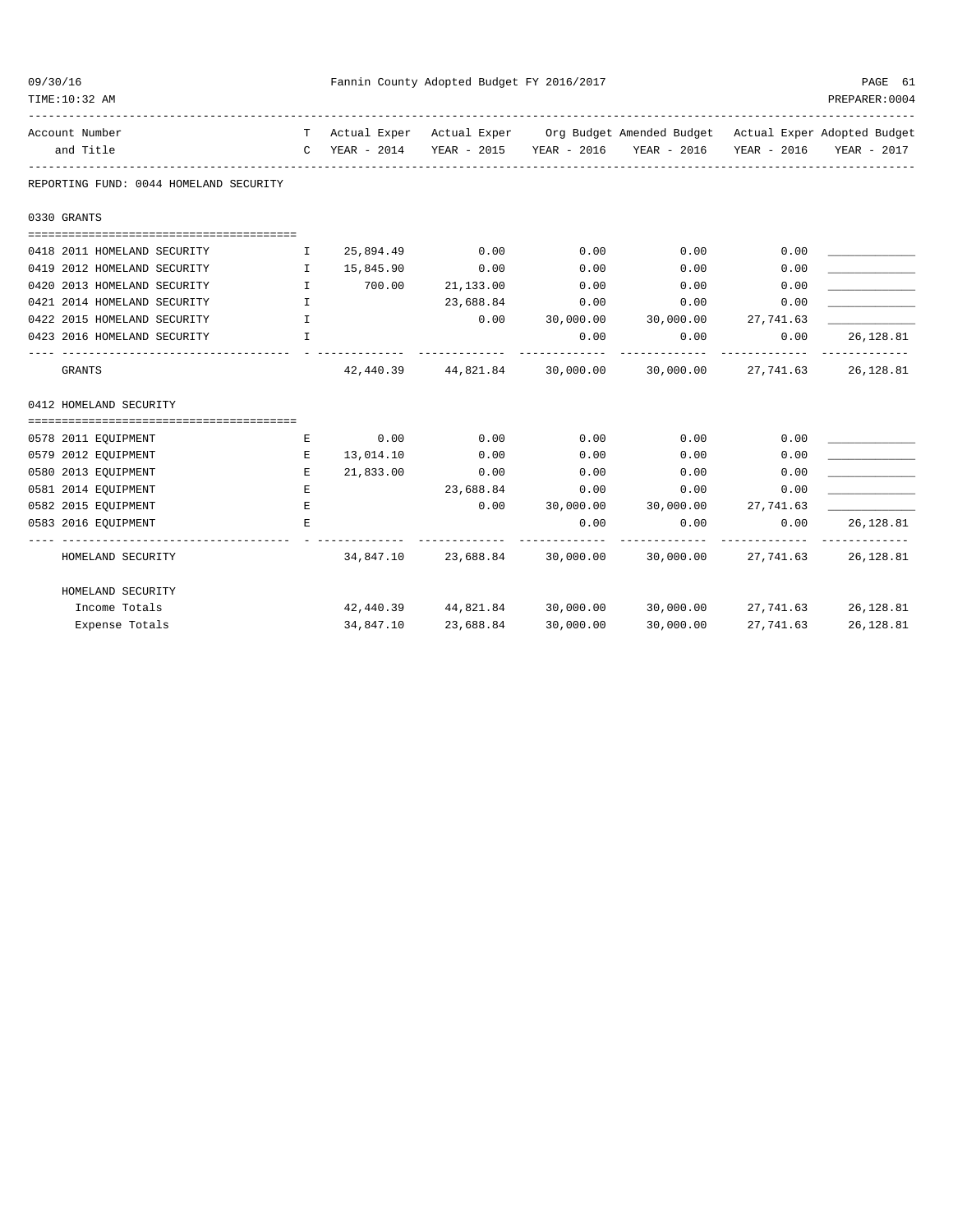Fannin County Adopted Budget FY 2016/2017

REPORTING FUND: 0044 HOMELAND SECURITY

| Account Number and Title | TC | Actual Exper YEAR - 2014 | Actual Exper YEAR - 2015 | Org Budget YEAR - 2016 | Amended Budget YEAR - 2016 | Actual Exper YEAR - 2016 | Adopted Budget YEAR - 2017 |
|---|---|---|---|---|---|---|---|
| **0330 GRANTS** | | | | | | | |
| 0418 2011 HOMELAND SECURITY | I | 25,894.49 | 0.00 | 0.00 | 0.00 | 0.00 | |
| 0419 2012 HOMELAND SECURITY | I | 15,845.90 | 0.00 | 0.00 | 0.00 | 0.00 | |
| 0420 2013 HOMELAND SECURITY | I | 700.00 | 21,133.00 | 0.00 | 0.00 | 0.00 | |
| 0421 2014 HOMELAND SECURITY | I | | 23,688.84 | 0.00 | 0.00 | 0.00 | |
| 0422 2015 HOMELAND SECURITY | I | | 0.00 | 30,000.00 | 30,000.00 | 27,741.63 | |
| 0423 2016 HOMELAND SECURITY | I | | | 0.00 | 0.00 | 0.00 | 26,128.81 |
| GRANTS | | 42,440.39 | 44,821.84 | 30,000.00 | 30,000.00 | 27,741.63 | 26,128.81 |
| **0412 HOMELAND SECURITY** | | | | | | | |
| 0578 2011 EQUIPMENT | E | 0.00 | 0.00 | 0.00 | 0.00 | 0.00 | |
| 0579 2012 EQUIPMENT | E | 13,014.10 | 0.00 | 0.00 | 0.00 | 0.00 | |
| 0580 2013 EQUIPMENT | E | 21,833.00 | 0.00 | 0.00 | 0.00 | 0.00 | |
| 0581 2014 EQUIPMENT | E | | 23,688.84 | 0.00 | 0.00 | 0.00 | |
| 0582 2015 EQUIPMENT | E | | 0.00 | 30,000.00 | 30,000.00 | 27,741.63 | |
| 0583 2016 EQUIPMENT | E | | | 0.00 | 0.00 | 0.00 | 26,128.81 |
| HOMELAND SECURITY | | 34,847.10 | 23,688.84 | 30,000.00 | 30,000.00 | 27,741.63 | 26,128.81 |
| **HOMELAND SECURITY** | | | | | | | |
| Income Totals | | 42,440.39 | 44,821.84 | 30,000.00 | 30,000.00 | 27,741.63 | 26,128.81 |
| Expense Totals | | 34,847.10 | 23,688.84 | 30,000.00 | 30,000.00 | 27,741.63 | 26,128.81 |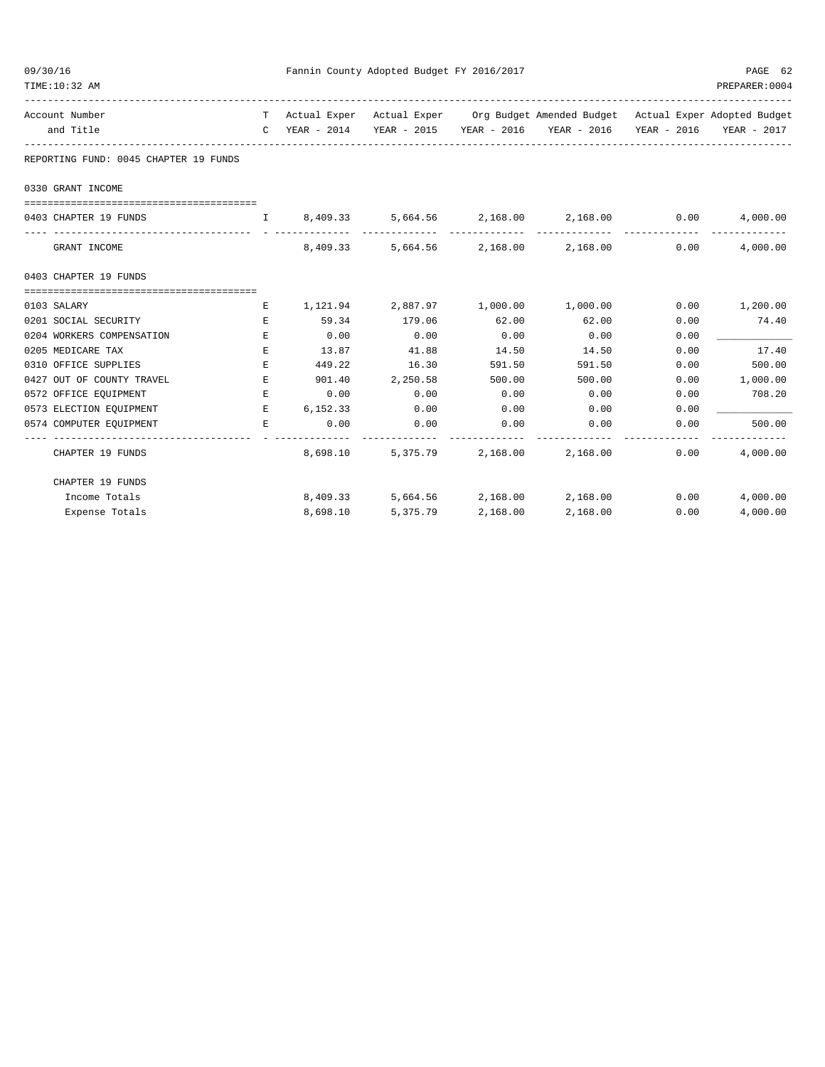REPORTING FUND: 0045 CHAPTER 19 FUNDS

0330 GRANT INCOME

| Account Number and Title | T C | Actual Exper YEAR - 2014 | Actual Exper YEAR - 2015 | Org Budget YEAR - 2016 | Amended Budget YEAR - 2016 | Actual Exper YEAR - 2016 | Adopted Budget YEAR - 2017 |
|---|---|---|---|---|---|---|---|
| 0403 CHAPTER 19 FUNDS | I | 8,409.33 | 5,664.56 | 2,168.00 | 2,168.00 | 0.00 | 4,000.00 |
| GRANT INCOME | | 8,409.33 | 5,664.56 | 2,168.00 | 2,168.00 | 0.00 | 4,000.00 |

0403 CHAPTER 19 FUNDS

| Account Number and Title | T C | Actual Exper YEAR - 2014 | Actual Exper YEAR - 2015 | Org Budget YEAR - 2016 | Amended Budget YEAR - 2016 | Actual Exper YEAR - 2016 | Adopted Budget YEAR - 2017 |
|---|---|---|---|---|---|---|---|
| 0103 SALARY | E | 1,121.94 | 2,887.97 | 1,000.00 | 1,000.00 | 0.00 | 1,200.00 |
| 0201 SOCIAL SECURITY | E | 59.34 | 179.06 | 62.00 | 62.00 | 0.00 | 74.40 |
| 0204 WORKERS COMPENSATION | E | 0.00 | 0.00 | 0.00 | 0.00 | 0.00 | ____________ |
| 0205 MEDICARE TAX | E | 13.87 | 41.88 | 14.50 | 14.50 | 0.00 | 17.40 |
| 0310 OFFICE SUPPLIES | E | 449.22 | 16.30 | 591.50 | 591.50 | 0.00 | 500.00 |
| 0427 OUT OF COUNTY TRAVEL | E | 901.40 | 2,250.58 | 500.00 | 500.00 | 0.00 | 1,000.00 |
| 0572 OFFICE EQUIPMENT | E | 0.00 | 0.00 | 0.00 | 0.00 | 0.00 | 708.20 |
| 0573 ELECTION EQUIPMENT | E | 6,152.33 | 0.00 | 0.00 | 0.00 | 0.00 | ____________ |
| 0574 COMPUTER EQUIPMENT | E | 0.00 | 0.00 | 0.00 | 0.00 | 0.00 | 500.00 |
| CHAPTER 19 FUNDS | | 8,698.10 | 5,375.79 | 2,168.00 | 2,168.00 | 0.00 | 4,000.00 |

CHAPTER 19 FUNDS

| | Actual Exper YEAR - 2014 | Actual Exper YEAR - 2015 | Org Budget YEAR - 2016 | Amended Budget YEAR - 2016 | Actual Exper YEAR - 2016 | Adopted Budget YEAR - 2017 |
|---|---|---|---|---|---|---|
| Income Totals | 8,409.33 | 5,664.56 | 2,168.00 | 2,168.00 | 0.00 | 4,000.00 |
| Expense Totals | 8,698.10 | 5,375.79 | 2,168.00 | 2,168.00 | 0.00 | 4,000.00 |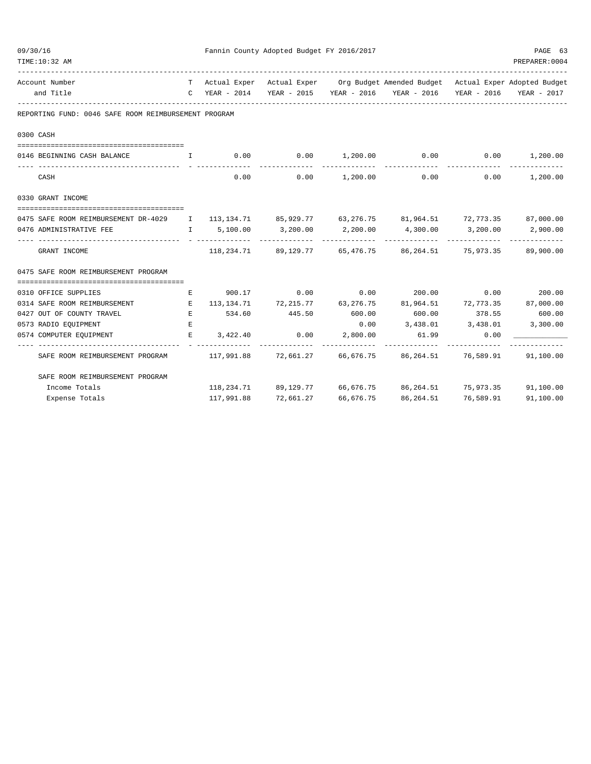REPORTING FUND: 0046 SAFE ROOM REIMBURSEMENT PROGRAM

| Account Number and Title | T C | Actual Exper YEAR - 2014 | Actual Exper YEAR - 2015 | Org Budget YEAR - 2016 | Amended Budget YEAR - 2016 | Actual Exper YEAR - 2016 | Adopted Budget YEAR - 2017 |
|---|---|---|---|---|---|---|---|
| **0300 CASH** | | | | | | | |
| 0146 BEGINNING CASH BALANCE | I | 0.00 | 0.00 | 1,200.00 | 0.00 | 0.00 | 1,200.00 |
| CASH | | 0.00 | 0.00 | 1,200.00 | 0.00 | 0.00 | 1,200.00 |
| **0330 GRANT INCOME** | | | | | | | |
| 0475 SAFE ROOM REIMBURSEMENT DR-4029 | I | 113,134.71 | 85,929.77 | 63,276.75 | 81,964.51 | 72,773.35 | 87,000.00 |
| 0476 ADMINISTRATIVE FEE | I | 5,100.00 | 3,200.00 | 2,200.00 | 4,300.00 | 3,200.00 | 2,900.00 |
| GRANT INCOME | | 118,234.71 | 89,129.77 | 65,476.75 | 86,264.51 | 75,973.35 | 89,900.00 |
| **0475 SAFE ROOM REIMBURSEMENT PROGRAM** | | | | | | | |
| 0310 OFFICE SUPPLIES | E | 900.17 | 0.00 | 0.00 | 200.00 | 0.00 | 200.00 |
| 0314 SAFE ROOM REIMBURSEMENT | E | 113,134.71 | 72,215.77 | 63,276.75 | 81,964.51 | 72,773.35 | 87,000.00 |
| 0427 OUT OF COUNTY TRAVEL | E | 534.60 | 445.50 | 600.00 | 600.00 | 378.55 | 600.00 |
| 0573 RADIO EQUIPMENT | E | | | 0.00 | 3,438.01 | 3,438.01 | 3,300.00 |
| 0574 COMPUTER EQUIPMENT | E | 3,422.40 | 0.00 | 2,800.00 | 61.99 | 0.00 | ____________ |
| SAFE ROOM REIMBURSEMENT PROGRAM | | 117,991.88 | 72,661.27 | 66,676.75 | 86,264.51 | 76,589.91 | 91,100.00 |
| **SAFE ROOM REIMBURSEMENT PROGRAM** | | | | | | | |
| Income Totals | | 118,234.71 | 89,129.77 | 66,676.75 | 86,264.51 | 75,973.35 | 91,100.00 |
| Expense Totals | | 117,991.88 | 72,661.27 | 66,676.75 | 86,264.51 | 76,589.91 | 91,100.00 |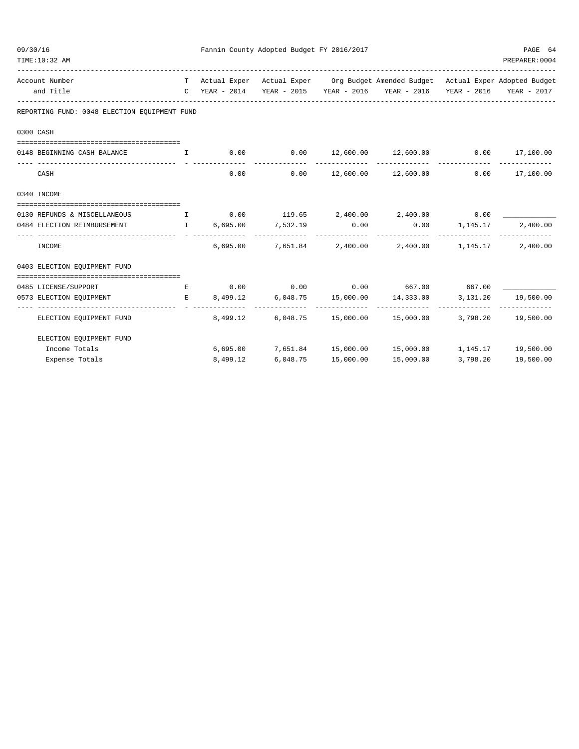Fannin County Adopted Budget FY 2016/2017

09/30/16
TIME:10:32 AM

PREPARER:0004

| Account Number and Title | T C | Actual Exper YEAR - 2014 | Actual Exper YEAR - 2015 | Org Budget YEAR - 2016 | Amended Budget YEAR - 2016 | Actual Exper YEAR - 2016 | Adopted Budget YEAR - 2017 |
|---|---|---|---|---|---|---|---|
| **REPORTING FUND: 0048 ELECTION EQUIPMENT FUND** | | | | | | | |
| **0300 CASH** | | | | | | | |
| 0148 BEGINNING CASH BALANCE | I | 0.00 | 0.00 | 12,600.00 | 12,600.00 | 0.00 | 17,100.00 |
| CASH | | 0.00 | 0.00 | 12,600.00 | 12,600.00 | 0.00 | 17,100.00 |
| **0340 INCOME** | | | | | | | |
| 0130 REFUNDS & MISCELLANEOUS | I | 0.00 | 119.65 | 2,400.00 | 2,400.00 | 0.00 | ____________ |
| 0484 ELECTION REIMBURSEMENT | I | 6,695.00 | 7,532.19 | 0.00 | 0.00 | 1,145.17 | 2,400.00 |
| INCOME | | 6,695.00 | 7,651.84 | 2,400.00 | 2,400.00 | 1,145.17 | 2,400.00 |
| **0403 ELECTION EQUIPMENT FUND** | | | | | | | |
| 0485 LICENSE/SUPPORT | E | 0.00 | 0.00 | 0.00 | 667.00 | 667.00 | ____________ |
| 0573 ELECTION EQUIPMENT | E | 8,499.12 | 6,048.75 | 15,000.00 | 14,333.00 | 3,131.20 | 19,500.00 |
| ELECTION EQUIPMENT FUND | | 8,499.12 | 6,048.75 | 15,000.00 | 15,000.00 | 3,798.20 | 19,500.00 |
| **ELECTION EQUIPMENT FUND** | | | | | | | |
| Income Totals | | 6,695.00 | 7,651.84 | 15,000.00 | 15,000.00 | 1,145.17 | 19,500.00 |
| Expense Totals | | 8,499.12 | 6,048.75 | 15,000.00 | 15,000.00 | 3,798.20 | 19,500.00 |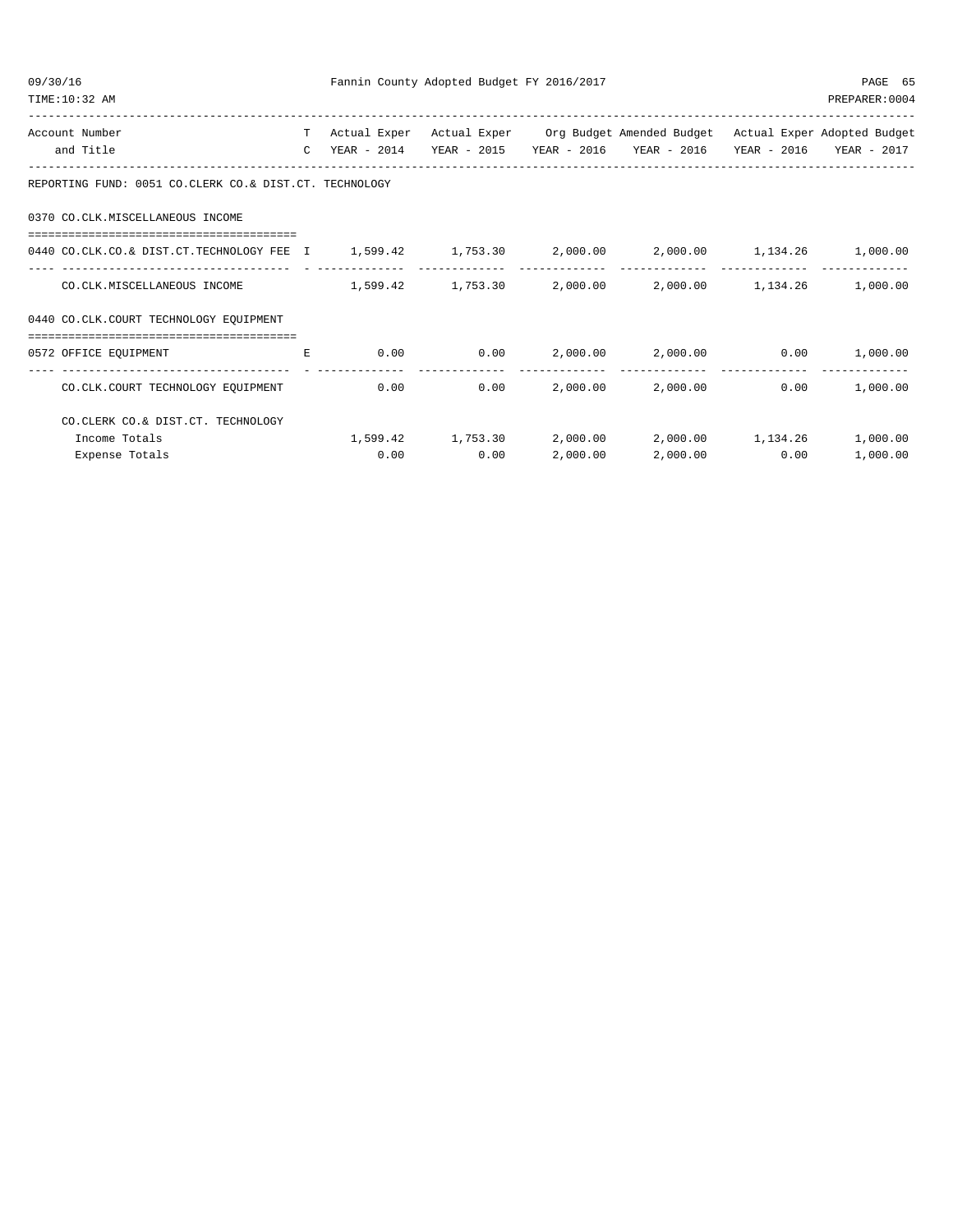REPORTING FUND: 0051 CO.CLERK CO.& DIST.CT. TECHNOLOGY

| Account Number and Title | T C | Actual Exper YEAR - 2014 | Actual Exper YEAR - 2015 | Org Budget YEAR - 2016 | Amended Budget YEAR - 2016 | Actual Exper YEAR - 2016 | Adopted Budget YEAR - 2017 |
|---|---|---|---|---|---|---|---|
| **0370 CO.CLK.MISCELLANEOUS INCOME** | | | | | | | |
| 0440 CO.CLK.CO.& DIST.CT.TECHNOLOGY FEE | I | 1,599.42 | 1,753.30 | 2,000.00 | 2,000.00 | 1,134.26 | 1,000.00 |
| CO.CLK.MISCELLANEOUS INCOME | | 1,599.42 | 1,753.30 | 2,000.00 | 2,000.00 | 1,134.26 | 1,000.00 |
| **0440 CO.CLK.COURT TECHNOLOGY EQUIPMENT** | | | | | | | |
| 0572 OFFICE EQUIPMENT | E | 0.00 | 0.00 | 2,000.00 | 2,000.00 | 0.00 | 1,000.00 |
| CO.CLK.COURT TECHNOLOGY EQUIPMENT | | 0.00 | 0.00 | 2,000.00 | 2,000.00 | 0.00 | 1,000.00 |
| **CO.CLERK CO.& DIST.CT. TECHNOLOGY** | | | | | | | |
| Income Totals | | 1,599.42 | 1,753.30 | 2,000.00 | 2,000.00 | 1,134.26 | 1,000.00 |
| Expense Totals | | 0.00 | 0.00 | 2,000.00 | 2,000.00 | 0.00 | 1,000.00 |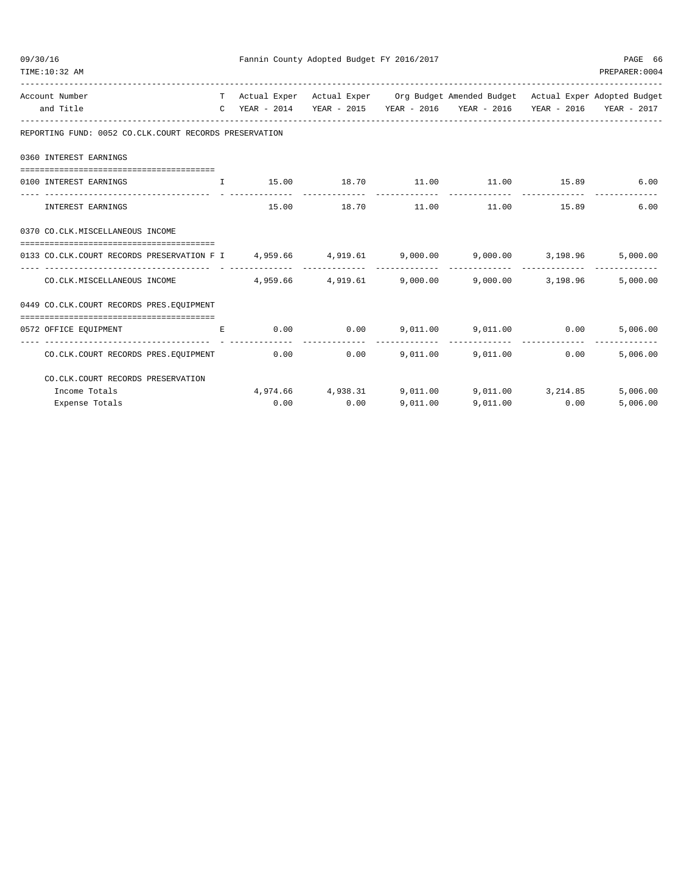## Fannin County Adopted Budget FY 2016/2017

09/30/16
TIME:10:32 AM

PREPARER:0004

| Account Number and Title | TC | Actual Exper YEAR - 2014 | Actual Exper YEAR - 2015 | Org Budget YEAR - 2016 | Amended Budget YEAR - 2016 | Actual Exper YEAR - 2016 | Adopted Budget YEAR - 2017 |
|---|---|---|---|---|---|---|---|
| **REPORTING FUND: 0052 CO.CLK.COURT RECORDS PRESERVATION** | | | | | | | |
| **0360 INTEREST EARNINGS** | | | | | | | |
| 0100 INTEREST EARNINGS | I | 15.00 | 18.70 | 11.00 | 11.00 | 15.89 | 6.00 |
| INTEREST EARNINGS | | 15.00 | 18.70 | 11.00 | 11.00 | 15.89 | 6.00 |
| **0370 CO.CLK.MISCELLANEOUS INCOME** | | | | | | | |
| 0133 CO.CLK.COURT RECORDS PRESERVATION F | I | 4,959.66 | 4,919.61 | 9,000.00 | 9,000.00 | 3,198.96 | 5,000.00 |
| CO.CLK.MISCELLANEOUS INCOME | | 4,959.66 | 4,919.61 | 9,000.00 | 9,000.00 | 3,198.96 | 5,000.00 |
| **0449 CO.CLK.COURT RECORDS PRES.EQUIPMENT** | | | | | | | |
| 0572 OFFICE EQUIPMENT | E | 0.00 | 0.00 | 9,011.00 | 9,011.00 | 0.00 | 5,006.00 |
| CO.CLK.COURT RECORDS PRES.EQUIPMENT | | 0.00 | 0.00 | 9,011.00 | 9,011.00 | 0.00 | 5,006.00 |
| **CO.CLK.COURT RECORDS PRESERVATION** | | | | | | | |
| Income Totals | | 4,974.66 | 4,938.31 | 9,011.00 | 9,011.00 | 3,214.85 | 5,006.00 |
| Expense Totals | | 0.00 | 0.00 | 9,011.00 | 9,011.00 | 0.00 | 5,006.00 |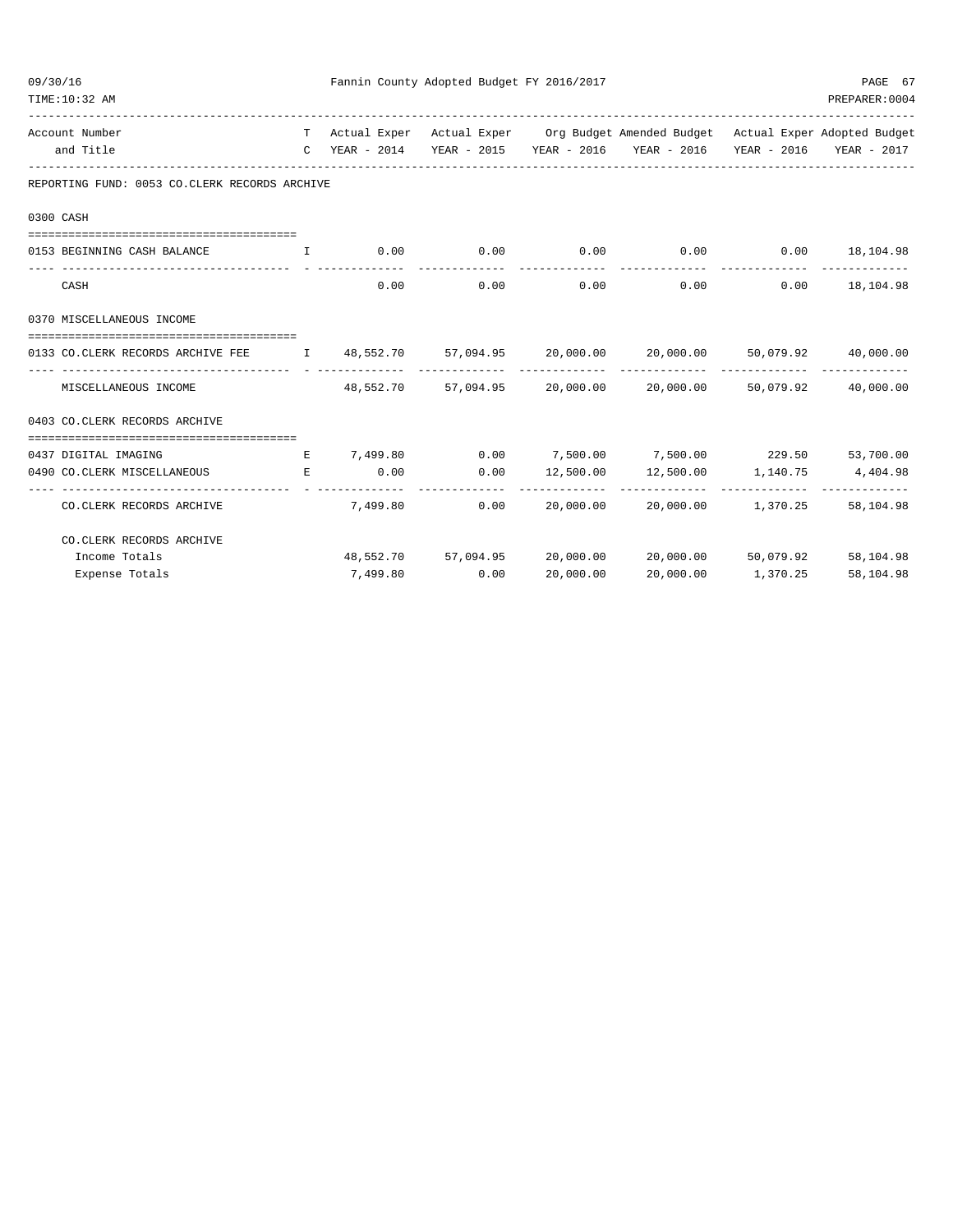Fannin County Adopted Budget FY 2016/2017

| Account Number and Title | TC | Actual Exper YEAR - 2014 | Actual Exper YEAR - 2015 | Org Budget YEAR - 2016 | Amended Budget YEAR - 2016 | Actual Exper YEAR - 2016 | Adopted Budget YEAR - 2017 |
|---|---|---|---|---|---|---|---|
| **REPORTING FUND: 0053 CO.CLERK RECORDS ARCHIVE** | | | | | | | |
| **0300 CASH** | | | | | | | |
| 0153 BEGINNING CASH BALANCE | I | 0.00 | 0.00 | 0.00 | 0.00 | 0.00 | 18,104.98 |
| CASH | | 0.00 | 0.00 | 0.00 | 0.00 | 0.00 | 18,104.98 |
| **0370 MISCELLANEOUS INCOME** | | | | | | | |
| 0133 CO.CLERK RECORDS ARCHIVE FEE | I | 48,552.70 | 57,094.95 | 20,000.00 | 20,000.00 | 50,079.92 | 40,000.00 |
| MISCELLANEOUS INCOME | | 48,552.70 | 57,094.95 | 20,000.00 | 20,000.00 | 50,079.92 | 40,000.00 |
| **0403 CO.CLERK RECORDS ARCHIVE** | | | | | | | |
| 0437 DIGITAL IMAGING | E | 7,499.80 | 0.00 | 7,500.00 | 7,500.00 | 229.50 | 53,700.00 |
| 0490 CO.CLERK MISCELLANEOUS | E | 0.00 | 0.00 | 12,500.00 | 12,500.00 | 1,140.75 | 4,404.98 |
| CO.CLERK RECORDS ARCHIVE | | 7,499.80 | 0.00 | 20,000.00 | 20,000.00 | 1,370.25 | 58,104.98 |
| **CO.CLERK RECORDS ARCHIVE** | | | | | | | |
| Income Totals | | 48,552.70 | 57,094.95 | 20,000.00 | 20,000.00 | 50,079.92 | 58,104.98 |
| Expense Totals | | 7,499.80 | 0.00 | 20,000.00 | 20,000.00 | 1,370.25 | 58,104.98 |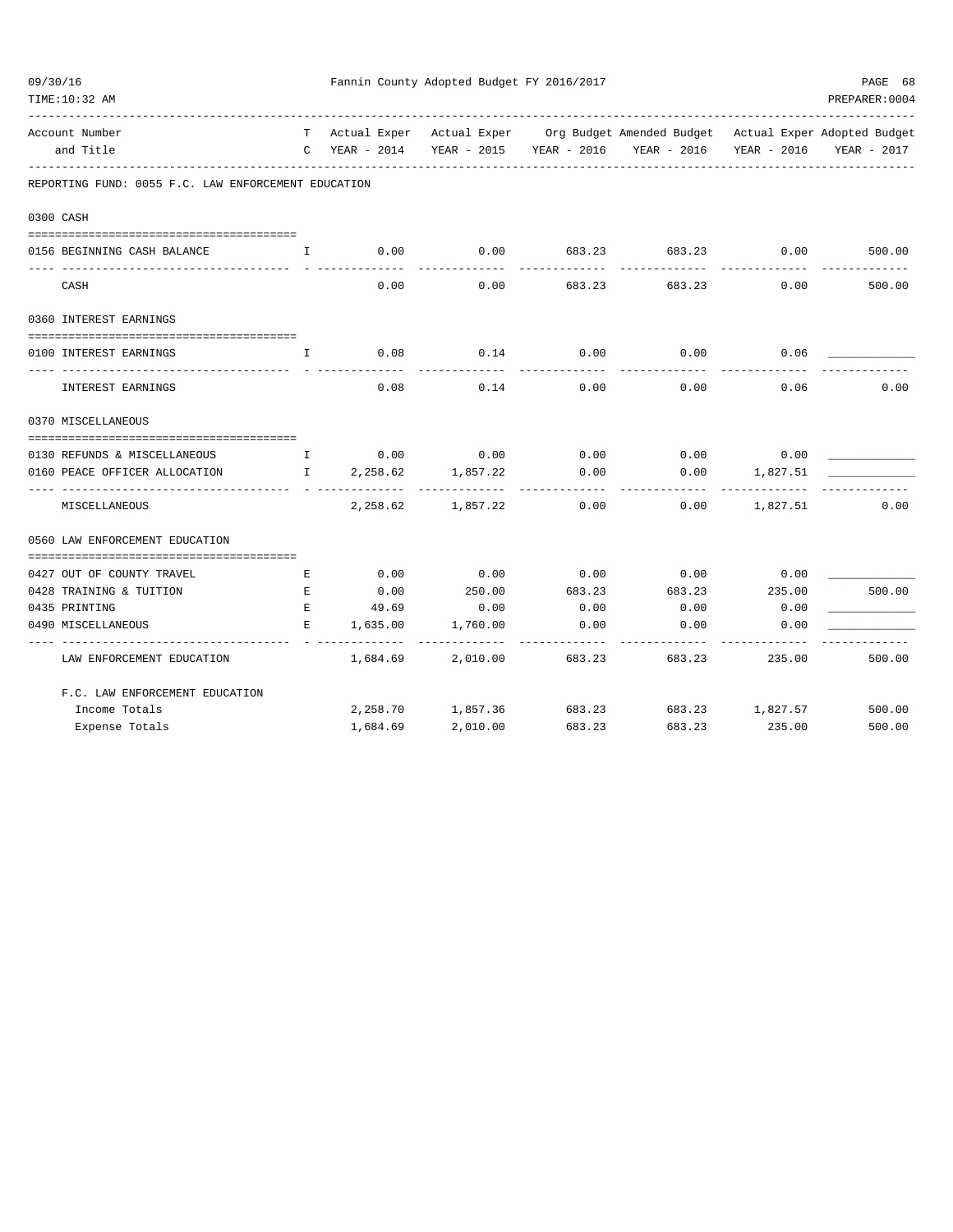Fannin County Adopted Budget FY 2016/2017

| Account Number and Title | TC | Actual Exper YEAR - 2014 | Actual Exper YEAR - 2015 | Org Budget YEAR - 2016 | Amended Budget YEAR - 2016 | Actual Exper YEAR - 2016 | Adopted Budget YEAR - 2017 |
|---|---|---|---|---|---|---|---|
| **REPORTING FUND: 0055 F.C. LAW ENFORCEMENT EDUCATION** | | | | | | | |
| **0300 CASH** | | | | | | | |
| 0156 BEGINNING CASH BALANCE | I | 0.00 | 0.00 | 683.23 | 683.23 | 0.00 | 500.00 |
| CASH | | 0.00 | 0.00 | 683.23 | 683.23 | 0.00 | 500.00 |
| **0360 INTEREST EARNINGS** | | | | | | | |
| 0100 INTEREST EARNINGS | I | 0.08 | 0.14 | 0.00 | 0.00 | 0.06 | ____________ |
| INTEREST EARNINGS | | 0.08 | 0.14 | 0.00 | 0.00 | 0.06 | 0.00 |
| **0370 MISCELLANEOUS** | | | | | | | |
| 0130 REFUNDS & MISCELLANEOUS | I | 0.00 | 0.00 | 0.00 | 0.00 | 0.00 | ____________ |
| 0160 PEACE OFFICER ALLOCATION | I | 2,258.62 | 1,857.22 | 0.00 | 0.00 | 1,827.51 | ____________ |
| MISCELLANEOUS | | 2,258.62 | 1,857.22 | 0.00 | 0.00 | 1,827.51 | 0.00 |
| **0560 LAW ENFORCEMENT EDUCATION** | | | | | | | |
| 0427 OUT OF COUNTY TRAVEL | E | 0.00 | 0.00 | 0.00 | 0.00 | 0.00 | ____________ |
| 0428 TRAINING & TUITION | E | 0.00 | 250.00 | 683.23 | 683.23 | 235.00 | 500.00 |
| 0435 PRINTING | E | 49.69 | 0.00 | 0.00 | 0.00 | 0.00 | ____________ |
| 0490 MISCELLANEOUS | E | 1,635.00 | 1,760.00 | 0.00 | 0.00 | 0.00 | ____________ |
| LAW ENFORCEMENT EDUCATION | | 1,684.69 | 2,010.00 | 683.23 | 683.23 | 235.00 | 500.00 |
| **F.C. LAW ENFORCEMENT EDUCATION** | | | | | | | |
| Income Totals | | 2,258.70 | 1,857.36 | 683.23 | 683.23 | 1,827.57 | 500.00 |
| Expense Totals | | 1,684.69 | 2,010.00 | 683.23 | 683.23 | 235.00 | 500.00 |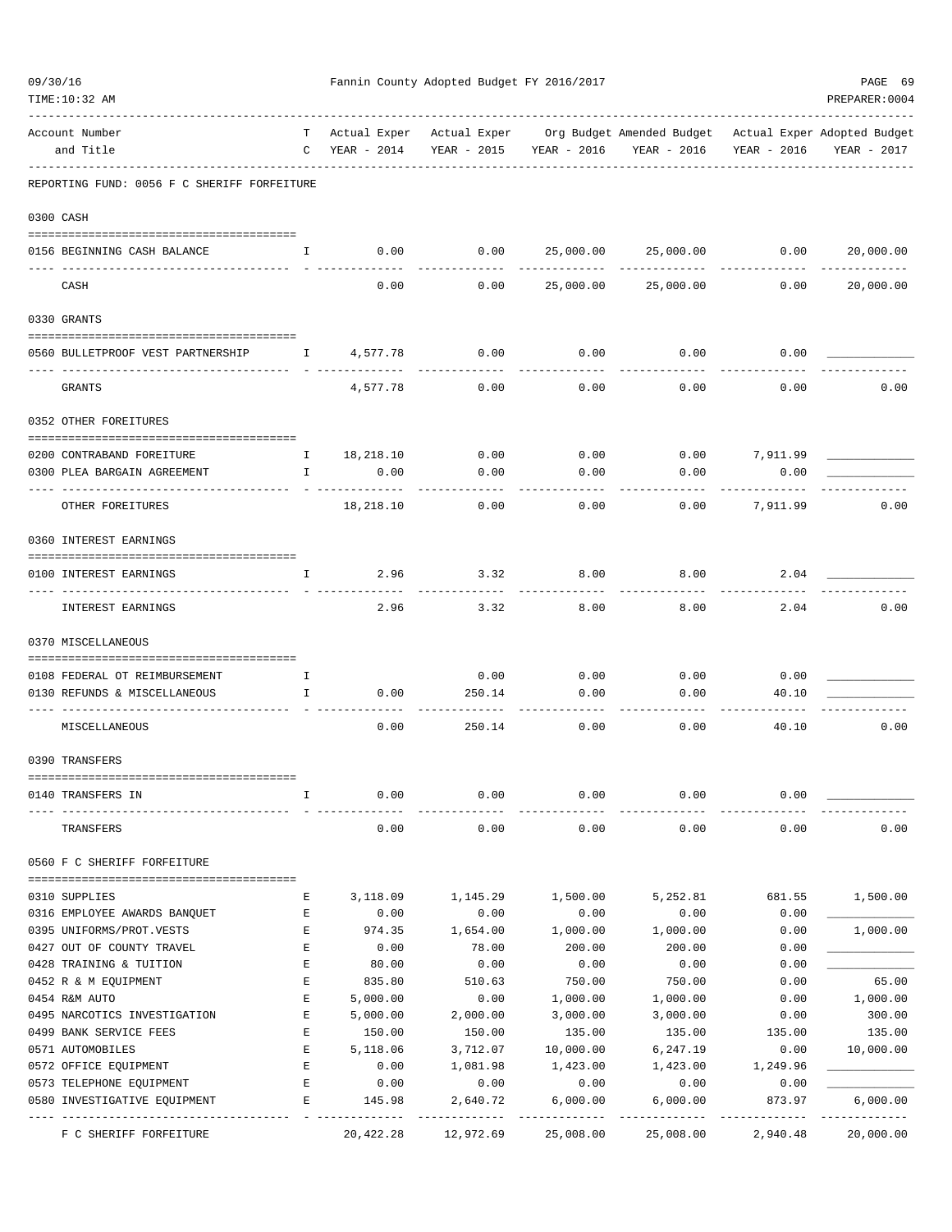Fannin County Adopted Budget FY 2016/2017

REPORTING FUND: 0056 F C SHERIFF FORFEITURE

| Account Number and Title | TC | Actual Exper YEAR - 2014 | Actual Exper YEAR - 2015 | Org Budget YEAR - 2016 | Amended Budget YEAR - 2016 | Actual Exper YEAR - 2016 | Adopted Budget YEAR - 2017 |
|---|---|---|---|---|---|---|---|
| **0300 CASH** | | | | | | | |
| 0156 BEGINNING CASH BALANCE | I | 0.00 | 0.00 | 25,000.00 | 25,000.00 | 0.00 | 20,000.00 |
| CASH | | 0.00 | 0.00 | 25,000.00 | 25,000.00 | 0.00 | 20,000.00 |
| **0330 GRANTS** | | | | | | | |
| 0560 BULLETPROOF VEST PARTNERSHIP | I | 4,577.78 | 0.00 | 0.00 | 0.00 | 0.00 | |
| GRANTS | | 4,577.78 | 0.00 | 0.00 | 0.00 | 0.00 | 0.00 |
| **0352 OTHER FOREITURES** | | | | | | | |
| 0200 CONTRABAND FOREITURE | I | 18,218.10 | 0.00 | 0.00 | 0.00 | 7,911.99 | |
| 0300 PLEA BARGAIN AGREEMENT | I | 0.00 | 0.00 | 0.00 | 0.00 | 0.00 | |
| OTHER FOREITURES | | 18,218.10 | 0.00 | 0.00 | 0.00 | 7,911.99 | 0.00 |
| **0360 INTEREST EARNINGS** | | | | | | | |
| 0100 INTEREST EARNINGS | I | 2.96 | 3.32 | 8.00 | 8.00 | 2.04 | |
| INTEREST EARNINGS | | 2.96 | 3.32 | 8.00 | 8.00 | 2.04 | 0.00 |
| **0370 MISCELLANEOUS** | | | | | | | |
| 0108 FEDERAL OT REIMBURSEMENT | I | | 0.00 | 0.00 | 0.00 | 0.00 | |
| 0130 REFUNDS & MISCELLANEOUS | I | 0.00 | 250.14 | 0.00 | 0.00 | 40.10 | |
| MISCELLANEOUS | | 0.00 | 250.14 | 0.00 | 0.00 | 40.10 | 0.00 |
| **0390 TRANSFERS** | | | | | | | |
| 0140 TRANSFERS IN | I | 0.00 | 0.00 | 0.00 | 0.00 | 0.00 | |
| TRANSFERS | | 0.00 | 0.00 | 0.00 | 0.00 | 0.00 | 0.00 |
| **0560 F C SHERIFF FORFEITURE** | | | | | | | |
| 0310 SUPPLIES | E | 3,118.09 | 1,145.29 | 1,500.00 | 5,252.81 | 681.55 | 1,500.00 |
| 0316 EMPLOYEE AWARDS BANQUET | E | 0.00 | 0.00 | 0.00 | 0.00 | 0.00 | |
| 0395 UNIFORMS/PROT.VESTS | E | 974.35 | 1,654.00 | 1,000.00 | 1,000.00 | 0.00 | 1,000.00 |
| 0427 OUT OF COUNTY TRAVEL | E | 0.00 | 78.00 | 200.00 | 200.00 | 0.00 | |
| 0428 TRAINING & TUITION | E | 80.00 | 0.00 | 0.00 | 0.00 | 0.00 | |
| 0452 R & M EQUIPMENT | E | 835.80 | 510.63 | 750.00 | 750.00 | 0.00 | 65.00 |
| 0454 R&M AUTO | E | 5,000.00 | 0.00 | 1,000.00 | 1,000.00 | 0.00 | 1,000.00 |
| 0495 NARCOTICS INVESTIGATION | E | 5,000.00 | 2,000.00 | 3,000.00 | 3,000.00 | 0.00 | 300.00 |
| 0499 BANK SERVICE FEES | E | 150.00 | 150.00 | 135.00 | 135.00 | 135.00 | 135.00 |
| 0571 AUTOMOBILES | E | 5,118.06 | 3,712.07 | 10,000.00 | 6,247.19 | 0.00 | 10,000.00 |
| 0572 OFFICE EQUIPMENT | E | 0.00 | 1,081.98 | 1,423.00 | 1,423.00 | 1,249.96 | |
| 0573 TELEPHONE EQUIPMENT | E | 0.00 | 0.00 | 0.00 | 0.00 | 0.00 | |
| 0580 INVESTIGATIVE EQUIPMENT | E | 145.98 | 2,640.72 | 6,000.00 | 6,000.00 | 873.97 | 6,000.00 |
| F C SHERIFF FORFEITURE | | 20,422.28 | 12,972.69 | 25,008.00 | 25,008.00 | 2,940.48 | 20,000.00 |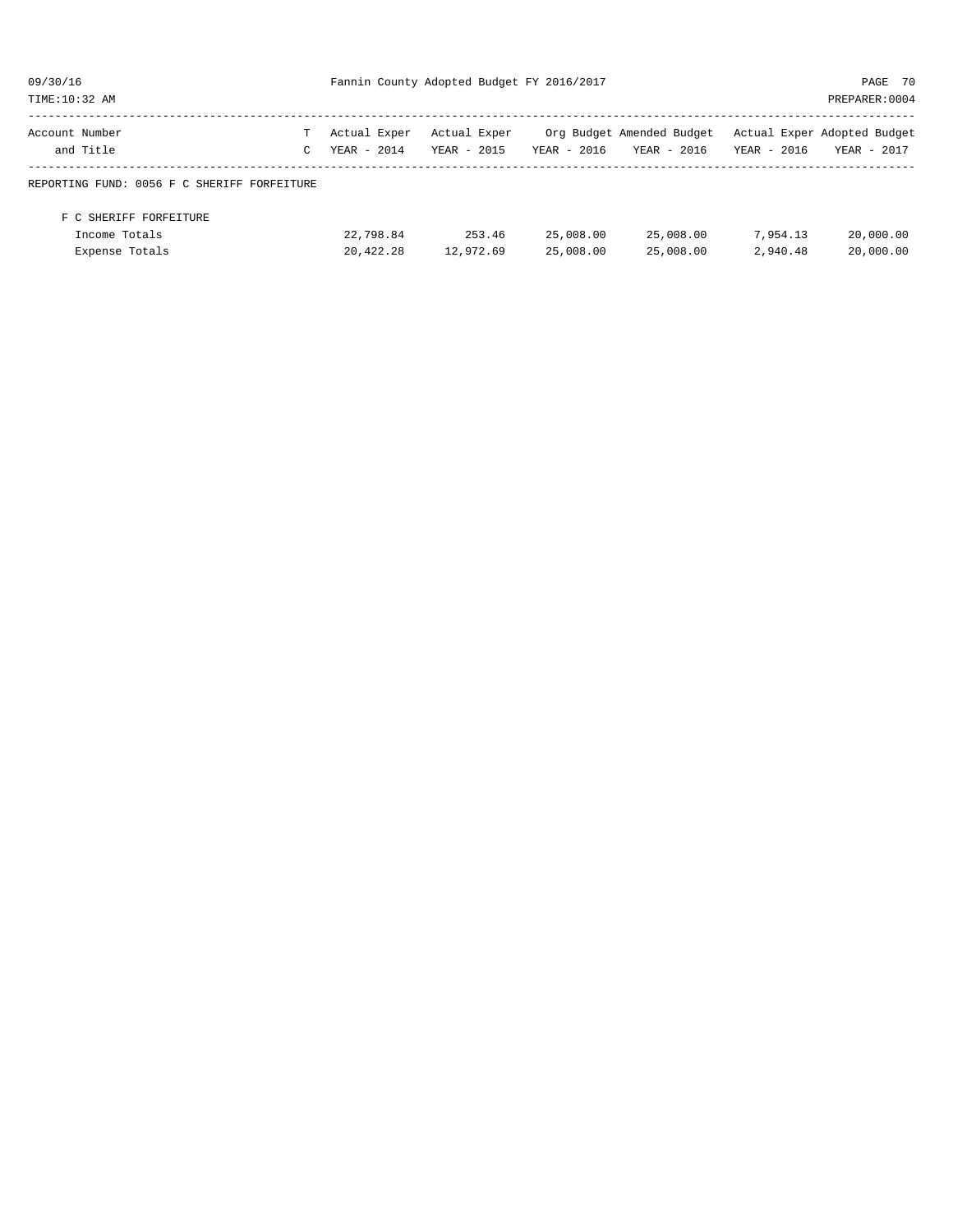| Account Number and Title | T C | Actual Exper YEAR - 2014 | Actual Exper YEAR - 2015 | Org Budget YEAR - 2016 | Amended Budget YEAR - 2016 | Actual Exper YEAR - 2016 | Adopted Budget YEAR - 2017 |
|---|---|---|---|---|---|---|---|
| REPORTING FUND: 0056 F C SHERIFF FORFEITURE | | | | | | | |
| F C SHERIFF FORFEITURE | | | | | | | |
| Income Totals | | 22,798.84 | 253.46 | 25,008.00 | 25,008.00 | 7,954.13 | 20,000.00 |
| Expense Totals | | 20,422.28 | 12,972.69 | 25,008.00 | 25,008.00 | 2,940.48 | 20,000.00 |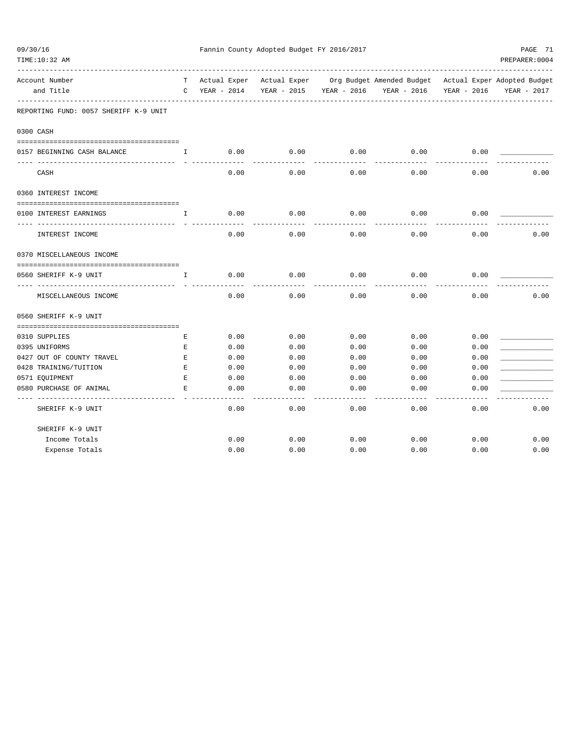REPORTING FUND: 0057 SHERIFF K-9 UNIT

| Account Number and Title | TC | Actual Exper YEAR - 2014 | Actual Exper YEAR - 2015 | Org Budget YEAR - 2016 | Amended Budget YEAR - 2016 | Actual Exper YEAR - 2016 | Adopted Budget YEAR - 2017 |
|---|---|---|---|---|---|---|---|
| **0300 CASH** | | | | | | | |
| 0157 BEGINNING CASH BALANCE | I | 0.00 | 0.00 | 0.00 | 0.00 | 0.00 | ____________ |
| CASH | | 0.00 | 0.00 | 0.00 | 0.00 | 0.00 | 0.00 |
| **0360 INTEREST INCOME** | | | | | | | |
| 0100 INTEREST EARNINGS | I | 0.00 | 0.00 | 0.00 | 0.00 | 0.00 | ____________ |
| INTEREST INCOME | | 0.00 | 0.00 | 0.00 | 0.00 | 0.00 | 0.00 |
| **0370 MISCELLANEOUS INCOME** | | | | | | | |
| 0560 SHERIFF K-9 UNIT | I | 0.00 | 0.00 | 0.00 | 0.00 | 0.00 | ____________ |
| MISCELLANEOUS INCOME | | 0.00 | 0.00 | 0.00 | 0.00 | 0.00 | 0.00 |
| **0560 SHERIFF K-9 UNIT** | | | | | | | |
| 0310 SUPPLIES | E | 0.00 | 0.00 | 0.00 | 0.00 | 0.00 | ____________ |
| 0395 UNIFORMS | E | 0.00 | 0.00 | 0.00 | 0.00 | 0.00 | ____________ |
| 0427 OUT OF COUNTY TRAVEL | E | 0.00 | 0.00 | 0.00 | 0.00 | 0.00 | ____________ |
| 0428 TRAINING/TUITION | E | 0.00 | 0.00 | 0.00 | 0.00 | 0.00 | ____________ |
| 0571 EQUIPMENT | E | 0.00 | 0.00 | 0.00 | 0.00 | 0.00 | ____________ |
| 0580 PURCHASE OF ANIMAL | E | 0.00 | 0.00 | 0.00 | 0.00 | 0.00 | ____________ |
| SHERIFF K-9 UNIT | | 0.00 | 0.00 | 0.00 | 0.00 | 0.00 | 0.00 |
| **SHERIFF K-9 UNIT** | | | | | | | |
| Income Totals | | 0.00 | 0.00 | 0.00 | 0.00 | 0.00 | 0.00 |
| Expense Totals | | 0.00 | 0.00 | 0.00 | 0.00 | 0.00 | 0.00 |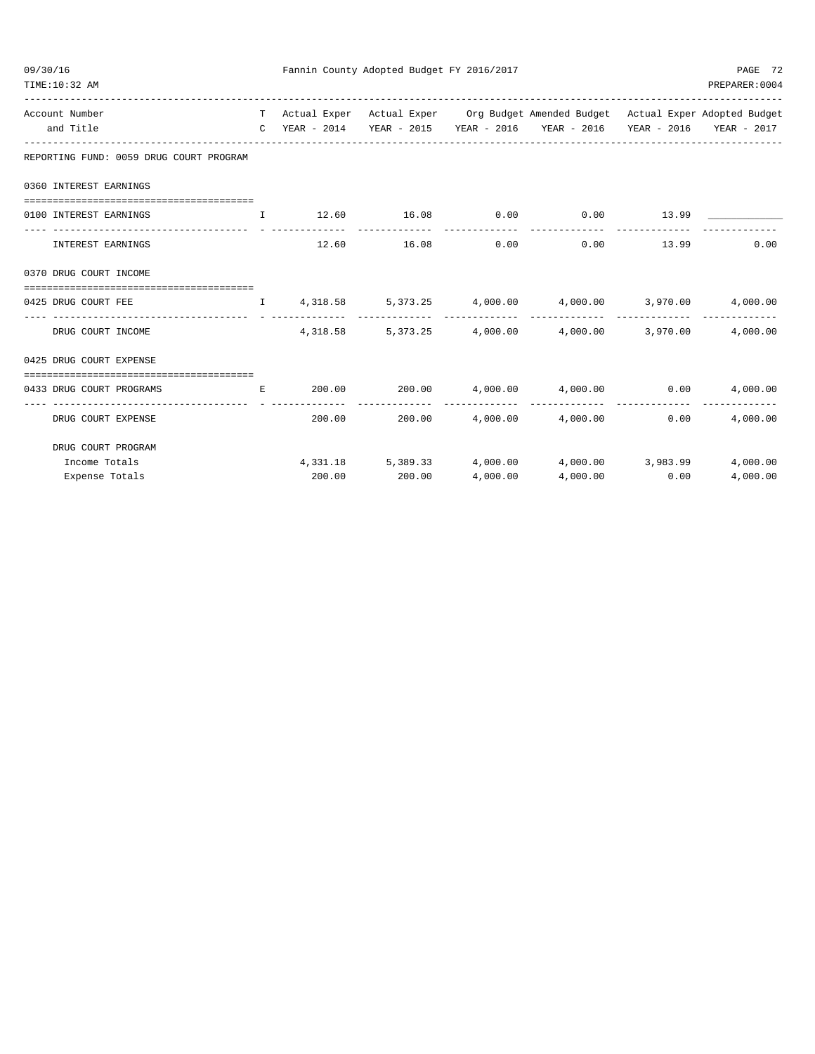Fannin County Adopted Budget FY 2016/2017

| Account Number and Title | T C | Actual Exper YEAR - 2014 | Actual Exper YEAR - 2015 | Org Budget YEAR - 2016 | Amended Budget YEAR - 2016 | Actual Exper YEAR - 2016 | Adopted Budget YEAR - 2017 |
|---|---|---|---|---|---|---|---|
| **REPORTING FUND: 0059 DRUG COURT PROGRAM** | | | | | | | |
| **0360 INTEREST EARNINGS** | | | | | | | |
| 0100 INTEREST EARNINGS | I | 12.60 | 16.08 | 0.00 | 0.00 | 13.99 | ____________ |
| INTEREST EARNINGS | | 12.60 | 16.08 | 0.00 | 0.00 | 13.99 | 0.00 |
| **0370 DRUG COURT INCOME** | | | | | | | |
| 0425 DRUG COURT FEE | I | 4,318.58 | 5,373.25 | 4,000.00 | 4,000.00 | 3,970.00 | 4,000.00 |
| DRUG COURT INCOME | | 4,318.58 | 5,373.25 | 4,000.00 | 4,000.00 | 3,970.00 | 4,000.00 |
| **0425 DRUG COURT EXPENSE** | | | | | | | |
| 0433 DRUG COURT PROGRAMS | E | 200.00 | 200.00 | 4,000.00 | 4,000.00 | 0.00 | 4,000.00 |
| DRUG COURT EXPENSE | | 200.00 | 200.00 | 4,000.00 | 4,000.00 | 0.00 | 4,000.00 |
| **DRUG COURT PROGRAM** | | | | | | | |
| Income Totals | | 4,331.18 | 5,389.33 | 4,000.00 | 4,000.00 | 3,983.99 | 4,000.00 |
| Expense Totals | | 200.00 | 200.00 | 4,000.00 | 4,000.00 | 0.00 | 4,000.00 |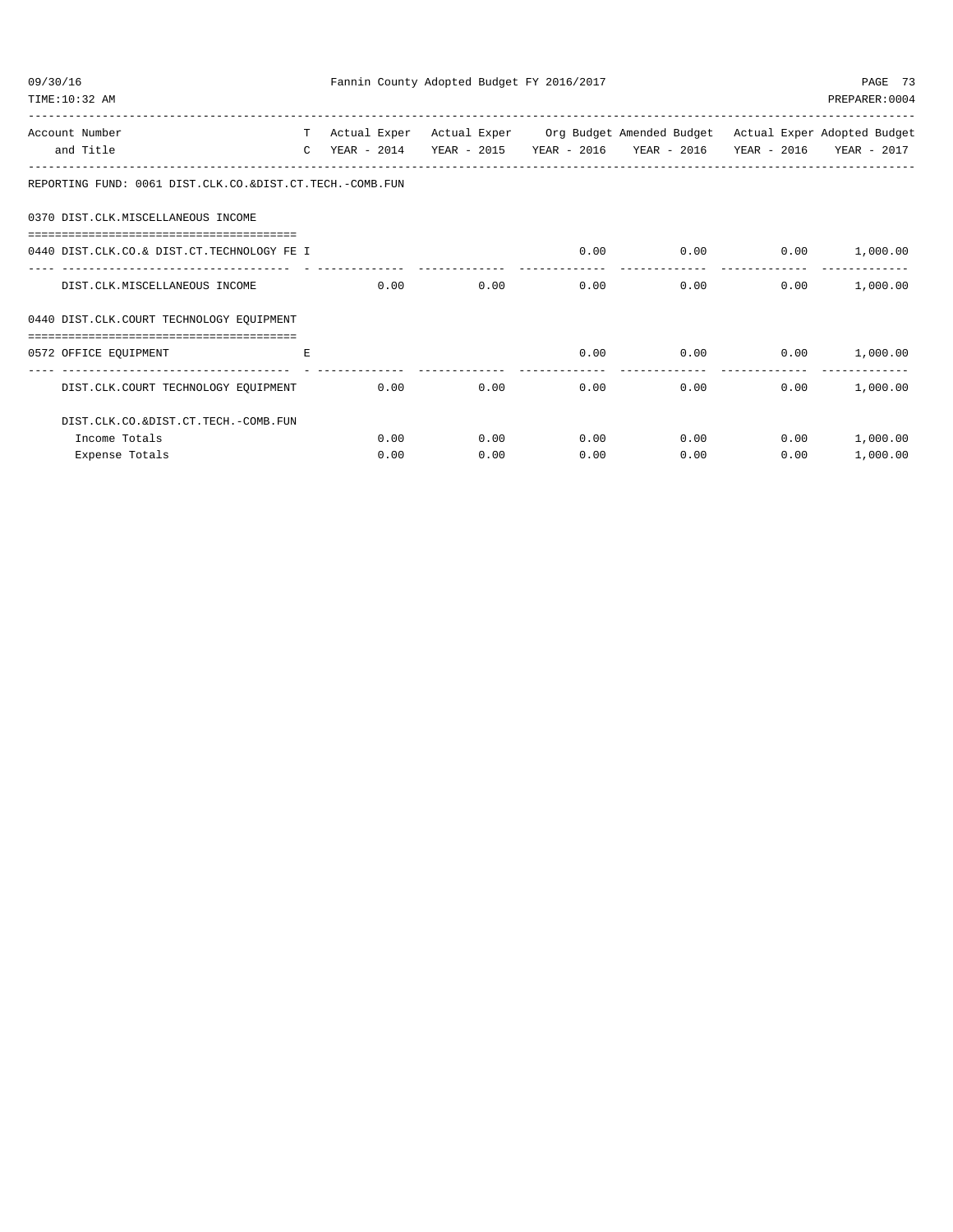Fannin County Adopted Budget FY 2016/2017

| Account Number and Title | T C | Actual Exper YEAR - 2014 | Actual Exper YEAR - 2015 | Org Budget YEAR - 2016 | Amended Budget YEAR - 2016 | Actual Exper YEAR - 2016 | Adopted Budget YEAR - 2017 |
|---|---|---|---|---|---|---|---|
| **REPORTING FUND: 0061 DIST.CLK.CO.&DIST.CT.TECH.-COMB.FUN** | | | | | | | |
| **0370 DIST.CLK.MISCELLANEOUS INCOME** | | | | | | | |
| 0440 DIST.CLK.CO.& DIST.CT.TECHNOLOGY FE | I | | | 0.00 | 0.00 | 0.00 | 1,000.00 |
| DIST.CLK.MISCELLANEOUS INCOME | | 0.00 | 0.00 | 0.00 | 0.00 | 0.00 | 1,000.00 |
| **0440 DIST.CLK.COURT TECHNOLOGY EQUIPMENT** | | | | | | | |
| 0572 OFFICE EQUIPMENT | E | | | 0.00 | 0.00 | 0.00 | 1,000.00 |
| DIST.CLK.COURT TECHNOLOGY EQUIPMENT | | 0.00 | 0.00 | 0.00 | 0.00 | 0.00 | 1,000.00 |
| **DIST.CLK.CO.&DIST.CT.TECH.-COMB.FUN** | | | | | | | |
| Income Totals | | 0.00 | 0.00 | 0.00 | 0.00 | 0.00 | 1,000.00 |
| Expense Totals | | 0.00 | 0.00 | 0.00 | 0.00 | 0.00 | 1,000.00 |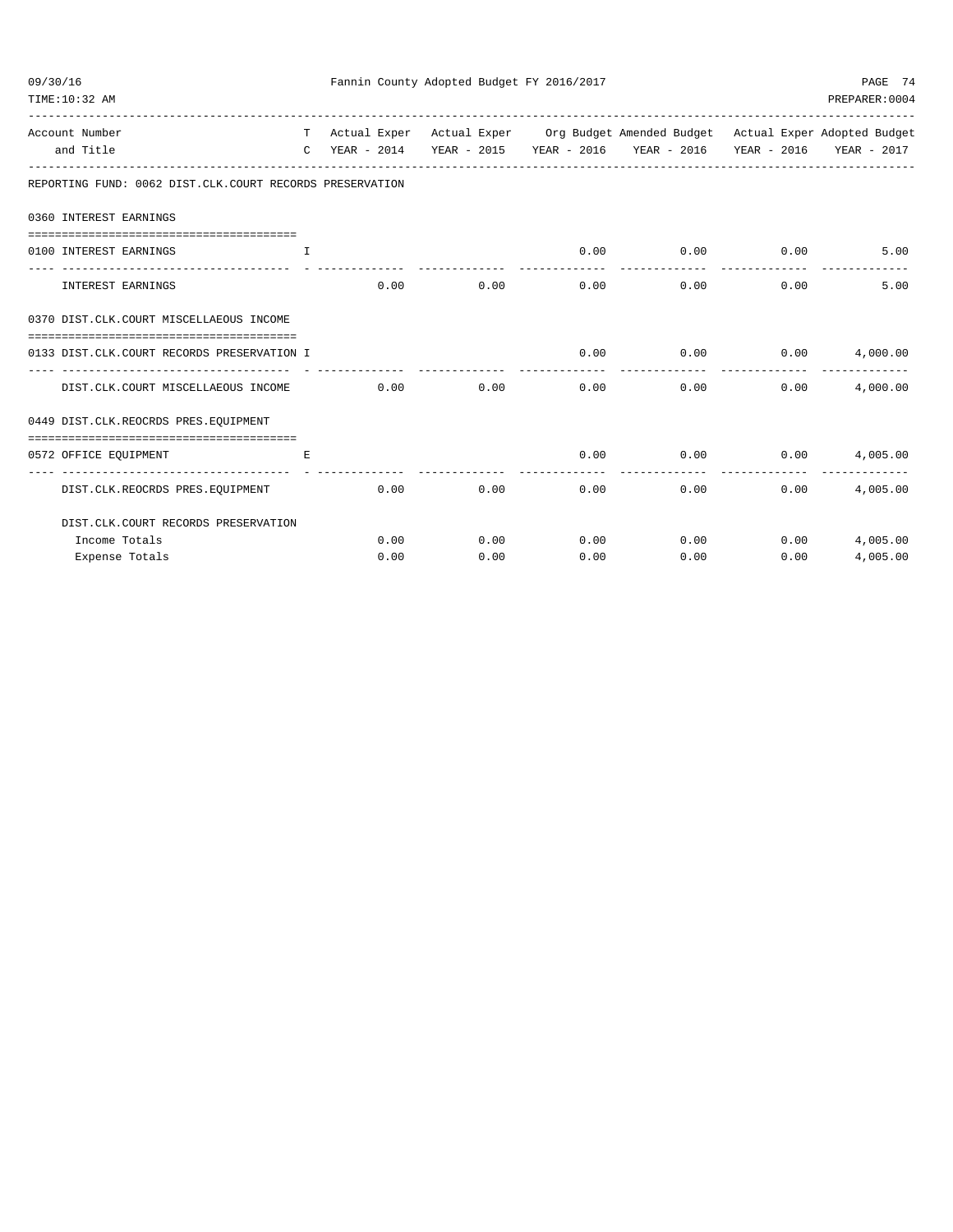Fannin County Adopted Budget FY 2016/2017

| Account Number and Title | T C | Actual Exper YEAR - 2014 | Actual Exper YEAR - 2015 | Org Budget YEAR - 2016 | Amended Budget YEAR - 2016 | Actual Exper YEAR - 2016 | Adopted Budget YEAR - 2017 |
|---|---|---|---|---|---|---|---|
| REPORTING FUND: 0062 DIST.CLK.COURT RECORDS PRESERVATION | | | | | | | |
| 0360 INTEREST EARNINGS | | | | | | | |
| 0100 INTEREST EARNINGS | I | | | 0.00 | 0.00 | 0.00 | 5.00 |
| INTEREST EARNINGS | | 0.00 | 0.00 | 0.00 | 0.00 | 0.00 | 5.00 |
| 0370 DIST.CLK.COURT MISCELLAEOUS INCOME | | | | | | | |
| 0133 DIST.CLK.COURT RECORDS PRESERVATION | I | | | 0.00 | 0.00 | 0.00 | 4,000.00 |
| DIST.CLK.COURT MISCELLAEOUS INCOME | | 0.00 | 0.00 | 0.00 | 0.00 | 0.00 | 4,000.00 |
| 0449 DIST.CLK.REOCRDS PRES.EQUIPMENT | | | | | | | |
| 0572 OFFICE EQUIPMENT | E | | | 0.00 | 0.00 | 0.00 | 4,005.00 |
| DIST.CLK.REOCRDS PRES.EQUIPMENT | | 0.00 | 0.00 | 0.00 | 0.00 | 0.00 | 4,005.00 |
| DIST.CLK.COURT RECORDS PRESERVATION | | | | | | | |
| Income Totals | | 0.00 | 0.00 | 0.00 | 0.00 | 0.00 | 4,005.00 |
| Expense Totals | | 0.00 | 0.00 | 0.00 | 0.00 | 0.00 | 4,005.00 |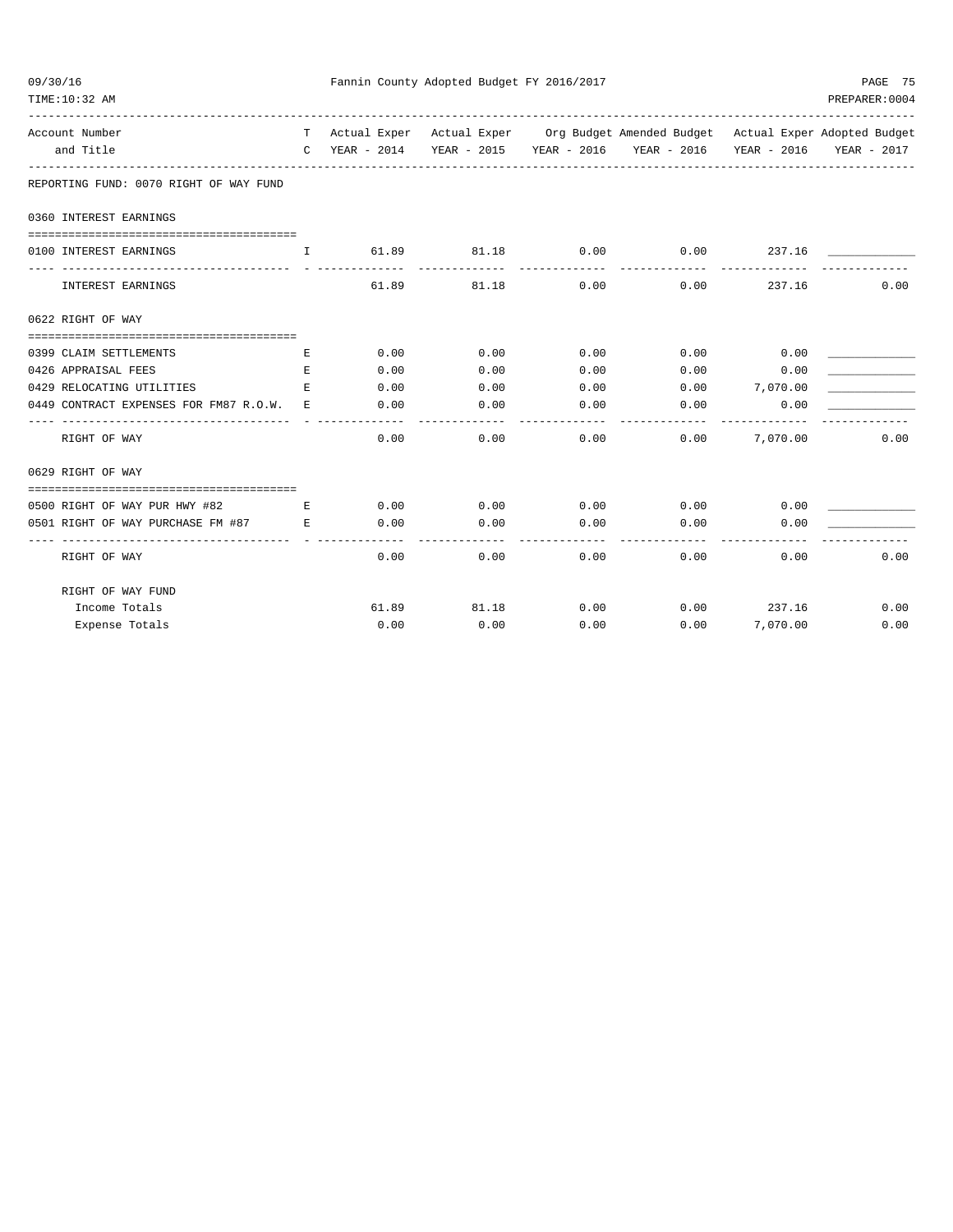Fannin County Adopted Budget FY 2016/2017

REPORTING FUND: 0070 RIGHT OF WAY FUND

| Account Number and Title | TC | Actual Exper YEAR - 2014 | Actual Exper YEAR - 2015 | Org Budget YEAR - 2016 | Amended Budget YEAR - 2016 | Actual Exper YEAR - 2016 | Adopted Budget YEAR - 2017 |
|---|---|---|---|---|---|---|---|
| **0360 INTEREST EARNINGS** | | | | | | | |
| 0100 INTEREST EARNINGS | I | 61.89 | 81.18 | 0.00 | 0.00 | 237.16 | |
| INTEREST EARNINGS | | 61.89 | 81.18 | 0.00 | 0.00 | 237.16 | 0.00 |
| **0622 RIGHT OF WAY** | | | | | | | |
| 0399 CLAIM SETTLEMENTS | E | 0.00 | 0.00 | 0.00 | 0.00 | 0.00 | |
| 0426 APPRAISAL FEES | E | 0.00 | 0.00 | 0.00 | 0.00 | 0.00 | |
| 0429 RELOCATING UTILITIES | E | 0.00 | 0.00 | 0.00 | 0.00 | 7,070.00 | |
| 0449 CONTRACT EXPENSES FOR FM87 R.O.W. | E | 0.00 | 0.00 | 0.00 | 0.00 | 0.00 | |
| RIGHT OF WAY | | 0.00 | 0.00 | 0.00 | 0.00 | 7,070.00 | 0.00 |
| **0629 RIGHT OF WAY** | | | | | | | |
| 0500 RIGHT OF WAY PUR HWY #82 | E | 0.00 | 0.00 | 0.00 | 0.00 | 0.00 | |
| 0501 RIGHT OF WAY PURCHASE FM #87 | E | 0.00 | 0.00 | 0.00 | 0.00 | 0.00 | |
| RIGHT OF WAY | | 0.00 | 0.00 | 0.00 | 0.00 | 0.00 | 0.00 |
| **RIGHT OF WAY FUND** | | | | | | | |
| Income Totals | | 61.89 | 81.18 | 0.00 | 0.00 | 237.16 | 0.00 |
| Expense Totals | | 0.00 | 0.00 | 0.00 | 0.00 | 7,070.00 | 0.00 |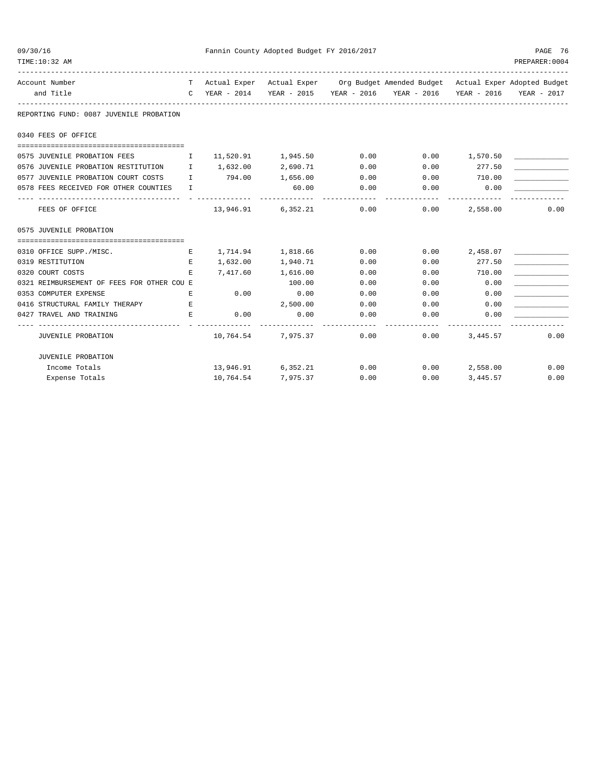Fannin County Adopted Budget FY 2016/2017

| Account Number and Title | TC | Actual Exper YEAR - 2014 | Actual Exper YEAR - 2015 | Org Budget YEAR - 2016 | Amended Budget YEAR - 2016 | Actual Exper YEAR - 2016 | Adopted Budget YEAR - 2017 |
|---|---|---|---|---|---|---|---|
| **REPORTING FUND: 0087 JUVENILE PROBATION** | | | | | | | |
| **0340 FEES OF OFFICE** | | | | | | | |
| 0575 JUVENILE PROBATION FEES | I | 11,520.91 | 1,945.50 | 0.00 | 0.00 | 1,570.50 | ____________ |
| 0576 JUVENILE PROBATION RESTITUTION | I | 1,632.00 | 2,690.71 | 0.00 | 0.00 | 277.50 | ____________ |
| 0577 JUVENILE PROBATION COURT COSTS | I | 794.00 | 1,656.00 | 0.00 | 0.00 | 710.00 | ____________ |
| 0578 FEES RECEIVED FOR OTHER COUNTIES | I | | 60.00 | 0.00 | 0.00 | 0.00 | ____________ |
| FEES OF OFFICE | | 13,946.91 | 6,352.21 | 0.00 | 0.00 | 2,558.00 | 0.00 |
| **0575 JUVENILE PROBATION** | | | | | | | |
| 0310 OFFICE SUPP./MISC. | E | 1,714.94 | 1,818.66 | 0.00 | 0.00 | 2,458.07 | ____________ |
| 0319 RESTITUTION | E | 1,632.00 | 1,940.71 | 0.00 | 0.00 | 277.50 | ____________ |
| 0320 COURT COSTS | E | 7,417.60 | 1,616.00 | 0.00 | 0.00 | 710.00 | ____________ |
| 0321 REIMBURSEMENT OF FEES FOR OTHER COU | E | | 100.00 | 0.00 | 0.00 | 0.00 | ____________ |
| 0353 COMPUTER EXPENSE | E | 0.00 | 0.00 | 0.00 | 0.00 | 0.00 | ____________ |
| 0416 STRUCTURAL FAMILY THERAPY | E | | 2,500.00 | 0.00 | 0.00 | 0.00 | ____________ |
| 0427 TRAVEL AND TRAINING | E | 0.00 | 0.00 | 0.00 | 0.00 | 0.00 | ____________ |
| JUVENILE PROBATION | | 10,764.54 | 7,975.37 | 0.00 | 0.00 | 3,445.57 | 0.00 |
| **JUVENILE PROBATION** | | | | | | | |
| Income Totals | | 13,946.91 | 6,352.21 | 0.00 | 0.00 | 2,558.00 | 0.00 |
| Expense Totals | | 10,764.54 | 7,975.37 | 0.00 | 0.00 | 3,445.57 | 0.00 |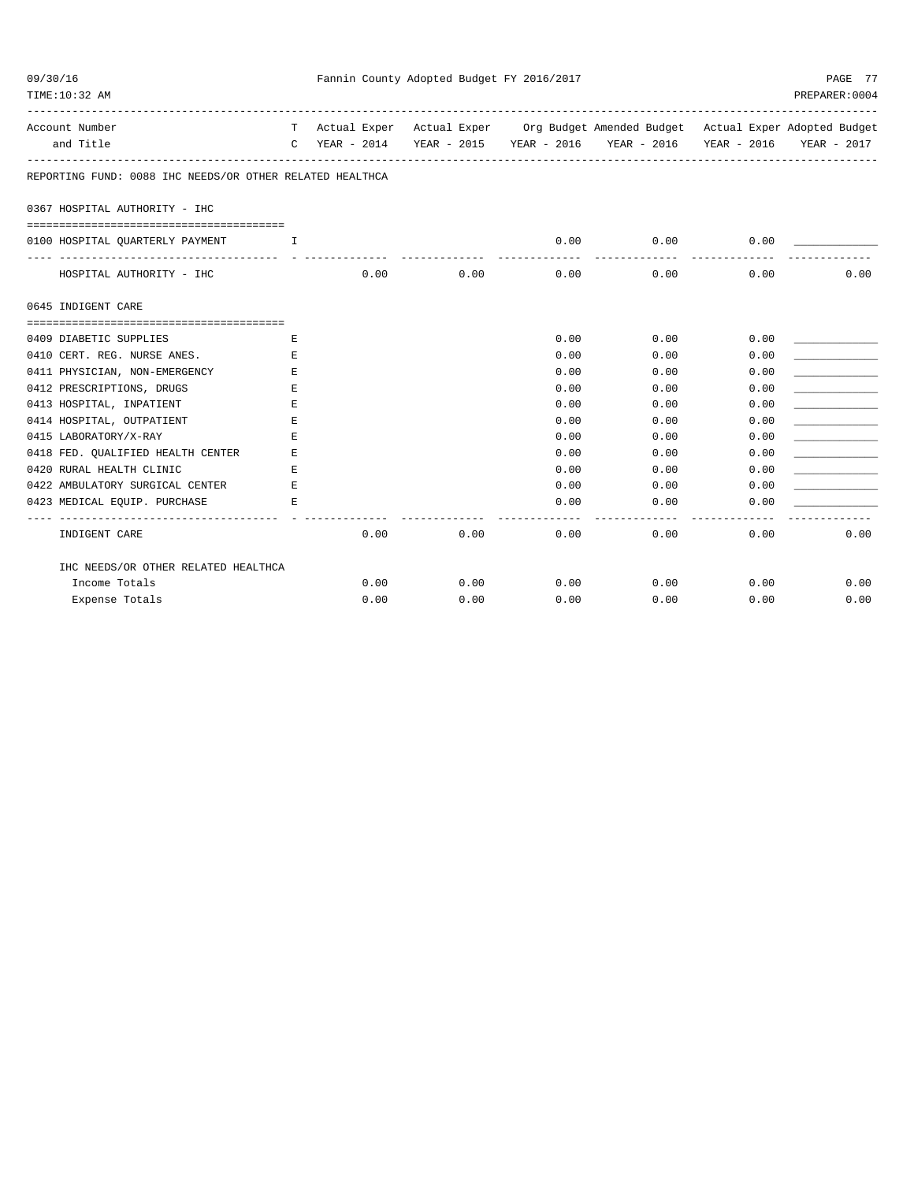Fannin County Adopted Budget FY 2016/2017

| Account Number and Title | TC | Actual Exper YEAR - 2014 | Actual Exper YEAR - 2015 | Org Budget YEAR - 2016 | Amended Budget YEAR - 2016 | Actual Exper YEAR - 2016 | Adopted Budget YEAR - 2017 |
|---|---|---|---|---|---|---|---|
| **REPORTING FUND: 0088 IHC NEEDS/OR OTHER RELATED HEALTHCA** | | | | | | | |
| **0367 HOSPITAL AUTHORITY - IHC** | | | | | | | |
| 0100 HOSPITAL QUARTERLY PAYMENT | I | | | 0.00 | 0.00 | 0.00 | ____________ |
| HOSPITAL AUTHORITY - IHC | | 0.00 | 0.00 | 0.00 | 0.00 | 0.00 | 0.00 |
| **0645 INDIGENT CARE** | | | | | | | |
| 0409 DIABETIC SUPPLIES | E | | | 0.00 | 0.00 | 0.00 | ____________ |
| 0410 CERT. REG. NURSE ANES. | E | | | 0.00 | 0.00 | 0.00 | ____________ |
| 0411 PHYSICIAN, NON-EMERGENCY | E | | | 0.00 | 0.00 | 0.00 | ____________ |
| 0412 PRESCRIPTIONS, DRUGS | E | | | 0.00 | 0.00 | 0.00 | ____________ |
| 0413 HOSPITAL, INPATIENT | E | | | 0.00 | 0.00 | 0.00 | ____________ |
| 0414 HOSPITAL, OUTPATIENT | E | | | 0.00 | 0.00 | 0.00 | ____________ |
| 0415 LABORATORY/X-RAY | E | | | 0.00 | 0.00 | 0.00 | ____________ |
| 0418 FED. QUALIFIED HEALTH CENTER | E | | | 0.00 | 0.00 | 0.00 | ____________ |
| 0420 RURAL HEALTH CLINIC | E | | | 0.00 | 0.00 | 0.00 | ____________ |
| 0422 AMBULATORY SURGICAL CENTER | E | | | 0.00 | 0.00 | 0.00 | ____________ |
| 0423 MEDICAL EQUIP. PURCHASE | E | | | 0.00 | 0.00 | 0.00 | ____________ |
| INDIGENT CARE | | 0.00 | 0.00 | 0.00 | 0.00 | 0.00 | 0.00 |
| IHC NEEDS/OR OTHER RELATED HEALTHCA | | | | | | | |
| Income Totals | | 0.00 | 0.00 | 0.00 | 0.00 | 0.00 | 0.00 |
| Expense Totals | | 0.00 | 0.00 | 0.00 | 0.00 | 0.00 | 0.00 |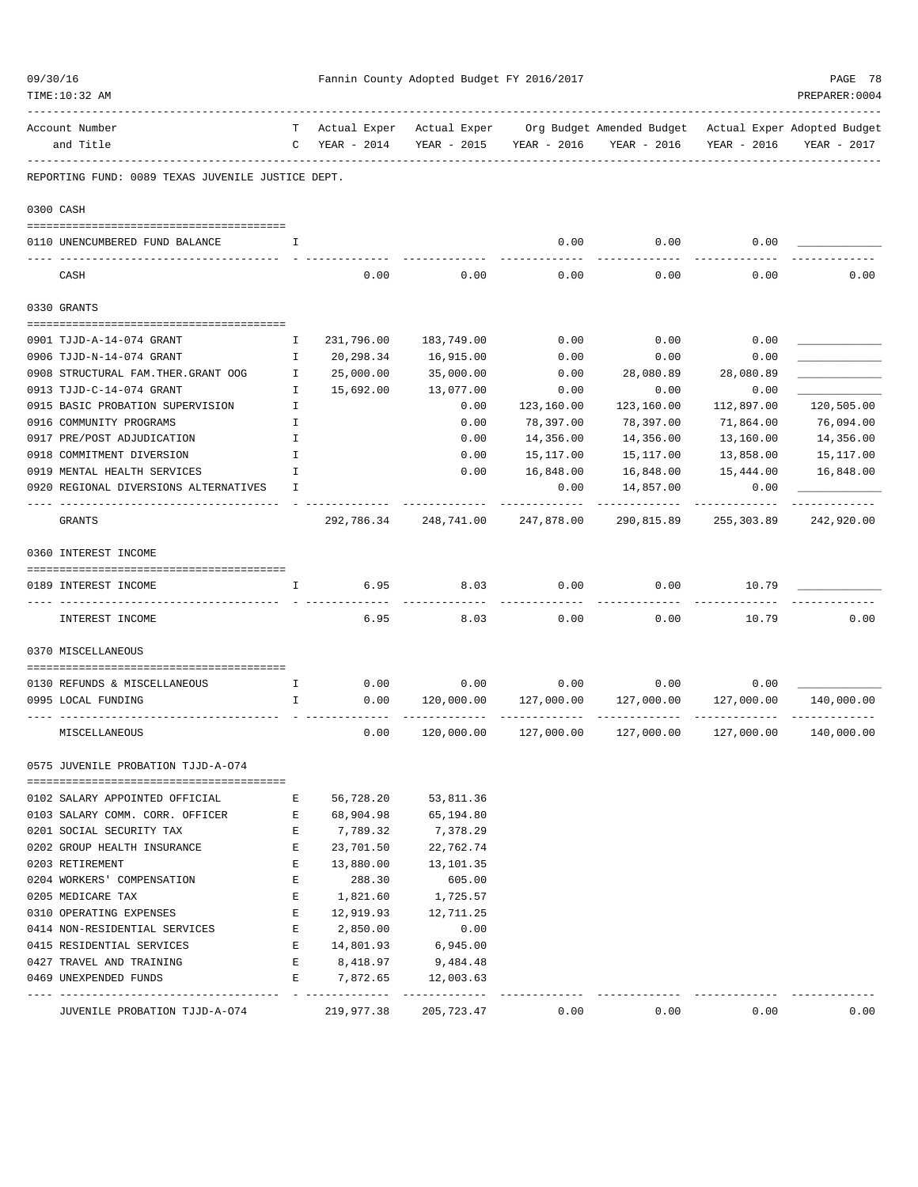Fannin County Adopted Budget FY 2016/2017

REPORTING FUND: 0089 TEXAS JUVENILE JUSTICE DEPT.

| Account Number and Title | TC | Actual Exper YEAR - 2014 | Actual Exper YEAR - 2015 | Org Budget YEAR - 2016 | Amended Budget YEAR - 2016 | Actual Exper YEAR - 2016 | Adopted Budget YEAR - 2017 |
|---|---|---|---|---|---|---|---|
| **0300 CASH** | | | | | | | |
| 0110 UNENCUMBERED FUND BALANCE | I | | | 0.00 | 0.00 | 0.00 | ____________ |
| CASH | | 0.00 | 0.00 | 0.00 | 0.00 | 0.00 | 0.00 |
| **0330 GRANTS** | | | | | | | |
| 0901 TJJD-A-14-074 GRANT | I | 231,796.00 | 183,749.00 | 0.00 | 0.00 | 0.00 | ____________ |
| 0906 TJJD-N-14-074 GRANT | I | 20,298.34 | 16,915.00 | 0.00 | 0.00 | 0.00 | ____________ |
| 0908 STRUCTURAL FAM.THER.GRANT OOG | I | 25,000.00 | 35,000.00 | 0.00 | 28,080.89 | 28,080.89 | ____________ |
| 0913 TJJD-C-14-074 GRANT | I | 15,692.00 | 13,077.00 | 0.00 | 0.00 | 0.00 | ____________ |
| 0915 BASIC PROBATION SUPERVISION | I | | 0.00 | 123,160.00 | 123,160.00 | 112,897.00 | 120,505.00 |
| 0916 COMMUNITY PROGRAMS | I | | 0.00 | 78,397.00 | 78,397.00 | 71,864.00 | 76,094.00 |
| 0917 PRE/POST ADJUDICATION | I | | 0.00 | 14,356.00 | 14,356.00 | 13,160.00 | 14,356.00 |
| 0918 COMMITMENT DIVERSION | I | | 0.00 | 15,117.00 | 15,117.00 | 13,858.00 | 15,117.00 |
| 0919 MENTAL HEALTH SERVICES | I | | 0.00 | 16,848.00 | 16,848.00 | 15,444.00 | 16,848.00 |
| 0920 REGIONAL DIVERSIONS ALTERNATIVES | I | | | 0.00 | 14,857.00 | 0.00 | ____________ |
| GRANTS | | 292,786.34 | 248,741.00 | 247,878.00 | 290,815.89 | 255,303.89 | 242,920.00 |
| **0360 INTEREST INCOME** | | | | | | | |
| 0189 INTEREST INCOME | I | 6.95 | 8.03 | 0.00 | 0.00 | 10.79 | ____________ |
| INTEREST INCOME | | 6.95 | 8.03 | 0.00 | 0.00 | 10.79 | 0.00 |
| **0370 MISCELLANEOUS** | | | | | | | |
| 0130 REFUNDS & MISCELLANEOUS | I | 0.00 | 0.00 | 0.00 | 0.00 | 0.00 | ____________ |
| 0995 LOCAL FUNDING | I | 0.00 | 120,000.00 | 127,000.00 | 127,000.00 | 127,000.00 | 140,000.00 |
| MISCELLANEOUS | | 0.00 | 120,000.00 | 127,000.00 | 127,000.00 | 127,000.00 | 140,000.00 |
| **0575 JUVENILE PROBATION TJJD-A-074** | | | | | | | |
| 0102 SALARY APPOINTED OFFICIAL | E | 56,728.20 | 53,811.36 | | | | |
| 0103 SALARY COMM. CORR. OFFICER | E | 68,904.98 | 65,194.80 | | | | |
| 0201 SOCIAL SECURITY TAX | E | 7,789.32 | 7,378.29 | | | | |
| 0202 GROUP HEALTH INSURANCE | E | 23,701.50 | 22,762.74 | | | | |
| 0203 RETIREMENT | E | 13,880.00 | 13,101.35 | | | | |
| 0204 WORKERS' COMPENSATION | E | 288.30 | 605.00 | | | | |
| 0205 MEDICARE TAX | E | 1,821.60 | 1,725.57 | | | | |
| 0310 OPERATING EXPENSES | E | 12,919.93 | 12,711.25 | | | | |
| 0414 NON-RESIDENTIAL SERVICES | E | 2,850.00 | 0.00 | | | | |
| 0415 RESIDENTIAL SERVICES | E | 14,801.93 | 6,945.00 | | | | |
| 0427 TRAVEL AND TRAINING | E | 8,418.97 | 9,484.48 | | | | |
| 0469 UNEXPENDED FUNDS | E | 7,872.65 | 12,003.63 | | | | |
| JUVENILE PROBATION TJJD-A-074 | | 219,977.38 | 205,723.47 | 0.00 | 0.00 | 0.00 | 0.00 |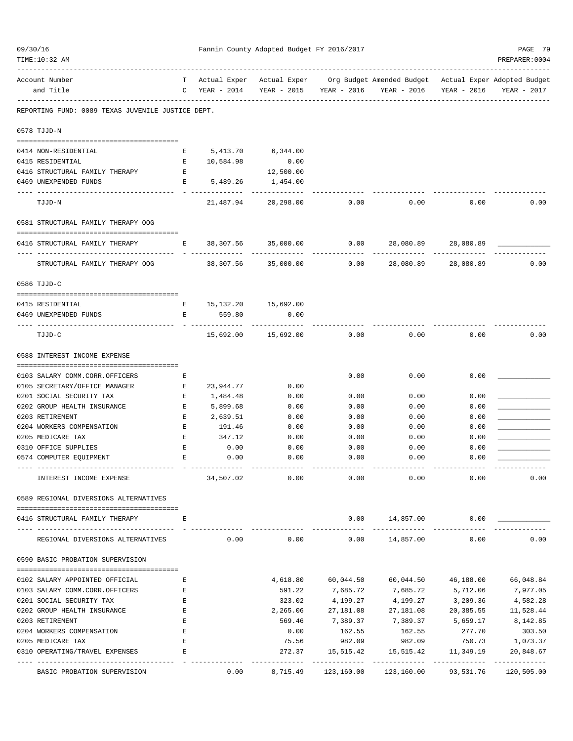Fannin County Adopted Budget FY 2016/2017

| Account Number and Title | T C | Actual Exper YEAR - 2014 | Actual Exper YEAR - 2015 | Org Budget YEAR - 2016 | Amended Budget YEAR - 2016 | Actual Exper YEAR - 2016 | Adopted Budget YEAR - 2017 |
|---|---|---|---|---|---|---|---|

REPORTING FUND: 0089 TEXAS JUVENILE JUSTICE DEPT.

### 0578 TJJD-N

| Account Number and Title | T C | Actual Exper YEAR - 2014 | Actual Exper YEAR - 2015 | Org Budget YEAR - 2016 | Amended Budget YEAR - 2016 | Actual Exper YEAR - 2016 | Adopted Budget YEAR - 2017 |
|---|---|---|---|---|---|---|---|
| 0414 NON-RESIDENTIAL | E | 5,413.70 | 6,344.00 | | | | |
| 0415 RESIDENTIAL | E | 10,584.98 | 0.00 | | | | |
| 0416 STRUCTURAL FAMILY THERAPY | E | | 12,500.00 | | | | |
| 0469 UNEXPENDED FUNDS | E | 5,489.26 | 1,454.00 | | | | |
| TJJD-N | | 21,487.94 | 20,298.00 | 0.00 | 0.00 | 0.00 | 0.00 |

### 0581 STRUCTURAL FAMILY THERAPY OOG

| Account Number and Title | T C | Actual Exper YEAR - 2014 | Actual Exper YEAR - 2015 | Org Budget YEAR - 2016 | Amended Budget YEAR - 2016 | Actual Exper YEAR - 2016 | Adopted Budget YEAR - 2017 |
|---|---|---|---|---|---|---|---|
| 0416 STRUCTURAL FAMILY THERAPY | E | 38,307.56 | 35,000.00 | 0.00 | 28,080.89 | 28,080.89 | ____________ |
| STRUCTURAL FAMILY THERAPY OOG | | 38,307.56 | 35,000.00 | 0.00 | 28,080.89 | 28,080.89 | 0.00 |

### 0586 TJJD-C

| Account Number and Title | T C | Actual Exper YEAR - 2014 | Actual Exper YEAR - 2015 | Org Budget YEAR - 2016 | Amended Budget YEAR - 2016 | Actual Exper YEAR - 2016 | Adopted Budget YEAR - 2017 |
|---|---|---|---|---|---|---|---|
| 0415 RESIDENTIAL | E | 15,132.20 | 15,692.00 | | | | |
| 0469 UNEXPENDED FUNDS | E | 559.80 | 0.00 | | | | |
| TJJD-C | | 15,692.00 | 15,692.00 | 0.00 | 0.00 | 0.00 | 0.00 |

### 0588 INTEREST INCOME EXPENSE

| Account Number and Title | T C | Actual Exper YEAR - 2014 | Actual Exper YEAR - 2015 | Org Budget YEAR - 2016 | Amended Budget YEAR - 2016 | Actual Exper YEAR - 2016 | Adopted Budget YEAR - 2017 |
|---|---|---|---|---|---|---|---|
| 0103 SALARY COMM.CORR.OFFICERS | E | | | 0.00 | 0.00 | 0.00 | ____________ |
| 0105 SECRETARY/OFFICE MANAGER | E | 23,944.77 | 0.00 | | | | |
| 0201 SOCIAL SECURITY TAX | E | 1,484.48 | 0.00 | 0.00 | 0.00 | 0.00 | ____________ |
| 0202 GROUP HEALTH INSURANCE | E | 5,899.68 | 0.00 | 0.00 | 0.00 | 0.00 | ____________ |
| 0203 RETIREMENT | E | 2,639.51 | 0.00 | 0.00 | 0.00 | 0.00 | ____________ |
| 0204 WORKERS COMPENSATION | E | 191.46 | 0.00 | 0.00 | 0.00 | 0.00 | ____________ |
| 0205 MEDICARE TAX | E | 347.12 | 0.00 | 0.00 | 0.00 | 0.00 | ____________ |
| 0310 OFFICE SUPPLIES | E | 0.00 | 0.00 | 0.00 | 0.00 | 0.00 | ____________ |
| 0574 COMPUTER EQUIPMENT | E | 0.00 | 0.00 | 0.00 | 0.00 | 0.00 | ____________ |
| INTEREST INCOME EXPENSE | | 34,507.02 | 0.00 | 0.00 | 0.00 | 0.00 | 0.00 |

### 0589 REGIONAL DIVERSIONS ALTERNATIVES

| Account Number and Title | T C | Actual Exper YEAR - 2014 | Actual Exper YEAR - 2015 | Org Budget YEAR - 2016 | Amended Budget YEAR - 2016 | Actual Exper YEAR - 2016 | Adopted Budget YEAR - 2017 |
|---|---|---|---|---|---|---|---|
| 0416 STRUCTURAL FAMILY THERAPY | E | | | 0.00 | 14,857.00 | 0.00 | ____________ |
| REGIONAL DIVERSIONS ALTERNATIVES | | 0.00 | 0.00 | 0.00 | 14,857.00 | 0.00 | 0.00 |

### 0590 BASIC PROBATION SUPERVISION

| Account Number and Title | T C | Actual Exper YEAR - 2014 | Actual Exper YEAR - 2015 | Org Budget YEAR - 2016 | Amended Budget YEAR - 2016 | Actual Exper YEAR - 2016 | Adopted Budget YEAR - 2017 |
|---|---|---|---|---|---|---|---|
| 0102 SALARY APPOINTED OFFICIAL | E | | 4,618.80 | 60,044.50 | 60,044.50 | 46,188.00 | 66,048.84 |
| 0103 SALARY COMM.CORR.OFFICERS | E | | 591.22 | 7,685.72 | 7,685.72 | 5,712.06 | 7,977.05 |
| 0201 SOCIAL SECURITY TAX | E | | 323.02 | 4,199.27 | 4,199.27 | 3,209.36 | 4,582.28 |
| 0202 GROUP HEALTH INSURANCE | E | | 2,265.06 | 27,181.08 | 27,181.08 | 20,385.55 | 11,528.44 |
| 0203 RETIREMENT | E | | 569.46 | 7,389.37 | 7,389.37 | 5,659.17 | 8,142.85 |
| 0204 WORKERS COMPENSATION | E | | 0.00 | 162.55 | 162.55 | 277.70 | 303.50 |
| 0205 MEDICARE TAX | E | | 75.56 | 982.09 | 982.09 | 750.73 | 1,073.37 |
| 0310 OPERATING/TRAVEL EXPENSES | E | | 272.37 | 15,515.42 | 15,515.42 | 11,349.19 | 20,848.67 |
| BASIC PROBATION SUPERVISION | | 0.00 | 8,715.49 | 123,160.00 | 123,160.00 | 93,531.76 | 120,505.00 |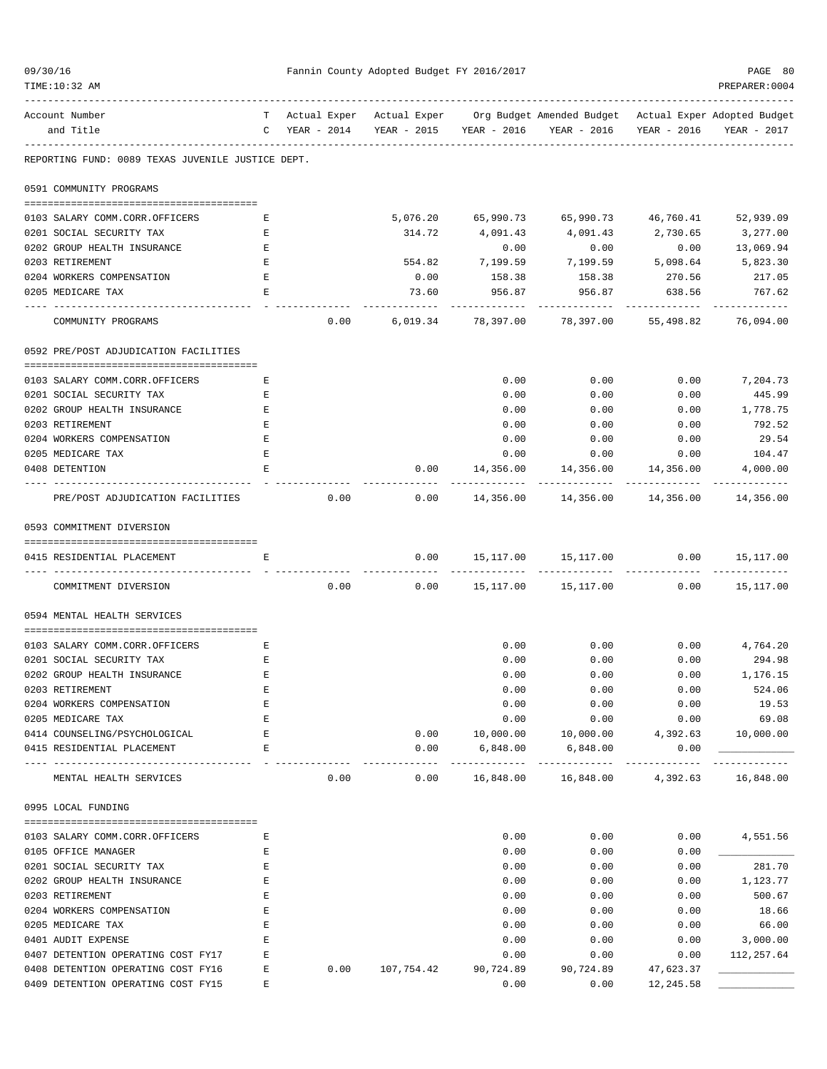Fannin County Adopted Budget FY 2016/2017

09/30/16
TIME:10:32 AM
PREPARER:0004

| Account Number and Title | T C | Actual Exper YEAR - 2014 | Actual Exper YEAR - 2015 | Org Budget YEAR - 2016 | Amended Budget YEAR - 2016 | Actual Exper YEAR - 2016 | Adopted Budget YEAR - 2017 |
|---|---|---|---|---|---|---|---|
| **REPORTING FUND: 0089 TEXAS JUVENILE JUSTICE DEPT.** | | | | | | | |
| **0591 COMMUNITY PROGRAMS** | | | | | | | |
| 0103 SALARY COMM.CORR.OFFICERS | E | | 5,076.20 | 65,990.73 | 65,990.73 | 46,760.41 | 52,939.09 |
| 0201 SOCIAL SECURITY TAX | E | | 314.72 | 4,091.43 | 4,091.43 | 2,730.65 | 3,277.00 |
| 0202 GROUP HEALTH INSURANCE | E | | | 0.00 | 0.00 | 0.00 | 13,069.94 |
| 0203 RETIREMENT | E | | 554.82 | 7,199.59 | 7,199.59 | 5,098.64 | 5,823.30 |
| 0204 WORKERS COMPENSATION | E | | 0.00 | 158.38 | 158.38 | 270.56 | 217.05 |
| 0205 MEDICARE TAX | E | | 73.60 | 956.87 | 956.87 | 638.56 | 767.62 |
| COMMUNITY PROGRAMS | | 0.00 | 6,019.34 | 78,397.00 | 78,397.00 | 55,498.82 | 76,094.00 |
| **0592 PRE/POST ADJUDICATION FACILITIES** | | | | | | | |
| 0103 SALARY COMM.CORR.OFFICERS | E | | | 0.00 | 0.00 | 0.00 | 7,204.73 |
| 0201 SOCIAL SECURITY TAX | E | | | 0.00 | 0.00 | 0.00 | 445.99 |
| 0202 GROUP HEALTH INSURANCE | E | | | 0.00 | 0.00 | 0.00 | 1,778.75 |
| 0203 RETIREMENT | E | | | 0.00 | 0.00 | 0.00 | 792.52 |
| 0204 WORKERS COMPENSATION | E | | | 0.00 | 0.00 | 0.00 | 29.54 |
| 0205 MEDICARE TAX | E | | | 0.00 | 0.00 | 0.00 | 104.47 |
| 0408 DETENTION | E | | 0.00 | 14,356.00 | 14,356.00 | 14,356.00 | 4,000.00 |
| PRE/POST ADJUDICATION FACILITIES | | 0.00 | 0.00 | 14,356.00 | 14,356.00 | 14,356.00 | 14,356.00 |
| **0593 COMMITMENT DIVERSION** | | | | | | | |
| 0415 RESIDENTIAL PLACEMENT | E | | 0.00 | 15,117.00 | 15,117.00 | 0.00 | 15,117.00 |
| COMMITMENT DIVERSION | | 0.00 | 0.00 | 15,117.00 | 15,117.00 | 0.00 | 15,117.00 |
| **0594 MENTAL HEALTH SERVICES** | | | | | | | |
| 0103 SALARY COMM.CORR.OFFICERS | E | | | 0.00 | 0.00 | 0.00 | 4,764.20 |
| 0201 SOCIAL SECURITY TAX | E | | | 0.00 | 0.00 | 0.00 | 294.98 |
| 0202 GROUP HEALTH INSURANCE | E | | | 0.00 | 0.00 | 0.00 | 1,176.15 |
| 0203 RETIREMENT | E | | | 0.00 | 0.00 | 0.00 | 524.06 |
| 0204 WORKERS COMPENSATION | E | | | 0.00 | 0.00 | 0.00 | 19.53 |
| 0205 MEDICARE TAX | E | | | 0.00 | 0.00 | 0.00 | 69.08 |
| 0414 COUNSELING/PSYCHOLOGICAL | E | | 0.00 | 10,000.00 | 10,000.00 | 4,392.63 | 10,000.00 |
| 0415 RESIDENTIAL PLACEMENT | E | | 0.00 | 6,848.00 | 6,848.00 | 0.00 | ____________ |
| MENTAL HEALTH SERVICES | | 0.00 | 0.00 | 16,848.00 | 16,848.00 | 4,392.63 | 16,848.00 |
| **0995 LOCAL FUNDING** | | | | | | | |
| 0103 SALARY COMM.CORR.OFFICERS | E | | | 0.00 | 0.00 | 0.00 | 4,551.56 |
| 0105 OFFICE MANAGER | E | | | 0.00 | 0.00 | 0.00 | ____________ |
| 0201 SOCIAL SECURITY TAX | E | | | 0.00 | 0.00 | 0.00 | 281.70 |
| 0202 GROUP HEALTH INSURANCE | E | | | 0.00 | 0.00 | 0.00 | 1,123.77 |
| 0203 RETIREMENT | E | | | 0.00 | 0.00 | 0.00 | 500.67 |
| 0204 WORKERS COMPENSATION | E | | | 0.00 | 0.00 | 0.00 | 18.66 |
| 0205 MEDICARE TAX | E | | | 0.00 | 0.00 | 0.00 | 66.00 |
| 0401 AUDIT EXPENSE | E | | | 0.00 | 0.00 | 0.00 | 3,000.00 |
| 0407 DETENTION OPERATING COST FY17 | E | | | 0.00 | 0.00 | 0.00 | 112,257.64 |
| 0408 DETENTION OPERATING COST FY16 | E | 0.00 | 107,754.42 | 90,724.89 | 90,724.89 | 47,623.37 | ____________ |
| 0409 DETENTION OPERATING COST FY15 | E | | | 0.00 | 0.00 | 12,245.58 | ____________ |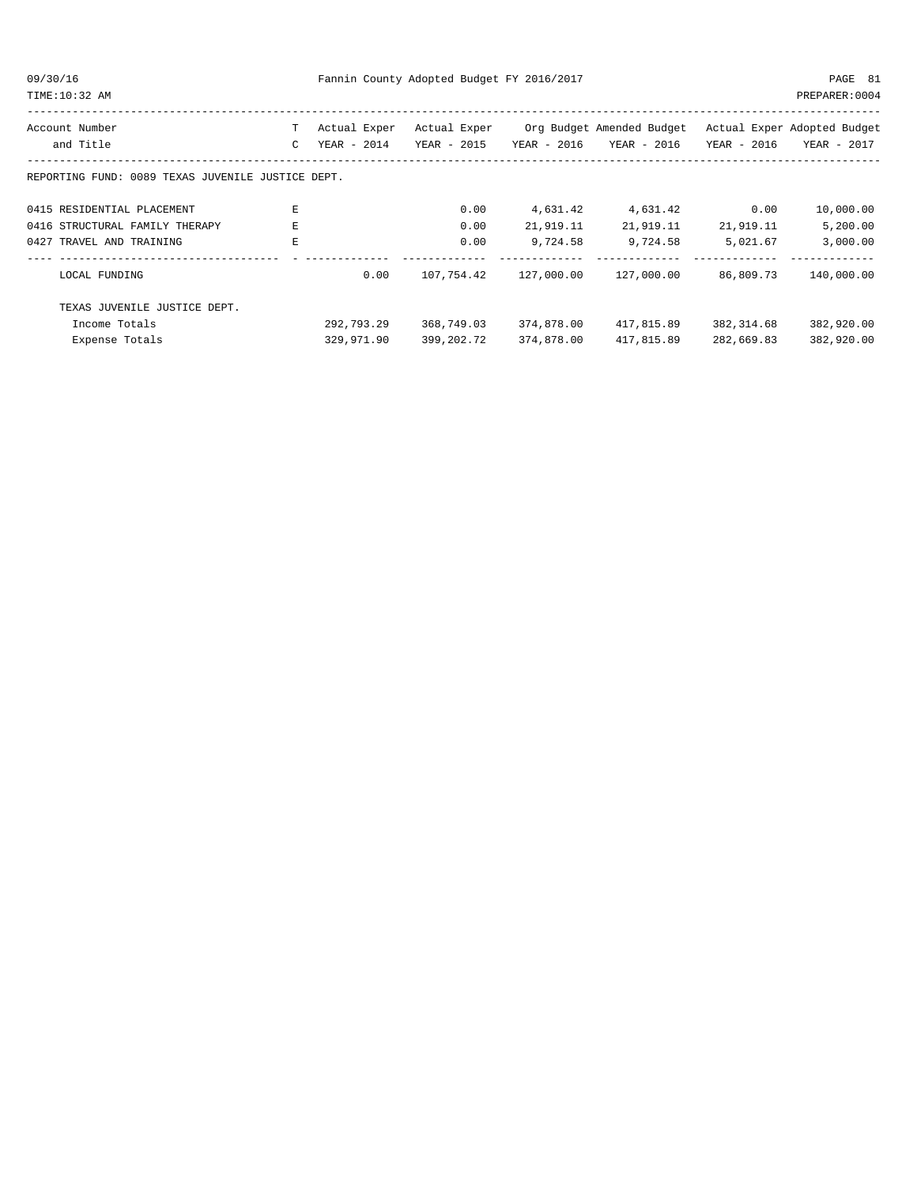REPORTING FUND: 0089 TEXAS JUVENILE JUSTICE DEPT.

| Account Number and Title | TC | Actual Exper YEAR - 2014 | Actual Exper YEAR - 2015 | Org Budget YEAR - 2016 | Amended Budget YEAR - 2016 | Actual Exper YEAR - 2016 | Adopted Budget YEAR - 2017 |
|---|---|---|---|---|---|---|---|
| 0415 RESIDENTIAL PLACEMENT | E | | 0.00 | 4,631.42 | 4,631.42 | 0.00 | 10,000.00 |
| 0416 STRUCTURAL FAMILY THERAPY | E | | 0.00 | 21,919.11 | 21,919.11 | 21,919.11 | 5,200.00 |
| 0427 TRAVEL AND TRAINING | E | | 0.00 | 9,724.58 | 9,724.58 | 5,021.67 | 3,000.00 |
| LOCAL FUNDING | | 0.00 | 107,754.42 | 127,000.00 | 127,000.00 | 86,809.73 | 140,000.00 |
| TEXAS JUVENILE JUSTICE DEPT. | | | | | | | |
| Income Totals | | 292,793.29 | 368,749.03 | 374,878.00 | 417,815.89 | 382,314.68 | 382,920.00 |
| Expense Totals | | 329,971.90 | 399,202.72 | 374,878.00 | 417,815.89 | 282,669.83 | 382,920.00 |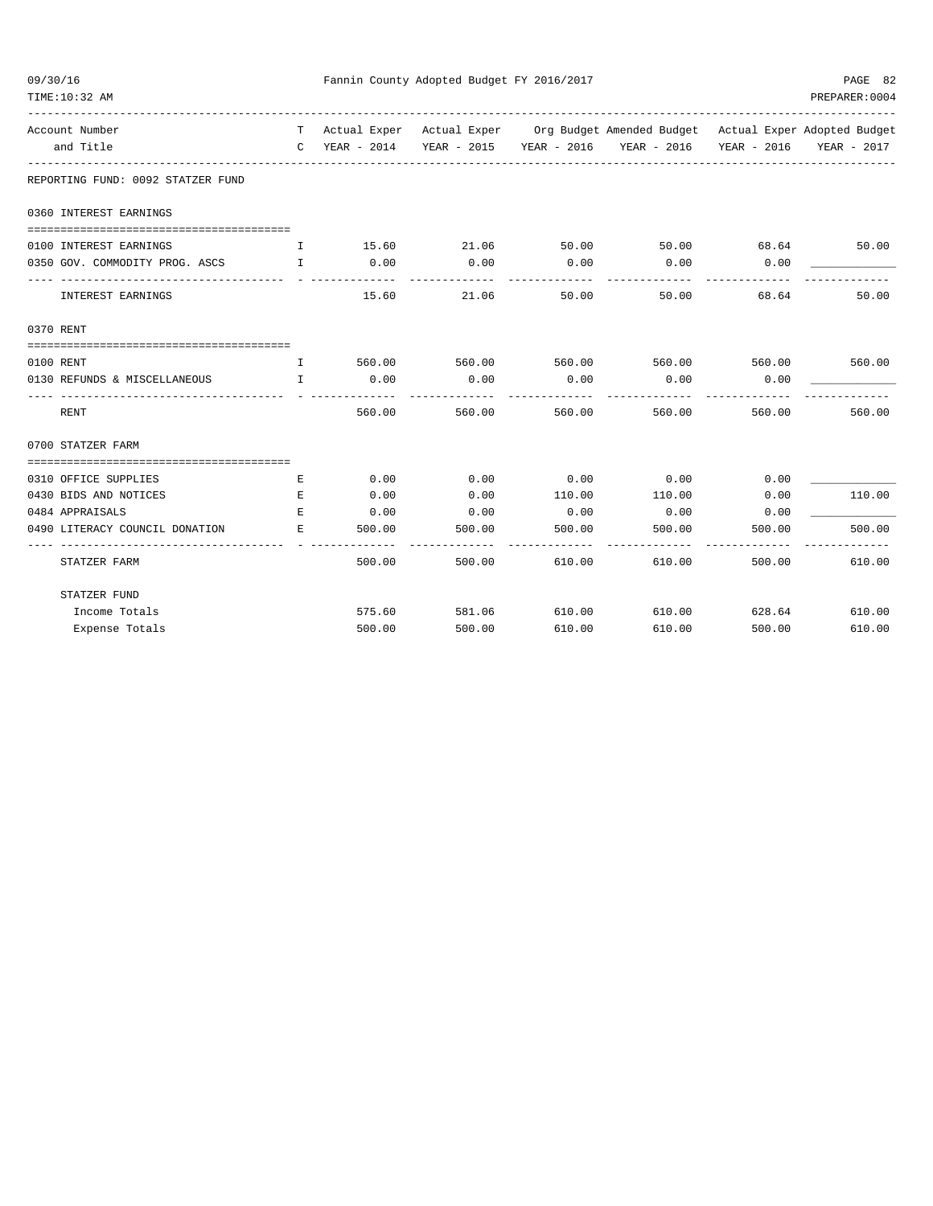Fannin County Adopted Budget FY 2016/2017

| Account Number and Title | TC | Actual Exper YEAR - 2014 | Actual Exper YEAR - 2015 | Org Budget YEAR - 2016 | Amended Budget YEAR - 2016 | Actual Exper YEAR - 2016 | Adopted Budget YEAR - 2017 |
|---|---|---|---|---|---|---|---|
| **REPORTING FUND: 0092 STATZER FUND** | | | | | | | |
| **0360 INTEREST EARNINGS** | | | | | | | |
| 0100 INTEREST EARNINGS | I | 15.60 | 21.06 | 50.00 | 50.00 | 68.64 | 50.00 |
| 0350 GOV. COMMODITY PROG. ASCS | I | 0.00 | 0.00 | 0.00 | 0.00 | 0.00 | ____________ |
| INTEREST EARNINGS | | 15.60 | 21.06 | 50.00 | 50.00 | 68.64 | 50.00 |
| **0370 RENT** | | | | | | | |
| 0100 RENT | I | 560.00 | 560.00 | 560.00 | 560.00 | 560.00 | 560.00 |
| 0130 REFUNDS & MISCELLANEOUS | I | 0.00 | 0.00 | 0.00 | 0.00 | 0.00 | ____________ |
| RENT | | 560.00 | 560.00 | 560.00 | 560.00 | 560.00 | 560.00 |
| **0700 STATZER FARM** | | | | | | | |
| 0310 OFFICE SUPPLIES | E | 0.00 | 0.00 | 0.00 | 0.00 | 0.00 | ____________ |
| 0430 BIDS AND NOTICES | E | 0.00 | 0.00 | 110.00 | 110.00 | 0.00 | 110.00 |
| 0484 APPRAISALS | E | 0.00 | 0.00 | 0.00 | 0.00 | 0.00 | ____________ |
| 0490 LITERACY COUNCIL DONATION | E | 500.00 | 500.00 | 500.00 | 500.00 | 500.00 | 500.00 |
| STATZER FARM | | 500.00 | 500.00 | 610.00 | 610.00 | 500.00 | 610.00 |
| **STATZER FUND** | | | | | | | |
| Income Totals | | 575.60 | 581.06 | 610.00 | 610.00 | 628.64 | 610.00 |
| Expense Totals | | 500.00 | 500.00 | 610.00 | 610.00 | 500.00 | 610.00 |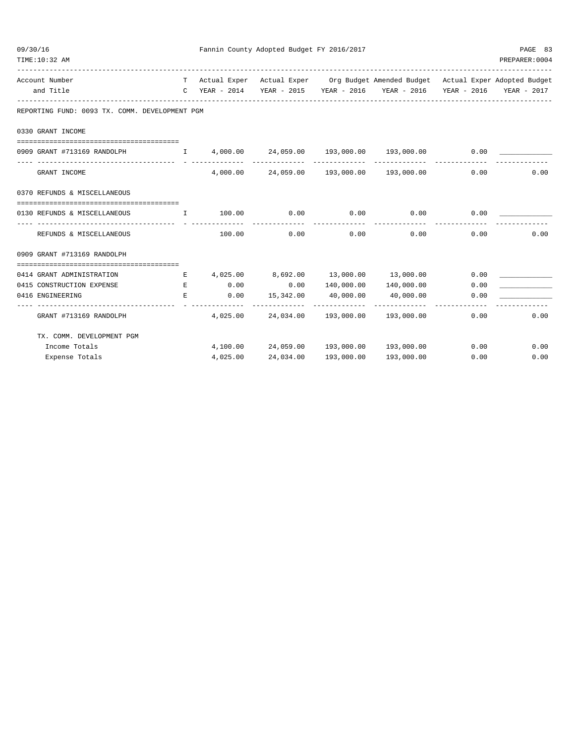REPORTING FUND: 0093 TX. COMM. DEVELOPMENT PGM

| Account Number and Title | TC | Actual Exper YEAR - 2014 | Actual Exper YEAR - 2015 | Org Budget YEAR - 2016 | Amended Budget YEAR - 2016 | Actual Exper YEAR - 2016 | Adopted Budget YEAR - 2017 |
|---|---|---|---|---|---|---|---|
| **0330 GRANT INCOME** | | | | | | | |
| 0909 GRANT #713169 RANDOLPH | I | 4,000.00 | 24,059.00 | 193,000.00 | 193,000.00 | 0.00 | ____________ |
| GRANT INCOME | | 4,000.00 | 24,059.00 | 193,000.00 | 193,000.00 | 0.00 | 0.00 |
| **0370 REFUNDS & MISCELLANEOUS** | | | | | | | |
| 0130 REFUNDS & MISCELLANEOUS | I | 100.00 | 0.00 | 0.00 | 0.00 | 0.00 | ____________ |
| REFUNDS & MISCELLANEOUS | | 100.00 | 0.00 | 0.00 | 0.00 | 0.00 | 0.00 |
| **0909 GRANT #713169 RANDOLPH** | | | | | | | |
| 0414 GRANT ADMINISTRATION | E | 4,025.00 | 8,692.00 | 13,000.00 | 13,000.00 | 0.00 | ____________ |
| 0415 CONSTRUCTION EXPENSE | E | 0.00 | 0.00 | 140,000.00 | 140,000.00 | 0.00 | ____________ |
| 0416 ENGINEERING | E | 0.00 | 15,342.00 | 40,000.00 | 40,000.00 | 0.00 | ____________ |
| GRANT #713169 RANDOLPH | | 4,025.00 | 24,034.00 | 193,000.00 | 193,000.00 | 0.00 | 0.00 |
| **TX. COMM. DEVELOPMENT PGM** | | | | | | | |
| Income Totals | | 4,100.00 | 24,059.00 | 193,000.00 | 193,000.00 | 0.00 | 0.00 |
| Expense Totals | | 4,025.00 | 24,034.00 | 193,000.00 | 193,000.00 | 0.00 | 0.00 |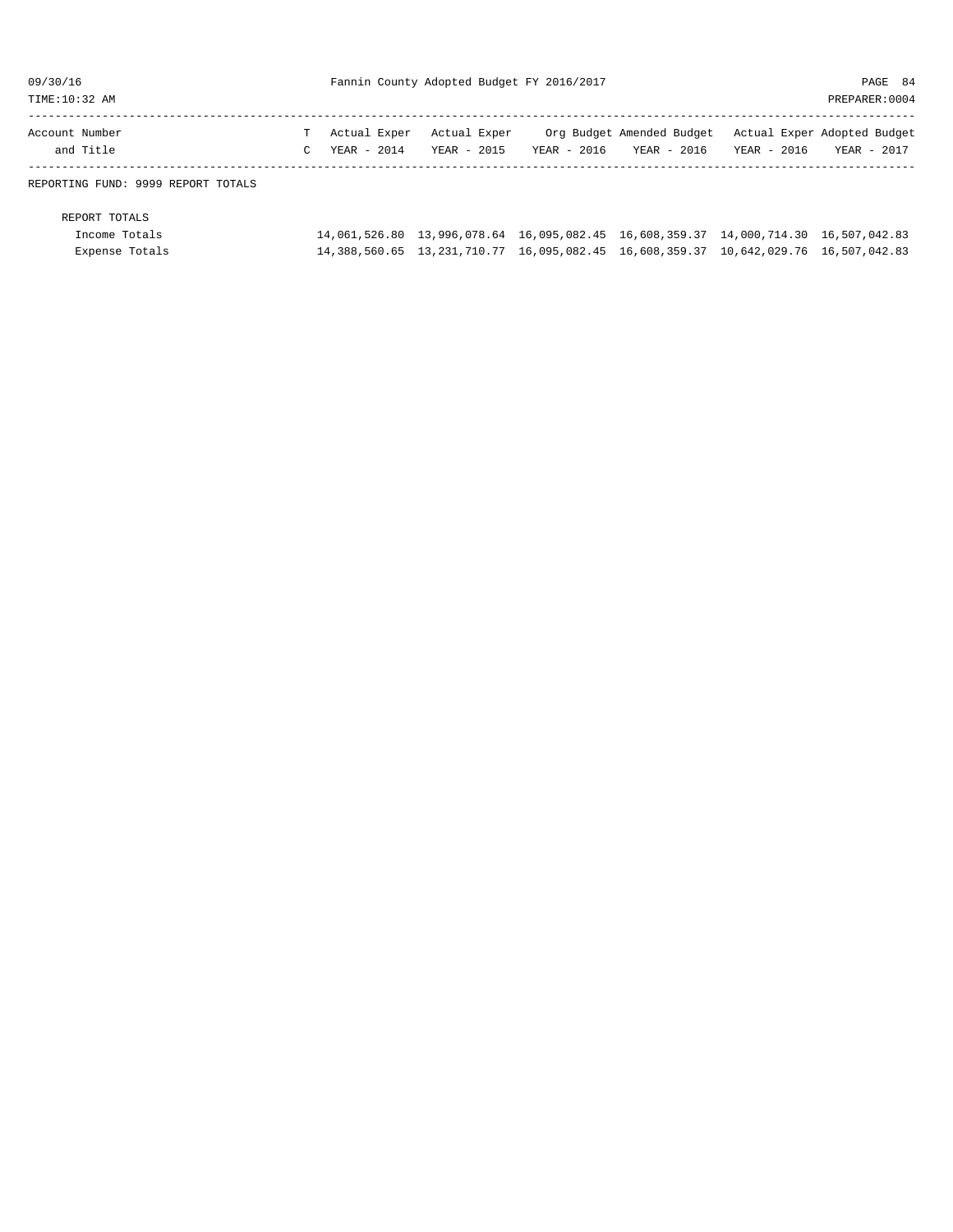| Account Number and Title | T C | Actual Exper YEAR - 2014 | Actual Exper YEAR - 2015 | Org Budget YEAR - 2016 | Amended Budget YEAR - 2016 | Actual Exper YEAR - 2016 | Adopted Budget YEAR - 2017 |
|---|---|---|---|---|---|---|---|
| REPORTING FUND: 9999 REPORT TOTALS | | | | | | | |
| REPORT TOTALS | | | | | | | |
| Income Totals | | 14,061,526.80 | 13,996,078.64 | 16,095,082.45 | 16,608,359.37 | 14,000,714.30 | 16,507,042.83 |
| Expense Totals | | 14,388,560.65 | 13,231,710.77 | 16,095,082.45 | 16,608,359.37 | 10,642,029.76 | 16,507,042.83 |